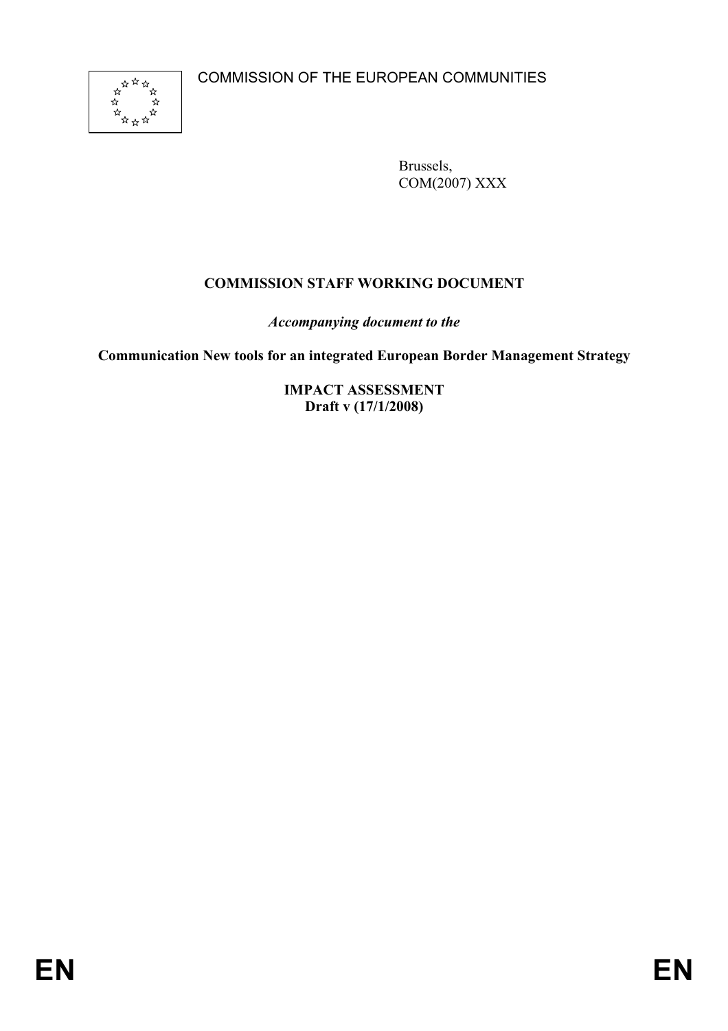COMMISSION OF THE EUROPEAN COMMUNITIES

Brussels,
COM(2007) XXX

**COMMISSION STAFF WORKING DOCUMENT**

***Accompanying document to the***

**Communication New tools for an integrated European Border Management Strategy**

**IMPACT ASSESSMENT**
**Draft v (17/1/2008)**

EN EN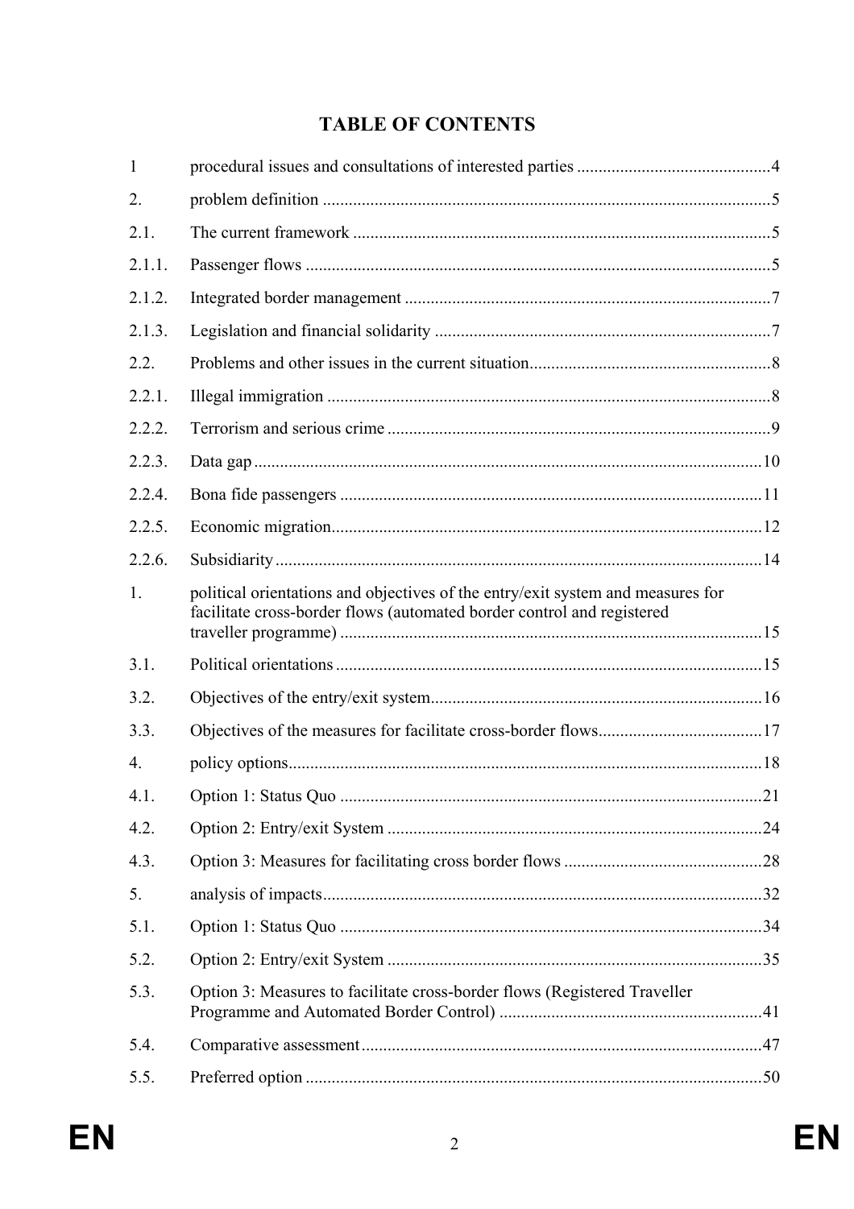# TABLE OF CONTENTS

| | | |
|---|---|---|
| 1 | procedural issues and consultations of interested parties | 4 |
| 2. | problem definition | 5 |
| 2.1. | The current framework | 5 |
| 2.1.1. | Passenger flows | 5 |
| 2.1.2. | Integrated border management | 7 |
| 2.1.3. | Legislation and financial solidarity | 7 |
| 2.2. | Problems and other issues in the current situation | 8 |
| 2.2.1. | Illegal immigration | 8 |
| 2.2.2. | Terrorism and serious crime | 9 |
| 2.2.3. | Data gap | 10 |
| 2.2.4. | Bona fide passengers | 11 |
| 2.2.5. | Economic migration | 12 |
| 2.2.6. | Subsidiarity | 14 |
| 1. | political orientations and objectives of the entry/exit system and measures for facilitate cross-border flows (automated border control and registered traveller programme) | 15 |
| 3.1. | Political orientations | 15 |
| 3.2. | Objectives of the entry/exit system | 16 |
| 3.3. | Objectives of the measures for facilitate cross-border flows | 17 |
| 4. | policy options | 18 |
| 4.1. | Option 1: Status Quo | 21 |
| 4.2. | Option 2: Entry/exit System | 24 |
| 4.3. | Option 3: Measures for facilitating cross border flows | 28 |
| 5. | analysis of impacts | 32 |
| 5.1. | Option 1: Status Quo | 34 |
| 5.2. | Option 2: Entry/exit System | 35 |
| 5.3. | Option 3: Measures to facilitate cross-border flows (Registered Traveller Programme and Automated Border Control) | 41 |
| 5.4. | Comparative assessment | 47 |
| 5.5. | Preferred option | 50 |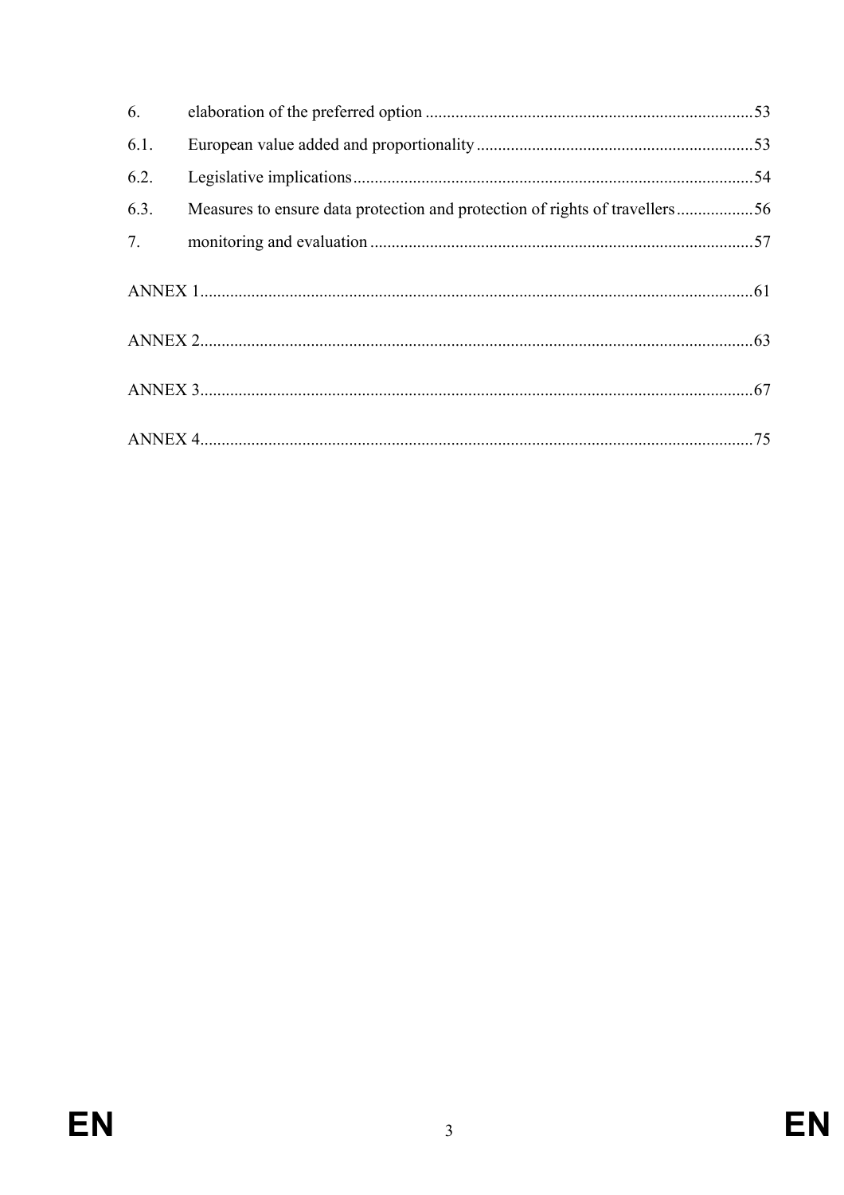6. elaboration of the preferred option ... 53

6.1. European value added and proportionality ... 53

6.2. Legislative implications ... 54

6.3. Measures to ensure data protection and protection of rights of travellers ... 56

7. monitoring and evaluation ... 57

ANNEX 1 ... 61

ANNEX 2 ... 63

ANNEX 3 ... 67

ANNEX 4 ... 75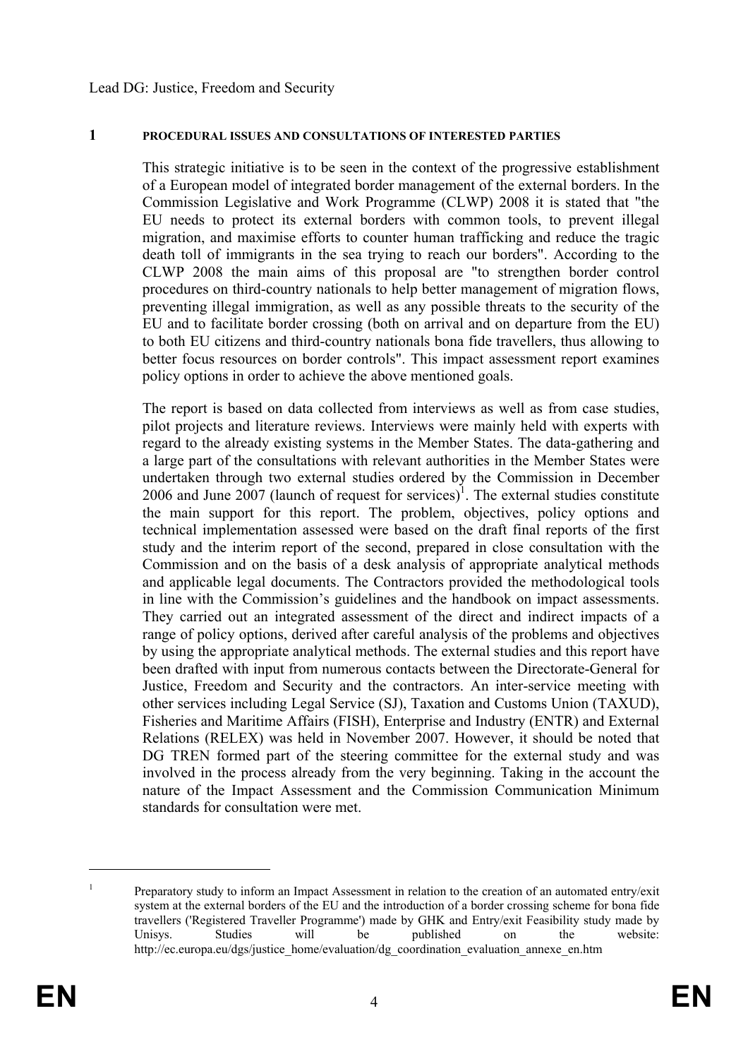Lead DG: Justice, Freedom and Security

## 1 PROCEDURAL ISSUES AND CONSULTATIONS OF INTERESTED PARTIES

This strategic initiative is to be seen in the context of the progressive establishment of a European model of integrated border management of the external borders. In the Commission Legislative and Work Programme (CLWP) 2008 it is stated that "the EU needs to protect its external borders with common tools, to prevent illegal migration, and maximise efforts to counter human trafficking and reduce the tragic death toll of immigrants in the sea trying to reach our borders". According to the CLWP 2008 the main aims of this proposal are "to strengthen border control procedures on third-country nationals to help better management of migration flows, preventing illegal immigration, as well as any possible threats to the security of the EU and to facilitate border crossing (both on arrival and on departure from the EU) to both EU citizens and third-country nationals bona fide travellers, thus allowing to better focus resources on border controls". This impact assessment report examines policy options in order to achieve the above mentioned goals.

The report is based on data collected from interviews as well as from case studies, pilot projects and literature reviews. Interviews were mainly held with experts with regard to the already existing systems in the Member States. The data-gathering and a large part of the consultations with relevant authorities in the Member States were undertaken through two external studies ordered by the Commission in December 2006 and June 2007 (launch of request for services)[1]. The external studies constitute the main support for this report. The problem, objectives, policy options and technical implementation assessed were based on the draft final reports of the first study and the interim report of the second, prepared in close consultation with the Commission and on the basis of a desk analysis of appropriate analytical methods and applicable legal documents. The Contractors provided the methodological tools in line with the Commission's guidelines and the handbook on impact assessments. They carried out an integrated assessment of the direct and indirect impacts of a range of policy options, derived after careful analysis of the problems and objectives by using the appropriate analytical methods. The external studies and this report have been drafted with input from numerous contacts between the Directorate-General for Justice, Freedom and Security and the contractors. An inter-service meeting with other services including Legal Service (SJ), Taxation and Customs Union (TAXUD), Fisheries and Maritime Affairs (FISH), Enterprise and Industry (ENTR) and External Relations (RELEX) was held in November 2007. However, it should be noted that DG TREN formed part of the steering committee for the external study and was involved in the process already from the very beginning. Taking in the account the nature of the Impact Assessment and the Commission Communication Minimum standards for consultation were met.

---

[1] Preparatory study to inform an Impact Assessment in relation to the creation of an automated entry/exit system at the external borders of the EU and the introduction of a border crossing scheme for bona fide travellers ('Registered Traveller Programme') made by GHK and Entry/exit Feasibility study made by Unisys. Studies will be published on the website: http://ec.europa.eu/dgs/justice_home/evaluation/dg_coordination_evaluation_annexe_en.htm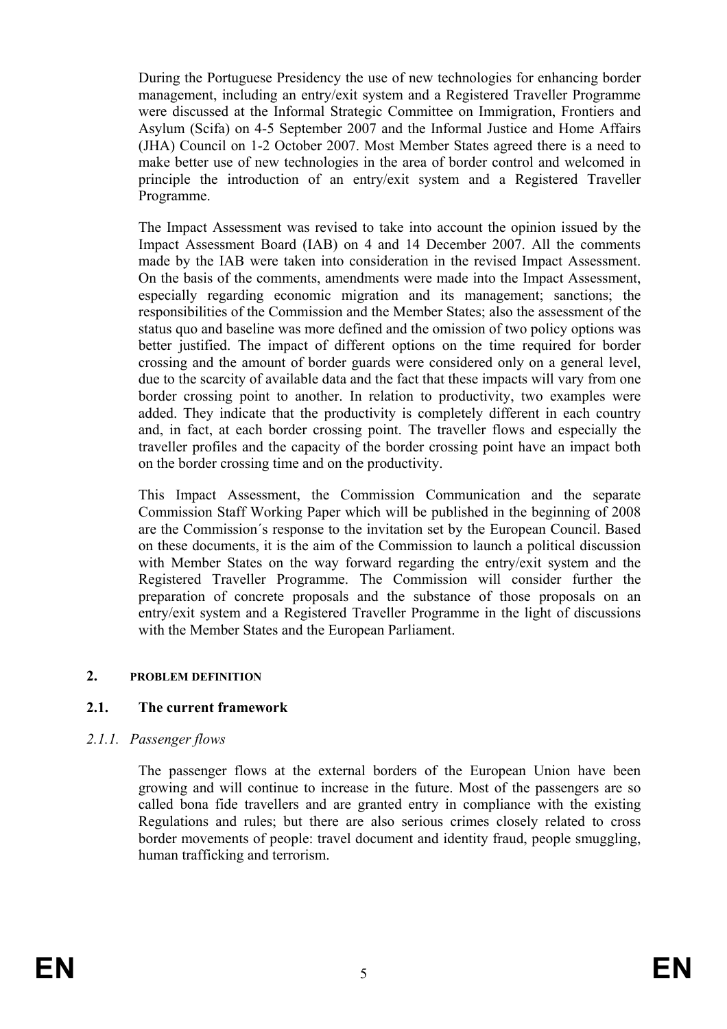During the Portuguese Presidency the use of new technologies for enhancing border management, including an entry/exit system and a Registered Traveller Programme were discussed at the Informal Strategic Committee on Immigration, Frontiers and Asylum (Scifa) on 4-5 September 2007 and the Informal Justice and Home Affairs (JHA) Council on 1-2 October 2007. Most Member States agreed there is a need to make better use of new technologies in the area of border control and welcomed in principle the introduction of an entry/exit system and a Registered Traveller Programme.

The Impact Assessment was revised to take into account the opinion issued by the Impact Assessment Board (IAB) on 4 and 14 December 2007. All the comments made by the IAB were taken into consideration in the revised Impact Assessment. On the basis of the comments, amendments were made into the Impact Assessment, especially regarding economic migration and its management; sanctions; the responsibilities of the Commission and the Member States; also the assessment of the status quo and baseline was more defined and the omission of two policy options was better justified. The impact of different options on the time required for border crossing and the amount of border guards were considered only on a general level, due to the scarcity of available data and the fact that these impacts will vary from one border crossing point to another. In relation to productivity, two examples were added. They indicate that the productivity is completely different in each country and, in fact, at each border crossing point. The traveller flows and especially the traveller profiles and the capacity of the border crossing point have an impact both on the border crossing time and on the productivity.

This Impact Assessment, the Commission Communication and the separate Commission Staff Working Paper which will be published in the beginning of 2008 are the Commission´s response to the invitation set by the European Council. Based on these documents, it is the aim of the Commission to launch a political discussion with Member States on the way forward regarding the entry/exit system and the Registered Traveller Programme. The Commission will consider further the preparation of concrete proposals and the substance of those proposals on an entry/exit system and a Registered Traveller Programme in the light of discussions with the Member States and the European Parliament.

## 2. PROBLEM DEFINITION

### 2.1. The current framework

#### *2.1.1. Passenger flows*

The passenger flows at the external borders of the European Union have been growing and will continue to increase in the future. Most of the passengers are so called bona fide travellers and are granted entry in compliance with the existing Regulations and rules; but there are also serious crimes closely related to cross border movements of people: travel document and identity fraud, people smuggling, human trafficking and terrorism.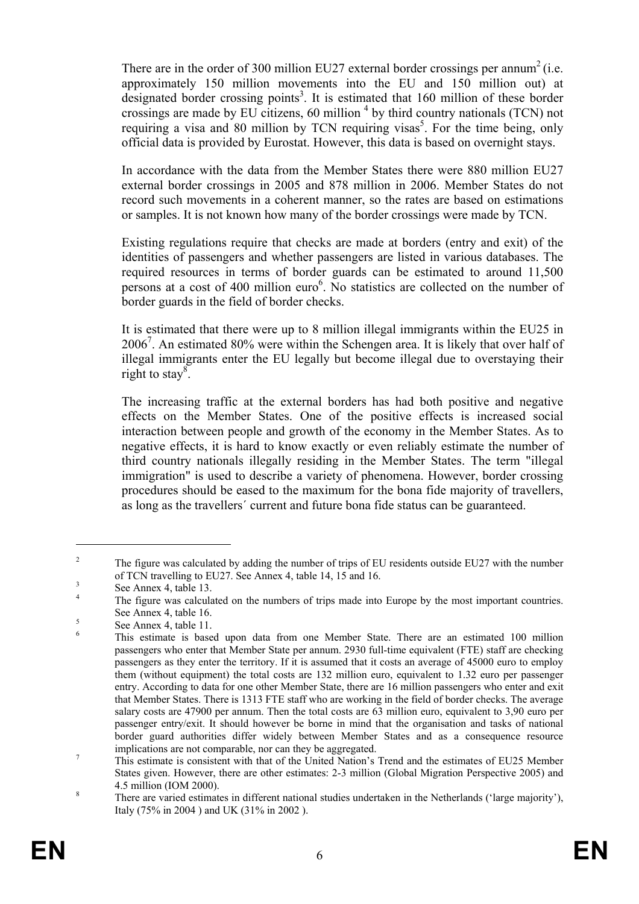There are in the order of 300 million EU27 external border crossings per annum[2] (i.e. approximately 150 million movements into the EU and 150 million out) at designated border crossing points[3]. It is estimated that 160 million of these border crossings are made by EU citizens, 60 million [4] by third country nationals (TCN) not requiring a visa and 80 million by TCN requiring visas[5]. For the time being, only official data is provided by Eurostat. However, this data is based on overnight stays.

In accordance with the data from the Member States there were 880 million EU27 external border crossings in 2005 and 878 million in 2006. Member States do not record such movements in a coherent manner, so the rates are based on estimations or samples. It is not known how many of the border crossings were made by TCN.

Existing regulations require that checks are made at borders (entry and exit) of the identities of passengers and whether passengers are listed in various databases. The required resources in terms of border guards can be estimated to around 11,500 persons at a cost of 400 million euro[6]. No statistics are collected on the number of border guards in the field of border checks.

It is estimated that there were up to 8 million illegal immigrants within the EU25 in 2006[7]. An estimated 80% were within the Schengen area. It is likely that over half of illegal immigrants enter the EU legally but become illegal due to overstaying their right to stay[8].

The increasing traffic at the external borders has had both positive and negative effects on the Member States. One of the positive effects is increased social interaction between people and growth of the economy in the Member States. As to negative effects, it is hard to know exactly or even reliably estimate the number of third country nationals illegally residing in the Member States. The term "illegal immigration" is used to describe a variety of phenomena. However, border crossing procedures should be eased to the maximum for the bona fide majority of travellers, as long as the travellers´ current and future bona fide status can be guaranteed.

---

[2] The figure was calculated by adding the number of trips of EU residents outside EU27 with the number of TCN travelling to EU27. See Annex 4, table 14, 15 and 16.

[3] See Annex 4, table 13.

[4] The figure was calculated on the numbers of trips made into Europe by the most important countries. See Annex 4, table 16.

[5] See Annex 4, table 11.

[6] This estimate is based upon data from one Member State. There are an estimated 100 million passengers who enter that Member State per annum. 2930 full-time equivalent (FTE) staff are checking passengers as they enter the territory. If it is assumed that it costs an average of 45000 euro to employ them (without equipment) the total costs are 132 million euro, equivalent to 1.32 euro per passenger entry. According to data for one other Member State, there are 16 million passengers who enter and exit that Member States. There is 1313 FTE staff who are working in the field of border checks. The average salary costs are 47900 per annum. Then the total costs are 63 million euro, equivalent to 3,90 euro per passenger entry/exit. It should however be borne in mind that the organisation and tasks of national border guard authorities differ widely between Member States and as a consequence resource implications are not comparable, nor can they be aggregated.

[7] This estimate is consistent with that of the United Nation's Trend and the estimates of EU25 Member States given. However, there are other estimates: 2-3 million (Global Migration Perspective 2005) and 4.5 million (IOM 2000).

[8] There are varied estimates in different national studies undertaken in the Netherlands ('large majority'), Italy (75% in 2004 ) and UK (31% in 2002 ).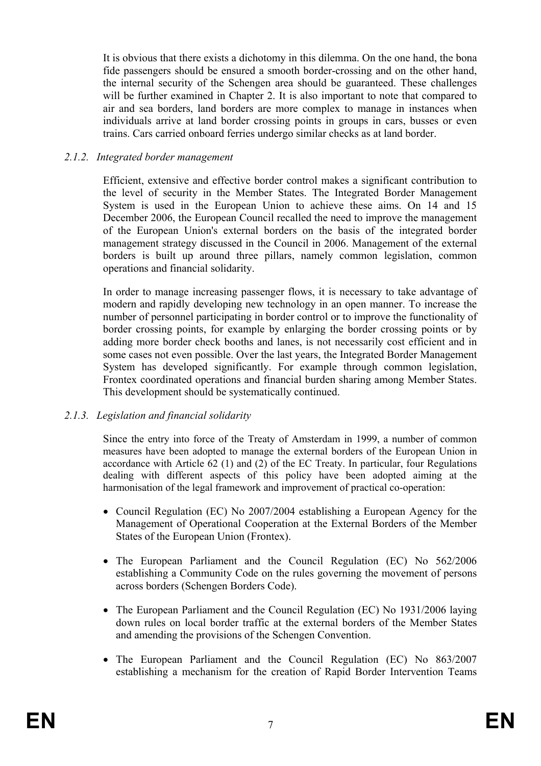It is obvious that there exists a dichotomy in this dilemma. On the one hand, the bona fide passengers should be ensured a smooth border-crossing and on the other hand, the internal security of the Schengen area should be guaranteed. These challenges will be further examined in Chapter 2. It is also important to note that compared to air and sea borders, land borders are more complex to manage in instances when individuals arrive at land border crossing points in groups in cars, busses or even trains. Cars carried onboard ferries undergo similar checks as at land border.

### *2.1.2. Integrated border management*

Efficient, extensive and effective border control makes a significant contribution to the level of security in the Member States. The Integrated Border Management System is used in the European Union to achieve these aims. On 14 and 15 December 2006, the European Council recalled the need to improve the management of the European Union's external borders on the basis of the integrated border management strategy discussed in the Council in 2006. Management of the external borders is built up around three pillars, namely common legislation, common operations and financial solidarity.

In order to manage increasing passenger flows, it is necessary to take advantage of modern and rapidly developing new technology in an open manner. To increase the number of personnel participating in border control or to improve the functionality of border crossing points, for example by enlarging the border crossing points or by adding more border check booths and lanes, is not necessarily cost efficient and in some cases not even possible. Over the last years, the Integrated Border Management System has developed significantly. For example through common legislation, Frontex coordinated operations and financial burden sharing among Member States. This development should be systematically continued.

### *2.1.3. Legislation and financial solidarity*

Since the entry into force of the Treaty of Amsterdam in 1999, a number of common measures have been adopted to manage the external borders of the European Union in accordance with Article 62 (1) and (2) of the EC Treaty. In particular, four Regulations dealing with different aspects of this policy have been adopted aiming at the harmonisation of the legal framework and improvement of practical co-operation:

- Council Regulation (EC) No 2007/2004 establishing a European Agency for the Management of Operational Cooperation at the External Borders of the Member States of the European Union (Frontex).
- The European Parliament and the Council Regulation (EC) No 562/2006 establishing a Community Code on the rules governing the movement of persons across borders (Schengen Borders Code).
- The European Parliament and the Council Regulation (EC) No 1931/2006 laying down rules on local border traffic at the external borders of the Member States and amending the provisions of the Schengen Convention.
- The European Parliament and the Council Regulation (EC) No 863/2007 establishing a mechanism for the creation of Rapid Border Intervention Teams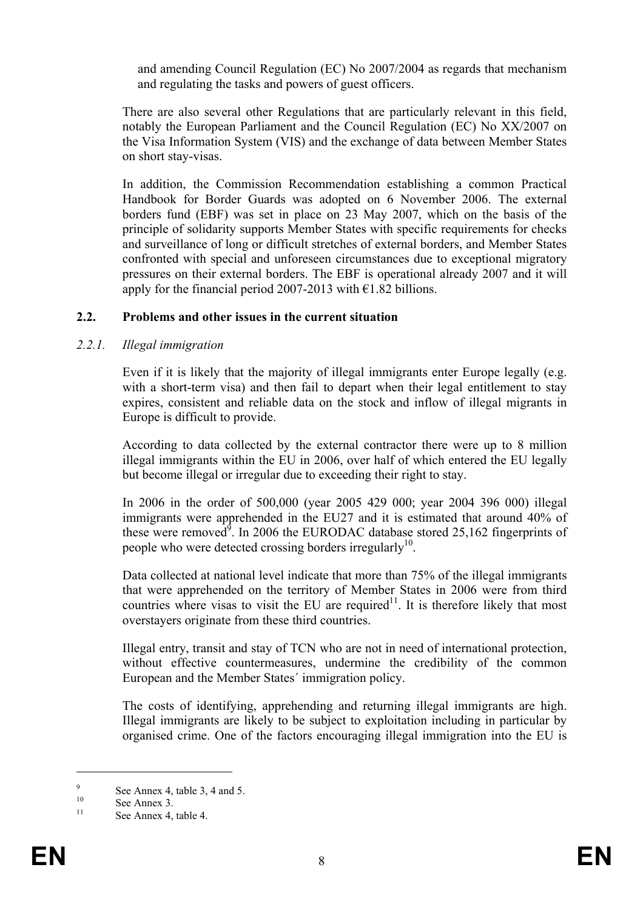and amending Council Regulation (EC) No 2007/2004 as regards that mechanism and regulating the tasks and powers of guest officers.

There are also several other Regulations that are particularly relevant in this field, notably the European Parliament and the Council Regulation (EC) No XX/2007 on the Visa Information System (VIS) and the exchange of data between Member States on short stay-visas.

In addition, the Commission Recommendation establishing a common Practical Handbook for Border Guards was adopted on 6 November 2006. The external borders fund (EBF) was set in place on 23 May 2007, which on the basis of the principle of solidarity supports Member States with specific requirements for checks and surveillance of long or difficult stretches of external borders, and Member States confronted with special and unforeseen circumstances due to exceptional migratory pressures on their external borders. The EBF is operational already 2007 and it will apply for the financial period 2007-2013 with €1.82 billions.

### 2.2. Problems and other issues in the current situation

#### *2.2.1. Illegal immigration*

Even if it is likely that the majority of illegal immigrants enter Europe legally (e.g. with a short-term visa) and then fail to depart when their legal entitlement to stay expires, consistent and reliable data on the stock and inflow of illegal migrants in Europe is difficult to provide.

According to data collected by the external contractor there were up to 8 million illegal immigrants within the EU in 2006, over half of which entered the EU legally but become illegal or irregular due to exceeding their right to stay.

In 2006 in the order of 500,000 (year 2005 429 000; year 2004 396 000) illegal immigrants were apprehended in the EU27 and it is estimated that around 40% of these were removed[9]. In 2006 the EURODAC database stored 25,162 fingerprints of people who were detected crossing borders irregularly[10].

Data collected at national level indicate that more than 75% of the illegal immigrants that were apprehended on the territory of Member States in 2006 were from third countries where visas to visit the EU are required[11]. It is therefore likely that most overstayers originate from these third countries.

Illegal entry, transit and stay of TCN who are not in need of international protection, without effective countermeasures, undermine the credibility of the common European and the Member States´ immigration policy.

The costs of identifying, apprehending and returning illegal immigrants are high. Illegal immigrants are likely to be subject to exploitation including in particular by organised crime. One of the factors encouraging illegal immigration into the EU is

---

[9] See Annex 4, table 3, 4 and 5.

[10] See Annex 3.

[11] See Annex 4, table 4.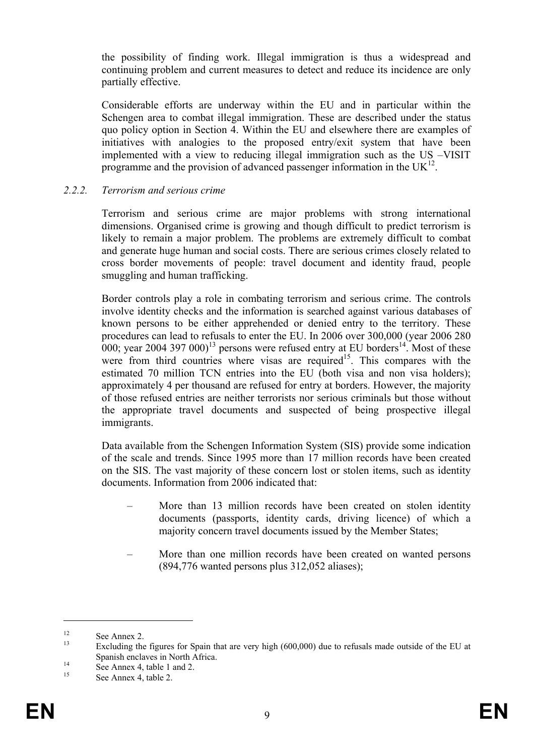the possibility of finding work. Illegal immigration is thus a widespread and continuing problem and current measures to detect and reduce its incidence are only partially effective.

Considerable efforts are underway within the EU and in particular within the Schengen area to combat illegal immigration. These are described under the status quo policy option in Section 4. Within the EU and elsewhere there are examples of initiatives with analogies to the proposed entry/exit system that have been implemented with a view to reducing illegal immigration such as the US –VISIT programme and the provision of advanced passenger information in the UK[12].

### *2.2.2. Terrorism and serious crime*

Terrorism and serious crime are major problems with strong international dimensions. Organised crime is growing and though difficult to predict terrorism is likely to remain a major problem. The problems are extremely difficult to combat and generate huge human and social costs. There are serious crimes closely related to cross border movements of people: travel document and identity fraud, people smuggling and human trafficking.

Border controls play a role in combating terrorism and serious crime. The controls involve identity checks and the information is searched against various databases of known persons to be either apprehended or denied entry to the territory. These procedures can lead to refusals to enter the EU. In 2006 over 300,000 (year 2006 280 000; year 2004 397 000)[13] persons were refused entry at EU borders[14]. Most of these were from third countries where visas are required[15]. This compares with the estimated 70 million TCN entries into the EU (both visa and non visa holders); approximately 4 per thousand are refused for entry at borders. However, the majority of those refused entries are neither terrorists nor serious criminals but those without the appropriate travel documents and suspected of being prospective illegal immigrants.

Data available from the Schengen Information System (SIS) provide some indication of the scale and trends. Since 1995 more than 17 million records have been created on the SIS. The vast majority of these concern lost or stolen items, such as identity documents. Information from 2006 indicated that:

- More than 13 million records have been created on stolen identity documents (passports, identity cards, driving licence) of which a majority concern travel documents issued by the Member States;
- More than one million records have been created on wanted persons (894,776 wanted persons plus 312,052 aliases);

---

[12] See Annex 2.

[13] Excluding the figures for Spain that are very high (600,000) due to refusals made outside of the EU at Spanish enclaves in North Africa.

[14] See Annex 4, table 1 and 2.

[15] See Annex 4, table 2.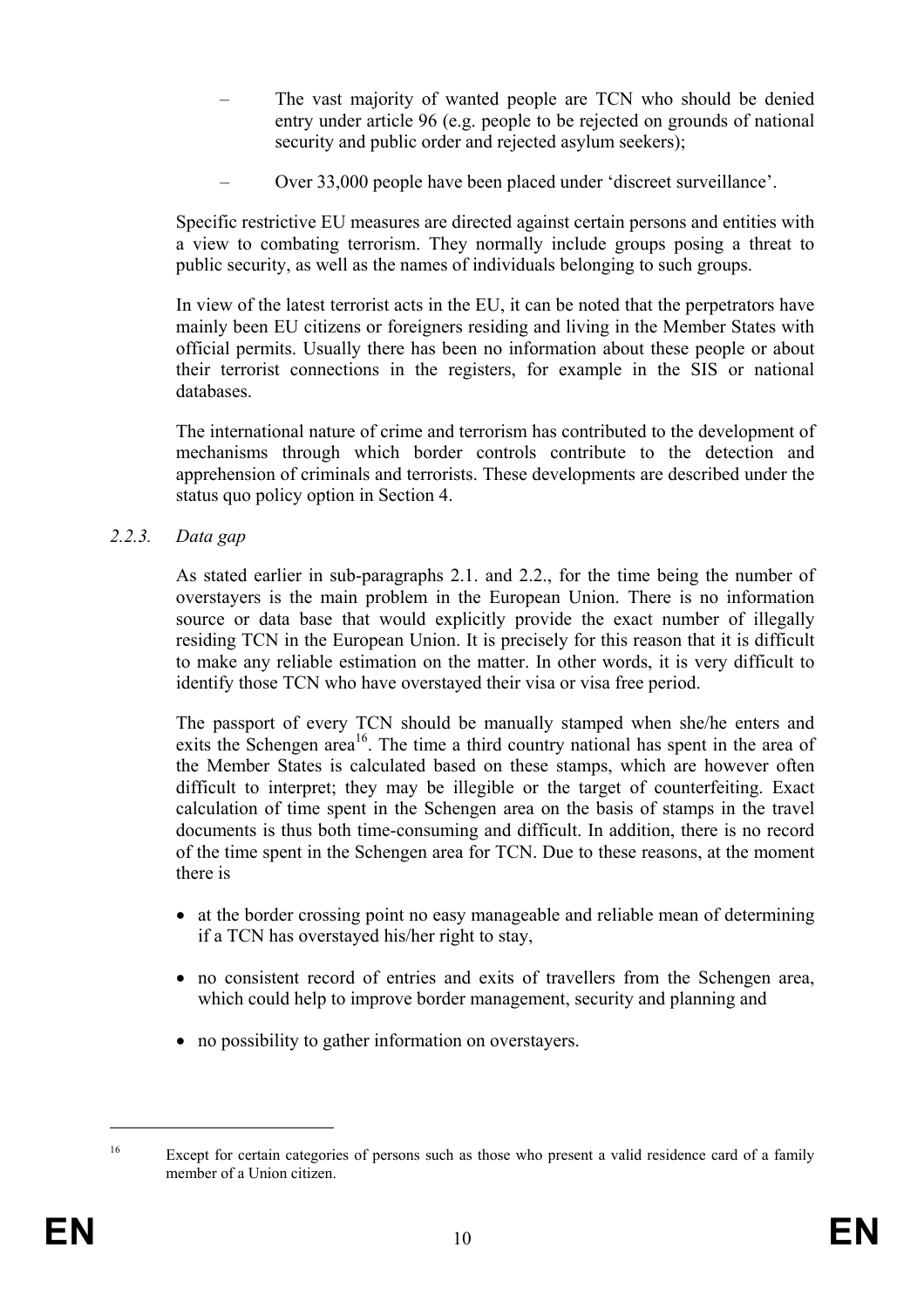- The vast majority of wanted people are TCN who should be denied entry under article 96 (e.g. people to be rejected on grounds of national security and public order and rejected asylum seekers);
- Over 33,000 people have been placed under 'discreet surveillance'.

Specific restrictive EU measures are directed against certain persons and entities with a view to combating terrorism. They normally include groups posing a threat to public security, as well as the names of individuals belonging to such groups.

In view of the latest terrorist acts in the EU, it can be noted that the perpetrators have mainly been EU citizens or foreigners residing and living in the Member States with official permits. Usually there has been no information about these people or about their terrorist connections in the registers, for example in the SIS or national databases.

The international nature of crime and terrorism has contributed to the development of mechanisms through which border controls contribute to the detection and apprehension of criminals and terrorists. These developments are described under the status quo policy option in Section 4.

### *2.2.3. Data gap*

As stated earlier in sub-paragraphs 2.1. and 2.2., for the time being the number of overstayers is the main problem in the European Union. There is no information source or data base that would explicitly provide the exact number of illegally residing TCN in the European Union. It is precisely for this reason that it is difficult to make any reliable estimation on the matter. In other words, it is very difficult to identify those TCN who have overstayed their visa or visa free period.

The passport of every TCN should be manually stamped when she/he enters and exits the Schengen area[16]. The time a third country national has spent in the area of the Member States is calculated based on these stamps, which are however often difficult to interpret; they may be illegible or the target of counterfeiting. Exact calculation of time spent in the Schengen area on the basis of stamps in the travel documents is thus both time-consuming and difficult. In addition, there is no record of the time spent in the Schengen area for TCN. Due to these reasons, at the moment there is

- at the border crossing point no easy manageable and reliable mean of determining if a TCN has overstayed his/her right to stay,
- no consistent record of entries and exits of travellers from the Schengen area, which could help to improve border management, security and planning and
- no possibility to gather information on overstayers.

[16] Except for certain categories of persons such as those who present a valid residence card of a family member of a Union citizen.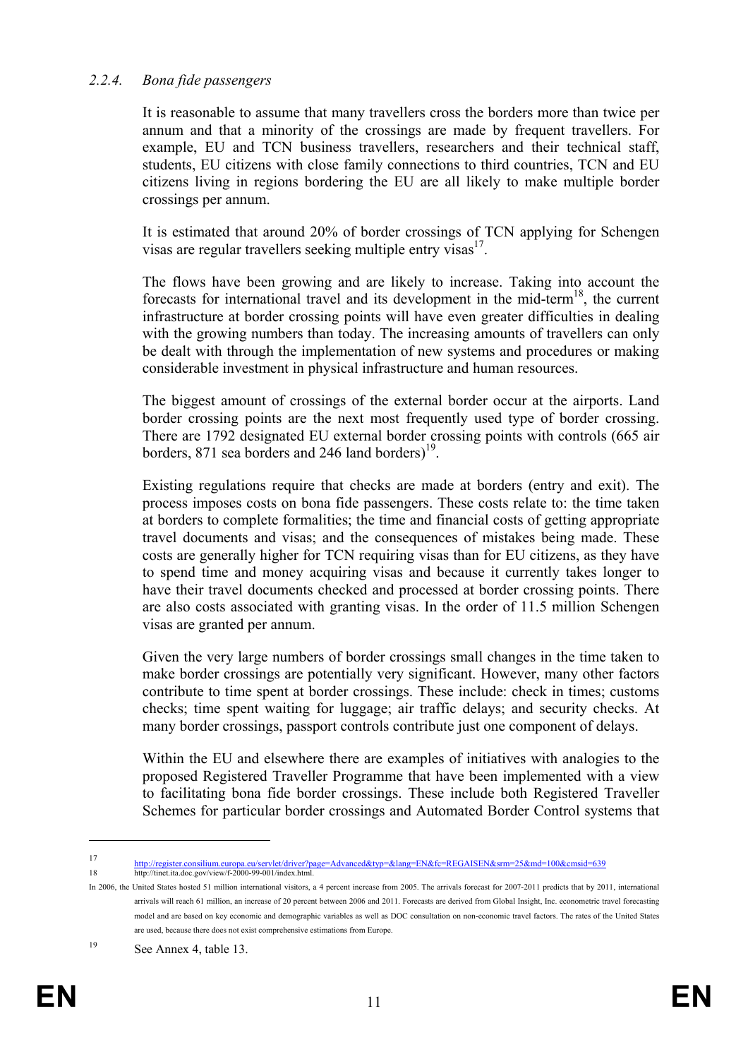### 2.2.4. *Bona fide passengers*

It is reasonable to assume that many travellers cross the borders more than twice per annum and that a minority of the crossings are made by frequent travellers. For example, EU and TCN business travellers, researchers and their technical staff, students, EU citizens with close family connections to third countries, TCN and EU citizens living in regions bordering the EU are all likely to make multiple border crossings per annum.

It is estimated that around 20% of border crossings of TCN applying for Schengen visas are regular travellers seeking multiple entry visas[17].

The flows have been growing and are likely to increase. Taking into account the forecasts for international travel and its development in the mid-term[18], the current infrastructure at border crossing points will have even greater difficulties in dealing with the growing numbers than today. The increasing amounts of travellers can only be dealt with through the implementation of new systems and procedures or making considerable investment in physical infrastructure and human resources.

The biggest amount of crossings of the external border occur at the airports. Land border crossing points are the next most frequently used type of border crossing. There are 1792 designated EU external border crossing points with controls (665 air borders, 871 sea borders and 246 land borders)[19].

Existing regulations require that checks are made at borders (entry and exit). The process imposes costs on bona fide passengers. These costs relate to: the time taken at borders to complete formalities; the time and financial costs of getting appropriate travel documents and visas; and the consequences of mistakes being made. These costs are generally higher for TCN requiring visas than for EU citizens, as they have to spend time and money acquiring visas and because it currently takes longer to have their travel documents checked and processed at border crossing points. There are also costs associated with granting visas. In the order of 11.5 million Schengen visas are granted per annum.

Given the very large numbers of border crossings small changes in the time taken to make border crossings are potentially very significant. However, many other factors contribute to time spent at border crossings. These include: check in times; customs checks; time spent waiting for luggage; air traffic delays; and security checks. At many border crossings, passport controls contribute just one component of delays.

Within the EU and elsewhere there are examples of initiatives with analogies to the proposed Registered Traveller Programme that have been implemented with a view to facilitating bona fide border crossings. These include both Registered Traveller Schemes for particular border crossings and Automated Border Control systems that

---

17 http://register.consilium.europa.eu/servlet/driver?page=Advanced&typ=&lang=EN&fc=REGAISEN&srm=25&md=100&cmsid=639

18 http://tinet.ita.doc.gov/view/f-2000-99-001/index.html.

In 2006, the United States hosted 51 million international visitors, a 4 percent increase from 2005. The arrivals forecast for 2007-2011 predicts that by 2011, international arrivals will reach 61 million, an increase of 20 percent between 2006 and 2011. Forecasts are derived from Global Insight, Inc. econometric travel forecasting model and are based on key economic and demographic variables as well as DOC consultation on non-economic travel factors. The rates of the United States are used, because there does not exist comprehensive estimations from Europe.

19 See Annex 4, table 13.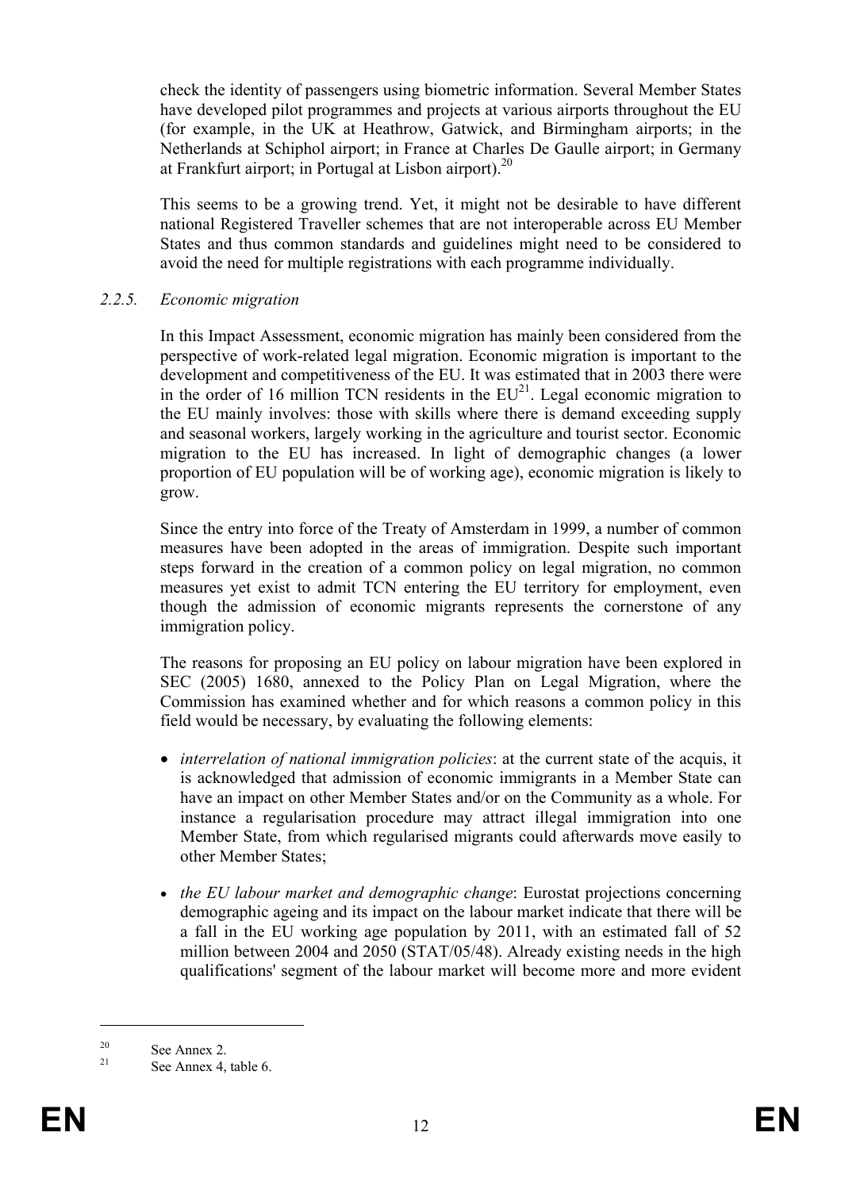check the identity of passengers using biometric information. Several Member States have developed pilot programmes and projects at various airports throughout the EU (for example, in the UK at Heathrow, Gatwick, and Birmingham airports; in the Netherlands at Schiphol airport; in France at Charles De Gaulle airport; in Germany at Frankfurt airport; in Portugal at Lisbon airport).[20]

This seems to be a growing trend. Yet, it might not be desirable to have different national Registered Traveller schemes that are not interoperable across EU Member States and thus common standards and guidelines might need to be considered to avoid the need for multiple registrations with each programme individually.

### *2.2.5. Economic migration*

In this Impact Assessment, economic migration has mainly been considered from the perspective of work-related legal migration. Economic migration is important to the development and competitiveness of the EU. It was estimated that in 2003 there were in the order of 16 million TCN residents in the EU[21]. Legal economic migration to the EU mainly involves: those with skills where there is demand exceeding supply and seasonal workers, largely working in the agriculture and tourist sector. Economic migration to the EU has increased. In light of demographic changes (a lower proportion of EU population will be of working age), economic migration is likely to grow.

Since the entry into force of the Treaty of Amsterdam in 1999, a number of common measures have been adopted in the areas of immigration. Despite such important steps forward in the creation of a common policy on legal migration, no common measures yet exist to admit TCN entering the EU territory for employment, even though the admission of economic migrants represents the cornerstone of any immigration policy.

The reasons for proposing an EU policy on labour migration have been explored in SEC (2005) 1680, annexed to the Policy Plan on Legal Migration, where the Commission has examined whether and for which reasons a common policy in this field would be necessary, by evaluating the following elements:

- *interrelation of national immigration policies*: at the current state of the acquis, it is acknowledged that admission of economic immigrants in a Member State can have an impact on other Member States and/or on the Community as a whole. For instance a regularisation procedure may attract illegal immigration into one Member State, from which regularised migrants could afterwards move easily to other Member States;

- *the EU labour market and demographic change*: Eurostat projections concerning demographic ageing and its impact on the labour market indicate that there will be a fall in the EU working age population by 2011, with an estimated fall of 52 million between 2004 and 2050 (STAT/05/48). Already existing needs in the high qualifications' segment of the labour market will become more and more evident

---

[20] See Annex 2.

[21] See Annex 4, table 6.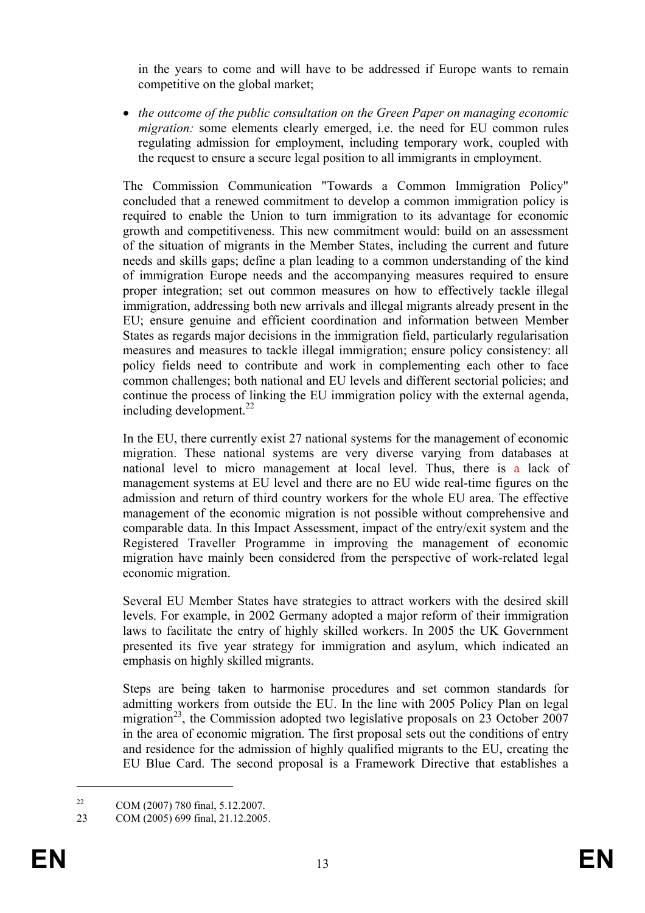in the years to come and will have to be addressed if Europe wants to remain competitive on the global market;

- *the outcome of the public consultation on the Green Paper on managing economic migration:* some elements clearly emerged, i.e. the need for EU common rules regulating admission for employment, including temporary work, coupled with the request to ensure a secure legal position to all immigrants in employment.

The Commission Communication "Towards a Common Immigration Policy" concluded that a renewed commitment to develop a common immigration policy is required to enable the Union to turn immigration to its advantage for economic growth and competitiveness. This new commitment would: build on an assessment of the situation of migrants in the Member States, including the current and future needs and skills gaps; define a plan leading to a common understanding of the kind of immigration Europe needs and the accompanying measures required to ensure proper integration; set out common measures on how to effectively tackle illegal immigration, addressing both new arrivals and illegal migrants already present in the EU; ensure genuine and efficient coordination and information between Member States as regards major decisions in the immigration field, particularly regularisation measures and measures to tackle illegal immigration; ensure policy consistency: all policy fields need to contribute and work in complementing each other to face common challenges; both national and EU levels and different sectorial policies; and continue the process of linking the EU immigration policy with the external agenda, including development.[22]

In the EU, there currently exist 27 national systems for the management of economic migration. These national systems are very diverse varying from databases at national level to micro management at local level. Thus, there is a lack of management systems at EU level and there are no EU wide real-time figures on the admission and return of third country workers for the whole EU area. The effective management of the economic migration is not possible without comprehensive and comparable data. In this Impact Assessment, impact of the entry/exit system and the Registered Traveller Programme in improving the management of economic migration have mainly been considered from the perspective of work-related legal economic migration.

Several EU Member States have strategies to attract workers with the desired skill levels. For example, in 2002 Germany adopted a major reform of their immigration laws to facilitate the entry of highly skilled workers. In 2005 the UK Government presented its five year strategy for immigration and asylum, which indicated an emphasis on highly skilled migrants.

Steps are being taken to harmonise procedures and set common standards for admitting workers from outside the EU. In the line with 2005 Policy Plan on legal migration[23], the Commission adopted two legislative proposals on 23 October 2007 in the area of economic migration. The first proposal sets out the conditions of entry and residence for the admission of highly qualified migrants to the EU, creating the EU Blue Card. The second proposal is a Framework Directive that establishes a

[22] COM (2007) 780 final, 5.12.2007.

[23] COM (2005) 699 final, 21.12.2005.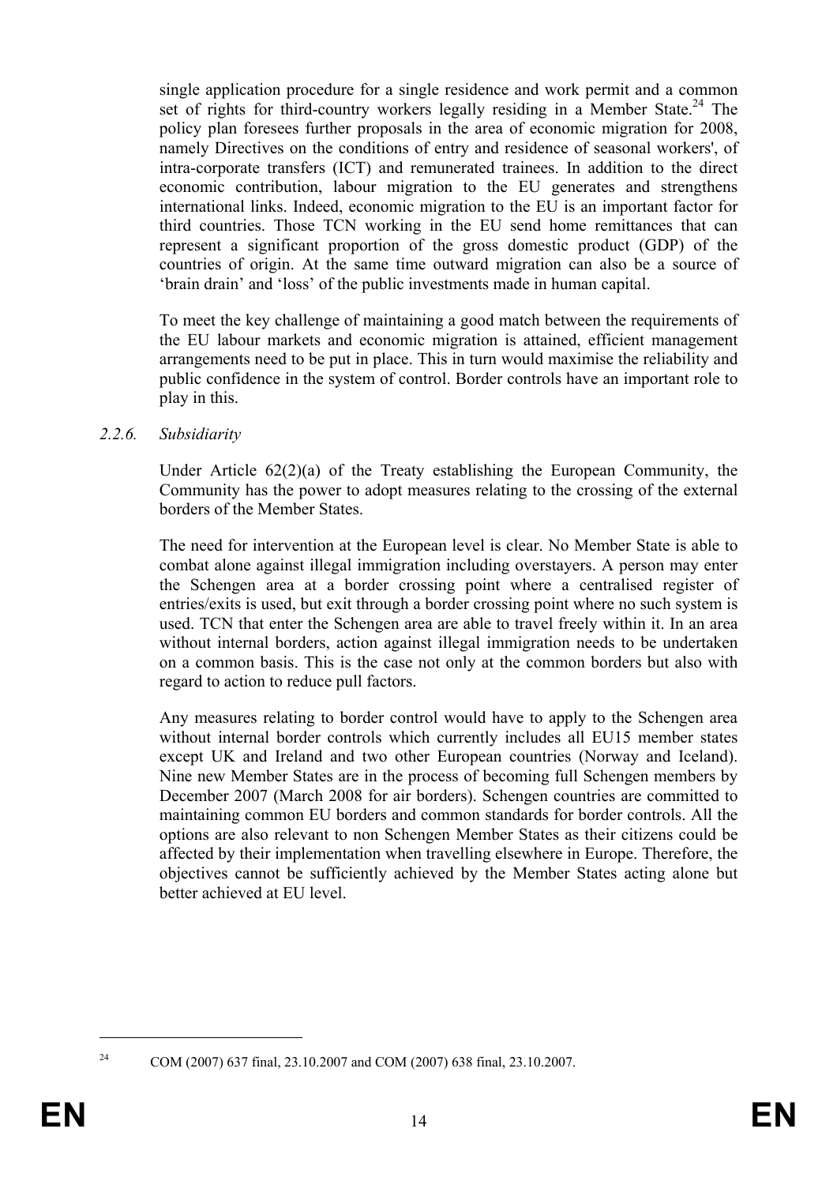single application procedure for a single residence and work permit and a common set of rights for third-country workers legally residing in a Member State.[24] The policy plan foresees further proposals in the area of economic migration for 2008, namely Directives on the conditions of entry and residence of seasonal workers', of intra-corporate transfers (ICT) and remunerated trainees. In addition to the direct economic contribution, labour migration to the EU generates and strengthens international links. Indeed, economic migration to the EU is an important factor for third countries. Those TCN working in the EU send home remittances that can represent a significant proportion of the gross domestic product (GDP) of the countries of origin. At the same time outward migration can also be a source of 'brain drain' and 'loss' of the public investments made in human capital.

To meet the key challenge of maintaining a good match between the requirements of the EU labour markets and economic migration is attained, efficient management arrangements need to be put in place. This in turn would maximise the reliability and public confidence in the system of control. Border controls have an important role to play in this.

### *2.2.6. Subsidiarity*

Under Article 62(2)(a) of the Treaty establishing the European Community, the Community has the power to adopt measures relating to the crossing of the external borders of the Member States.

The need for intervention at the European level is clear. No Member State is able to combat alone against illegal immigration including overstayers. A person may enter the Schengen area at a border crossing point where a centralised register of entries/exits is used, but exit through a border crossing point where no such system is used. TCN that enter the Schengen area are able to travel freely within it. In an area without internal borders, action against illegal immigration needs to be undertaken on a common basis. This is the case not only at the common borders but also with regard to action to reduce pull factors.

Any measures relating to border control would have to apply to the Schengen area without internal border controls which currently includes all EU15 member states except UK and Ireland and two other European countries (Norway and Iceland). Nine new Member States are in the process of becoming full Schengen members by December 2007 (March 2008 for air borders). Schengen countries are committed to maintaining common EU borders and common standards for border controls. All the options are also relevant to non Schengen Member States as their citizens could be affected by their implementation when travelling elsewhere in Europe. Therefore, the objectives cannot be sufficiently achieved by the Member States acting alone but better achieved at EU level.

---

[24] COM (2007) 637 final, 23.10.2007 and COM (2007) 638 final, 23.10.2007.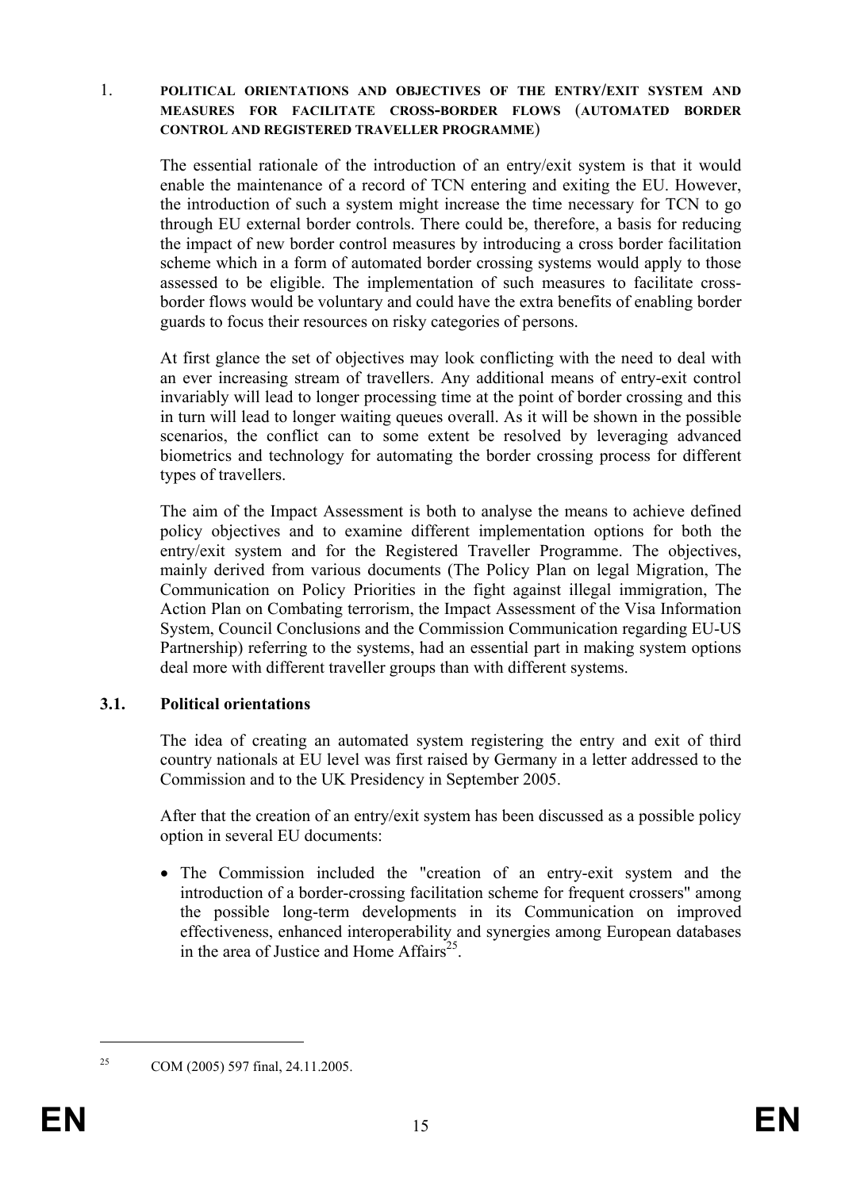# 1. POLITICAL ORIENTATIONS AND OBJECTIVES OF THE ENTRY/EXIT SYSTEM AND MEASURES FOR FACILITATE CROSS-BORDER FLOWS (AUTOMATED BORDER CONTROL AND REGISTERED TRAVELLER PROGRAMME)

The essential rationale of the introduction of an entry/exit system is that it would enable the maintenance of a record of TCN entering and exiting the EU. However, the introduction of such a system might increase the time necessary for TCN to go through EU external border controls. There could be, therefore, a basis for reducing the impact of new border control measures by introducing a cross border facilitation scheme which in a form of automated border crossing systems would apply to those assessed to be eligible. The implementation of such measures to facilitate cross-border flows would be voluntary and could have the extra benefits of enabling border guards to focus their resources on risky categories of persons.

At first glance the set of objectives may look conflicting with the need to deal with an ever increasing stream of travellers. Any additional means of entry-exit control invariably will lead to longer processing time at the point of border crossing and this in turn will lead to longer waiting queues overall. As it will be shown in the possible scenarios, the conflict can to some extent be resolved by leveraging advanced biometrics and technology for automating the border crossing process for different types of travellers.

The aim of the Impact Assessment is both to analyse the means to achieve defined policy objectives and to examine different implementation options for both the entry/exit system and for the Registered Traveller Programme. The objectives, mainly derived from various documents (The Policy Plan on legal Migration, The Communication on Policy Priorities in the fight against illegal immigration, The Action Plan on Combating terrorism, the Impact Assessment of the Visa Information System, Council Conclusions and the Commission Communication regarding EU-US Partnership) referring to the systems, had an essential part in making system options deal more with different traveller groups than with different systems.

## 3.1. Political orientations

The idea of creating an automated system registering the entry and exit of third country nationals at EU level was first raised by Germany in a letter addressed to the Commission and to the UK Presidency in September 2005.

After that the creation of an entry/exit system has been discussed as a possible policy option in several EU documents:

- The Commission included the "creation of an entry-exit system and the introduction of a border-crossing facilitation scheme for frequent crossers" among the possible long-term developments in its Communication on improved effectiveness, enhanced interoperability and synergies among European databases in the area of Justice and Home Affairs[25].

[25] COM (2005) 597 final, 24.11.2005.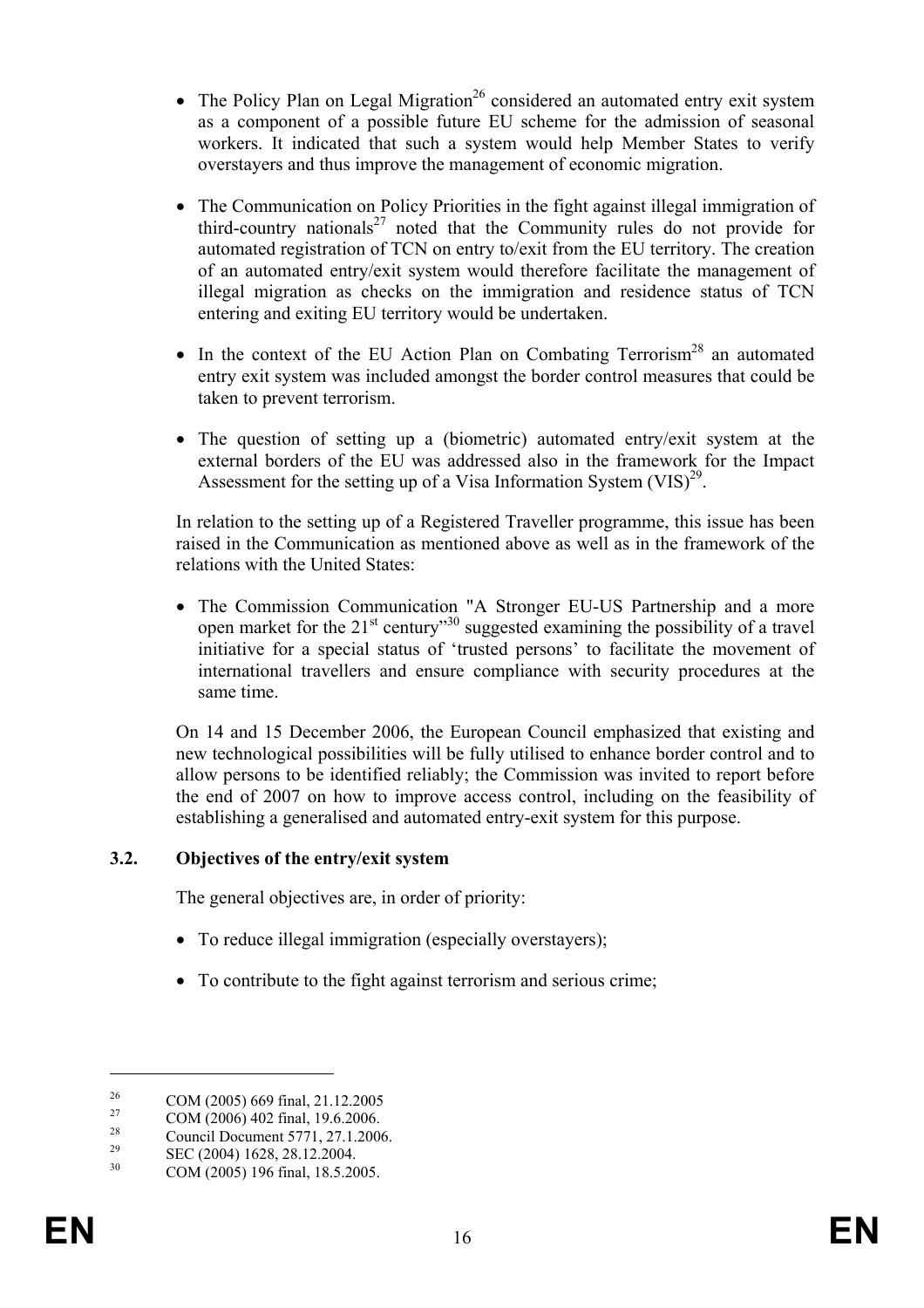- The Policy Plan on Legal Migration[26] considered an automated entry exit system as a component of a possible future EU scheme for the admission of seasonal workers. It indicated that such a system would help Member States to verify overstayers and thus improve the management of economic migration.

- The Communication on Policy Priorities in the fight against illegal immigration of third-country nationals[27] noted that the Community rules do not provide for automated registration of TCN on entry to/exit from the EU territory. The creation of an automated entry/exit system would therefore facilitate the management of illegal migration as checks on the immigration and residence status of TCN entering and exiting EU territory would be undertaken.

- In the context of the EU Action Plan on Combating Terrorism[28] an automated entry exit system was included amongst the border control measures that could be taken to prevent terrorism.

- The question of setting up a (biometric) automated entry/exit system at the external borders of the EU was addressed also in the framework for the Impact Assessment for the setting up of a Visa Information System (VIS)[29].

In relation to the setting up of a Registered Traveller programme, this issue has been raised in the Communication as mentioned above as well as in the framework of the relations with the United States:

- The Commission Communication "A Stronger EU-US Partnership and a more open market for the 21st century"[30] suggested examining the possibility of a travel initiative for a special status of 'trusted persons' to facilitate the movement of international travellers and ensure compliance with security procedures at the same time.

On 14 and 15 December 2006, the European Council emphasized that existing and new technological possibilities will be fully utilised to enhance border control and to allow persons to be identified reliably; the Commission was invited to report before the end of 2007 on how to improve access control, including on the feasibility of establishing a generalised and automated entry-exit system for this purpose.

### 3.2. Objectives of the entry/exit system

The general objectives are, in order of priority:

- To reduce illegal immigration (especially overstayers);

- To contribute to the fight against terrorism and serious crime;

---

[26] COM (2005) 669 final, 21.12.2005

[27] COM (2006) 402 final, 19.6.2006.

[28] Council Document 5771, 27.1.2006.

[29] SEC (2004) 1628, 28.12.2004.

[30] COM (2005) 196 final, 18.5.2005.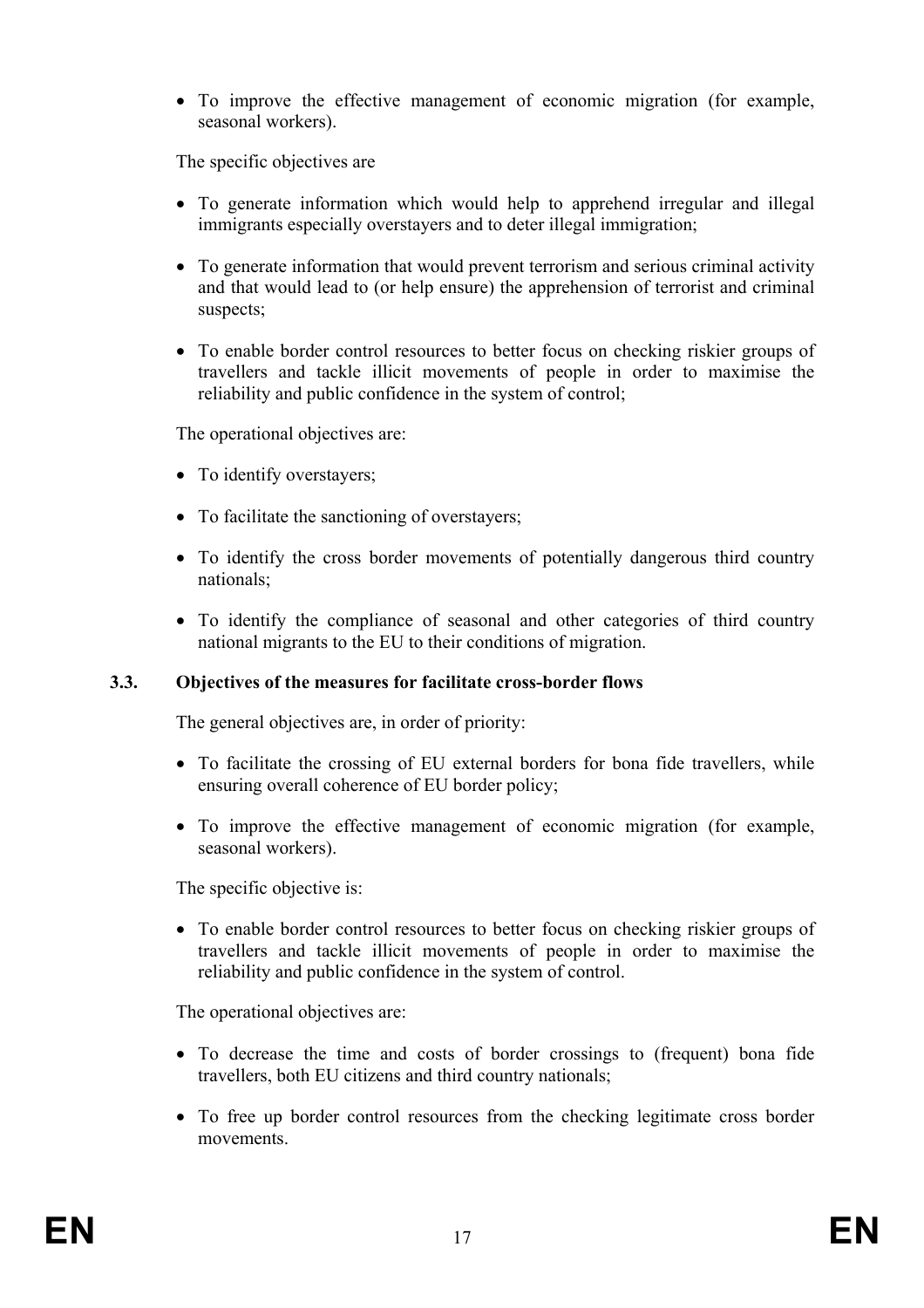- To improve the effective management of economic migration (for example, seasonal workers).

The specific objectives are

- To generate information which would help to apprehend irregular and illegal immigrants especially overstayers and to deter illegal immigration;
- To generate information that would prevent terrorism and serious criminal activity and that would lead to (or help ensure) the apprehension of terrorist and criminal suspects;
- To enable border control resources to better focus on checking riskier groups of travellers and tackle illicit movements of people in order to maximise the reliability and public confidence in the system of control;

The operational objectives are:

- To identify overstayers;
- To facilitate the sanctioning of overstayers;
- To identify the cross border movements of potentially dangerous third country nationals;
- To identify the compliance of seasonal and other categories of third country national migrants to the EU to their conditions of migration.

### 3.3. Objectives of the measures for facilitate cross-border flows

The general objectives are, in order of priority:

- To facilitate the crossing of EU external borders for bona fide travellers, while ensuring overall coherence of EU border policy;
- To improve the effective management of economic migration (for example, seasonal workers).

The specific objective is:

- To enable border control resources to better focus on checking riskier groups of travellers and tackle illicit movements of people in order to maximise the reliability and public confidence in the system of control.

The operational objectives are:

- To decrease the time and costs of border crossings to (frequent) bona fide travellers, both EU citizens and third country nationals;
- To free up border control resources from the checking legitimate cross border movements.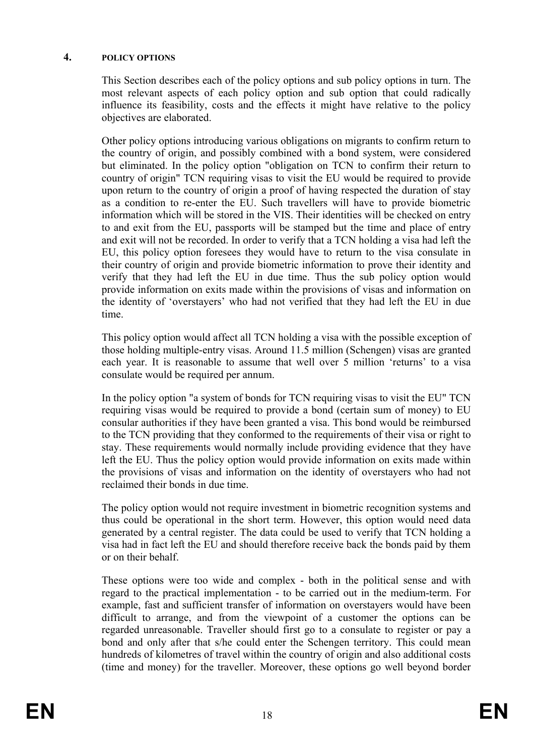## 4. POLICY OPTIONS

This Section describes each of the policy options and sub policy options in turn. The most relevant aspects of each policy option and sub option that could radically influence its feasibility, costs and the effects it might have relative to the policy objectives are elaborated.

Other policy options introducing various obligations on migrants to confirm return to the country of origin, and possibly combined with a bond system, were considered but eliminated. In the policy option "obligation on TCN to confirm their return to country of origin" TCN requiring visas to visit the EU would be required to provide upon return to the country of origin a proof of having respected the duration of stay as a condition to re-enter the EU. Such travellers will have to provide biometric information which will be stored in the VIS. Their identities will be checked on entry to and exit from the EU, passports will be stamped but the time and place of entry and exit will not be recorded. In order to verify that a TCN holding a visa had left the EU, this policy option foresees they would have to return to the visa consulate in their country of origin and provide biometric information to prove their identity and verify that they had left the EU in due time. Thus the sub policy option would provide information on exits made within the provisions of visas and information on the identity of 'overstayers' who had not verified that they had left the EU in due time.

This policy option would affect all TCN holding a visa with the possible exception of those holding multiple-entry visas. Around 11.5 million (Schengen) visas are granted each year. It is reasonable to assume that well over 5 million 'returns' to a visa consulate would be required per annum.

In the policy option "a system of bonds for TCN requiring visas to visit the EU" TCN requiring visas would be required to provide a bond (certain sum of money) to EU consular authorities if they have been granted a visa. This bond would be reimbursed to the TCN providing that they conformed to the requirements of their visa or right to stay. These requirements would normally include providing evidence that they have left the EU. Thus the policy option would provide information on exits made within the provisions of visas and information on the identity of overstayers who had not reclaimed their bonds in due time.

The policy option would not require investment in biometric recognition systems and thus could be operational in the short term. However, this option would need data generated by a central register. The data could be used to verify that TCN holding a visa had in fact left the EU and should therefore receive back the bonds paid by them or on their behalf.

These options were too wide and complex - both in the political sense and with regard to the practical implementation - to be carried out in the medium-term. For example, fast and sufficient transfer of information on overstayers would have been difficult to arrange, and from the viewpoint of a customer the options can be regarded unreasonable. Traveller should first go to a consulate to register or pay a bond and only after that s/he could enter the Schengen territory. This could mean hundreds of kilometres of travel within the country of origin and also additional costs (time and money) for the traveller. Moreover, these options go well beyond border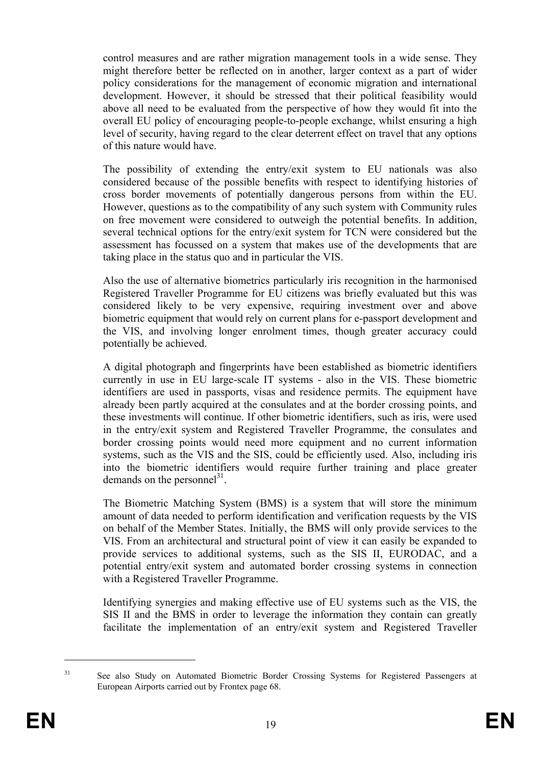control measures and are rather migration management tools in a wide sense. They might therefore better be reflected on in another, larger context as a part of wider policy considerations for the management of economic migration and international development. However, it should be stressed that their political feasibility would above all need to be evaluated from the perspective of how they would fit into the overall EU policy of encouraging people-to-people exchange, whilst ensuring a high level of security, having regard to the clear deterrent effect on travel that any options of this nature would have.

The possibility of extending the entry/exit system to EU nationals was also considered because of the possible benefits with respect to identifying histories of cross border movements of potentially dangerous persons from within the EU. However, questions as to the compatibility of any such system with Community rules on free movement were considered to outweigh the potential benefits. In addition, several technical options for the entry/exit system for TCN were considered but the assessment has focussed on a system that makes use of the developments that are taking place in the status quo and in particular the VIS.

Also the use of alternative biometrics particularly iris recognition in the harmonised Registered Traveller Programme for EU citizens was briefly evaluated but this was considered likely to be very expensive, requiring investment over and above biometric equipment that would rely on current plans for e-passport development and the VIS, and involving longer enrolment times, though greater accuracy could potentially be achieved.

A digital photograph and fingerprints have been established as biometric identifiers currently in use in EU large-scale IT systems - also in the VIS. These biometric identifiers are used in passports, visas and residence permits. The equipment have already been partly acquired at the consulates and at the border crossing points, and these investments will continue. If other biometric identifiers, such as iris, were used in the entry/exit system and Registered Traveller Programme, the consulates and border crossing points would need more equipment and no current information systems, such as the VIS and the SIS, could be efficiently used. Also, including iris into the biometric identifiers would require further training and place greater demands on the personnel[31].

The Biometric Matching System (BMS) is a system that will store the minimum amount of data needed to perform identification and verification requests by the VIS on behalf of the Member States. Initially, the BMS will only provide services to the VIS. From an architectural and structural point of view it can easily be expanded to provide services to additional systems, such as the SIS II, EURODAC, and a potential entry/exit system and automated border crossing systems in connection with a Registered Traveller Programme.

Identifying synergies and making effective use of EU systems such as the VIS, the SIS II and the BMS in order to leverage the information they contain can greatly facilitate the implementation of an entry/exit system and Registered Traveller

---

[31] See also Study on Automated Biometric Border Crossing Systems for Registered Passengers at European Airports carried out by Frontex page 68.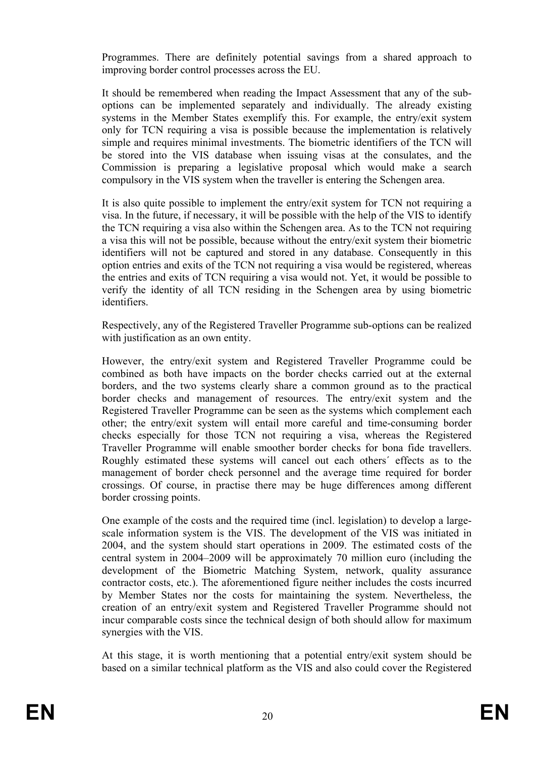Programmes. There are definitely potential savings from a shared approach to improving border control processes across the EU.

It should be remembered when reading the Impact Assessment that any of the sub-options can be implemented separately and individually. The already existing systems in the Member States exemplify this. For example, the entry/exit system only for TCN requiring a visa is possible because the implementation is relatively simple and requires minimal investments. The biometric identifiers of the TCN will be stored into the VIS database when issuing visas at the consulates, and the Commission is preparing a legislative proposal which would make a search compulsory in the VIS system when the traveller is entering the Schengen area.

It is also quite possible to implement the entry/exit system for TCN not requiring a visa. In the future, if necessary, it will be possible with the help of the VIS to identify the TCN requiring a visa also within the Schengen area. As to the TCN not requiring a visa this will not be possible, because without the entry/exit system their biometric identifiers will not be captured and stored in any database. Consequently in this option entries and exits of the TCN not requiring a visa would be registered, whereas the entries and exits of TCN requiring a visa would not. Yet, it would be possible to verify the identity of all TCN residing in the Schengen area by using biometric identifiers.

Respectively, any of the Registered Traveller Programme sub-options can be realized with justification as an own entity.

However, the entry/exit system and Registered Traveller Programme could be combined as both have impacts on the border checks carried out at the external borders, and the two systems clearly share a common ground as to the practical border checks and management of resources. The entry/exit system and the Registered Traveller Programme can be seen as the systems which complement each other; the entry/exit system will entail more careful and time-consuming border checks especially for those TCN not requiring a visa, whereas the Registered Traveller Programme will enable smoother border checks for bona fide travellers. Roughly estimated these systems will cancel out each others´ effects as to the management of border check personnel and the average time required for border crossings. Of course, in practise there may be huge differences among different border crossing points.

One example of the costs and the required time (incl. legislation) to develop a large-scale information system is the VIS. The development of the VIS was initiated in 2004, and the system should start operations in 2009. The estimated costs of the central system in 2004–2009 will be approximately 70 million euro (including the development of the Biometric Matching System, network, quality assurance contractor costs, etc.). The aforementioned figure neither includes the costs incurred by Member States nor the costs for maintaining the system. Nevertheless, the creation of an entry/exit system and Registered Traveller Programme should not incur comparable costs since the technical design of both should allow for maximum synergies with the VIS.

At this stage, it is worth mentioning that a potential entry/exit system should be based on a similar technical platform as the VIS and also could cover the Registered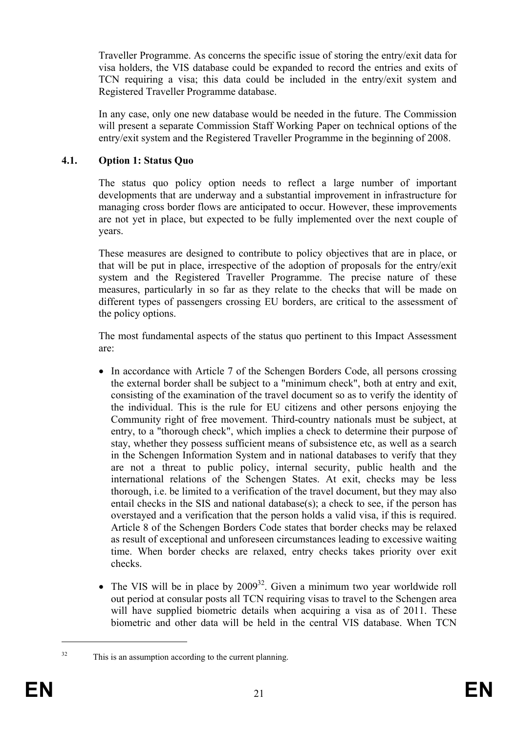Traveller Programme. As concerns the specific issue of storing the entry/exit data for visa holders, the VIS database could be expanded to record the entries and exits of TCN requiring a visa; this data could be included in the entry/exit system and Registered Traveller Programme database.

In any case, only one new database would be needed in the future. The Commission will present a separate Commission Staff Working Paper on technical options of the entry/exit system and the Registered Traveller Programme in the beginning of 2008.

### 4.1. Option 1: Status Quo

The status quo policy option needs to reflect a large number of important developments that are underway and a substantial improvement in infrastructure for managing cross border flows are anticipated to occur. However, these improvements are not yet in place, but expected to be fully implemented over the next couple of years.

These measures are designed to contribute to policy objectives that are in place, or that will be put in place, irrespective of the adoption of proposals for the entry/exit system and the Registered Traveller Programme. The precise nature of these measures, particularly in so far as they relate to the checks that will be made on different types of passengers crossing EU borders, are critical to the assessment of the policy options.

The most fundamental aspects of the status quo pertinent to this Impact Assessment are:

- In accordance with Article 7 of the Schengen Borders Code, all persons crossing the external border shall be subject to a "minimum check", both at entry and exit, consisting of the examination of the travel document so as to verify the identity of the individual. This is the rule for EU citizens and other persons enjoying the Community right of free movement. Third-country nationals must be subject, at entry, to a "thorough check", which implies a check to determine their purpose of stay, whether they possess sufficient means of subsistence etc, as well as a search in the Schengen Information System and in national databases to verify that they are not a threat to public policy, internal security, public health and the international relations of the Schengen States. At exit, checks may be less thorough, i.e. be limited to a verification of the travel document, but they may also entail checks in the SIS and national database(s); a check to see, if the person has overstayed and a verification that the person holds a valid visa, if this is required. Article 8 of the Schengen Borders Code states that border checks may be relaxed as result of exceptional and unforeseen circumstances leading to excessive waiting time. When border checks are relaxed, entry checks takes priority over exit checks.
- The VIS will be in place by 2009[32]. Given a minimum two year worldwide roll out period at consular posts all TCN requiring visas to travel to the Schengen area will have supplied biometric details when acquiring a visa as of 2011. These biometric and other data will be held in the central VIS database. When TCN

[32] This is an assumption according to the current planning.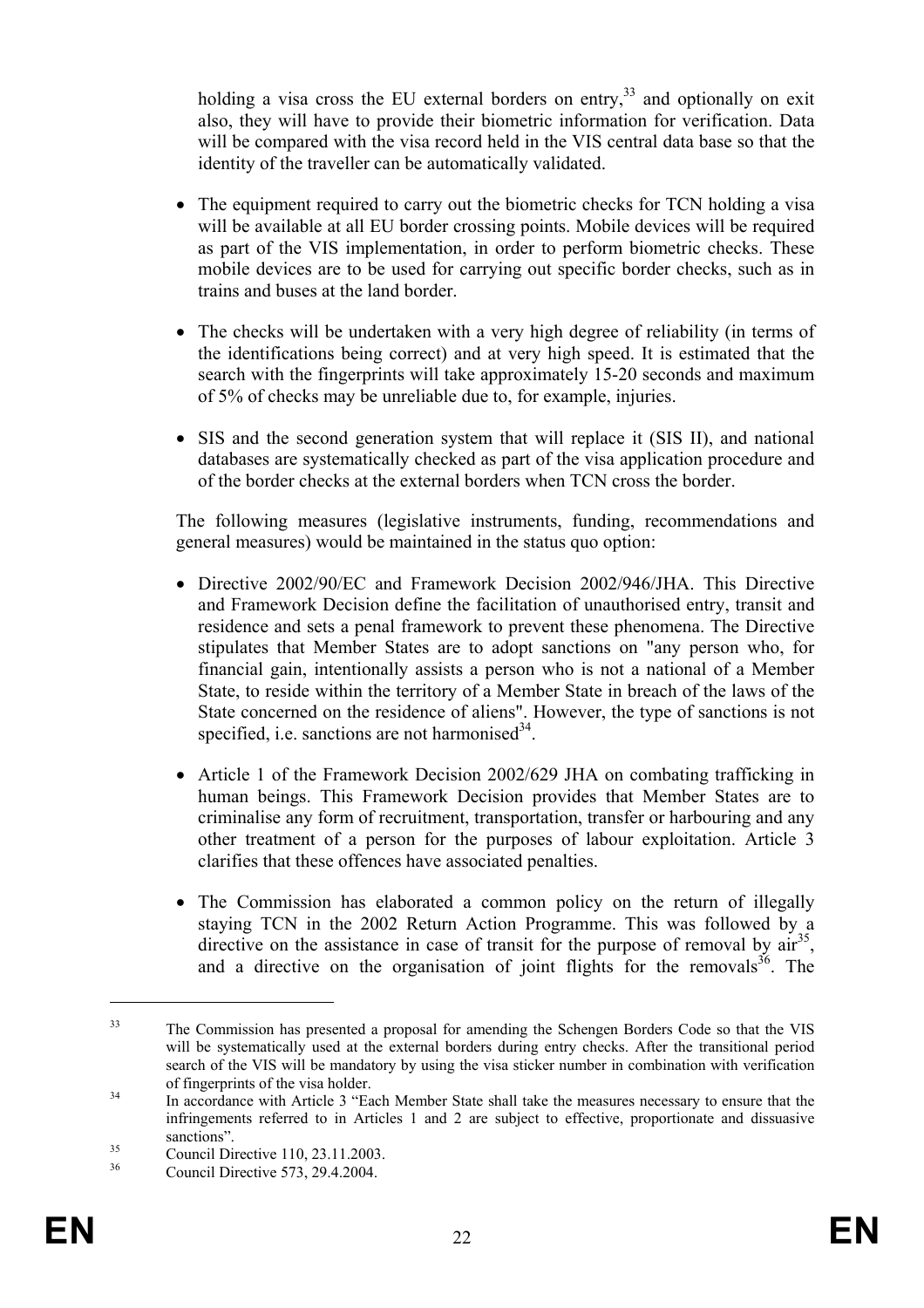holding a visa cross the EU external borders on entry,[33] and optionally on exit also, they will have to provide their biometric information for verification. Data will be compared with the visa record held in the VIS central data base so that the identity of the traveller can be automatically validated.

- The equipment required to carry out the biometric checks for TCN holding a visa will be available at all EU border crossing points. Mobile devices will be required as part of the VIS implementation, in order to perform biometric checks. These mobile devices are to be used for carrying out specific border checks, such as in trains and buses at the land border.
- The checks will be undertaken with a very high degree of reliability (in terms of the identifications being correct) and at very high speed. It is estimated that the search with the fingerprints will take approximately 15-20 seconds and maximum of 5% of checks may be unreliable due to, for example, injuries.
- SIS and the second generation system that will replace it (SIS II), and national databases are systematically checked as part of the visa application procedure and of the border checks at the external borders when TCN cross the border.

The following measures (legislative instruments, funding, recommendations and general measures) would be maintained in the status quo option:

- Directive 2002/90/EC and Framework Decision 2002/946/JHA. This Directive and Framework Decision define the facilitation of unauthorised entry, transit and residence and sets a penal framework to prevent these phenomena. The Directive stipulates that Member States are to adopt sanctions on "any person who, for financial gain, intentionally assists a person who is not a national of a Member State, to reside within the territory of a Member State in breach of the laws of the State concerned on the residence of aliens". However, the type of sanctions is not specified, i.e. sanctions are not harmonised[34].
- Article 1 of the Framework Decision 2002/629 JHA on combating trafficking in human beings. This Framework Decision provides that Member States are to criminalise any form of recruitment, transportation, transfer or harbouring and any other treatment of a person for the purposes of labour exploitation. Article 3 clarifies that these offences have associated penalties.
- The Commission has elaborated a common policy on the return of illegally staying TCN in the 2002 Return Action Programme. This was followed by a directive on the assistance in case of transit for the purpose of removal by air[35], and a directive on the organisation of joint flights for the removals[36]. The

---

[33] The Commission has presented a proposal for amending the Schengen Borders Code so that the VIS will be systematically used at the external borders during entry checks. After the transitional period search of the VIS will be mandatory by using the visa sticker number in combination with verification of fingerprints of the visa holder.

[34] In accordance with Article 3 "Each Member State shall take the measures necessary to ensure that the infringements referred to in Articles 1 and 2 are subject to effective, proportionate and dissuasive sanctions".

[35] Council Directive 110, 23.11.2003.

[36] Council Directive 573, 29.4.2004.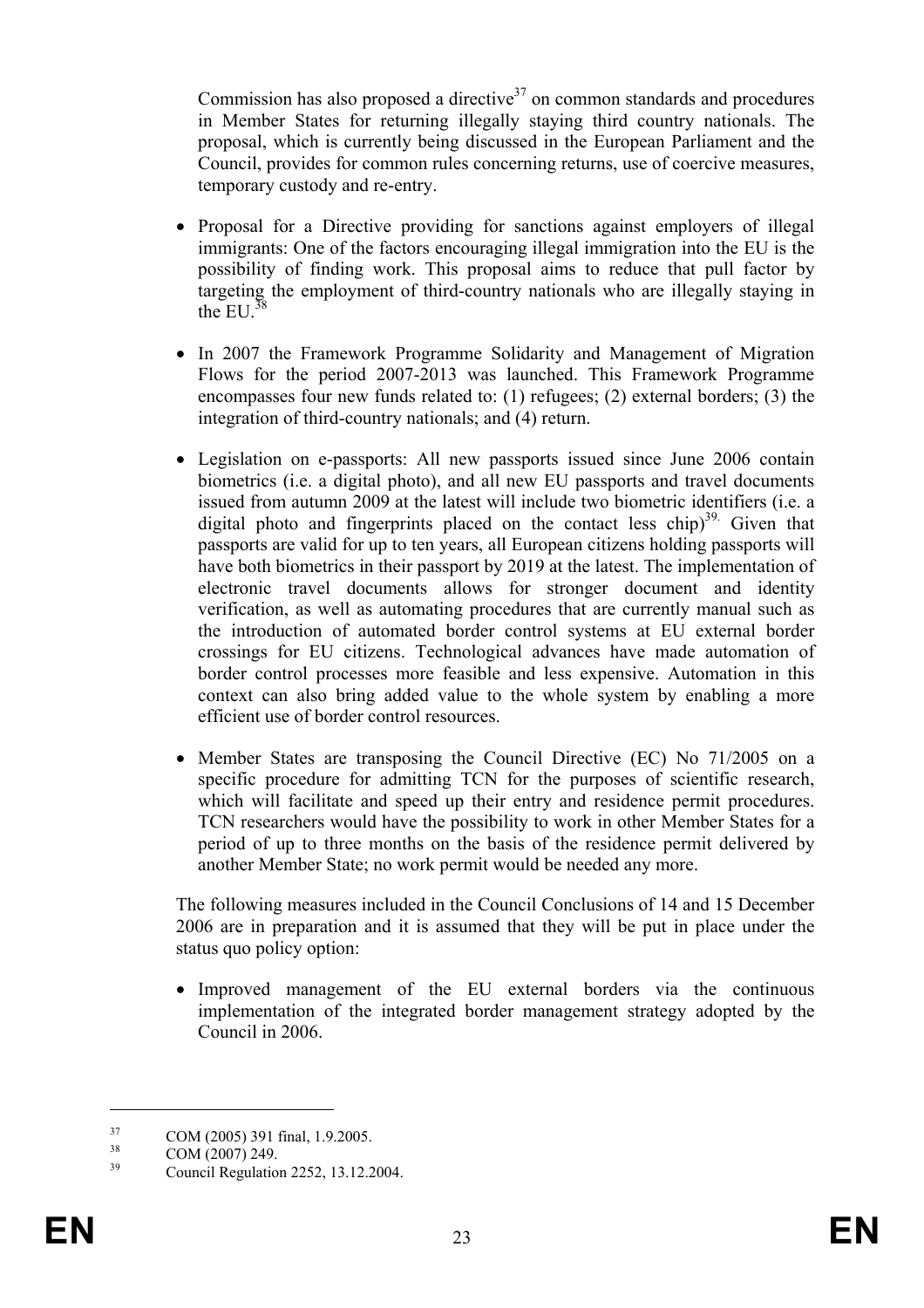Commission has also proposed a directive[37] on common standards and procedures in Member States for returning illegally staying third country nationals. The proposal, which is currently being discussed in the European Parliament and the Council, provides for common rules concerning returns, use of coercive measures, temporary custody and re-entry.

- Proposal for a Directive providing for sanctions against employers of illegal immigrants: One of the factors encouraging illegal immigration into the EU is the possibility of finding work. This proposal aims to reduce that pull factor by targeting the employment of third-country nationals who are illegally staying in the EU.[38]

- In 2007 the Framework Programme Solidarity and Management of Migration Flows for the period 2007-2013 was launched. This Framework Programme encompasses four new funds related to: (1) refugees; (2) external borders; (3) the integration of third-country nationals; and (4) return.

- Legislation on e-passports: All new passports issued since June 2006 contain biometrics (i.e. a digital photo), and all new EU passports and travel documents issued from autumn 2009 at the latest will include two biometric identifiers (i.e. a digital photo and fingerprints placed on the contact less chip)[39]. Given that passports are valid for up to ten years, all European citizens holding passports will have both biometrics in their passport by 2019 at the latest. The implementation of electronic travel documents allows for stronger document and identity verification, as well as automating procedures that are currently manual such as the introduction of automated border control systems at EU external border crossings for EU citizens. Technological advances have made automation of border control processes more feasible and less expensive. Automation in this context can also bring added value to the whole system by enabling a more efficient use of border control resources.

- Member States are transposing the Council Directive (EC) No 71/2005 on a specific procedure for admitting TCN for the purposes of scientific research, which will facilitate and speed up their entry and residence permit procedures. TCN researchers would have the possibility to work in other Member States for a period of up to three months on the basis of the residence permit delivered by another Member State; no work permit would be needed any more.

The following measures included in the Council Conclusions of 14 and 15 December 2006 are in preparation and it is assumed that they will be put in place under the status quo policy option:

- Improved management of the EU external borders via the continuous implementation of the integrated border management strategy adopted by the Council in 2006.

---

[37] COM (2005) 391 final, 1.9.2005.

[38] COM (2007) 249.

[39] Council Regulation 2252, 13.12.2004.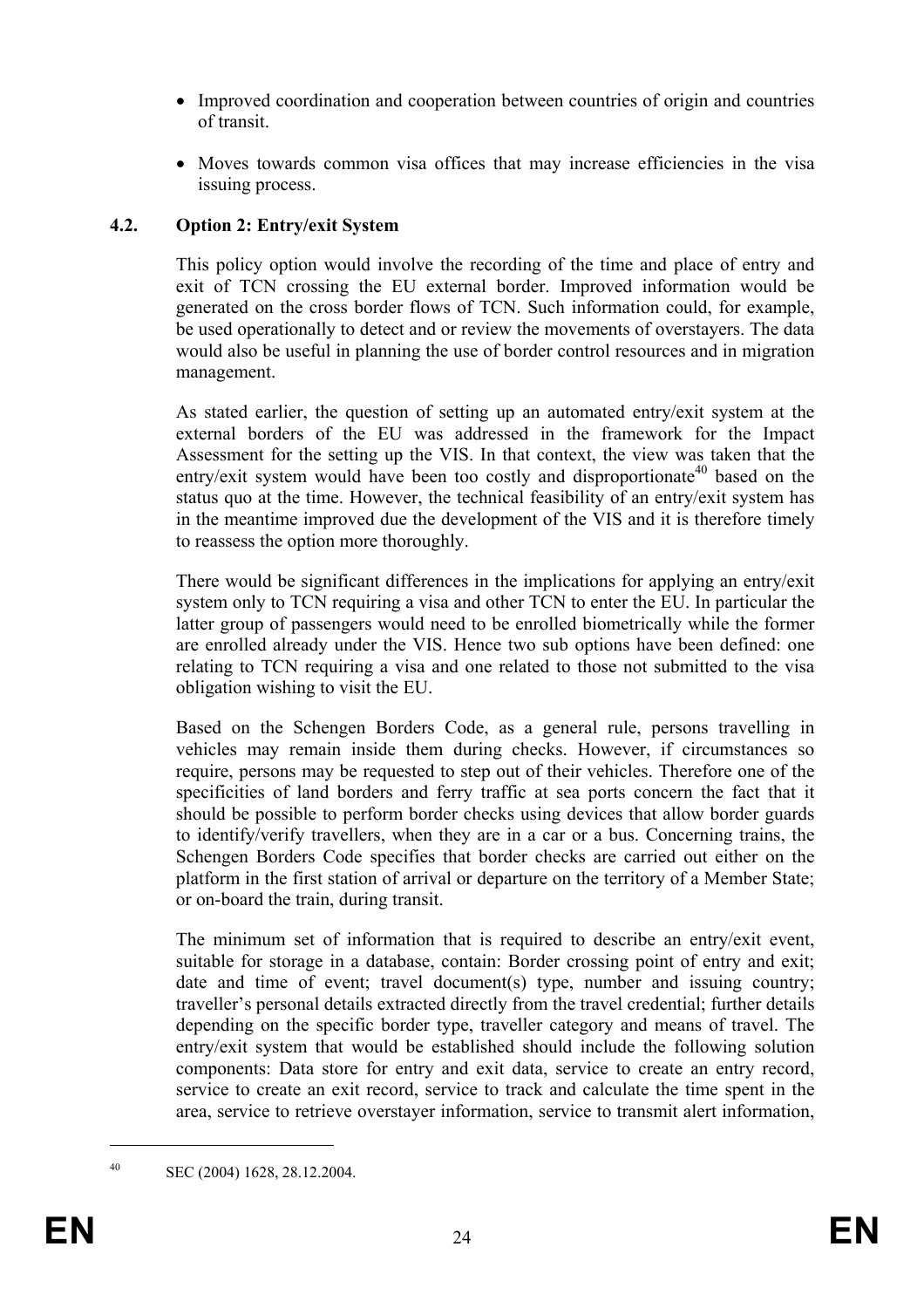- Improved coordination and cooperation between countries of origin and countries of transit.
- Moves towards common visa offices that may increase efficiencies in the visa issuing process.

### 4.2. Option 2: Entry/exit System

This policy option would involve the recording of the time and place of entry and exit of TCN crossing the EU external border. Improved information would be generated on the cross border flows of TCN. Such information could, for example, be used operationally to detect and or review the movements of overstayers. The data would also be useful in planning the use of border control resources and in migration management.

As stated earlier, the question of setting up an automated entry/exit system at the external borders of the EU was addressed in the framework for the Impact Assessment for the setting up the VIS. In that context, the view was taken that the entry/exit system would have been too costly and disproportionate[40] based on the status quo at the time. However, the technical feasibility of an entry/exit system has in the meantime improved due the development of the VIS and it is therefore timely to reassess the option more thoroughly.

There would be significant differences in the implications for applying an entry/exit system only to TCN requiring a visa and other TCN to enter the EU. In particular the latter group of passengers would need to be enrolled biometrically while the former are enrolled already under the VIS. Hence two sub options have been defined: one relating to TCN requiring a visa and one related to those not submitted to the visa obligation wishing to visit the EU.

Based on the Schengen Borders Code, as a general rule, persons travelling in vehicles may remain inside them during checks. However, if circumstances so require, persons may be requested to step out of their vehicles. Therefore one of the specificities of land borders and ferry traffic at sea ports concern the fact that it should be possible to perform border checks using devices that allow border guards to identify/verify travellers, when they are in a car or a bus. Concerning trains, the Schengen Borders Code specifies that border checks are carried out either on the platform in the first station of arrival or departure on the territory of a Member State; or on-board the train, during transit.

The minimum set of information that is required to describe an entry/exit event, suitable for storage in a database, contain: Border crossing point of entry and exit; date and time of event; travel document(s) type, number and issuing country; traveller's personal details extracted directly from the travel credential; further details depending on the specific border type, traveller category and means of travel. The entry/exit system that would be established should include the following solution components: Data store for entry and exit data, service to create an entry record, service to create an exit record, service to track and calculate the time spent in the area, service to retrieve overstayer information, service to transmit alert information,

---

[40] SEC (2004) 1628, 28.12.2004.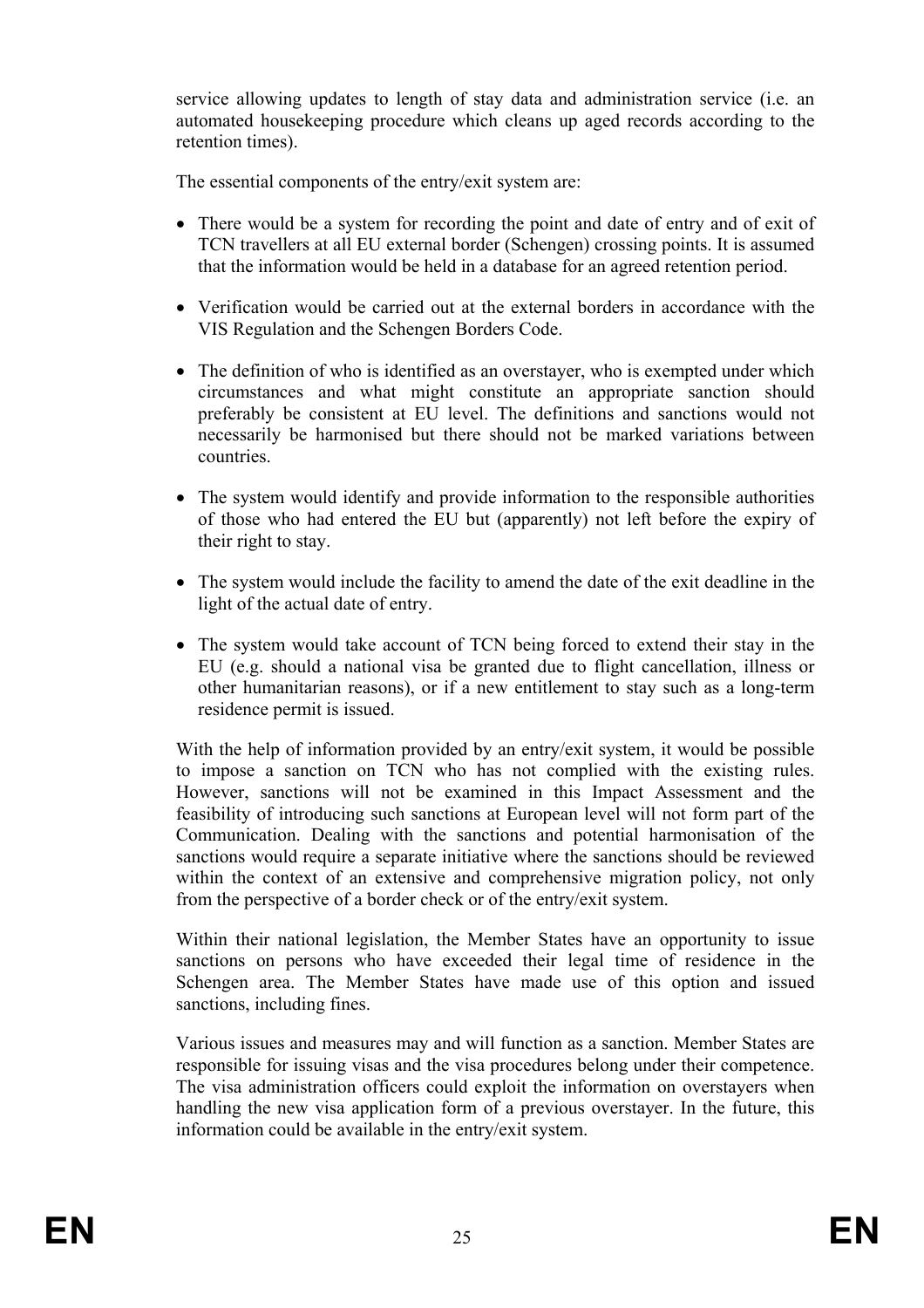service allowing updates to length of stay data and administration service (i.e. an automated housekeeping procedure which cleans up aged records according to the retention times).

The essential components of the entry/exit system are:

- There would be a system for recording the point and date of entry and of exit of TCN travellers at all EU external border (Schengen) crossing points. It is assumed that the information would be held in a database for an agreed retention period.
- Verification would be carried out at the external borders in accordance with the VIS Regulation and the Schengen Borders Code.
- The definition of who is identified as an overstayer, who is exempted under which circumstances and what might constitute an appropriate sanction should preferably be consistent at EU level. The definitions and sanctions would not necessarily be harmonised but there should not be marked variations between countries.
- The system would identify and provide information to the responsible authorities of those who had entered the EU but (apparently) not left before the expiry of their right to stay.
- The system would include the facility to amend the date of the exit deadline in the light of the actual date of entry.
- The system would take account of TCN being forced to extend their stay in the EU (e.g. should a national visa be granted due to flight cancellation, illness or other humanitarian reasons), or if a new entitlement to stay such as a long-term residence permit is issued.

With the help of information provided by an entry/exit system, it would be possible to impose a sanction on TCN who has not complied with the existing rules. However, sanctions will not be examined in this Impact Assessment and the feasibility of introducing such sanctions at European level will not form part of the Communication. Dealing with the sanctions and potential harmonisation of the sanctions would require a separate initiative where the sanctions should be reviewed within the context of an extensive and comprehensive migration policy, not only from the perspective of a border check or of the entry/exit system.

Within their national legislation, the Member States have an opportunity to issue sanctions on persons who have exceeded their legal time of residence in the Schengen area. The Member States have made use of this option and issued sanctions, including fines.

Various issues and measures may and will function as a sanction. Member States are responsible for issuing visas and the visa procedures belong under their competence. The visa administration officers could exploit the information on overstayers when handling the new visa application form of a previous overstayer. In the future, this information could be available in the entry/exit system.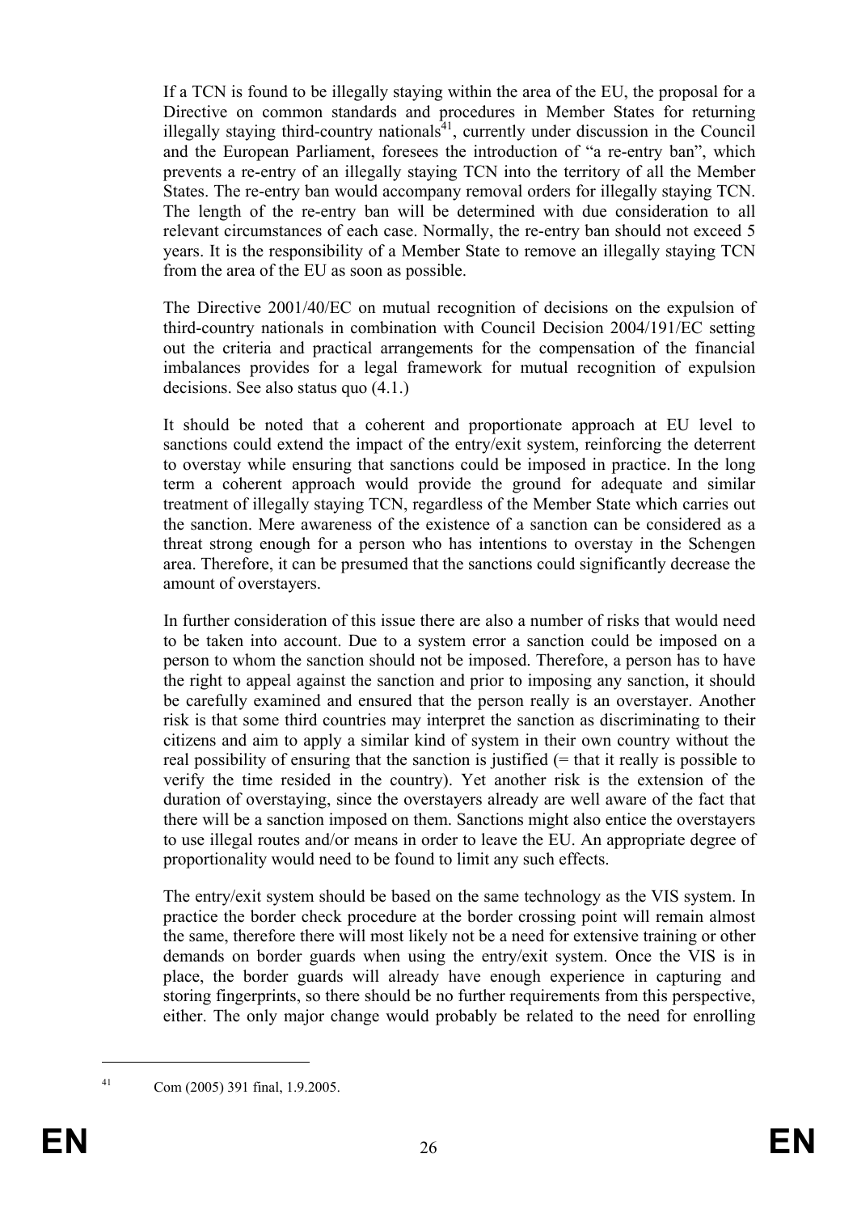If a TCN is found to be illegally staying within the area of the EU, the proposal for a Directive on common standards and procedures in Member States for returning illegally staying third-country nationals[41], currently under discussion in the Council and the European Parliament, foresees the introduction of "a re-entry ban", which prevents a re-entry of an illegally staying TCN into the territory of all the Member States. The re-entry ban would accompany removal orders for illegally staying TCN. The length of the re-entry ban will be determined with due consideration to all relevant circumstances of each case. Normally, the re-entry ban should not exceed 5 years. It is the responsibility of a Member State to remove an illegally staying TCN from the area of the EU as soon as possible.

The Directive 2001/40/EC on mutual recognition of decisions on the expulsion of third-country nationals in combination with Council Decision 2004/191/EC setting out the criteria and practical arrangements for the compensation of the financial imbalances provides for a legal framework for mutual recognition of expulsion decisions. See also status quo (4.1.)

It should be noted that a coherent and proportionate approach at EU level to sanctions could extend the impact of the entry/exit system, reinforcing the deterrent to overstay while ensuring that sanctions could be imposed in practice. In the long term a coherent approach would provide the ground for adequate and similar treatment of illegally staying TCN, regardless of the Member State which carries out the sanction. Mere awareness of the existence of a sanction can be considered as a threat strong enough for a person who has intentions to overstay in the Schengen area. Therefore, it can be presumed that the sanctions could significantly decrease the amount of overstayers.

In further consideration of this issue there are also a number of risks that would need to be taken into account. Due to a system error a sanction could be imposed on a person to whom the sanction should not be imposed. Therefore, a person has to have the right to appeal against the sanction and prior to imposing any sanction, it should be carefully examined and ensured that the person really is an overstayer. Another risk is that some third countries may interpret the sanction as discriminating to their citizens and aim to apply a similar kind of system in their own country without the real possibility of ensuring that the sanction is justified (= that it really is possible to verify the time resided in the country). Yet another risk is the extension of the duration of overstaying, since the overstayers already are well aware of the fact that there will be a sanction imposed on them. Sanctions might also entice the overstayers to use illegal routes and/or means in order to leave the EU. An appropriate degree of proportionality would need to be found to limit any such effects.

The entry/exit system should be based on the same technology as the VIS system. In practice the border check procedure at the border crossing point will remain almost the same, therefore there will most likely not be a need for extensive training or other demands on border guards when using the entry/exit system. Once the VIS is in place, the border guards will already have enough experience in capturing and storing fingerprints, so there should be no further requirements from this perspective, either. The only major change would probably be related to the need for enrolling

[41] Com (2005) 391 final, 1.9.2005.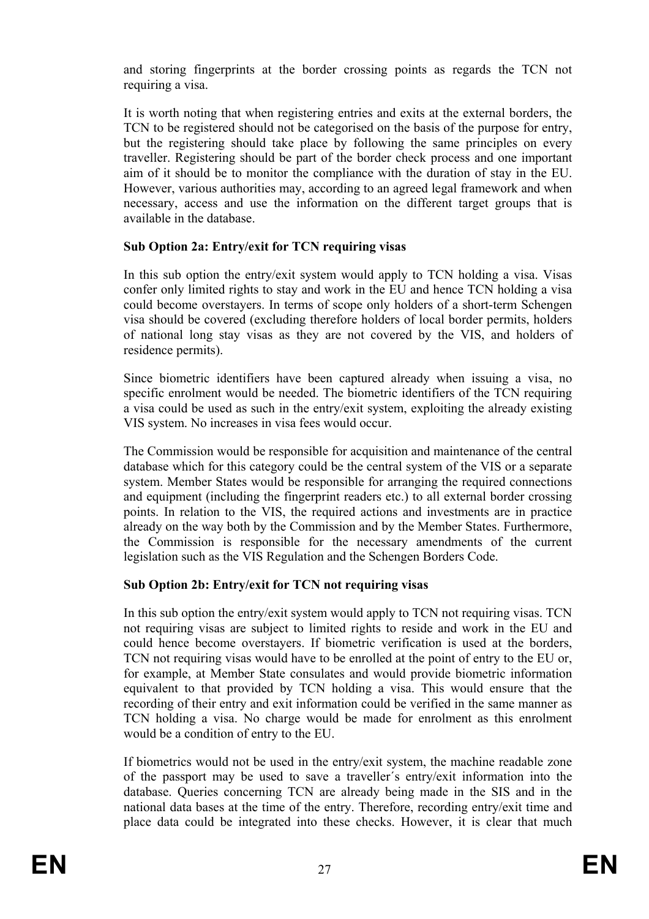and storing fingerprints at the border crossing points as regards the TCN not requiring a visa.

It is worth noting that when registering entries and exits at the external borders, the TCN to be registered should not be categorised on the basis of the purpose for entry, but the registering should take place by following the same principles on every traveller. Registering should be part of the border check process and one important aim of it should be to monitor the compliance with the duration of stay in the EU. However, various authorities may, according to an agreed legal framework and when necessary, access and use the information on the different target groups that is available in the database.

**Sub Option 2a: Entry/exit for TCN requiring visas**

In this sub option the entry/exit system would apply to TCN holding a visa. Visas confer only limited rights to stay and work in the EU and hence TCN holding a visa could become overstayers. In terms of scope only holders of a short-term Schengen visa should be covered (excluding therefore holders of local border permits, holders of national long stay visas as they are not covered by the VIS, and holders of residence permits).

Since biometric identifiers have been captured already when issuing a visa, no specific enrolment would be needed. The biometric identifiers of the TCN requiring a visa could be used as such in the entry/exit system, exploiting the already existing VIS system. No increases in visa fees would occur.

The Commission would be responsible for acquisition and maintenance of the central database which for this category could be the central system of the VIS or a separate system. Member States would be responsible for arranging the required connections and equipment (including the fingerprint readers etc.) to all external border crossing points. In relation to the VIS, the required actions and investments are in practice already on the way both by the Commission and by the Member States. Furthermore, the Commission is responsible for the necessary amendments of the current legislation such as the VIS Regulation and the Schengen Borders Code.

**Sub Option 2b: Entry/exit for TCN not requiring visas**

In this sub option the entry/exit system would apply to TCN not requiring visas. TCN not requiring visas are subject to limited rights to reside and work in the EU and could hence become overstayers. If biometric verification is used at the borders, TCN not requiring visas would have to be enrolled at the point of entry to the EU or, for example, at Member State consulates and would provide biometric information equivalent to that provided by TCN holding a visa. This would ensure that the recording of their entry and exit information could be verified in the same manner as TCN holding a visa. No charge would be made for enrolment as this enrolment would be a condition of entry to the EU.

If biometrics would not be used in the entry/exit system, the machine readable zone of the passport may be used to save a traveller´s entry/exit information into the database. Queries concerning TCN are already being made in the SIS and in the national data bases at the time of the entry. Therefore, recording entry/exit time and place data could be integrated into these checks. However, it is clear that much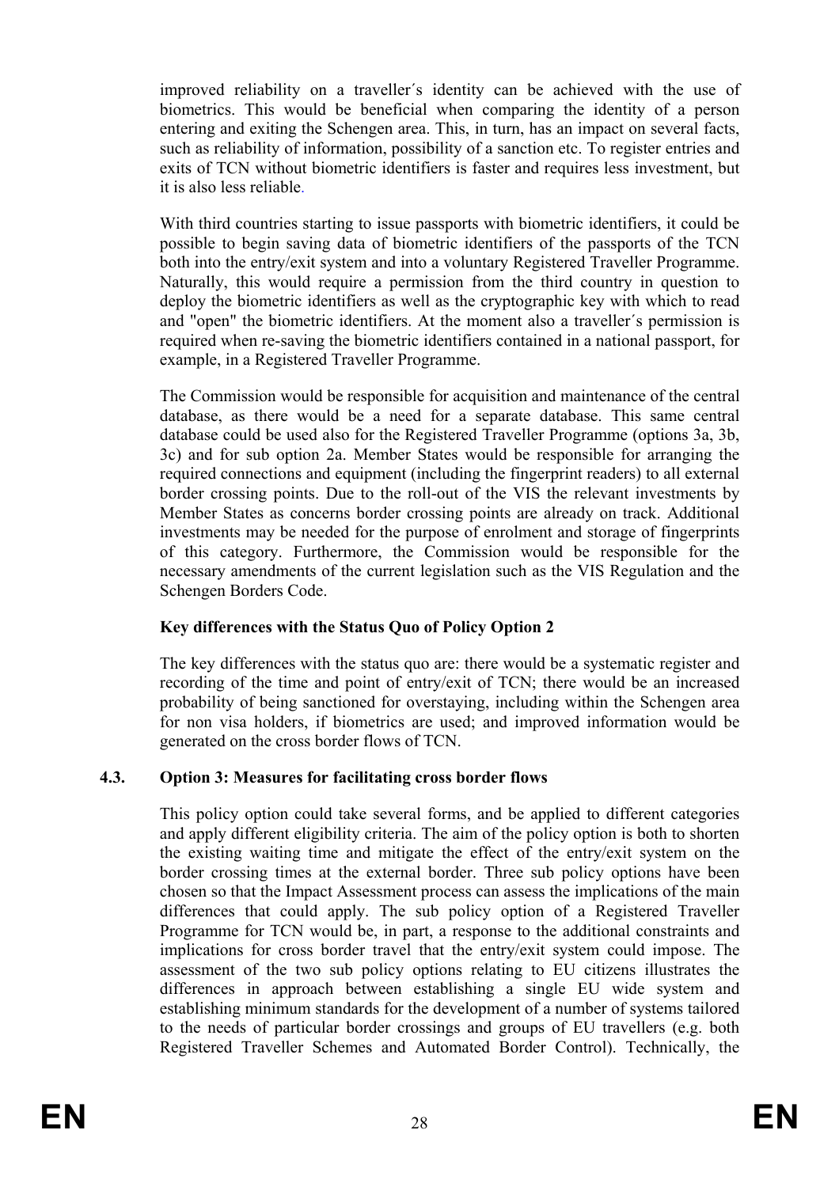improved reliability on a traveller´s identity can be achieved with the use of biometrics. This would be beneficial when comparing the identity of a person entering and exiting the Schengen area. This, in turn, has an impact on several facts, such as reliability of information, possibility of a sanction etc. To register entries and exits of TCN without biometric identifiers is faster and requires less investment, but it is also less reliable.

With third countries starting to issue passports with biometric identifiers, it could be possible to begin saving data of biometric identifiers of the passports of the TCN both into the entry/exit system and into a voluntary Registered Traveller Programme. Naturally, this would require a permission from the third country in question to deploy the biometric identifiers as well as the cryptographic key with which to read and "open" the biometric identifiers. At the moment also a traveller´s permission is required when re-saving the biometric identifiers contained in a national passport, for example, in a Registered Traveller Programme.

The Commission would be responsible for acquisition and maintenance of the central database, as there would be a need for a separate database. This same central database could be used also for the Registered Traveller Programme (options 3a, 3b, 3c) and for sub option 2a. Member States would be responsible for arranging the required connections and equipment (including the fingerprint readers) to all external border crossing points. Due to the roll-out of the VIS the relevant investments by Member States as concerns border crossing points are already on track. Additional investments may be needed for the purpose of enrolment and storage of fingerprints of this category. Furthermore, the Commission would be responsible for the necessary amendments of the current legislation such as the VIS Regulation and the Schengen Borders Code.

**Key differences with the Status Quo of Policy Option 2**

The key differences with the status quo are: there would be a systematic register and recording of the time and point of entry/exit of TCN; there would be an increased probability of being sanctioned for overstaying, including within the Schengen area for non visa holders, if biometrics are used; and improved information would be generated on the cross border flows of TCN.

### 4.3. Option 3: Measures for facilitating cross border flows

This policy option could take several forms, and be applied to different categories and apply different eligibility criteria. The aim of the policy option is both to shorten the existing waiting time and mitigate the effect of the entry/exit system on the border crossing times at the external border. Three sub policy options have been chosen so that the Impact Assessment process can assess the implications of the main differences that could apply. The sub policy option of a Registered Traveller Programme for TCN would be, in part, a response to the additional constraints and implications for cross border travel that the entry/exit system could impose. The assessment of the two sub policy options relating to EU citizens illustrates the differences in approach between establishing a single EU wide system and establishing minimum standards for the development of a number of systems tailored to the needs of particular border crossings and groups of EU travellers (e.g. both Registered Traveller Schemes and Automated Border Control). Technically, the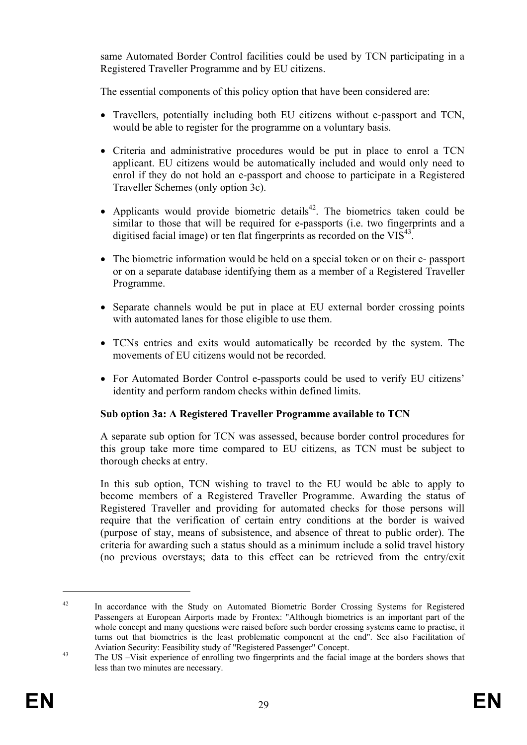same Automated Border Control facilities could be used by TCN participating in a Registered Traveller Programme and by EU citizens.

The essential components of this policy option that have been considered are:

- Travellers, potentially including both EU citizens without e-passport and TCN, would be able to register for the programme on a voluntary basis.
- Criteria and administrative procedures would be put in place to enrol a TCN applicant. EU citizens would be automatically included and would only need to enrol if they do not hold an e-passport and choose to participate in a Registered Traveller Schemes (only option 3c).
- Applicants would provide biometric details[42]. The biometrics taken could be similar to those that will be required for e-passports (i.e. two fingerprints and a digitised facial image) or ten flat fingerprints as recorded on the VIS[43].
- The biometric information would be held on a special token or on their e- passport or on a separate database identifying them as a member of a Registered Traveller Programme.
- Separate channels would be put in place at EU external border crossing points with automated lanes for those eligible to use them.
- TCNs entries and exits would automatically be recorded by the system. The movements of EU citizens would not be recorded.
- For Automated Border Control e-passports could be used to verify EU citizens' identity and perform random checks within defined limits.

**Sub option 3a: A Registered Traveller Programme available to TCN**

A separate sub option for TCN was assessed, because border control procedures for this group take more time compared to EU citizens, as TCN must be subject to thorough checks at entry.

In this sub option, TCN wishing to travel to the EU would be able to apply to become members of a Registered Traveller Programme. Awarding the status of Registered Traveller and providing for automated checks for those persons will require that the verification of certain entry conditions at the border is waived (purpose of stay, means of subsistence, and absence of threat to public order). The criteria for awarding such a status should as a minimum include a solid travel history (no previous overstays; data to this effect can be retrieved from the entry/exit

---

[42] In accordance with the Study on Automated Biometric Border Crossing Systems for Registered Passengers at European Airports made by Frontex: "Although biometrics is an important part of the whole concept and many questions were raised before such border crossing systems came to practise, it turns out that biometrics is the least problematic component at the end". See also Facilitation of Aviation Security: Feasibility study of "Registered Passenger" Concept.

[43] The US –Visit experience of enrolling two fingerprints and the facial image at the borders shows that less than two minutes are necessary.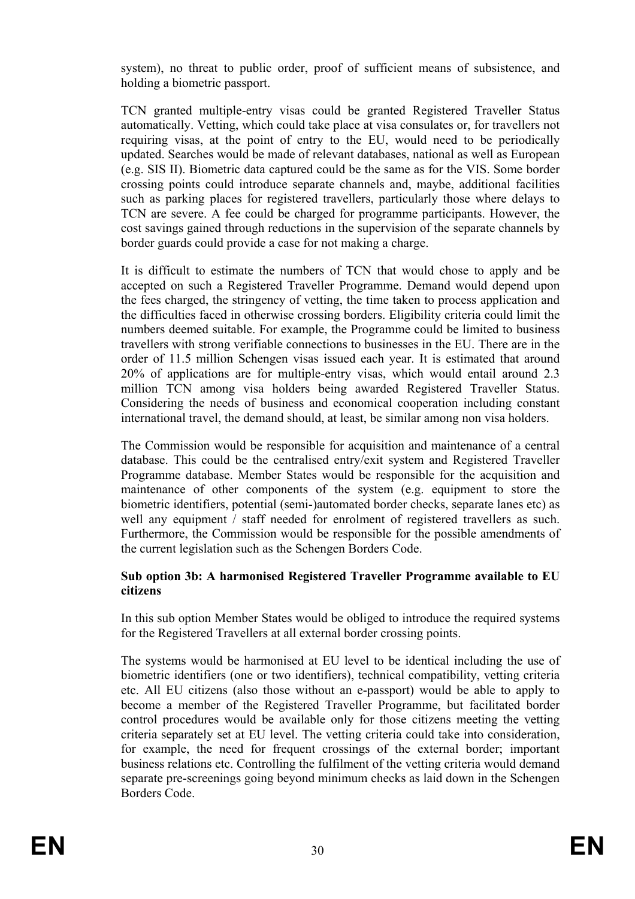system), no threat to public order, proof of sufficient means of subsistence, and holding a biometric passport.

TCN granted multiple-entry visas could be granted Registered Traveller Status automatically. Vetting, which could take place at visa consulates or, for travellers not requiring visas, at the point of entry to the EU, would need to be periodically updated. Searches would be made of relevant databases, national as well as European (e.g. SIS II). Biometric data captured could be the same as for the VIS. Some border crossing points could introduce separate channels and, maybe, additional facilities such as parking places for registered travellers, particularly those where delays to TCN are severe. A fee could be charged for programme participants. However, the cost savings gained through reductions in the supervision of the separate channels by border guards could provide a case for not making a charge.

It is difficult to estimate the numbers of TCN that would chose to apply and be accepted on such a Registered Traveller Programme. Demand would depend upon the fees charged, the stringency of vetting, the time taken to process application and the difficulties faced in otherwise crossing borders. Eligibility criteria could limit the numbers deemed suitable. For example, the Programme could be limited to business travellers with strong verifiable connections to businesses in the EU. There are in the order of 11.5 million Schengen visas issued each year. It is estimated that around 20% of applications are for multiple-entry visas, which would entail around 2.3 million TCN among visa holders being awarded Registered Traveller Status. Considering the needs of business and economical cooperation including constant international travel, the demand should, at least, be similar among non visa holders.

The Commission would be responsible for acquisition and maintenance of a central database. This could be the centralised entry/exit system and Registered Traveller Programme database. Member States would be responsible for the acquisition and maintenance of other components of the system (e.g. equipment to store the biometric identifiers, potential (semi-)automated border checks, separate lanes etc) as well any equipment / staff needed for enrolment of registered travellers as such. Furthermore, the Commission would be responsible for the possible amendments of the current legislation such as the Schengen Borders Code.

**Sub option 3b: A harmonised Registered Traveller Programme available to EU citizens**

In this sub option Member States would be obliged to introduce the required systems for the Registered Travellers at all external border crossing points.

The systems would be harmonised at EU level to be identical including the use of biometric identifiers (one or two identifiers), technical compatibility, vetting criteria etc. All EU citizens (also those without an e-passport) would be able to apply to become a member of the Registered Traveller Programme, but facilitated border control procedures would be available only for those citizens meeting the vetting criteria separately set at EU level. The vetting criteria could take into consideration, for example, the need for frequent crossings of the external border; important business relations etc. Controlling the fulfilment of the vetting criteria would demand separate pre-screenings going beyond minimum checks as laid down in the Schengen Borders Code.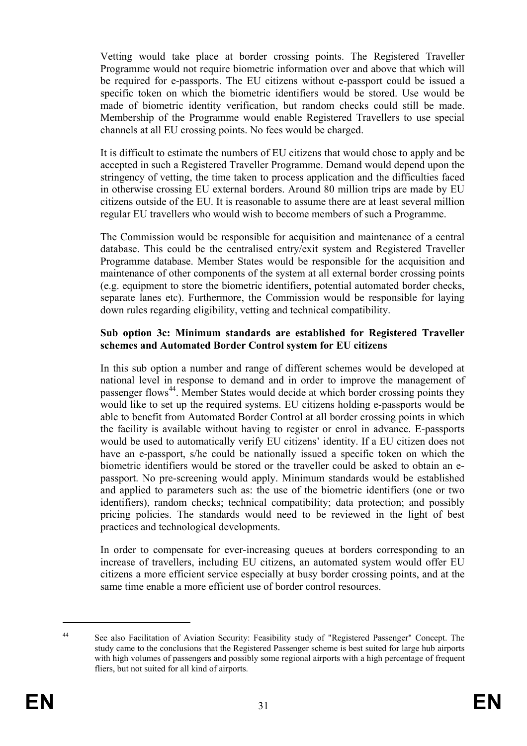Vetting would take place at border crossing points. The Registered Traveller Programme would not require biometric information over and above that which will be required for e-passports. The EU citizens without e-passport could be issued a specific token on which the biometric identifiers would be stored. Use would be made of biometric identity verification, but random checks could still be made. Membership of the Programme would enable Registered Travellers to use special channels at all EU crossing points. No fees would be charged.

It is difficult to estimate the numbers of EU citizens that would chose to apply and be accepted in such a Registered Traveller Programme. Demand would depend upon the stringency of vetting, the time taken to process application and the difficulties faced in otherwise crossing EU external borders. Around 80 million trips are made by EU citizens outside of the EU. It is reasonable to assume there are at least several million regular EU travellers who would wish to become members of such a Programme.

The Commission would be responsible for acquisition and maintenance of a central database. This could be the centralised entry/exit system and Registered Traveller Programme database. Member States would be responsible for the acquisition and maintenance of other components of the system at all external border crossing points (e.g. equipment to store the biometric identifiers, potential automated border checks, separate lanes etc). Furthermore, the Commission would be responsible for laying down rules regarding eligibility, vetting and technical compatibility.

**Sub option 3c: Minimum standards are established for Registered Traveller schemes and Automated Border Control system for EU citizens**

In this sub option a number and range of different schemes would be developed at national level in response to demand and in order to improve the management of passenger flows[44]. Member States would decide at which border crossing points they would like to set up the required systems. EU citizens holding e-passports would be able to benefit from Automated Border Control at all border crossing points in which the facility is available without having to register or enrol in advance. E-passports would be used to automatically verify EU citizens' identity. If a EU citizen does not have an e-passport, s/he could be nationally issued a specific token on which the biometric identifiers would be stored or the traveller could be asked to obtain an e-passport. No pre-screening would apply. Minimum standards would be established and applied to parameters such as: the use of the biometric identifiers (one or two identifiers), random checks; technical compatibility; data protection; and possibly pricing policies. The standards would need to be reviewed in the light of best practices and technological developments.

In order to compensate for ever-increasing queues at borders corresponding to an increase of travellers, including EU citizens, an automated system would offer EU citizens a more efficient service especially at busy border crossing points, and at the same time enable a more efficient use of border control resources.

[44] See also Facilitation of Aviation Security: Feasibility study of "Registered Passenger" Concept. The study came to the conclusions that the Registered Passenger scheme is best suited for large hub airports with high volumes of passengers and possibly some regional airports with a high percentage of frequent fliers, but not suited for all kind of airports.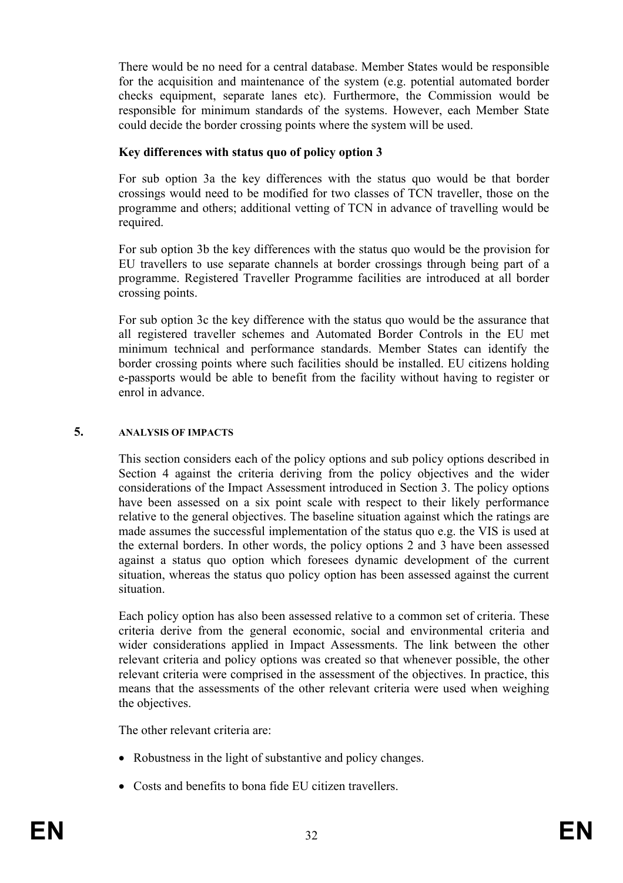There would be no need for a central database. Member States would be responsible for the acquisition and maintenance of the system (e.g. potential automated border checks equipment, separate lanes etc). Furthermore, the Commission would be responsible for minimum standards of the systems. However, each Member State could decide the border crossing points where the system will be used.

**Key differences with status quo of policy option 3**

For sub option 3a the key differences with the status quo would be that border crossings would need to be modified for two classes of TCN traveller, those on the programme and others; additional vetting of TCN in advance of travelling would be required.

For sub option 3b the key differences with the status quo would be the provision for EU travellers to use separate channels at border crossings through being part of a programme. Registered Traveller Programme facilities are introduced at all border crossing points.

For sub option 3c the key difference with the status quo would be the assurance that all registered traveller schemes and Automated Border Controls in the EU met minimum technical and performance standards. Member States can identify the border crossing points where such facilities should be installed. EU citizens holding e-passports would be able to benefit from the facility without having to register or enrol in advance.

## 5. ANALYSIS OF IMPACTS

This section considers each of the policy options and sub policy options described in Section 4 against the criteria deriving from the policy objectives and the wider considerations of the Impact Assessment introduced in Section 3. The policy options have been assessed on a six point scale with respect to their likely performance relative to the general objectives. The baseline situation against which the ratings are made assumes the successful implementation of the status quo e.g. the VIS is used at the external borders. In other words, the policy options 2 and 3 have been assessed against a status quo option which foresees dynamic development of the current situation, whereas the status quo policy option has been assessed against the current situation.

Each policy option has also been assessed relative to a common set of criteria. These criteria derive from the general economic, social and environmental criteria and wider considerations applied in Impact Assessments. The link between the other relevant criteria and policy options was created so that whenever possible, the other relevant criteria were comprised in the assessment of the objectives. In practice, this means that the assessments of the other relevant criteria were used when weighing the objectives.

The other relevant criteria are:

- Robustness in the light of substantive and policy changes.
- Costs and benefits to bona fide EU citizen travellers.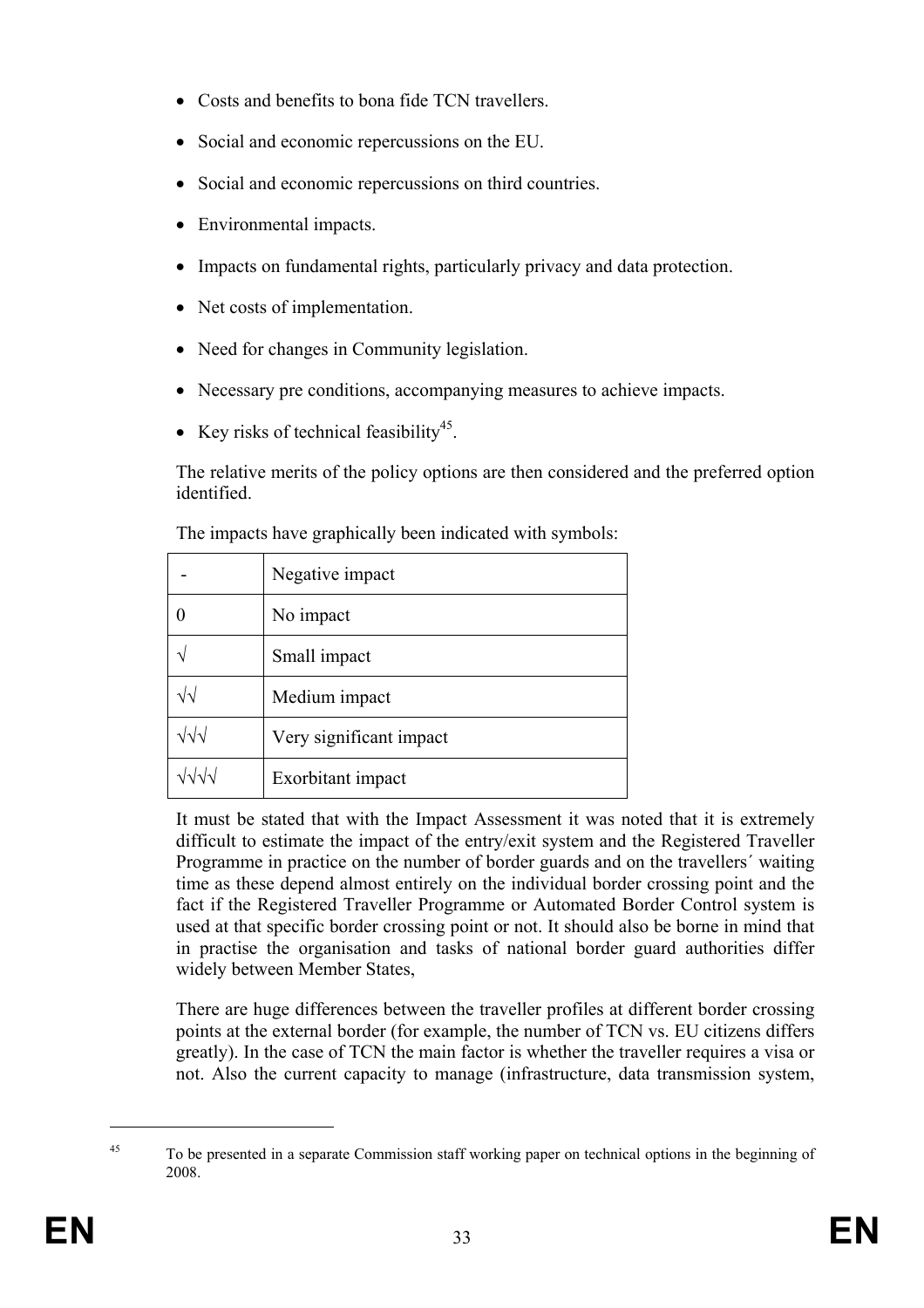- Costs and benefits to bona fide TCN travellers.
- Social and economic repercussions on the EU.
- Social and economic repercussions on third countries.
- Environmental impacts.
- Impacts on fundamental rights, particularly privacy and data protection.
- Net costs of implementation.
- Need for changes in Community legislation.
- Necessary pre conditions, accompanying measures to achieve impacts.
- Key risks of technical feasibility[45].

The relative merits of the policy options are then considered and the preferred option identified.

The impacts have graphically been indicated with symbols:

| - | Negative impact |
|---|---|
| 0 | No impact |
| √ | Small impact |
| √√ | Medium impact |
| √√√ | Very significant impact |
| √√√√ | Exorbitant impact |

It must be stated that with the Impact Assessment it was noted that it is extremely difficult to estimate the impact of the entry/exit system and the Registered Traveller Programme in practice on the number of border guards and on the travellers´ waiting time as these depend almost entirely on the individual border crossing point and the fact if the Registered Traveller Programme or Automated Border Control system is used at that specific border crossing point or not. It should also be borne in mind that in practise the organisation and tasks of national border guard authorities differ widely between Member States,

There are huge differences between the traveller profiles at different border crossing points at the external border (for example, the number of TCN vs. EU citizens differs greatly). In the case of TCN the main factor is whether the traveller requires a visa or not. Also the current capacity to manage (infrastructure, data transmission system,

[45] To be presented in a separate Commission staff working paper on technical options in the beginning of 2008.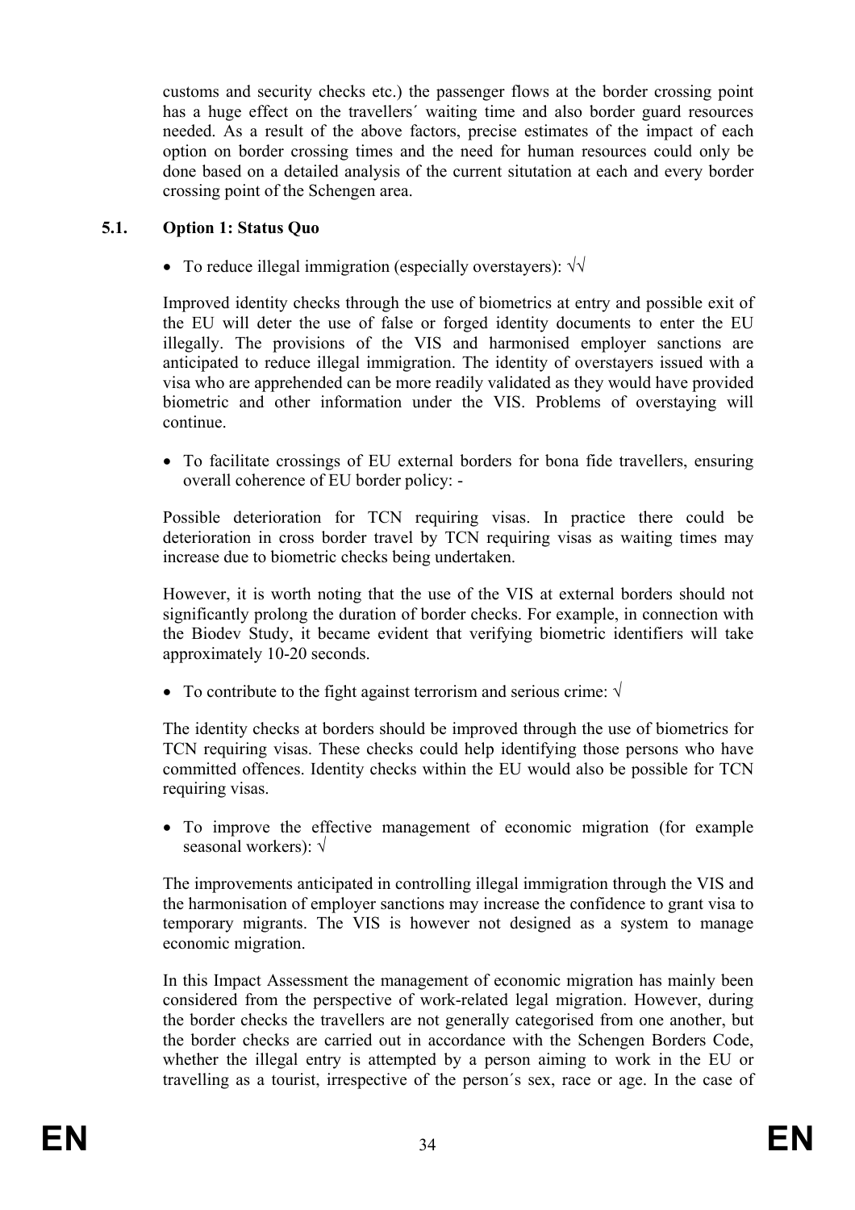customs and security checks etc.) the passenger flows at the border crossing point has a huge effect on the travellers´ waiting time and also border guard resources needed. As a result of the above factors, precise estimates of the impact of each option on border crossing times and the need for human resources could only be done based on a detailed analysis of the current situtation at each and every border crossing point of the Schengen area.

## 5.1. Option 1: Status Quo

- To reduce illegal immigration (especially overstayers): √√

Improved identity checks through the use of biometrics at entry and possible exit of the EU will deter the use of false or forged identity documents to enter the EU illegally. The provisions of the VIS and harmonised employer sanctions are anticipated to reduce illegal immigration. The identity of overstayers issued with a visa who are apprehended can be more readily validated as they would have provided biometric and other information under the VIS. Problems of overstaying will continue.

- To facilitate crossings of EU external borders for bona fide travellers, ensuring overall coherence of EU border policy: -

Possible deterioration for TCN requiring visas. In practice there could be deterioration in cross border travel by TCN requiring visas as waiting times may increase due to biometric checks being undertaken.

However, it is worth noting that the use of the VIS at external borders should not significantly prolong the duration of border checks. For example, in connection with the Biodev Study, it became evident that verifying biometric identifiers will take approximately 10-20 seconds.

- To contribute to the fight against terrorism and serious crime: √

The identity checks at borders should be improved through the use of biometrics for TCN requiring visas. These checks could help identifying those persons who have committed offences. Identity checks within the EU would also be possible for TCN requiring visas.

- To improve the effective management of economic migration (for example seasonal workers): √

The improvements anticipated in controlling illegal immigration through the VIS and the harmonisation of employer sanctions may increase the confidence to grant visa to temporary migrants. The VIS is however not designed as a system to manage economic migration.

In this Impact Assessment the management of economic migration has mainly been considered from the perspective of work-related legal migration. However, during the border checks the travellers are not generally categorised from one another, but the border checks are carried out in accordance with the Schengen Borders Code, whether the illegal entry is attempted by a person aiming to work in the EU or travelling as a tourist, irrespective of the person´s sex, race or age. In the case of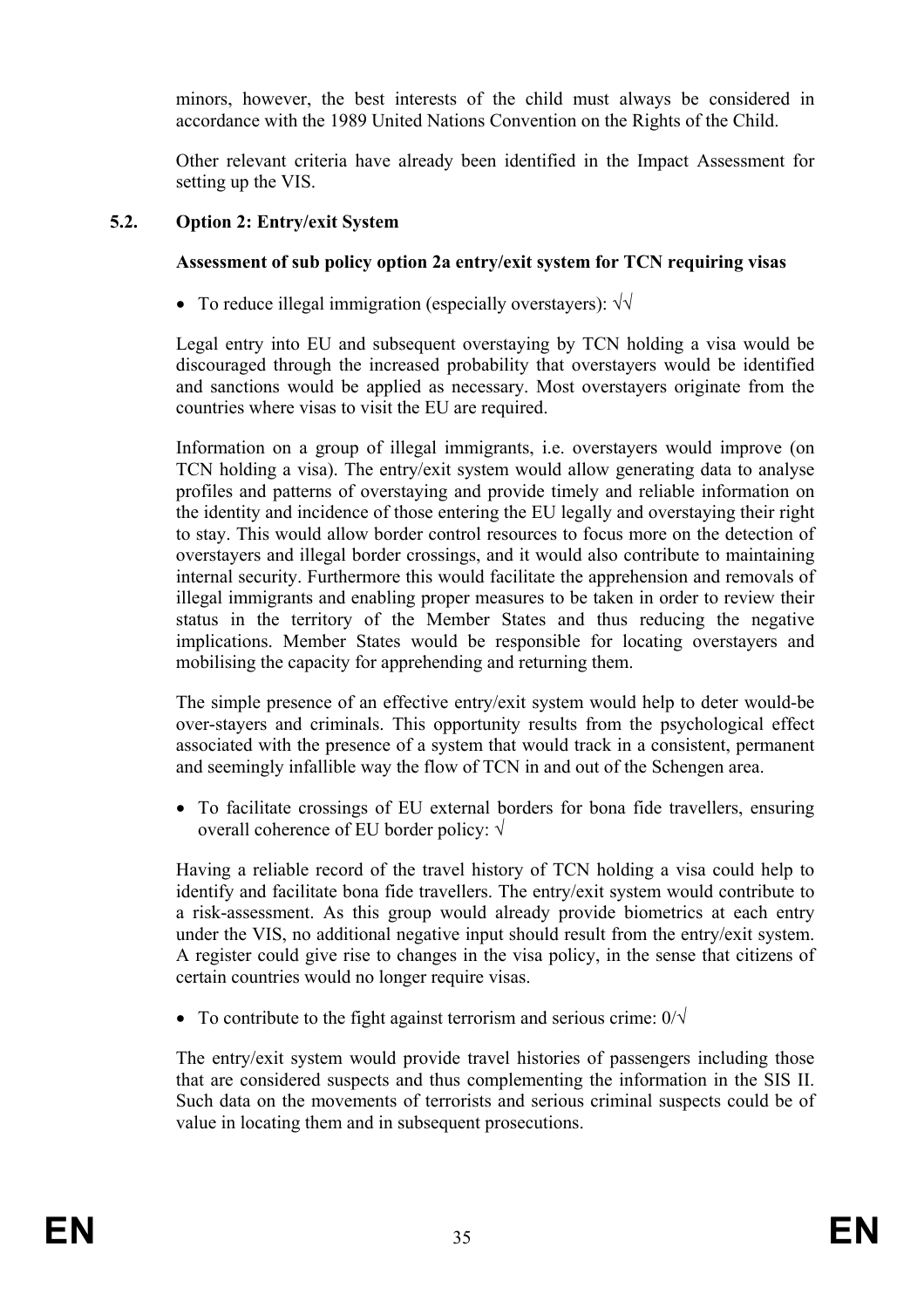minors, however, the best interests of the child must always be considered in accordance with the 1989 United Nations Convention on the Rights of the Child.

Other relevant criteria have already been identified in the Impact Assessment for setting up the VIS.

### 5.2. Option 2: Entry/exit System

**Assessment of sub policy option 2a entry/exit system for TCN requiring visas**

- To reduce illegal immigration (especially overstayers): √√

Legal entry into EU and subsequent overstaying by TCN holding a visa would be discouraged through the increased probability that overstayers would be identified and sanctions would be applied as necessary. Most overstayers originate from the countries where visas to visit the EU are required.

Information on a group of illegal immigrants, i.e. overstayers would improve (on TCN holding a visa). The entry/exit system would allow generating data to analyse profiles and patterns of overstaying and provide timely and reliable information on the identity and incidence of those entering the EU legally and overstaying their right to stay. This would allow border control resources to focus more on the detection of overstayers and illegal border crossings, and it would also contribute to maintaining internal security. Furthermore this would facilitate the apprehension and removals of illegal immigrants and enabling proper measures to be taken in order to review their status in the territory of the Member States and thus reducing the negative implications. Member States would be responsible for locating overstayers and mobilising the capacity for apprehending and returning them.

The simple presence of an effective entry/exit system would help to deter would-be over-stayers and criminals. This opportunity results from the psychological effect associated with the presence of a system that would track in a consistent, permanent and seemingly infallible way the flow of TCN in and out of the Schengen area.

- To facilitate crossings of EU external borders for bona fide travellers, ensuring overall coherence of EU border policy: √

Having a reliable record of the travel history of TCN holding a visa could help to identify and facilitate bona fide travellers. The entry/exit system would contribute to a risk-assessment. As this group would already provide biometrics at each entry under the VIS, no additional negative input should result from the entry/exit system. A register could give rise to changes in the visa policy, in the sense that citizens of certain countries would no longer require visas.

- To contribute to the fight against terrorism and serious crime: 0/√

The entry/exit system would provide travel histories of passengers including those that are considered suspects and thus complementing the information in the SIS II. Such data on the movements of terrorists and serious criminal suspects could be of value in locating them and in subsequent prosecutions.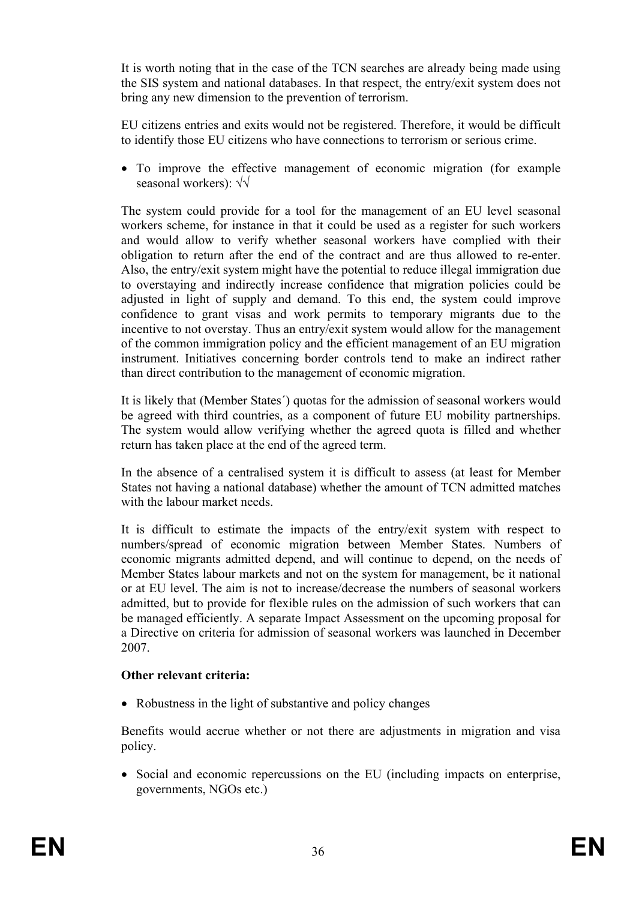It is worth noting that in the case of the TCN searches are already being made using the SIS system and national databases. In that respect, the entry/exit system does not bring any new dimension to the prevention of terrorism.

EU citizens entries and exits would not be registered. Therefore, it would be difficult to identify those EU citizens who have connections to terrorism or serious crime.

- To improve the effective management of economic migration (for example seasonal workers): √√

The system could provide for a tool for the management of an EU level seasonal workers scheme, for instance in that it could be used as a register for such workers and would allow to verify whether seasonal workers have complied with their obligation to return after the end of the contract and are thus allowed to re-enter. Also, the entry/exit system might have the potential to reduce illegal immigration due to overstaying and indirectly increase confidence that migration policies could be adjusted in light of supply and demand. To this end, the system could improve confidence to grant visas and work permits to temporary migrants due to the incentive to not overstay. Thus an entry/exit system would allow for the management of the common immigration policy and the efficient management of an EU migration instrument. Initiatives concerning border controls tend to make an indirect rather than direct contribution to the management of economic migration.

It is likely that (Member States´) quotas for the admission of seasonal workers would be agreed with third countries, as a component of future EU mobility partnerships. The system would allow verifying whether the agreed quota is filled and whether return has taken place at the end of the agreed term.

In the absence of a centralised system it is difficult to assess (at least for Member States not having a national database) whether the amount of TCN admitted matches with the labour market needs.

It is difficult to estimate the impacts of the entry/exit system with respect to numbers/spread of economic migration between Member States. Numbers of economic migrants admitted depend, and will continue to depend, on the needs of Member States labour markets and not on the system for management, be it national or at EU level. The aim is not to increase/decrease the numbers of seasonal workers admitted, but to provide for flexible rules on the admission of such workers that can be managed efficiently. A separate Impact Assessment on the upcoming proposal for a Directive on criteria for admission of seasonal workers was launched in December 2007.

**Other relevant criteria:**

- Robustness in the light of substantive and policy changes

Benefits would accrue whether or not there are adjustments in migration and visa policy.

- Social and economic repercussions on the EU (including impacts on enterprise, governments, NGOs etc.)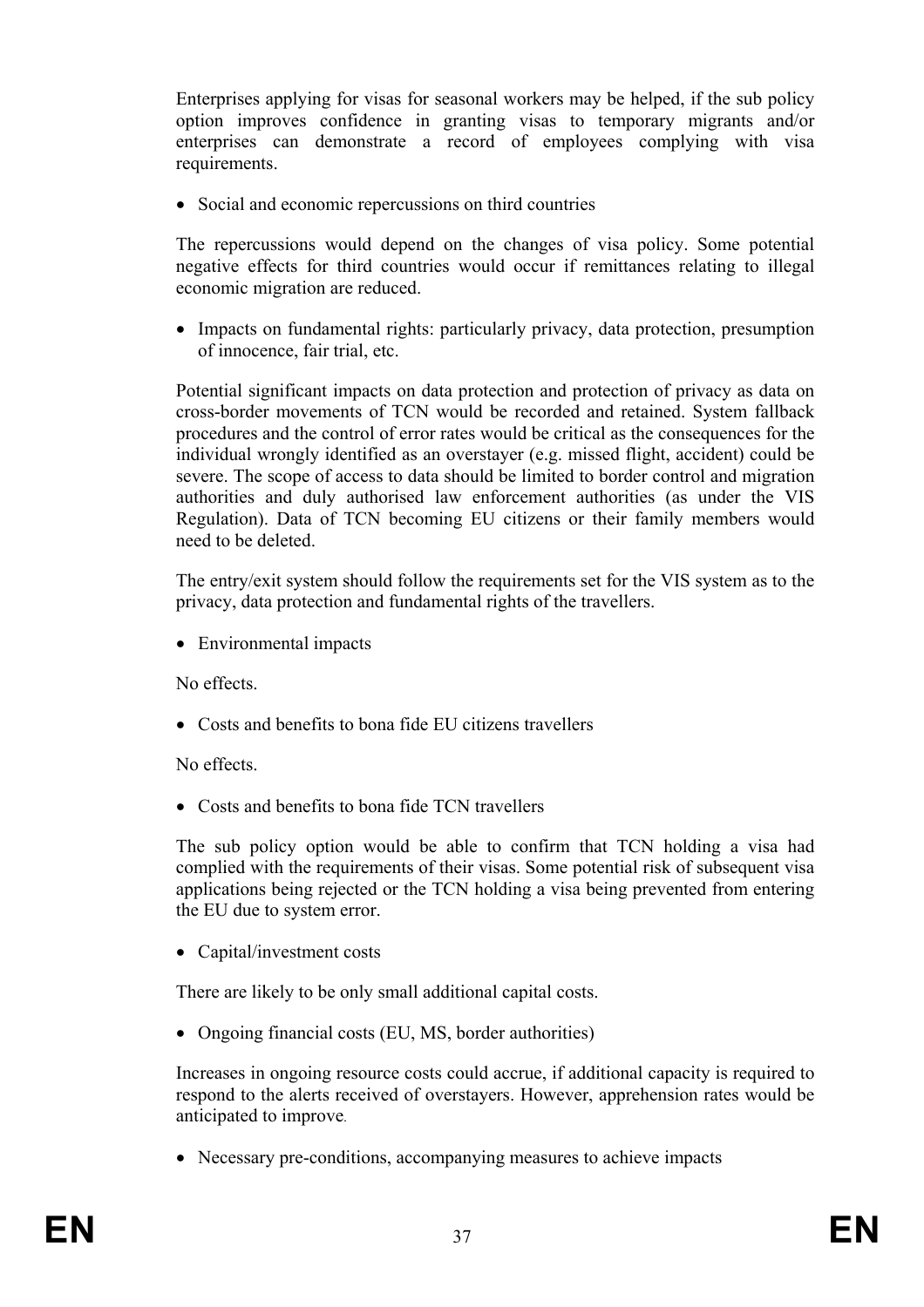Enterprises applying for visas for seasonal workers may be helped, if the sub policy option improves confidence in granting visas to temporary migrants and/or enterprises can demonstrate a record of employees complying with visa requirements.

- Social and economic repercussions on third countries

The repercussions would depend on the changes of visa policy. Some potential negative effects for third countries would occur if remittances relating to illegal economic migration are reduced.

- Impacts on fundamental rights: particularly privacy, data protection, presumption of innocence, fair trial, etc.

Potential significant impacts on data protection and protection of privacy as data on cross-border movements of TCN would be recorded and retained. System fallback procedures and the control of error rates would be critical as the consequences for the individual wrongly identified as an overstayer (e.g. missed flight, accident) could be severe. The scope of access to data should be limited to border control and migration authorities and duly authorised law enforcement authorities (as under the VIS Regulation). Data of TCN becoming EU citizens or their family members would need to be deleted.

The entry/exit system should follow the requirements set for the VIS system as to the privacy, data protection and fundamental rights of the travellers.

- Environmental impacts

No effects.

- Costs and benefits to bona fide EU citizens travellers

No effects.

- Costs and benefits to bona fide TCN travellers

The sub policy option would be able to confirm that TCN holding a visa had complied with the requirements of their visas. Some potential risk of subsequent visa applications being rejected or the TCN holding a visa being prevented from entering the EU due to system error.

- Capital/investment costs

There are likely to be only small additional capital costs.

- Ongoing financial costs (EU, MS, border authorities)

Increases in ongoing resource costs could accrue, if additional capacity is required to respond to the alerts received of overstayers. However, apprehension rates would be anticipated to improve.

- Necessary pre-conditions, accompanying measures to achieve impacts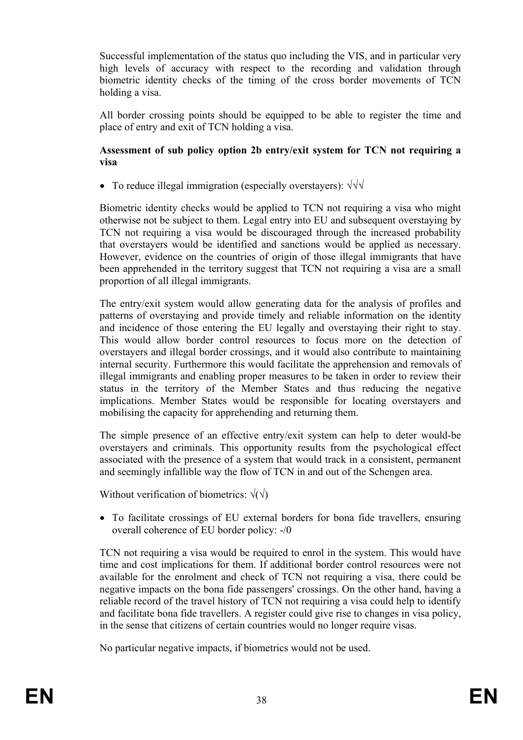Successful implementation of the status quo including the VIS, and in particular very high levels of accuracy with respect to the recording and validation through biometric identity checks of the timing of the cross border movements of TCN holding a visa.

All border crossing points should be equipped to be able to register the time and place of entry and exit of TCN holding a visa.

**Assessment of sub policy option 2b entry/exit system for TCN not requiring a visa**

- To reduce illegal immigration (especially overstayers): √√√

Biometric identity checks would be applied to TCN not requiring a visa who might otherwise not be subject to them. Legal entry into EU and subsequent overstaying by TCN not requiring a visa would be discouraged through the increased probability that overstayers would be identified and sanctions would be applied as necessary. However, evidence on the countries of origin of those illegal immigrants that have been apprehended in the territory suggest that TCN not requiring a visa are a small proportion of all illegal immigrants.

The entry/exit system would allow generating data for the analysis of profiles and patterns of overstaying and provide timely and reliable information on the identity and incidence of those entering the EU legally and overstaying their right to stay. This would allow border control resources to focus more on the detection of overstayers and illegal border crossings, and it would also contribute to maintaining internal security. Furthermore this would facilitate the apprehension and removals of illegal immigrants and enabling proper measures to be taken in order to review their status in the territory of the Member States and thus reducing the negative implications. Member States would be responsible for locating overstayers and mobilising the capacity for apprehending and returning them.

The simple presence of an effective entry/exit system can help to deter would-be overstayers and criminals. This opportunity results from the psychological effect associated with the presence of a system that would track in a consistent, permanent and seemingly infallible way the flow of TCN in and out of the Schengen area.

Without verification of biometrics: √(√)

- To facilitate crossings of EU external borders for bona fide travellers, ensuring overall coherence of EU border policy: -/0

TCN not requiring a visa would be required to enrol in the system. This would have time and cost implications for them. If additional border control resources were not available for the enrolment and check of TCN not requiring a visa, there could be negative impacts on the bona fide passengers' crossings. On the other hand, having a reliable record of the travel history of TCN not requiring a visa could help to identify and facilitate bona fide travellers. A register could give rise to changes in visa policy, in the sense that citizens of certain countries would no longer require visas.

No particular negative impacts, if biometrics would not be used.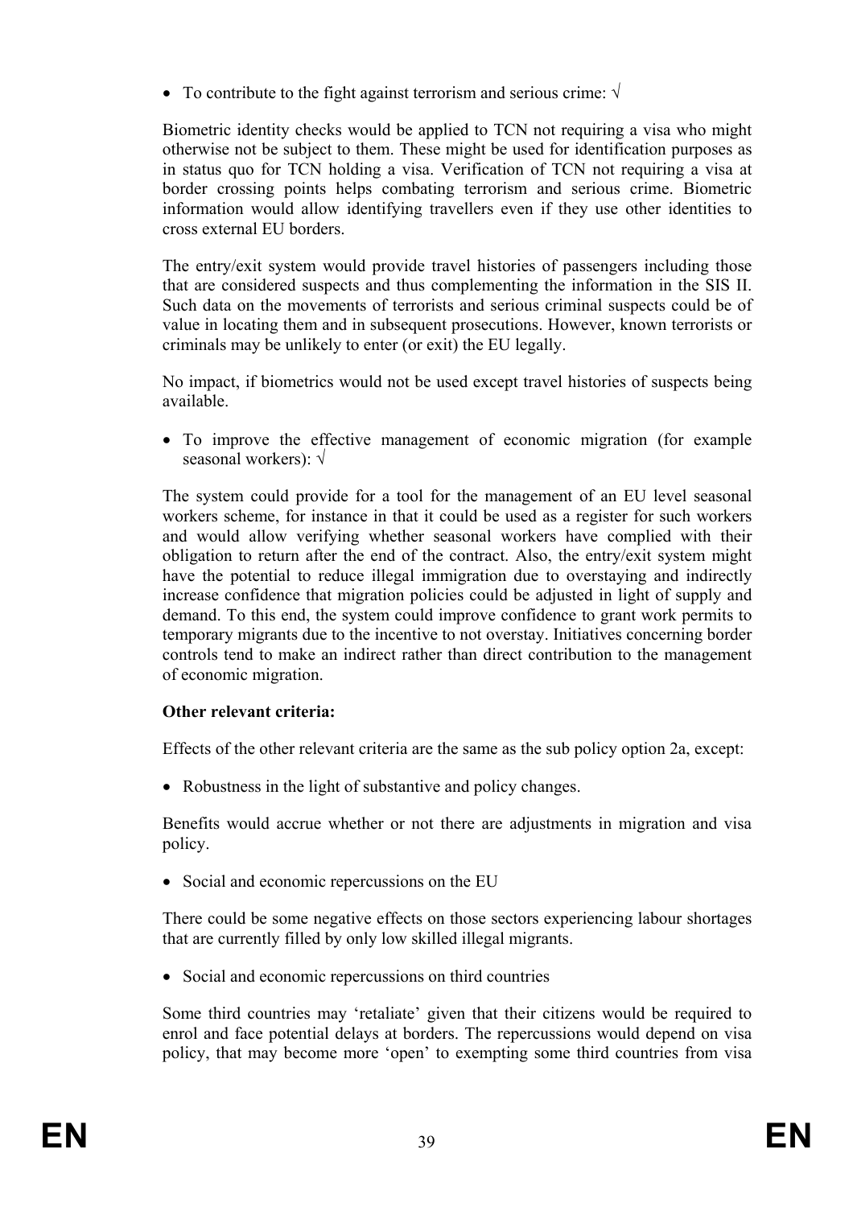- To contribute to the fight against terrorism and serious crime: √

Biometric identity checks would be applied to TCN not requiring a visa who might otherwise not be subject to them. These might be used for identification purposes as in status quo for TCN holding a visa. Verification of TCN not requiring a visa at border crossing points helps combating terrorism and serious crime. Biometric information would allow identifying travellers even if they use other identities to cross external EU borders.

The entry/exit system would provide travel histories of passengers including those that are considered suspects and thus complementing the information in the SIS II. Such data on the movements of terrorists and serious criminal suspects could be of value in locating them and in subsequent prosecutions. However, known terrorists or criminals may be unlikely to enter (or exit) the EU legally.

No impact, if biometrics would not be used except travel histories of suspects being available.

- To improve the effective management of economic migration (for example seasonal workers): √

The system could provide for a tool for the management of an EU level seasonal workers scheme, for instance in that it could be used as a register for such workers and would allow verifying whether seasonal workers have complied with their obligation to return after the end of the contract. Also, the entry/exit system might have the potential to reduce illegal immigration due to overstaying and indirectly increase confidence that migration policies could be adjusted in light of supply and demand. To this end, the system could improve confidence to grant work permits to temporary migrants due to the incentive to not overstay. Initiatives concerning border controls tend to make an indirect rather than direct contribution to the management of economic migration.

**Other relevant criteria:**

Effects of the other relevant criteria are the same as the sub policy option 2a, except:

- Robustness in the light of substantive and policy changes.

Benefits would accrue whether or not there are adjustments in migration and visa policy.

- Social and economic repercussions on the EU

There could be some negative effects on those sectors experiencing labour shortages that are currently filled by only low skilled illegal migrants.

- Social and economic repercussions on third countries

Some third countries may 'retaliate' given that their citizens would be required to enrol and face potential delays at borders. The repercussions would depend on visa policy, that may become more 'open' to exempting some third countries from visa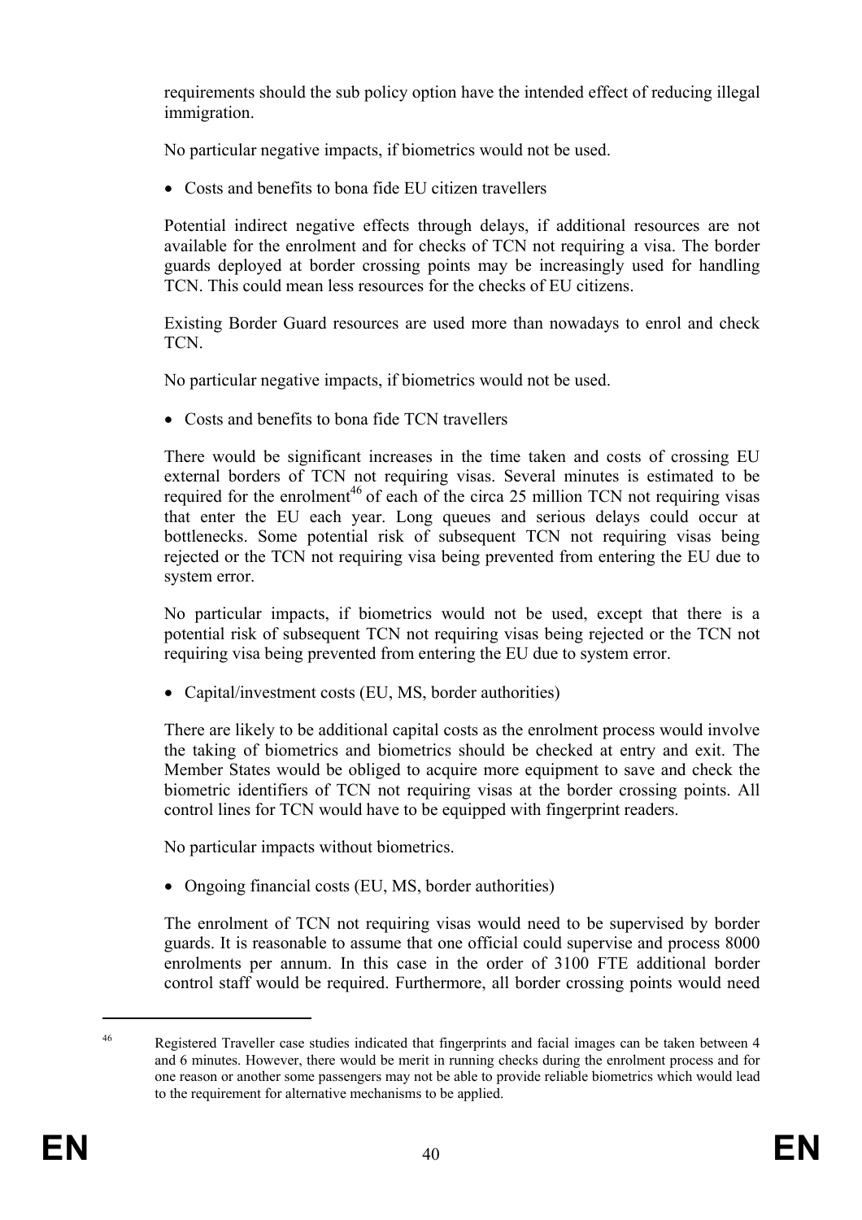requirements should the sub policy option have the intended effect of reducing illegal immigration.

No particular negative impacts, if biometrics would not be used.

- Costs and benefits to bona fide EU citizen travellers

Potential indirect negative effects through delays, if additional resources are not available for the enrolment and for checks of TCN not requiring a visa. The border guards deployed at border crossing points may be increasingly used for handling TCN. This could mean less resources for the checks of EU citizens.

Existing Border Guard resources are used more than nowadays to enrol and check TCN.

No particular negative impacts, if biometrics would not be used.

- Costs and benefits to bona fide TCN travellers

There would be significant increases in the time taken and costs of crossing EU external borders of TCN not requiring visas. Several minutes is estimated to be required for the enrolment[46] of each of the circa 25 million TCN not requiring visas that enter the EU each year. Long queues and serious delays could occur at bottlenecks. Some potential risk of subsequent TCN not requiring visas being rejected or the TCN not requiring visa being prevented from entering the EU due to system error.

No particular impacts, if biometrics would not be used, except that there is a potential risk of subsequent TCN not requiring visas being rejected or the TCN not requiring visa being prevented from entering the EU due to system error.

- Capital/investment costs (EU, MS, border authorities)

There are likely to be additional capital costs as the enrolment process would involve the taking of biometrics and biometrics should be checked at entry and exit. The Member States would be obliged to acquire more equipment to save and check the biometric identifiers of TCN not requiring visas at the border crossing points. All control lines for TCN would have to be equipped with fingerprint readers.

No particular impacts without biometrics.

- Ongoing financial costs (EU, MS, border authorities)

The enrolment of TCN not requiring visas would need to be supervised by border guards. It is reasonable to assume that one official could supervise and process 8000 enrolments per annum. In this case in the order of 3100 FTE additional border control staff would be required. Furthermore, all border crossing points would need

---

[46] Registered Traveller case studies indicated that fingerprints and facial images can be taken between 4 and 6 minutes. However, there would be merit in running checks during the enrolment process and for one reason or another some passengers may not be able to provide reliable biometrics which would lead to the requirement for alternative mechanisms to be applied.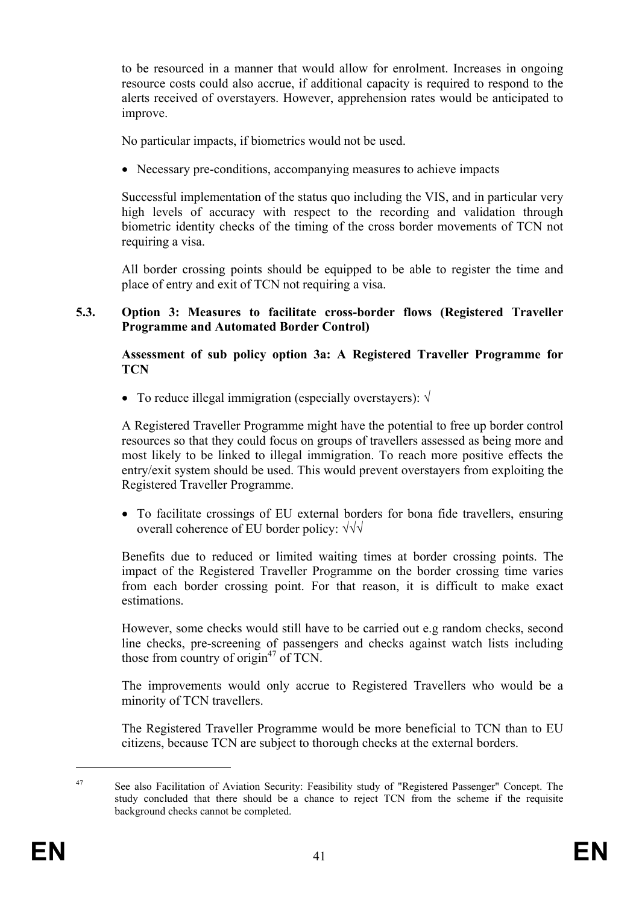to be resourced in a manner that would allow for enrolment. Increases in ongoing resource costs could also accrue, if additional capacity is required to respond to the alerts received of overstayers. However, apprehension rates would be anticipated to improve.

No particular impacts, if biometrics would not be used.

- Necessary pre-conditions, accompanying measures to achieve impacts

Successful implementation of the status quo including the VIS, and in particular very high levels of accuracy with respect to the recording and validation through biometric identity checks of the timing of the cross border movements of TCN not requiring a visa.

All border crossing points should be equipped to be able to register the time and place of entry and exit of TCN not requiring a visa.

### 5.3. Option 3: Measures to facilitate cross-border flows (Registered Traveller Programme and Automated Border Control)

**Assessment of sub policy option 3a: A Registered Traveller Programme for TCN**

- To reduce illegal immigration (especially overstayers): √

A Registered Traveller Programme might have the potential to free up border control resources so that they could focus on groups of travellers assessed as being more and most likely to be linked to illegal immigration. To reach more positive effects the entry/exit system should be used. This would prevent overstayers from exploiting the Registered Traveller Programme.

- To facilitate crossings of EU external borders for bona fide travellers, ensuring overall coherence of EU border policy: √√√

Benefits due to reduced or limited waiting times at border crossing points. The impact of the Registered Traveller Programme on the border crossing time varies from each border crossing point. For that reason, it is difficult to make exact estimations.

However, some checks would still have to be carried out e.g random checks, second line checks, pre-screening of passengers and checks against watch lists including those from country of origin[47] of TCN.

The improvements would only accrue to Registered Travellers who would be a minority of TCN travellers.

The Registered Traveller Programme would be more beneficial to TCN than to EU citizens, because TCN are subject to thorough checks at the external borders.

[47] See also Facilitation of Aviation Security: Feasibility study of "Registered Passenger" Concept. The study concluded that there should be a chance to reject TCN from the scheme if the requisite background checks cannot be completed.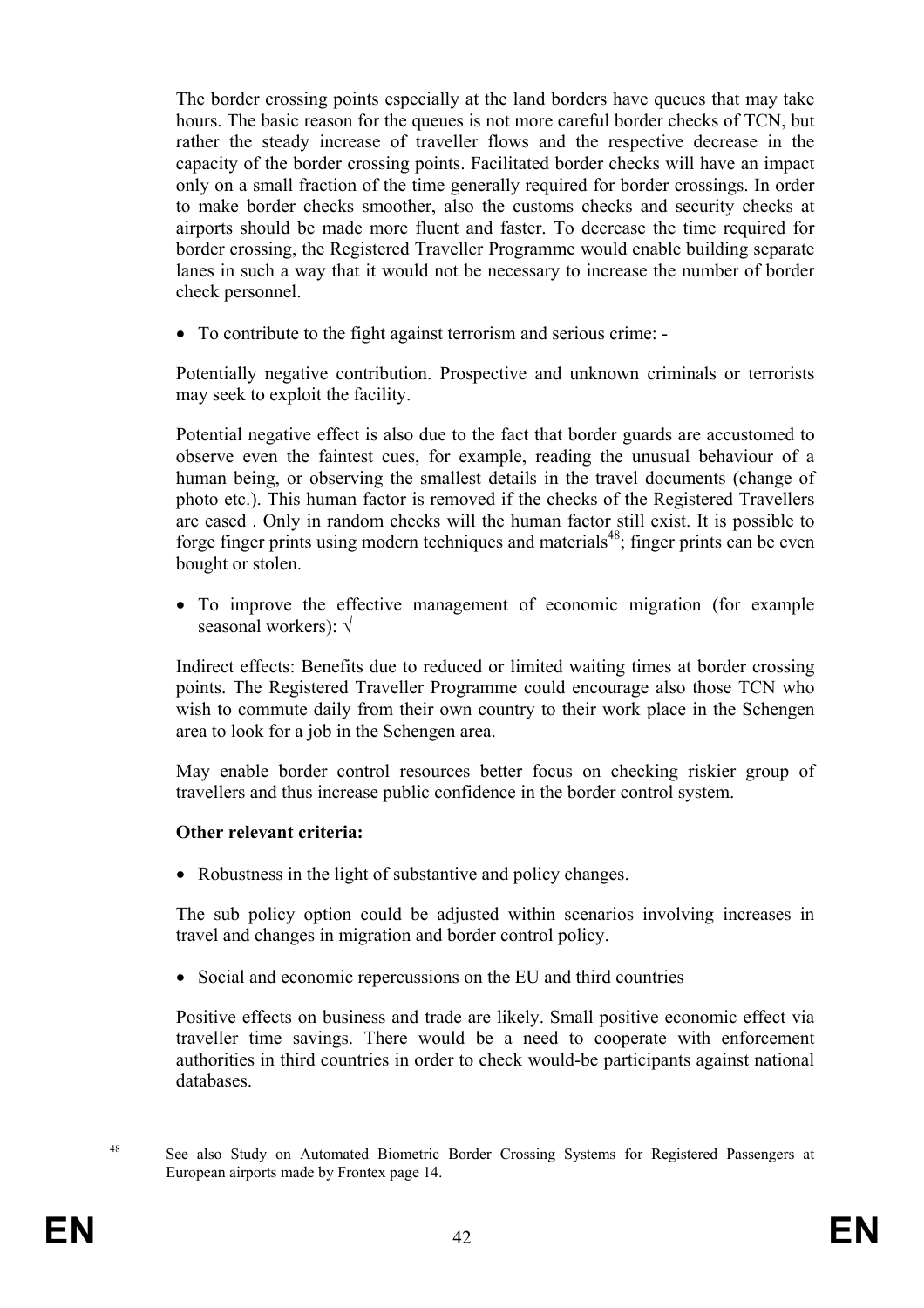The border crossing points especially at the land borders have queues that may take hours. The basic reason for the queues is not more careful border checks of TCN, but rather the steady increase of traveller flows and the respective decrease in the capacity of the border crossing points. Facilitated border checks will have an impact only on a small fraction of the time generally required for border crossings. In order to make border checks smoother, also the customs checks and security checks at airports should be made more fluent and faster. To decrease the time required for border crossing, the Registered Traveller Programme would enable building separate lanes in such a way that it would not be necessary to increase the number of border check personnel.

- To contribute to the fight against terrorism and serious crime: -

Potentially negative contribution. Prospective and unknown criminals or terrorists may seek to exploit the facility.

Potential negative effect is also due to the fact that border guards are accustomed to observe even the faintest cues, for example, reading the unusual behaviour of a human being, or observing the smallest details in the travel documents (change of photo etc.). This human factor is removed if the checks of the Registered Travellers are eased . Only in random checks will the human factor still exist. It is possible to forge finger prints using modern techniques and materials[48]; finger prints can be even bought or stolen.

- To improve the effective management of economic migration (for example seasonal workers): √

Indirect effects: Benefits due to reduced or limited waiting times at border crossing points. The Registered Traveller Programme could encourage also those TCN who wish to commute daily from their own country to their work place in the Schengen area to look for a job in the Schengen area.

May enable border control resources better focus on checking riskier group of travellers and thus increase public confidence in the border control system.

**Other relevant criteria:**

- Robustness in the light of substantive and policy changes.

The sub policy option could be adjusted within scenarios involving increases in travel and changes in migration and border control policy.

- Social and economic repercussions on the EU and third countries

Positive effects on business and trade are likely. Small positive economic effect via traveller time savings. There would be a need to cooperate with enforcement authorities in third countries in order to check would-be participants against national databases.

---

[48] See also Study on Automated Biometric Border Crossing Systems for Registered Passengers at European airports made by Frontex page 14.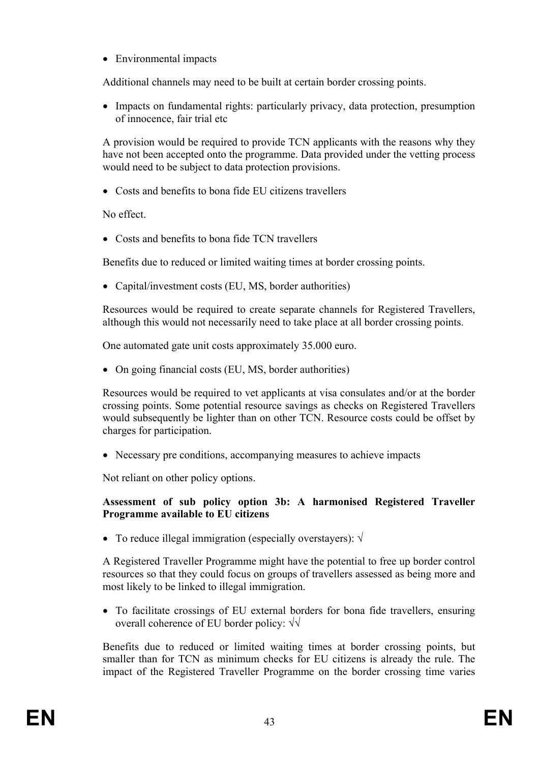- Environmental impacts

Additional channels may need to be built at certain border crossing points.

- Impacts on fundamental rights: particularly privacy, data protection, presumption of innocence, fair trial etc

A provision would be required to provide TCN applicants with the reasons why they have not been accepted onto the programme. Data provided under the vetting process would need to be subject to data protection provisions.

- Costs and benefits to bona fide EU citizens travellers

No effect.

- Costs and benefits to bona fide TCN travellers

Benefits due to reduced or limited waiting times at border crossing points.

- Capital/investment costs (EU, MS, border authorities)

Resources would be required to create separate channels for Registered Travellers, although this would not necessarily need to take place at all border crossing points.

One automated gate unit costs approximately 35.000 euro.

- On going financial costs (EU, MS, border authorities)

Resources would be required to vet applicants at visa consulates and/or at the border crossing points. Some potential resource savings as checks on Registered Travellers would subsequently be lighter than on other TCN. Resource costs could be offset by charges for participation.

- Necessary pre conditions, accompanying measures to achieve impacts

Not reliant on other policy options.

**Assessment of sub policy option 3b: A harmonised Registered Traveller Programme available to EU citizens**

- To reduce illegal immigration (especially overstayers): √

A Registered Traveller Programme might have the potential to free up border control resources so that they could focus on groups of travellers assessed as being more and most likely to be linked to illegal immigration.

- To facilitate crossings of EU external borders for bona fide travellers, ensuring overall coherence of EU border policy: √√

Benefits due to reduced or limited waiting times at border crossing points, but smaller than for TCN as minimum checks for EU citizens is already the rule. The impact of the Registered Traveller Programme on the border crossing time varies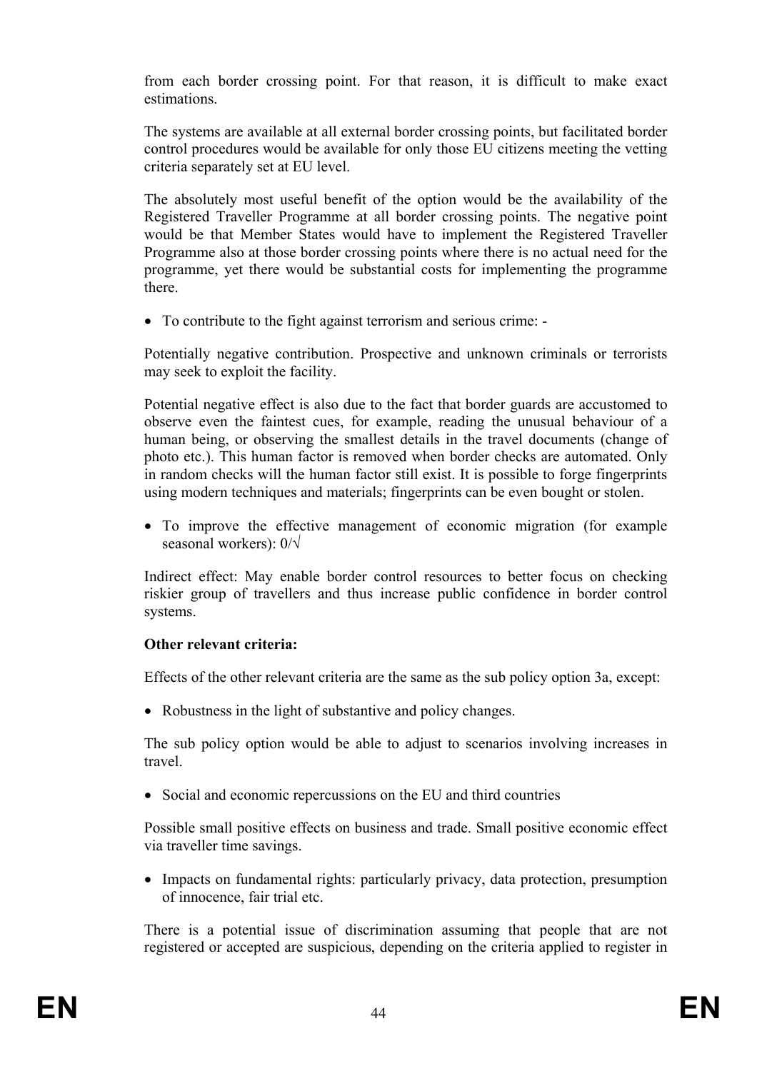from each border crossing point. For that reason, it is difficult to make exact estimations.

The systems are available at all external border crossing points, but facilitated border control procedures would be available for only those EU citizens meeting the vetting criteria separately set at EU level.

The absolutely most useful benefit of the option would be the availability of the Registered Traveller Programme at all border crossing points. The negative point would be that Member States would have to implement the Registered Traveller Programme also at those border crossing points where there is no actual need for the programme, yet there would be substantial costs for implementing the programme there.

- To contribute to the fight against terrorism and serious crime: -

Potentially negative contribution. Prospective and unknown criminals or terrorists may seek to exploit the facility.

Potential negative effect is also due to the fact that border guards are accustomed to observe even the faintest cues, for example, reading the unusual behaviour of a human being, or observing the smallest details in the travel documents (change of photo etc.). This human factor is removed when border checks are automated. Only in random checks will the human factor still exist. It is possible to forge fingerprints using modern techniques and materials; fingerprints can be even bought or stolen.

- To improve the effective management of economic migration (for example seasonal workers): 0/√

Indirect effect: May enable border control resources to better focus on checking riskier group of travellers and thus increase public confidence in border control systems.

**Other relevant criteria:**

Effects of the other relevant criteria are the same as the sub policy option 3a, except:

- Robustness in the light of substantive and policy changes.

The sub policy option would be able to adjust to scenarios involving increases in travel.

- Social and economic repercussions on the EU and third countries

Possible small positive effects on business and trade. Small positive economic effect via traveller time savings.

- Impacts on fundamental rights: particularly privacy, data protection, presumption of innocence, fair trial etc.

There is a potential issue of discrimination assuming that people that are not registered or accepted are suspicious, depending on the criteria applied to register in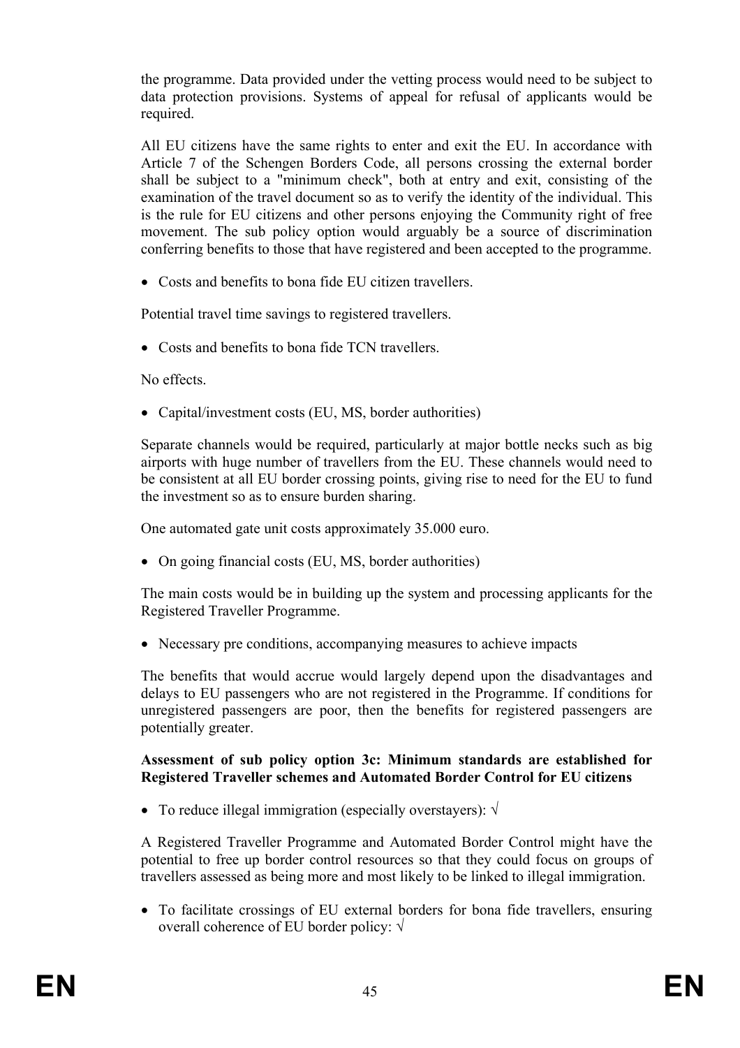the programme. Data provided under the vetting process would need to be subject to data protection provisions. Systems of appeal for refusal of applicants would be required.

All EU citizens have the same rights to enter and exit the EU. In accordance with Article 7 of the Schengen Borders Code, all persons crossing the external border shall be subject to a "minimum check", both at entry and exit, consisting of the examination of the travel document so as to verify the identity of the individual. This is the rule for EU citizens and other persons enjoying the Community right of free movement. The sub policy option would arguably be a source of discrimination conferring benefits to those that have registered and been accepted to the programme.

- Costs and benefits to bona fide EU citizen travellers.

Potential travel time savings to registered travellers.

- Costs and benefits to bona fide TCN travellers.

No effects.

- Capital/investment costs (EU, MS, border authorities)

Separate channels would be required, particularly at major bottle necks such as big airports with huge number of travellers from the EU. These channels would need to be consistent at all EU border crossing points, giving rise to need for the EU to fund the investment so as to ensure burden sharing.

One automated gate unit costs approximately 35.000 euro.

- On going financial costs (EU, MS, border authorities)

The main costs would be in building up the system and processing applicants for the Registered Traveller Programme.

- Necessary pre conditions, accompanying measures to achieve impacts

The benefits that would accrue would largely depend upon the disadvantages and delays to EU passengers who are not registered in the Programme. If conditions for unregistered passengers are poor, then the benefits for registered passengers are potentially greater.

**Assessment of sub policy option 3c: Minimum standards are established for Registered Traveller schemes and Automated Border Control for EU citizens**

- To reduce illegal immigration (especially overstayers): √

A Registered Traveller Programme and Automated Border Control might have the potential to free up border control resources so that they could focus on groups of travellers assessed as being more and most likely to be linked to illegal immigration.

- To facilitate crossings of EU external borders for bona fide travellers, ensuring overall coherence of EU border policy: √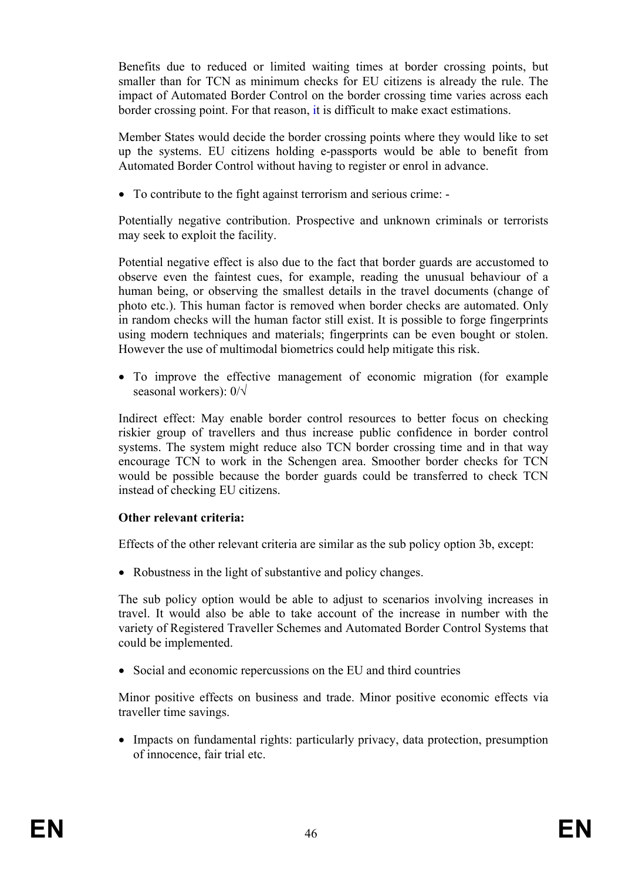Benefits due to reduced or limited waiting times at border crossing points, but smaller than for TCN as minimum checks for EU citizens is already the rule. The impact of Automated Border Control on the border crossing time varies across each border crossing point. For that reason, it is difficult to make exact estimations.

Member States would decide the border crossing points where they would like to set up the systems. EU citizens holding e-passports would be able to benefit from Automated Border Control without having to register or enrol in advance.

- To contribute to the fight against terrorism and serious crime: -

Potentially negative contribution. Prospective and unknown criminals or terrorists may seek to exploit the facility.

Potential negative effect is also due to the fact that border guards are accustomed to observe even the faintest cues, for example, reading the unusual behaviour of a human being, or observing the smallest details in the travel documents (change of photo etc.). This human factor is removed when border checks are automated. Only in random checks will the human factor still exist. It is possible to forge fingerprints using modern techniques and materials; fingerprints can be even bought or stolen. However the use of multimodal biometrics could help mitigate this risk.

- To improve the effective management of economic migration (for example seasonal workers): 0/√

Indirect effect: May enable border control resources to better focus on checking riskier group of travellers and thus increase public confidence in border control systems. The system might reduce also TCN border crossing time and in that way encourage TCN to work in the Schengen area. Smoother border checks for TCN would be possible because the border guards could be transferred to check TCN instead of checking EU citizens.

**Other relevant criteria:**

Effects of the other relevant criteria are similar as the sub policy option 3b, except:

- Robustness in the light of substantive and policy changes.

The sub policy option would be able to adjust to scenarios involving increases in travel. It would also be able to take account of the increase in number with the variety of Registered Traveller Schemes and Automated Border Control Systems that could be implemented.

- Social and economic repercussions on the EU and third countries

Minor positive effects on business and trade. Minor positive economic effects via traveller time savings.

- Impacts on fundamental rights: particularly privacy, data protection, presumption of innocence, fair trial etc.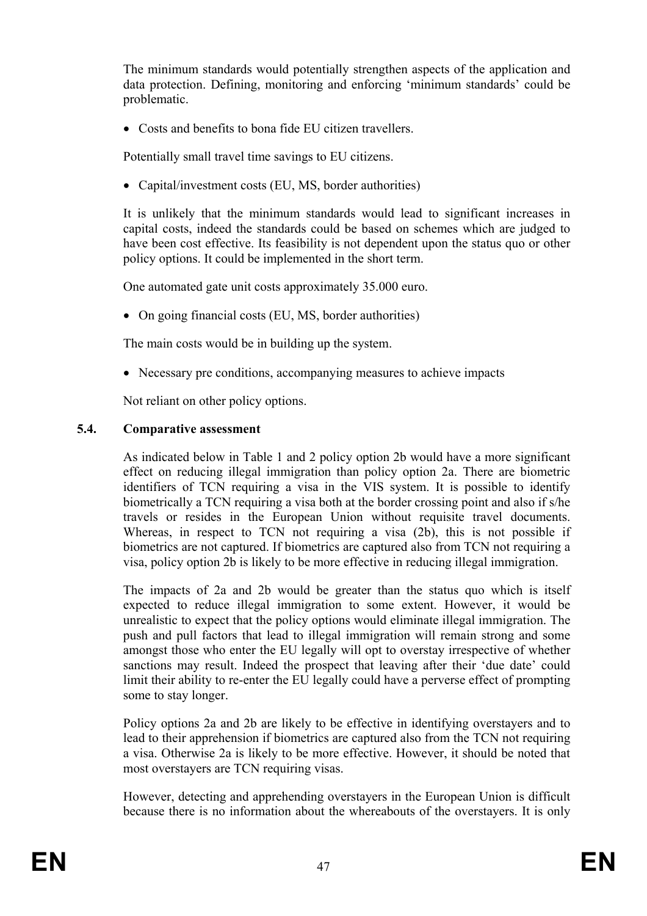The minimum standards would potentially strengthen aspects of the application and data protection. Defining, monitoring and enforcing 'minimum standards' could be problematic.

- Costs and benefits to bona fide EU citizen travellers.

Potentially small travel time savings to EU citizens.

- Capital/investment costs (EU, MS, border authorities)

It is unlikely that the minimum standards would lead to significant increases in capital costs, indeed the standards could be based on schemes which are judged to have been cost effective. Its feasibility is not dependent upon the status quo or other policy options. It could be implemented in the short term.

One automated gate unit costs approximately 35.000 euro.

- On going financial costs (EU, MS, border authorities)

The main costs would be in building up the system.

- Necessary pre conditions, accompanying measures to achieve impacts

Not reliant on other policy options.

### 5.4. Comparative assessment

As indicated below in Table 1 and 2 policy option 2b would have a more significant effect on reducing illegal immigration than policy option 2a. There are biometric identifiers of TCN requiring a visa in the VIS system. It is possible to identify biometrically a TCN requiring a visa both at the border crossing point and also if s/he travels or resides in the European Union without requisite travel documents. Whereas, in respect to TCN not requiring a visa (2b), this is not possible if biometrics are not captured. If biometrics are captured also from TCN not requiring a visa, policy option 2b is likely to be more effective in reducing illegal immigration.

The impacts of 2a and 2b would be greater than the status quo which is itself expected to reduce illegal immigration to some extent. However, it would be unrealistic to expect that the policy options would eliminate illegal immigration. The push and pull factors that lead to illegal immigration will remain strong and some amongst those who enter the EU legally will opt to overstay irrespective of whether sanctions may result. Indeed the prospect that leaving after their 'due date' could limit their ability to re-enter the EU legally could have a perverse effect of prompting some to stay longer.

Policy options 2a and 2b are likely to be effective in identifying overstayers and to lead to their apprehension if biometrics are captured also from the TCN not requiring a visa. Otherwise 2a is likely to be more effective. However, it should be noted that most overstayers are TCN requiring visas.

However, detecting and apprehending overstayers in the European Union is difficult because there is no information about the whereabouts of the overstayers. It is only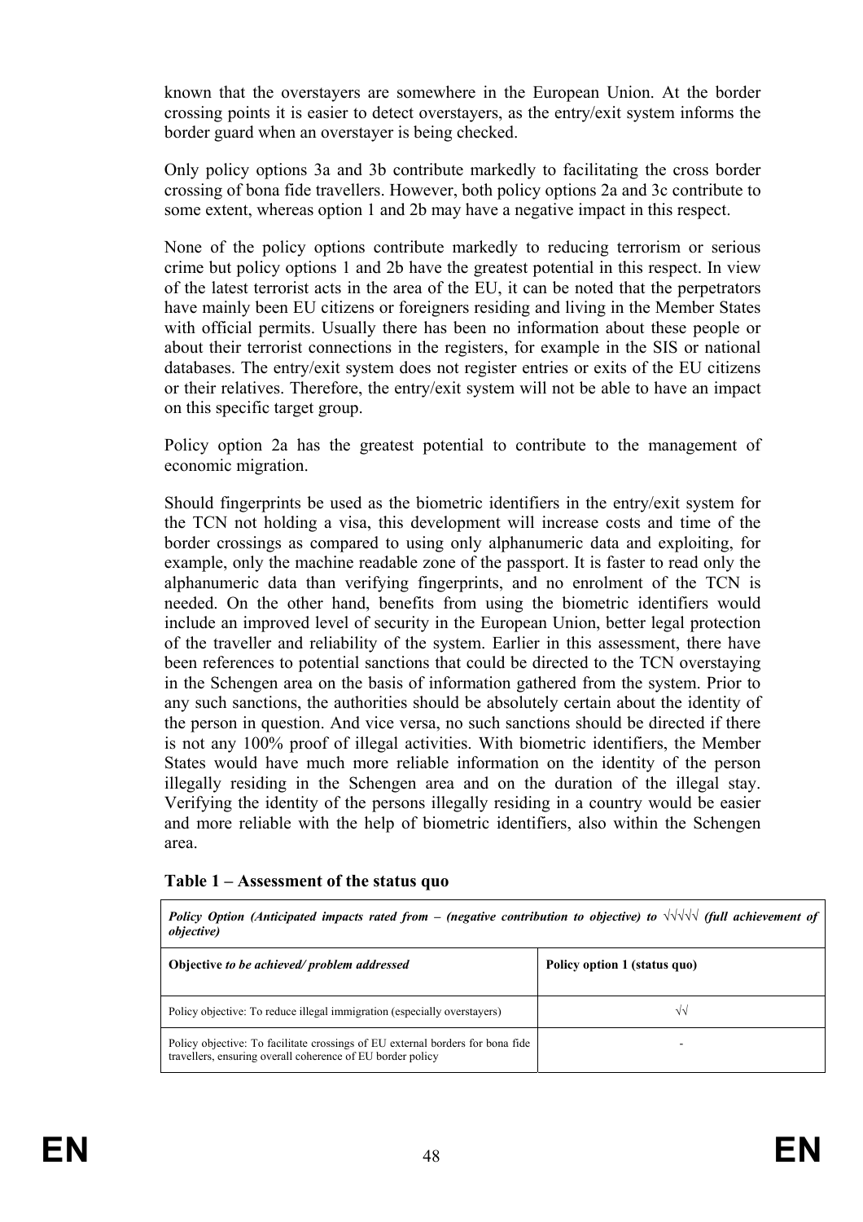known that the overstayers are somewhere in the European Union. At the border crossing points it is easier to detect overstayers, as the entry/exit system informs the border guard when an overstayer is being checked.

Only policy options 3a and 3b contribute markedly to facilitating the cross border crossing of bona fide travellers. However, both policy options 2a and 3c contribute to some extent, whereas option 1 and 2b may have a negative impact in this respect.

None of the policy options contribute markedly to reducing terrorism or serious crime but policy options 1 and 2b have the greatest potential in this respect. In view of the latest terrorist acts in the area of the EU, it can be noted that the perpetrators have mainly been EU citizens or foreigners residing and living in the Member States with official permits. Usually there has been no information about these people or about their terrorist connections in the registers, for example in the SIS or national databases. The entry/exit system does not register entries or exits of the EU citizens or their relatives. Therefore, the entry/exit system will not be able to have an impact on this specific target group.

Policy option 2a has the greatest potential to contribute to the management of economic migration.

Should fingerprints be used as the biometric identifiers in the entry/exit system for the TCN not holding a visa, this development will increase costs and time of the border crossings as compared to using only alphanumeric data and exploiting, for example, only the machine readable zone of the passport. It is faster to read only the alphanumeric data than verifying fingerprints, and no enrolment of the TCN is needed. On the other hand, benefits from using the biometric identifiers would include an improved level of security in the European Union, better legal protection of the traveller and reliability of the system. Earlier in this assessment, there have been references to potential sanctions that could be directed to the TCN overstaying in the Schengen area on the basis of information gathered from the system. Prior to any such sanctions, the authorities should be absolutely certain about the identity of the person in question. And vice versa, no such sanctions should be directed if there is not any 100% proof of illegal activities. With biometric identifiers, the Member States would have much more reliable information on the identity of the person illegally residing in the Schengen area and on the duration of the illegal stay. Verifying the identity of the persons illegally residing in a country would be easier and more reliable with the help of biometric identifiers, also within the Schengen area.

**Table 1 – Assessment of the status quo**

| ***Policy Option (Anticipated impacts rated from – (negative contribution to objective) to √√√√√ (full achievement of objective)*** | |
|---|---|
| **Objective** ***to be achieved/ problem addressed*** | **Policy option 1 (status quo)** |
| Policy objective: To reduce illegal immigration (especially overstayers) | √√ |
| Policy objective: To facilitate crossings of EU external borders for bona fide travellers, ensuring overall coherence of EU border policy | - |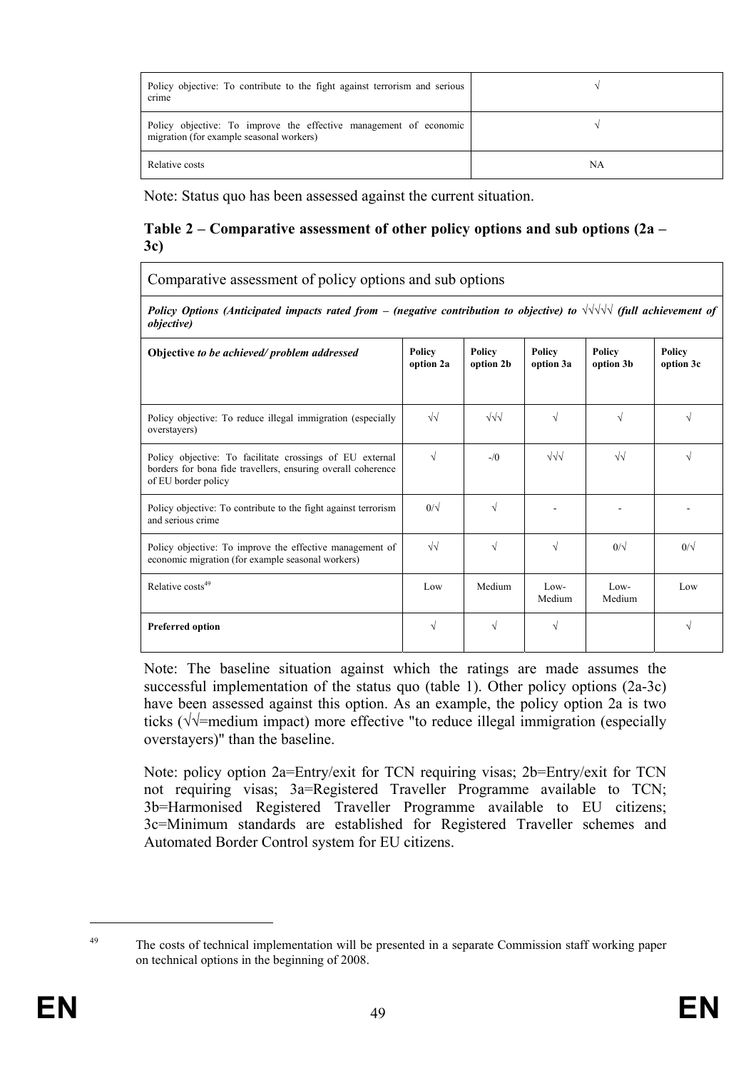| | |
|---|---|
| Policy objective: To contribute to the fight against terrorism and serious crime | √ |
| Policy objective: To improve the effective management of economic migration (for example seasonal workers) | √ |
| Relative costs | NA |

Note: Status quo has been assessed against the current situation.

**Table 2 – Comparative assessment of other policy options and sub options (2a – 3c)**

| Comparative assessment of policy options and sub options | | | | | |
|---|---|---|---|---|---|
| ***Policy Options (Anticipated impacts rated from – (negative contribution to objective) to √√√√√ (full achievement of objective)*** | | | | | |
| **Objective** ***to be achieved/ problem addressed*** | **Policy option 2a** | **Policy option 2b** | **Policy option 3a** | **Policy option 3b** | **Policy option 3c** |
| Policy objective: To reduce illegal immigration (especially overstayers) | √√ | √√√ | √ | √ | √ |
| Policy objective: To facilitate crossings of EU external borders for bona fide travellers, ensuring overall coherence of EU border policy | √ | -/0 | √√√ | √√ | √ |
| Policy objective: To contribute to the fight against terrorism and serious crime | 0/√ | √ | - | - | - |
| Policy objective: To improve the effective management of economic migration (for example seasonal workers) | √√ | √ | √ | 0/√ | 0/√ |
| Relative costs[49] | Low | Medium | Low-Medium | Low-Medium | Low |
| **Preferred option** | √ | √ | √ | | √ |

Note: The baseline situation against which the ratings are made assumes the successful implementation of the status quo (table 1). Other policy options (2a-3c) have been assessed against this option. As an example, the policy option 2a is two ticks (√√=medium impact) more effective "to reduce illegal immigration (especially overstayers)" than the baseline.

Note: policy option 2a=Entry/exit for TCN requiring visas; 2b=Entry/exit for TCN not requiring visas; 3a=Registered Traveller Programme available to TCN; 3b=Harmonised Registered Traveller Programme available to EU citizens; 3c=Minimum standards are established for Registered Traveller schemes and Automated Border Control system for EU citizens.

[49] The costs of technical implementation will be presented in a separate Commission staff working paper on technical options in the beginning of 2008.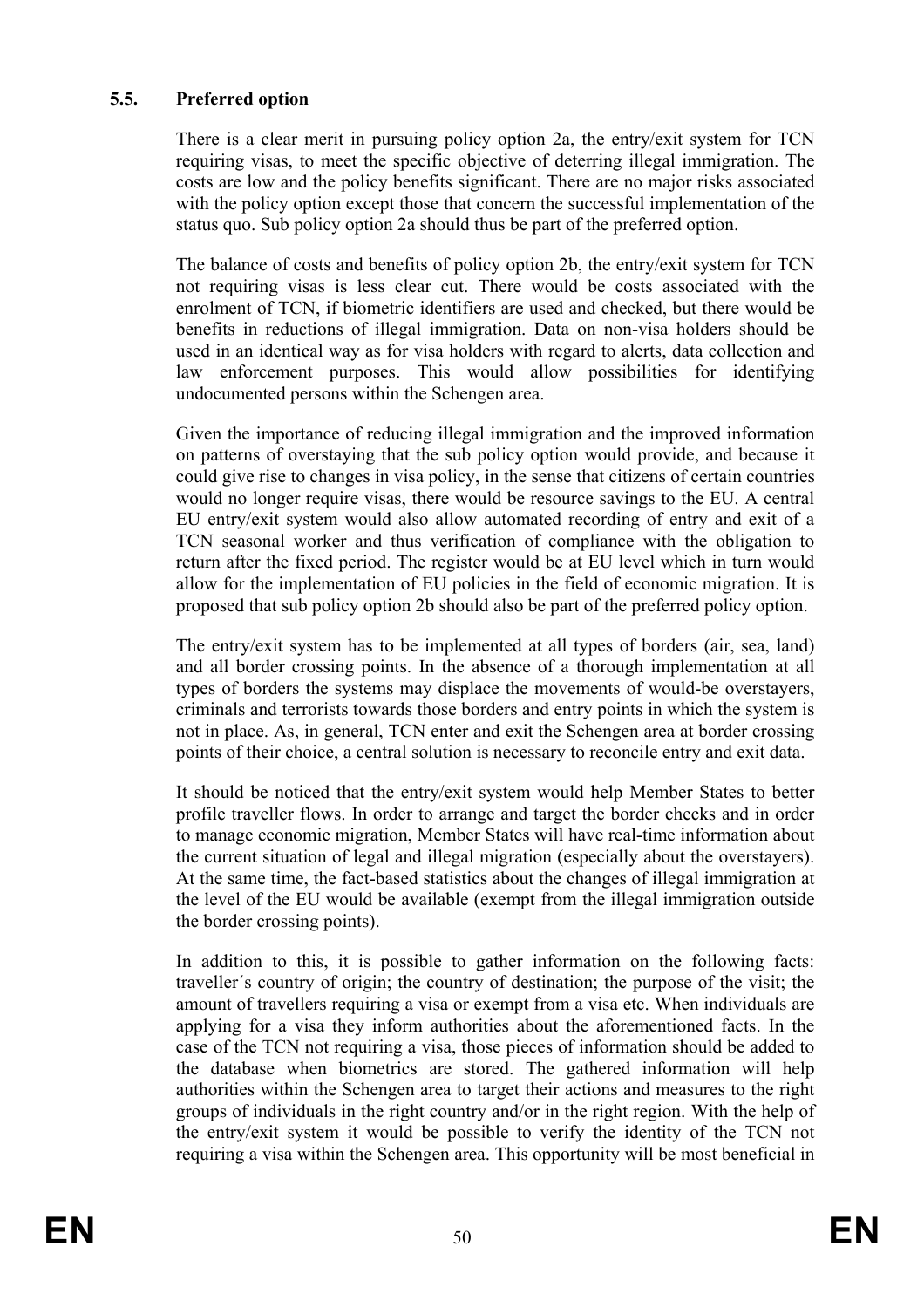### 5.5. Preferred option

There is a clear merit in pursuing policy option 2a, the entry/exit system for TCN requiring visas, to meet the specific objective of deterring illegal immigration. The costs are low and the policy benefits significant. There are no major risks associated with the policy option except those that concern the successful implementation of the status quo. Sub policy option 2a should thus be part of the preferred option.

The balance of costs and benefits of policy option 2b, the entry/exit system for TCN not requiring visas is less clear cut. There would be costs associated with the enrolment of TCN, if biometric identifiers are used and checked, but there would be benefits in reductions of illegal immigration. Data on non-visa holders should be used in an identical way as for visa holders with regard to alerts, data collection and law enforcement purposes. This would allow possibilities for identifying undocumented persons within the Schengen area.

Given the importance of reducing illegal immigration and the improved information on patterns of overstaying that the sub policy option would provide, and because it could give rise to changes in visa policy, in the sense that citizens of certain countries would no longer require visas, there would be resource savings to the EU. A central EU entry/exit system would also allow automated recording of entry and exit of a TCN seasonal worker and thus verification of compliance with the obligation to return after the fixed period. The register would be at EU level which in turn would allow for the implementation of EU policies in the field of economic migration. It is proposed that sub policy option 2b should also be part of the preferred policy option.

The entry/exit system has to be implemented at all types of borders (air, sea, land) and all border crossing points. In the absence of a thorough implementation at all types of borders the systems may displace the movements of would-be overstayers, criminals and terrorists towards those borders and entry points in which the system is not in place. As, in general, TCN enter and exit the Schengen area at border crossing points of their choice, a central solution is necessary to reconcile entry and exit data.

It should be noticed that the entry/exit system would help Member States to better profile traveller flows. In order to arrange and target the border checks and in order to manage economic migration, Member States will have real-time information about the current situation of legal and illegal migration (especially about the overstayers). At the same time, the fact-based statistics about the changes of illegal immigration at the level of the EU would be available (exempt from the illegal immigration outside the border crossing points).

In addition to this, it is possible to gather information on the following facts: traveller´s country of origin; the country of destination; the purpose of the visit; the amount of travellers requiring a visa or exempt from a visa etc. When individuals are applying for a visa they inform authorities about the aforementioned facts. In the case of the TCN not requiring a visa, those pieces of information should be added to the database when biometrics are stored. The gathered information will help authorities within the Schengen area to target their actions and measures to the right groups of individuals in the right country and/or in the right region. With the help of the entry/exit system it would be possible to verify the identity of the TCN not requiring a visa within the Schengen area. This opportunity will be most beneficial in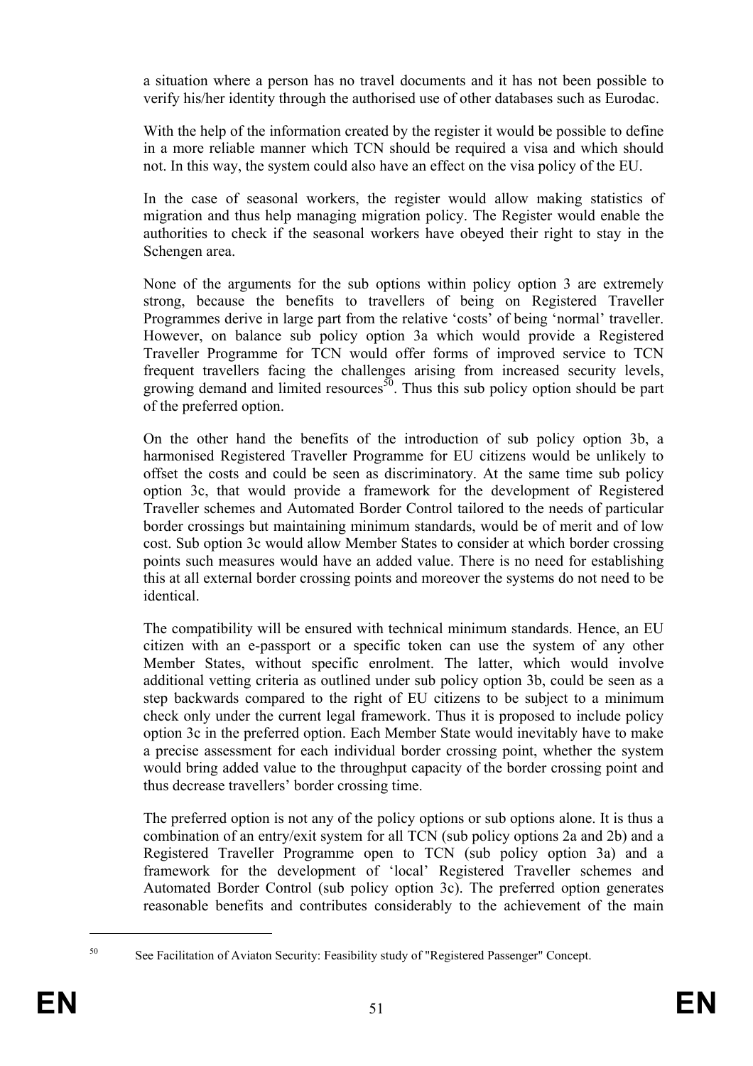a situation where a person has no travel documents and it has not been possible to verify his/her identity through the authorised use of other databases such as Eurodac.

With the help of the information created by the register it would be possible to define in a more reliable manner which TCN should be required a visa and which should not. In this way, the system could also have an effect on the visa policy of the EU.

In the case of seasonal workers, the register would allow making statistics of migration and thus help managing migration policy. The Register would enable the authorities to check if the seasonal workers have obeyed their right to stay in the Schengen area.

None of the arguments for the sub options within policy option 3 are extremely strong, because the benefits to travellers of being on Registered Traveller Programmes derive in large part from the relative 'costs' of being 'normal' traveller. However, on balance sub policy option 3a which would provide a Registered Traveller Programme for TCN would offer forms of improved service to TCN frequent travellers facing the challenges arising from increased security levels, growing demand and limited resources[50]. Thus this sub policy option should be part of the preferred option.

On the other hand the benefits of the introduction of sub policy option 3b, a harmonised Registered Traveller Programme for EU citizens would be unlikely to offset the costs and could be seen as discriminatory. At the same time sub policy option 3c, that would provide a framework for the development of Registered Traveller schemes and Automated Border Control tailored to the needs of particular border crossings but maintaining minimum standards, would be of merit and of low cost. Sub option 3c would allow Member States to consider at which border crossing points such measures would have an added value. There is no need for establishing this at all external border crossing points and moreover the systems do not need to be identical.

The compatibility will be ensured with technical minimum standards. Hence, an EU citizen with an e-passport or a specific token can use the system of any other Member States, without specific enrolment. The latter, which would involve additional vetting criteria as outlined under sub policy option 3b, could be seen as a step backwards compared to the right of EU citizens to be subject to a minimum check only under the current legal framework. Thus it is proposed to include policy option 3c in the preferred option. Each Member State would inevitably have to make a precise assessment for each individual border crossing point, whether the system would bring added value to the throughput capacity of the border crossing point and thus decrease travellers' border crossing time.

The preferred option is not any of the policy options or sub options alone. It is thus a combination of an entry/exit system for all TCN (sub policy options 2a and 2b) and a Registered Traveller Programme open to TCN (sub policy option 3a) and a framework for the development of 'local' Registered Traveller schemes and Automated Border Control (sub policy option 3c). The preferred option generates reasonable benefits and contributes considerably to the achievement of the main

[50] See Facilitation of Aviaton Security: Feasibility study of "Registered Passenger" Concept.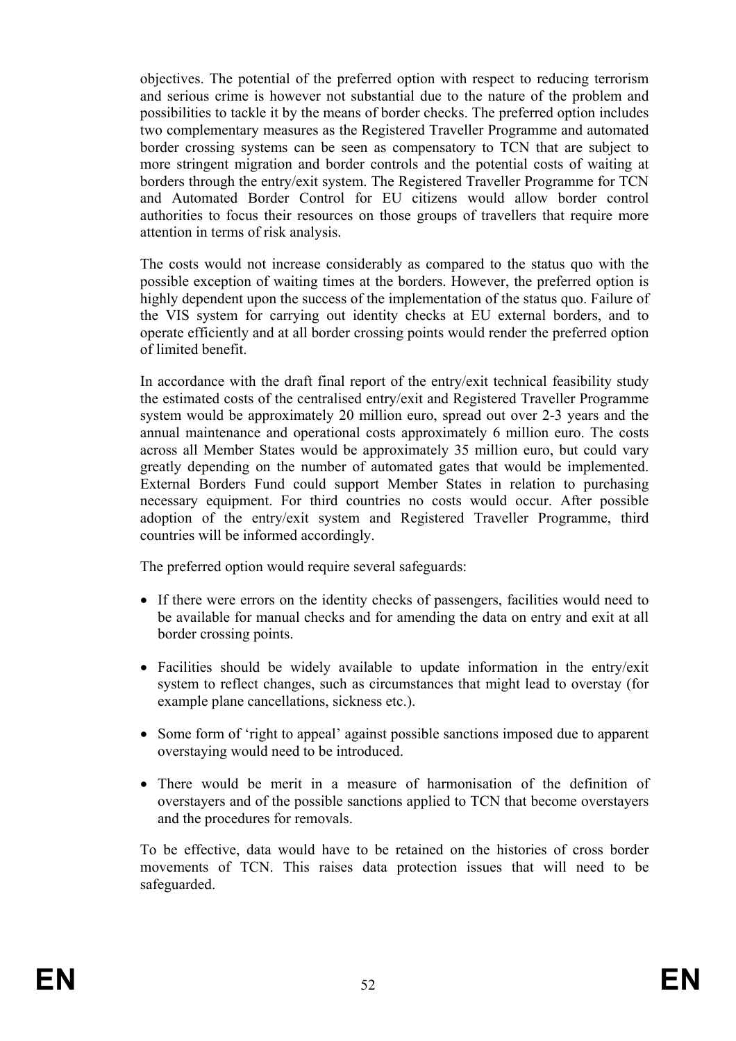objectives. The potential of the preferred option with respect to reducing terrorism and serious crime is however not substantial due to the nature of the problem and possibilities to tackle it by the means of border checks. The preferred option includes two complementary measures as the Registered Traveller Programme and automated border crossing systems can be seen as compensatory to TCN that are subject to more stringent migration and border controls and the potential costs of waiting at borders through the entry/exit system. The Registered Traveller Programme for TCN and Automated Border Control for EU citizens would allow border control authorities to focus their resources on those groups of travellers that require more attention in terms of risk analysis.

The costs would not increase considerably as compared to the status quo with the possible exception of waiting times at the borders. However, the preferred option is highly dependent upon the success of the implementation of the status quo. Failure of the VIS system for carrying out identity checks at EU external borders, and to operate efficiently and at all border crossing points would render the preferred option of limited benefit.

In accordance with the draft final report of the entry/exit technical feasibility study the estimated costs of the centralised entry/exit and Registered Traveller Programme system would be approximately 20 million euro, spread out over 2-3 years and the annual maintenance and operational costs approximately 6 million euro. The costs across all Member States would be approximately 35 million euro, but could vary greatly depending on the number of automated gates that would be implemented. External Borders Fund could support Member States in relation to purchasing necessary equipment. For third countries no costs would occur. After possible adoption of the entry/exit system and Registered Traveller Programme, third countries will be informed accordingly.

The preferred option would require several safeguards:

- If there were errors on the identity checks of passengers, facilities would need to be available for manual checks and for amending the data on entry and exit at all border crossing points.
- Facilities should be widely available to update information in the entry/exit system to reflect changes, such as circumstances that might lead to overstay (for example plane cancellations, sickness etc.).
- Some form of 'right to appeal' against possible sanctions imposed due to apparent overstaying would need to be introduced.
- There would be merit in a measure of harmonisation of the definition of overstayers and of the possible sanctions applied to TCN that become overstayers and the procedures for removals.

To be effective, data would have to be retained on the histories of cross border movements of TCN. This raises data protection issues that will need to be safeguarded.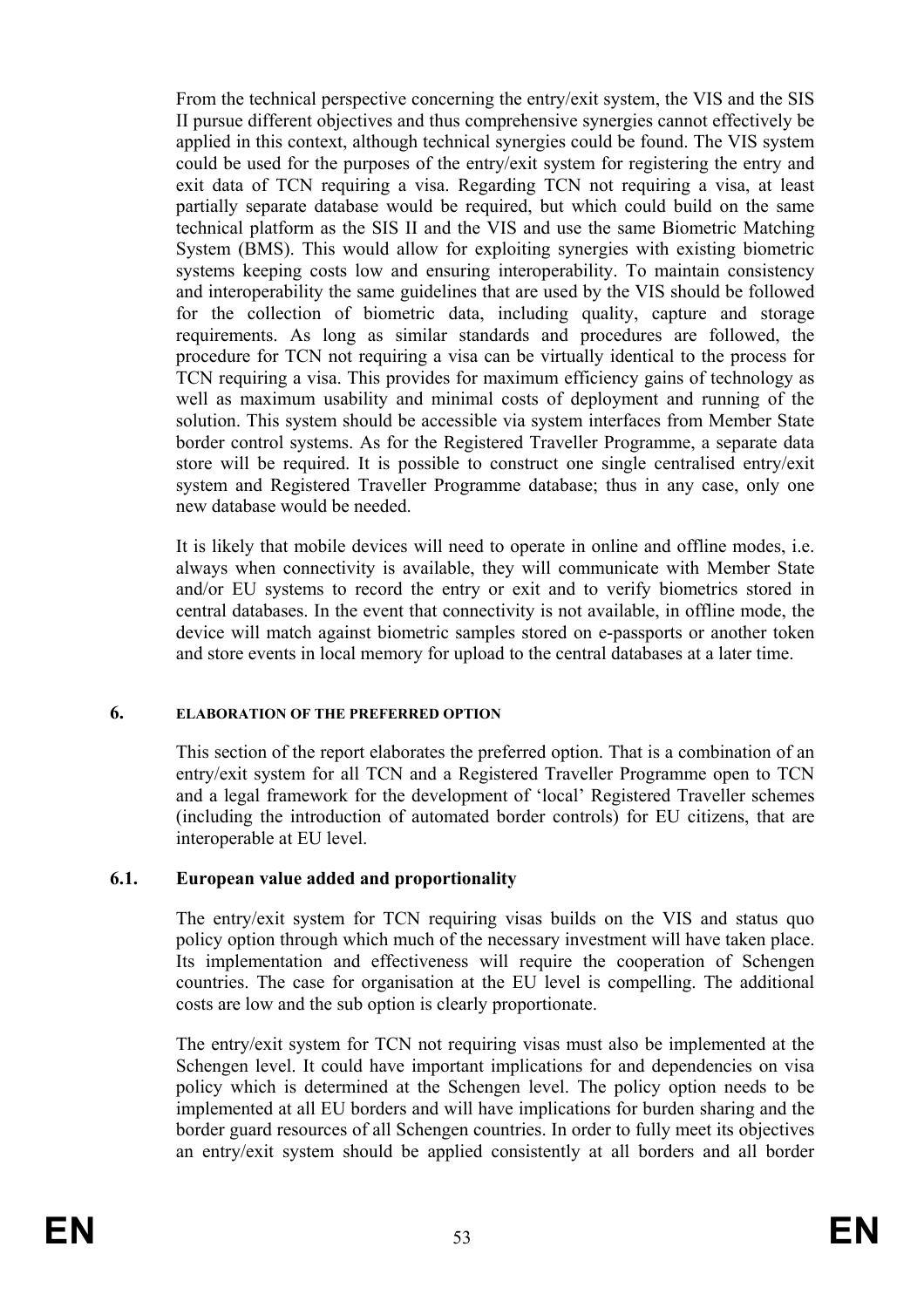From the technical perspective concerning the entry/exit system, the VIS and the SIS II pursue different objectives and thus comprehensive synergies cannot effectively be applied in this context, although technical synergies could be found. The VIS system could be used for the purposes of the entry/exit system for registering the entry and exit data of TCN requiring a visa. Regarding TCN not requiring a visa, at least partially separate database would be required, but which could build on the same technical platform as the SIS II and the VIS and use the same Biometric Matching System (BMS). This would allow for exploiting synergies with existing biometric systems keeping costs low and ensuring interoperability. To maintain consistency and interoperability the same guidelines that are used by the VIS should be followed for the collection of biometric data, including quality, capture and storage requirements. As long as similar standards and procedures are followed, the procedure for TCN not requiring a visa can be virtually identical to the process for TCN requiring a visa. This provides for maximum efficiency gains of technology as well as maximum usability and minimal costs of deployment and running of the solution. This system should be accessible via system interfaces from Member State border control systems. As for the Registered Traveller Programme, a separate data store will be required. It is possible to construct one single centralised entry/exit system and Registered Traveller Programme database; thus in any case, only one new database would be needed.

It is likely that mobile devices will need to operate in online and offline modes, i.e. always when connectivity is available, they will communicate with Member State and/or EU systems to record the entry or exit and to verify biometrics stored in central databases. In the event that connectivity is not available, in offline mode, the device will match against biometric samples stored on e-passports or another token and store events in local memory for upload to the central databases at a later time.

# 6. ELABORATION OF THE PREFERRED OPTION

This section of the report elaborates the preferred option. That is a combination of an entry/exit system for all TCN and a Registered Traveller Programme open to TCN and a legal framework for the development of 'local' Registered Traveller schemes (including the introduction of automated border controls) for EU citizens, that are interoperable at EU level.

## 6.1. European value added and proportionality

The entry/exit system for TCN requiring visas builds on the VIS and status quo policy option through which much of the necessary investment will have taken place. Its implementation and effectiveness will require the cooperation of Schengen countries. The case for organisation at the EU level is compelling. The additional costs are low and the sub option is clearly proportionate.

The entry/exit system for TCN not requiring visas must also be implemented at the Schengen level. It could have important implications for and dependencies on visa policy which is determined at the Schengen level. The policy option needs to be implemented at all EU borders and will have implications for burden sharing and the border guard resources of all Schengen countries. In order to fully meet its objectives an entry/exit system should be applied consistently at all borders and all border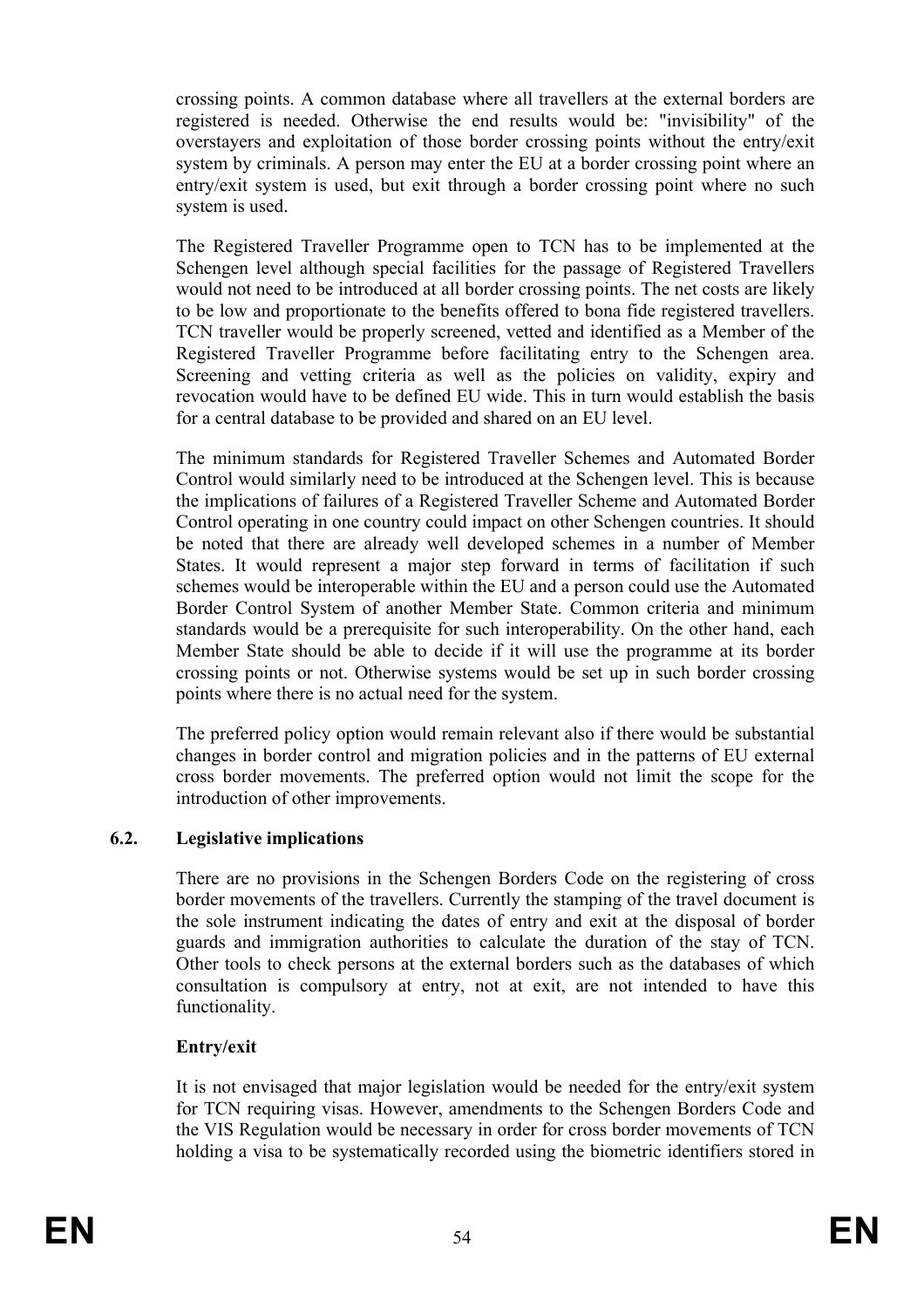crossing points. A common database where all travellers at the external borders are registered is needed. Otherwise the end results would be: "invisibility" of the overstayers and exploitation of those border crossing points without the entry/exit system by criminals. A person may enter the EU at a border crossing point where an entry/exit system is used, but exit through a border crossing point where no such system is used.

The Registered Traveller Programme open to TCN has to be implemented at the Schengen level although special facilities for the passage of Registered Travellers would not need to be introduced at all border crossing points. The net costs are likely to be low and proportionate to the benefits offered to bona fide registered travellers. TCN traveller would be properly screened, vetted and identified as a Member of the Registered Traveller Programme before facilitating entry to the Schengen area. Screening and vetting criteria as well as the policies on validity, expiry and revocation would have to be defined EU wide. This in turn would establish the basis for a central database to be provided and shared on an EU level.

The minimum standards for Registered Traveller Schemes and Automated Border Control would similarly need to be introduced at the Schengen level. This is because the implications of failures of a Registered Traveller Scheme and Automated Border Control operating in one country could impact on other Schengen countries. It should be noted that there are already well developed schemes in a number of Member States. It would represent a major step forward in terms of facilitation if such schemes would be interoperable within the EU and a person could use the Automated Border Control System of another Member State. Common criteria and minimum standards would be a prerequisite for such interoperability. On the other hand, each Member State should be able to decide if it will use the programme at its border crossing points or not. Otherwise systems would be set up in such border crossing points where there is no actual need for the system.

The preferred policy option would remain relevant also if there would be substantial changes in border control and migration policies and in the patterns of EU external cross border movements. The preferred option would not limit the scope for the introduction of other improvements.

### 6.2. Legislative implications

There are no provisions in the Schengen Borders Code on the registering of cross border movements of the travellers. Currently the stamping of the travel document is the sole instrument indicating the dates of entry and exit at the disposal of border guards and immigration authorities to calculate the duration of the stay of TCN. Other tools to check persons at the external borders such as the databases of which consultation is compulsory at entry, not at exit, are not intended to have this functionality.

**Entry/exit**

It is not envisaged that major legislation would be needed for the entry/exit system for TCN requiring visas. However, amendments to the Schengen Borders Code and the VIS Regulation would be necessary in order for cross border movements of TCN holding a visa to be systematically recorded using the biometric identifiers stored in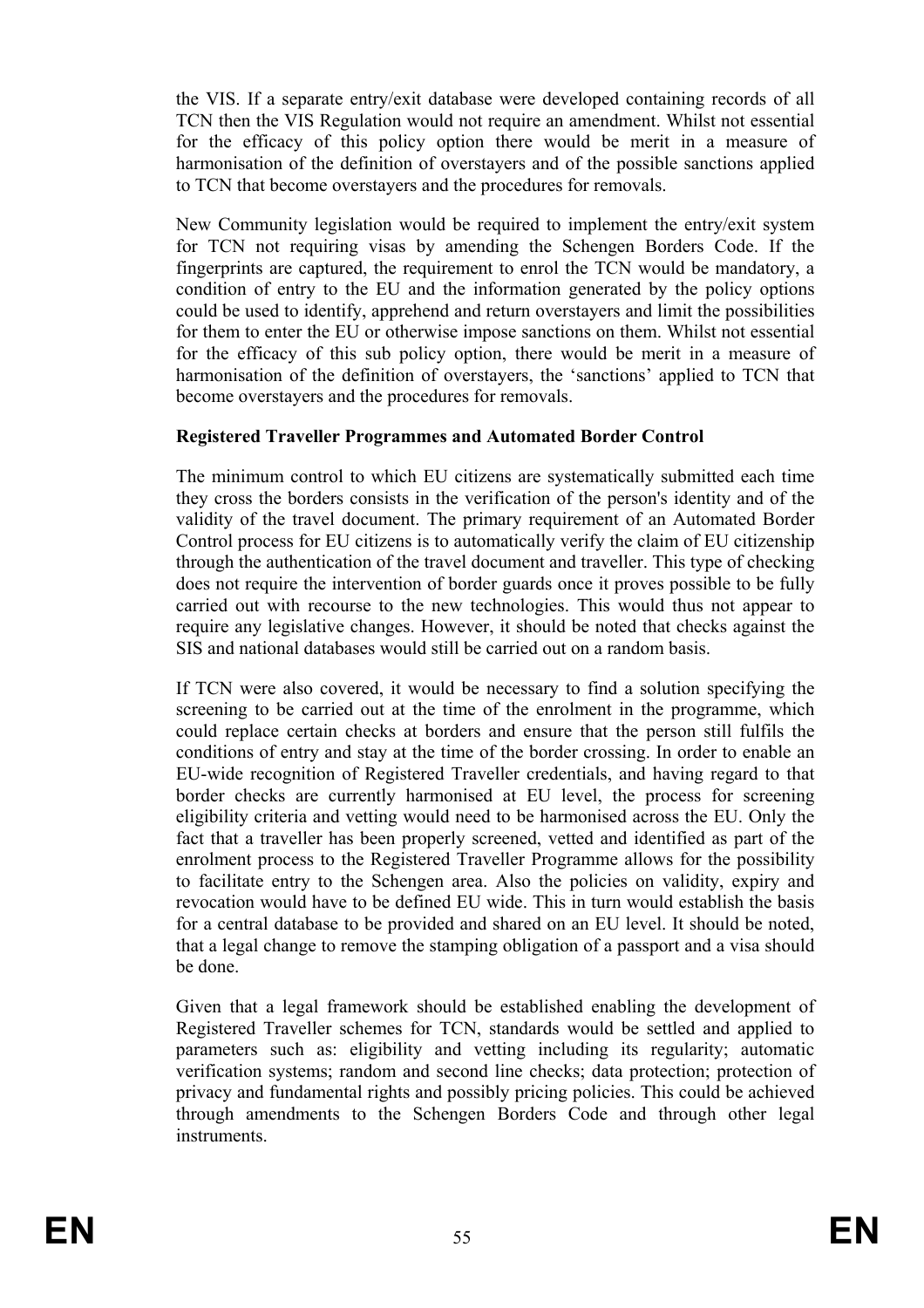the VIS. If a separate entry/exit database were developed containing records of all TCN then the VIS Regulation would not require an amendment. Whilst not essential for the efficacy of this policy option there would be merit in a measure of harmonisation of the definition of overstayers and of the possible sanctions applied to TCN that become overstayers and the procedures for removals.

New Community legislation would be required to implement the entry/exit system for TCN not requiring visas by amending the Schengen Borders Code. If the fingerprints are captured, the requirement to enrol the TCN would be mandatory, a condition of entry to the EU and the information generated by the policy options could be used to identify, apprehend and return overstayers and limit the possibilities for them to enter the EU or otherwise impose sanctions on them. Whilst not essential for the efficacy of this sub policy option, there would be merit in a measure of harmonisation of the definition of overstayers, the 'sanctions' applied to TCN that become overstayers and the procedures for removals.

**Registered Traveller Programmes and Automated Border Control**

The minimum control to which EU citizens are systematically submitted each time they cross the borders consists in the verification of the person's identity and of the validity of the travel document. The primary requirement of an Automated Border Control process for EU citizens is to automatically verify the claim of EU citizenship through the authentication of the travel document and traveller. This type of checking does not require the intervention of border guards once it proves possible to be fully carried out with recourse to the new technologies. This would thus not appear to require any legislative changes. However, it should be noted that checks against the SIS and national databases would still be carried out on a random basis.

If TCN were also covered, it would be necessary to find a solution specifying the screening to be carried out at the time of the enrolment in the programme, which could replace certain checks at borders and ensure that the person still fulfils the conditions of entry and stay at the time of the border crossing. In order to enable an EU-wide recognition of Registered Traveller credentials, and having regard to that border checks are currently harmonised at EU level, the process for screening eligibility criteria and vetting would need to be harmonised across the EU. Only the fact that a traveller has been properly screened, vetted and identified as part of the enrolment process to the Registered Traveller Programme allows for the possibility to facilitate entry to the Schengen area. Also the policies on validity, expiry and revocation would have to be defined EU wide. This in turn would establish the basis for a central database to be provided and shared on an EU level. It should be noted, that a legal change to remove the stamping obligation of a passport and a visa should be done.

Given that a legal framework should be established enabling the development of Registered Traveller schemes for TCN, standards would be settled and applied to parameters such as: eligibility and vetting including its regularity; automatic verification systems; random and second line checks; data protection; protection of privacy and fundamental rights and possibly pricing policies. This could be achieved through amendments to the Schengen Borders Code and through other legal instruments.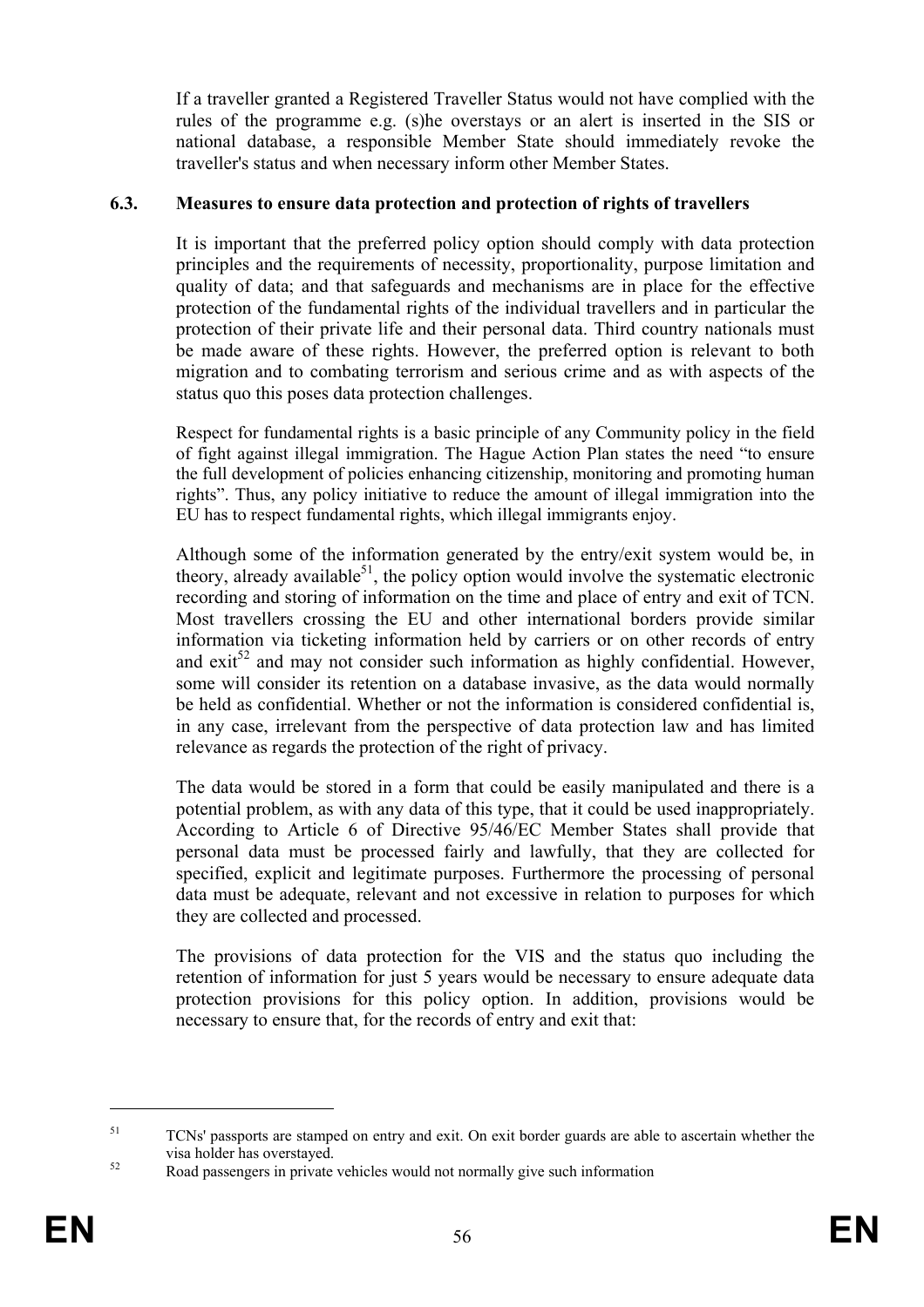If a traveller granted a Registered Traveller Status would not have complied with the rules of the programme e.g. (s)he overstays or an alert is inserted in the SIS or national database, a responsible Member State should immediately revoke the traveller's status and when necessary inform other Member States.

### 6.3. Measures to ensure data protection and protection of rights of travellers

It is important that the preferred policy option should comply with data protection principles and the requirements of necessity, proportionality, purpose limitation and quality of data; and that safeguards and mechanisms are in place for the effective protection of the fundamental rights of the individual travellers and in particular the protection of their private life and their personal data. Third country nationals must be made aware of these rights. However, the preferred option is relevant to both migration and to combating terrorism and serious crime and as with aspects of the status quo this poses data protection challenges.

Respect for fundamental rights is a basic principle of any Community policy in the field of fight against illegal immigration. The Hague Action Plan states the need "to ensure the full development of policies enhancing citizenship, monitoring and promoting human rights". Thus, any policy initiative to reduce the amount of illegal immigration into the EU has to respect fundamental rights, which illegal immigrants enjoy.

Although some of the information generated by the entry/exit system would be, in theory, already available[51], the policy option would involve the systematic electronic recording and storing of information on the time and place of entry and exit of TCN. Most travellers crossing the EU and other international borders provide similar information via ticketing information held by carriers or on other records of entry and exit[52] and may not consider such information as highly confidential. However, some will consider its retention on a database invasive, as the data would normally be held as confidential. Whether or not the information is considered confidential is, in any case, irrelevant from the perspective of data protection law and has limited relevance as regards the protection of the right of privacy.

The data would be stored in a form that could be easily manipulated and there is a potential problem, as with any data of this type, that it could be used inappropriately. According to Article 6 of Directive 95/46/EC Member States shall provide that personal data must be processed fairly and lawfully, that they are collected for specified, explicit and legitimate purposes. Furthermore the processing of personal data must be adequate, relevant and not excessive in relation to purposes for which they are collected and processed.

The provisions of data protection for the VIS and the status quo including the retention of information for just 5 years would be necessary to ensure adequate data protection provisions for this policy option. In addition, provisions would be necessary to ensure that, for the records of entry and exit that:

---

[51] TCNs' passports are stamped on entry and exit. On exit border guards are able to ascertain whether the visa holder has overstayed.

[52] Road passengers in private vehicles would not normally give such information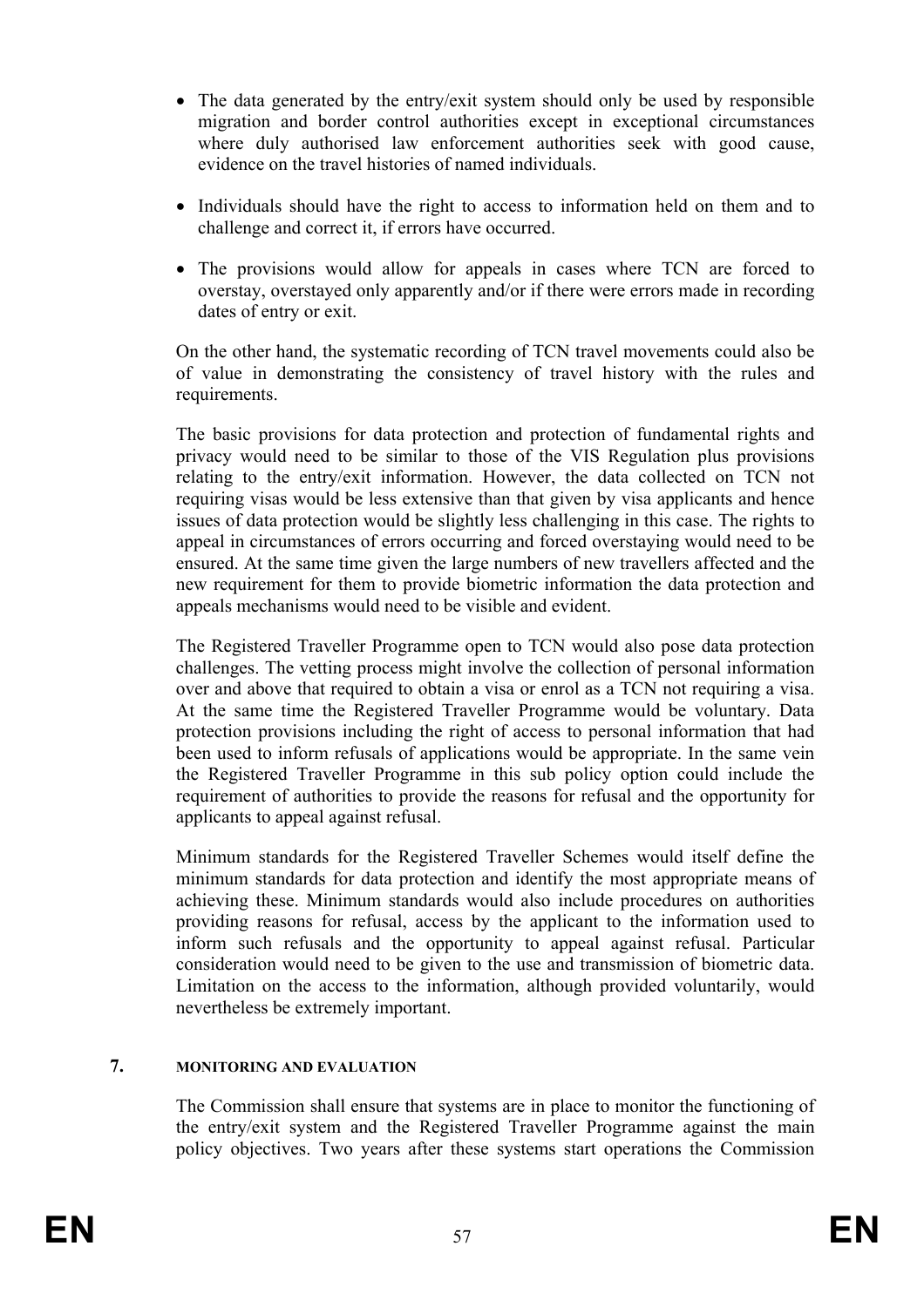- The data generated by the entry/exit system should only be used by responsible migration and border control authorities except in exceptional circumstances where duly authorised law enforcement authorities seek with good cause, evidence on the travel histories of named individuals.
- Individuals should have the right to access to information held on them and to challenge and correct it, if errors have occurred.
- The provisions would allow for appeals in cases where TCN are forced to overstay, overstayed only apparently and/or if there were errors made in recording dates of entry or exit.

On the other hand, the systematic recording of TCN travel movements could also be of value in demonstrating the consistency of travel history with the rules and requirements.

The basic provisions for data protection and protection of fundamental rights and privacy would need to be similar to those of the VIS Regulation plus provisions relating to the entry/exit information. However, the data collected on TCN not requiring visas would be less extensive than that given by visa applicants and hence issues of data protection would be slightly less challenging in this case. The rights to appeal in circumstances of errors occurring and forced overstaying would need to be ensured. At the same time given the large numbers of new travellers affected and the new requirement for them to provide biometric information the data protection and appeals mechanisms would need to be visible and evident.

The Registered Traveller Programme open to TCN would also pose data protection challenges. The vetting process might involve the collection of personal information over and above that required to obtain a visa or enrol as a TCN not requiring a visa. At the same time the Registered Traveller Programme would be voluntary. Data protection provisions including the right of access to personal information that had been used to inform refusals of applications would be appropriate. In the same vein the Registered Traveller Programme in this sub policy option could include the requirement of authorities to provide the reasons for refusal and the opportunity for applicants to appeal against refusal.

Minimum standards for the Registered Traveller Schemes would itself define the minimum standards for data protection and identify the most appropriate means of achieving these. Minimum standards would also include procedures on authorities providing reasons for refusal, access by the applicant to the information used to inform such refusals and the opportunity to appeal against refusal. Particular consideration would need to be given to the use and transmission of biometric data. Limitation on the access to the information, although provided voluntarily, would nevertheless be extremely important.

## 7. MONITORING AND EVALUATION

The Commission shall ensure that systems are in place to monitor the functioning of the entry/exit system and the Registered Traveller Programme against the main policy objectives. Two years after these systems start operations the Commission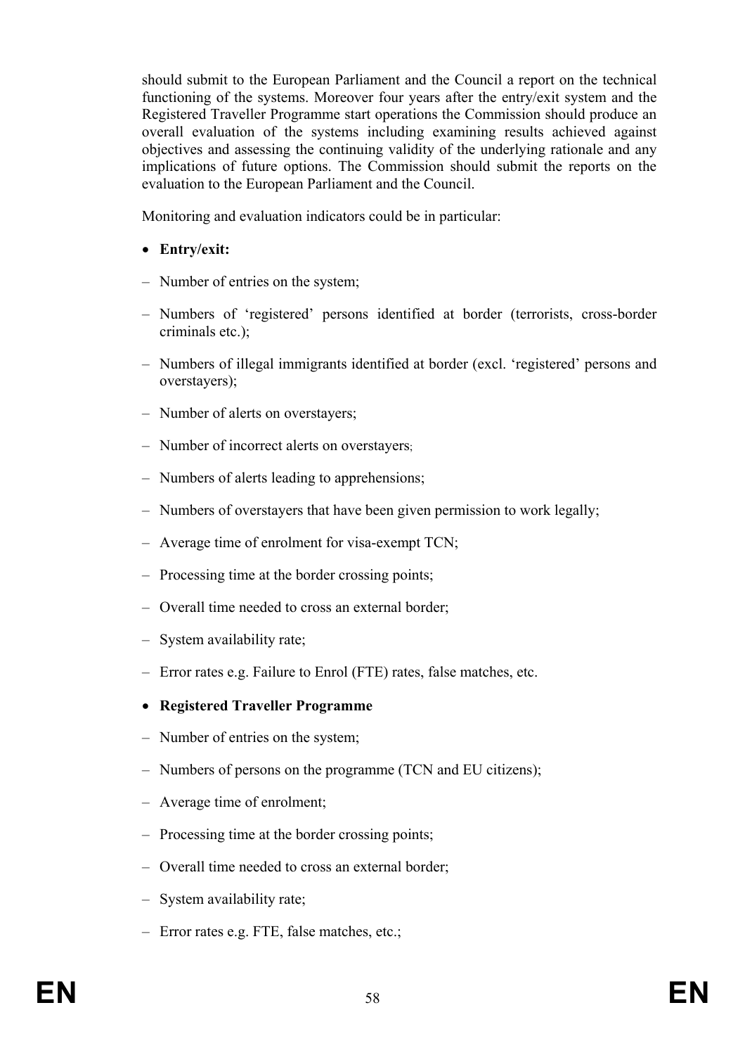should submit to the European Parliament and the Council a report on the technical functioning of the systems. Moreover four years after the entry/exit system and the Registered Traveller Programme start operations the Commission should produce an overall evaluation of the systems including examining results achieved against objectives and assessing the continuing validity of the underlying rationale and any implications of future options. The Commission should submit the reports on the evaluation to the European Parliament and the Council.

Monitoring and evaluation indicators could be in particular:

- **Entry/exit:**

– Number of entries on the system;

– Numbers of 'registered' persons identified at border (terrorists, cross-border criminals etc.);

– Numbers of illegal immigrants identified at border (excl. 'registered' persons and overstayers);

– Number of alerts on overstayers;

– Number of incorrect alerts on overstayers;

– Numbers of alerts leading to apprehensions;

– Numbers of overstayers that have been given permission to work legally;

– Average time of enrolment for visa-exempt TCN;

– Processing time at the border crossing points;

– Overall time needed to cross an external border;

– System availability rate;

– Error rates e.g. Failure to Enrol (FTE) rates, false matches, etc.

- **Registered Traveller Programme**

– Number of entries on the system;

– Numbers of persons on the programme (TCN and EU citizens);

– Average time of enrolment;

– Processing time at the border crossing points;

– Overall time needed to cross an external border;

– System availability rate;

– Error rates e.g. FTE, false matches, etc.;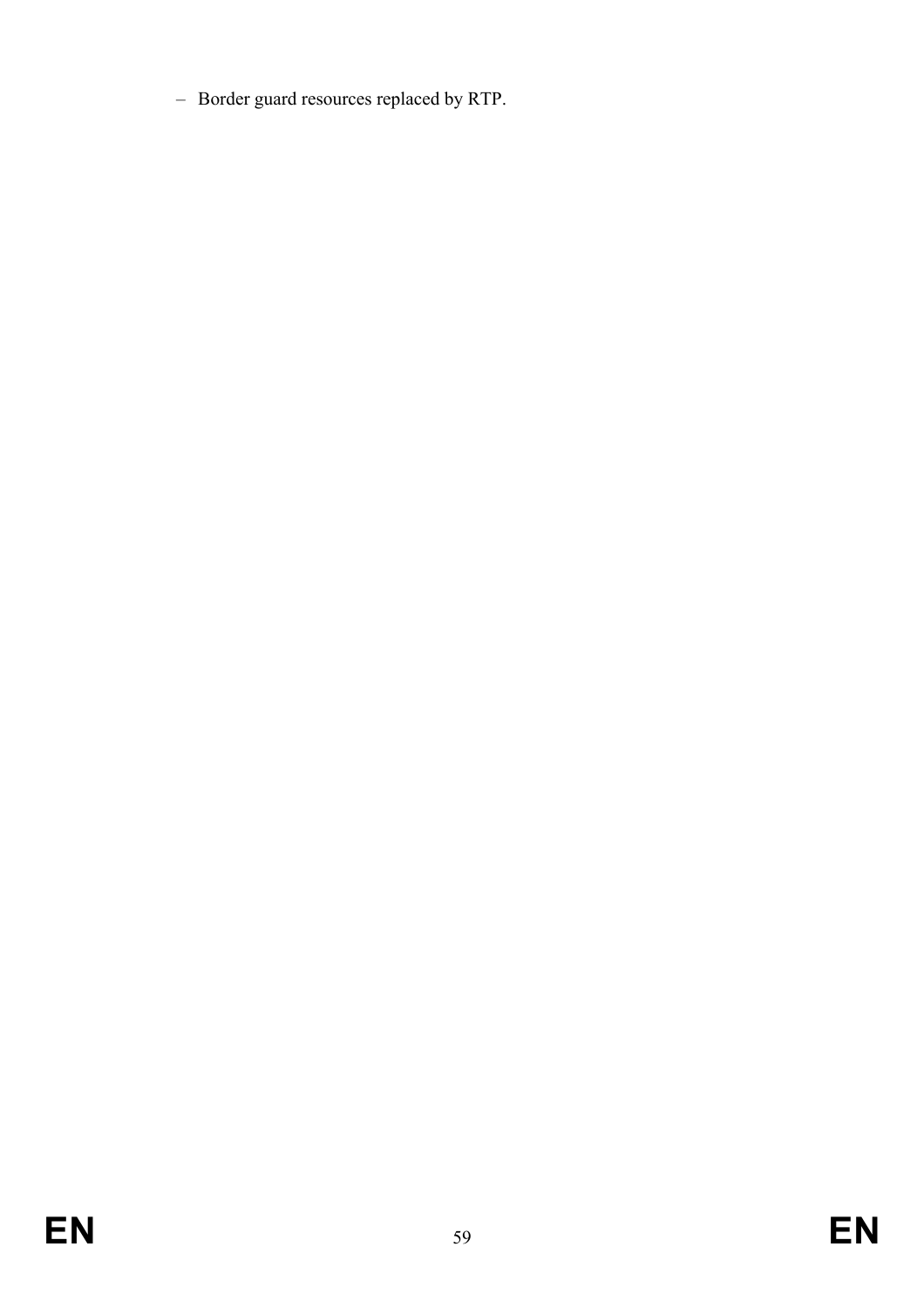– Border guard resources replaced by RTP.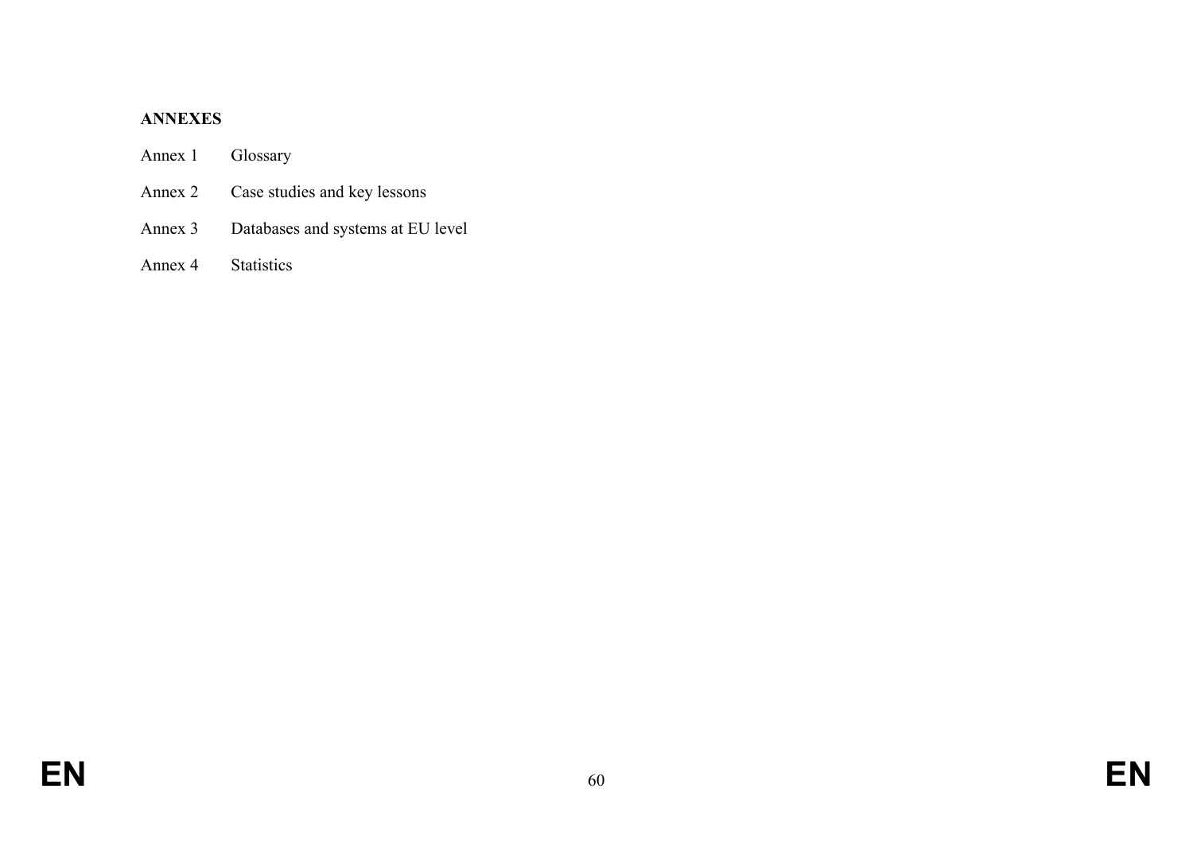**ANNEXES**

Annex 1 Glossary

Annex 2 Case studies and key lessons

Annex 3 Databases and systems at EU level

Annex 4 Statistics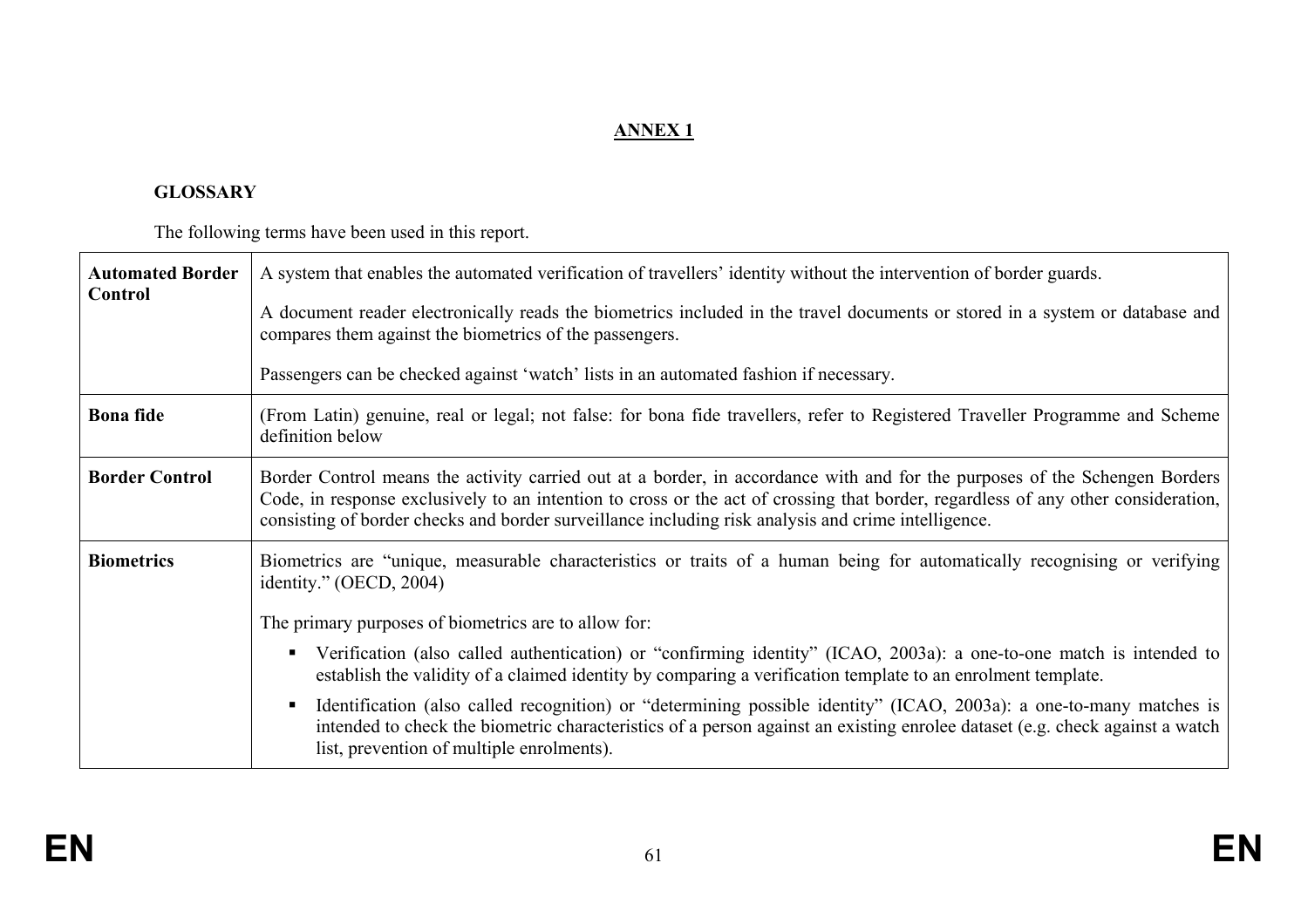## ANNEX 1

### GLOSSARY

The following terms have been used in this report.

| | |
|---|---|
| **Automated Border Control** | A system that enables the automated verification of travellers' identity without the intervention of border guards.<br><br>A document reader electronically reads the biometrics included in the travel documents or stored in a system or database and compares them against the biometrics of the passengers.<br><br>Passengers can be checked against 'watch' lists in an automated fashion if necessary. |
| **Bona fide** | (From Latin) genuine, real or legal; not false: for bona fide travellers, refer to Registered Traveller Programme and Scheme definition below |
| **Border Control** | Border Control means the activity carried out at a border, in accordance with and for the purposes of the Schengen Borders Code, in response exclusively to an intention to cross or the act of crossing that border, regardless of any other consideration, consisting of border checks and border surveillance including risk analysis and crime intelligence. |
| **Biometrics** | Biometrics are "unique, measurable characteristics or traits of a human being for automatically recognising or verifying identity." (OECD, 2004)<br><br>The primary purposes of biometrics are to allow for:<br><br>▪ Verification (also called authentication) or "confirming identity" (ICAO, 2003a): a one-to-one match is intended to establish the validity of a claimed identity by comparing a verification template to an enrolment template.<br><br>▪ Identification (also called recognition) or "determining possible identity" (ICAO, 2003a): a one-to-many matches is intended to check the biometric characteristics of a person against an existing enrolee dataset (e.g. check against a watch list, prevention of multiple enrolments). |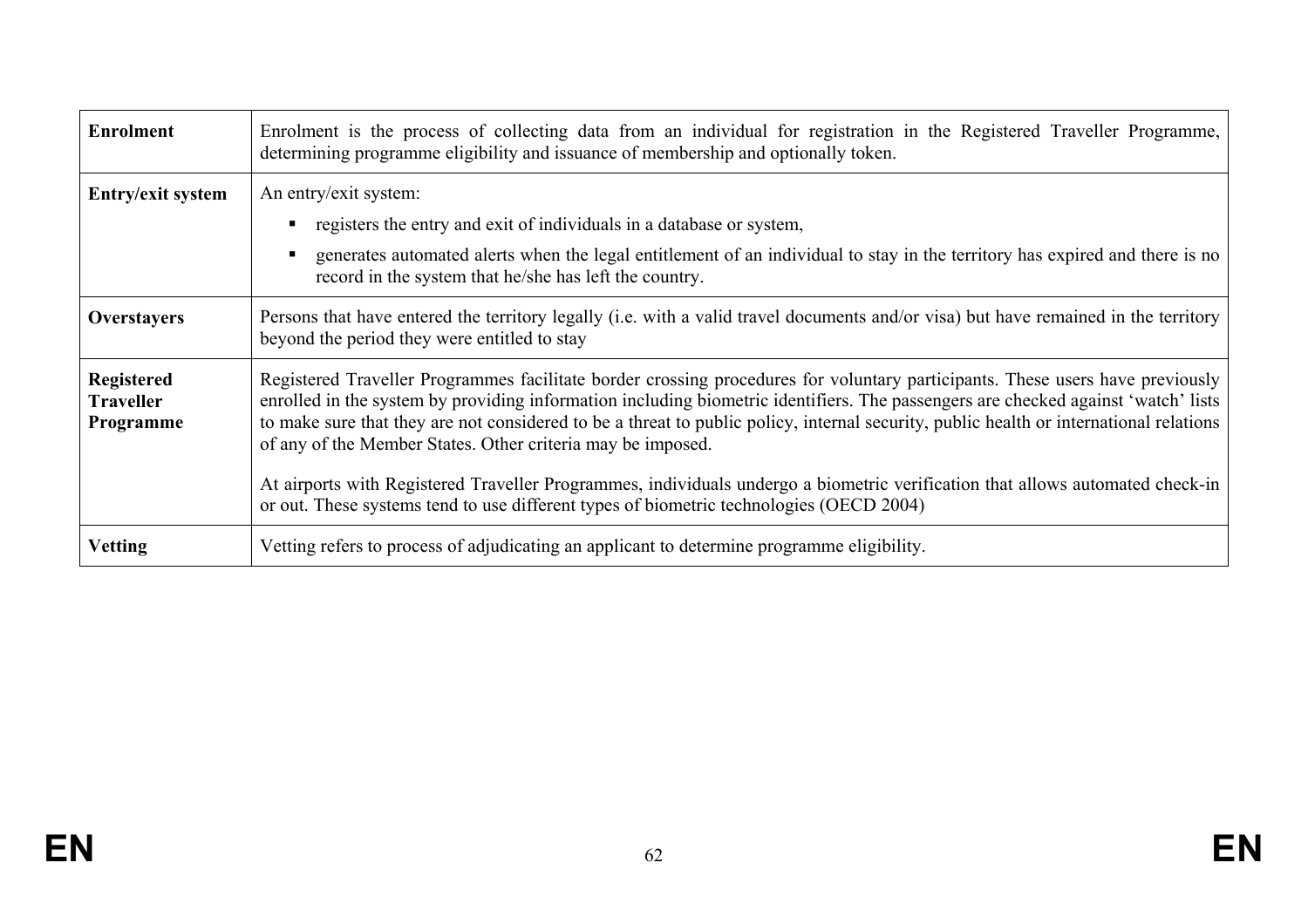| | |
|---|---|
| **Enrolment** | Enrolment is the process of collecting data from an individual for registration in the Registered Traveller Programme, determining programme eligibility and issuance of membership and optionally token. |
| **Entry/exit system** | An entry/exit system: <br>▪ registers the entry and exit of individuals in a database or system, <br>▪ generates automated alerts when the legal entitlement of an individual to stay in the territory has expired and there is no record in the system that he/she has left the country. |
| **Overstayers** | Persons that have entered the territory legally (i.e. with a valid travel documents and/or visa) but have remained in the territory beyond the period they were entitled to stay |
| **Registered Traveller Programme** | Registered Traveller Programmes facilitate border crossing procedures for voluntary participants. These users have previously enrolled in the system by providing information including biometric identifiers. The passengers are checked against 'watch' lists to make sure that they are not considered to be a threat to public policy, internal security, public health or international relations of any of the Member States. Other criteria may be imposed. <br><br>At airports with Registered Traveller Programmes, individuals undergo a biometric verification that allows automated check-in or out. These systems tend to use different types of biometric technologies (OECD 2004) |
| **Vetting** | Vetting refers to process of adjudicating an applicant to determine programme eligibility. |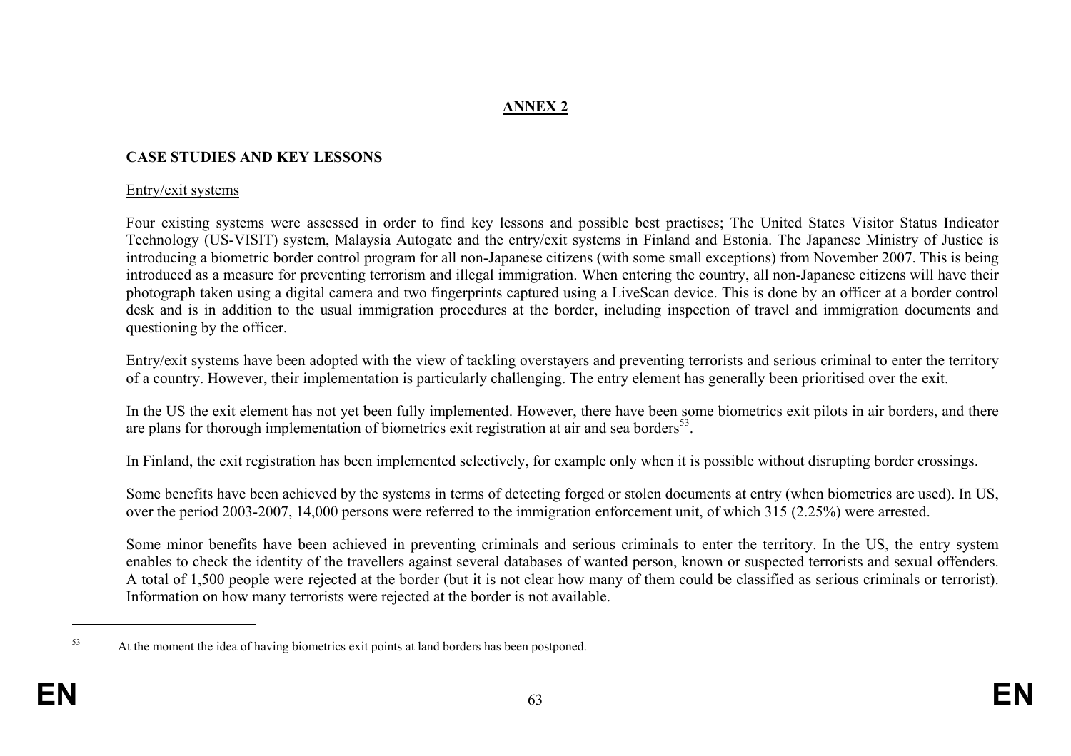# ANNEX 2

## CASE STUDIES AND KEY LESSONS

Entry/exit systems

Four existing systems were assessed in order to find key lessons and possible best practises; The United States Visitor Status Indicator Technology (US-VISIT) system, Malaysia Autogate and the entry/exit systems in Finland and Estonia. The Japanese Ministry of Justice is introducing a biometric border control program for all non-Japanese citizens (with some small exceptions) from November 2007. This is being introduced as a measure for preventing terrorism and illegal immigration. When entering the country, all non-Japanese citizens will have their photograph taken using a digital camera and two fingerprints captured using a LiveScan device. This is done by an officer at a border control desk and is in addition to the usual immigration procedures at the border, including inspection of travel and immigration documents and questioning by the officer.

Entry/exit systems have been adopted with the view of tackling overstayers and preventing terrorists and serious criminal to enter the territory of a country. However, their implementation is particularly challenging. The entry element has generally been prioritised over the exit.

In the US the exit element has not yet been fully implemented. However, there have been some biometrics exit pilots in air borders, and there are plans for thorough implementation of biometrics exit registration at air and sea borders[53].

In Finland, the exit registration has been implemented selectively, for example only when it is possible without disrupting border crossings.

Some benefits have been achieved by the systems in terms of detecting forged or stolen documents at entry (when biometrics are used). In US, over the period 2003-2007, 14,000 persons were referred to the immigration enforcement unit, of which 315 (2.25%) were arrested.

Some minor benefits have been achieved in preventing criminals and serious criminals to enter the territory. In the US, the entry system enables to check the identity of the travellers against several databases of wanted person, known or suspected terrorists and sexual offenders. A total of 1,500 people were rejected at the border (but it is not clear how many of them could be classified as serious criminals or terrorist). Information on how many terrorists were rejected at the border is not available.

---

[53] At the moment the idea of having biometrics exit points at land borders has been postponed.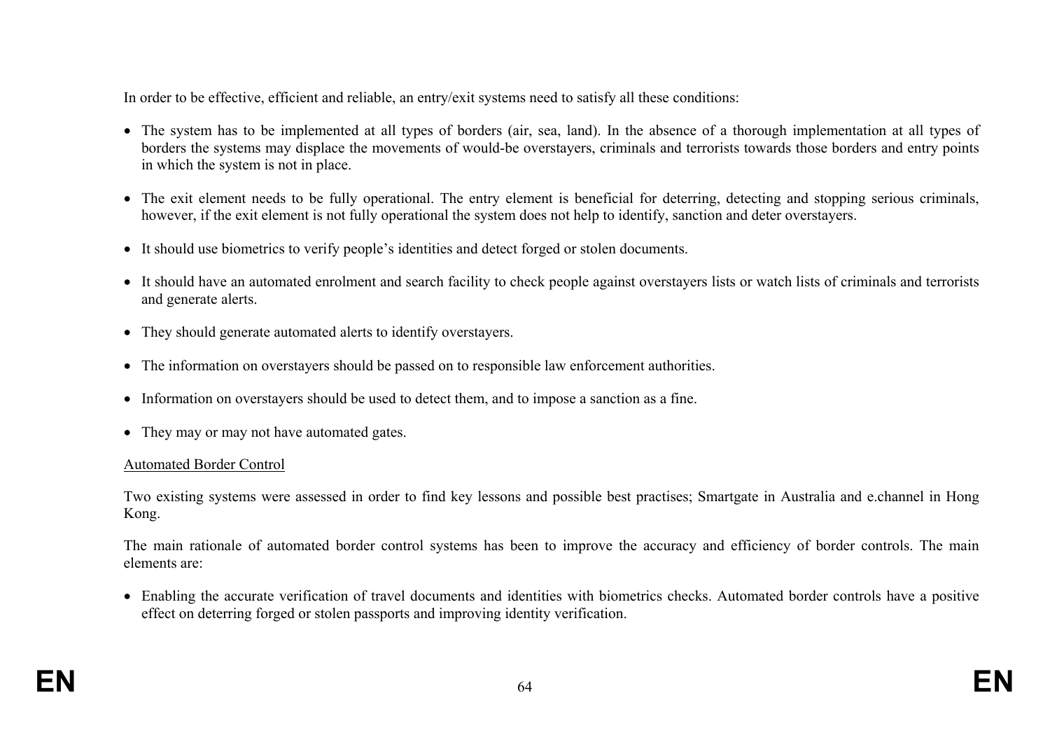In order to be effective, efficient and reliable, an entry/exit systems need to satisfy all these conditions:

- The system has to be implemented at all types of borders (air, sea, land). In the absence of a thorough implementation at all types of borders the systems may displace the movements of would-be overstayers, criminals and terrorists towards those borders and entry points in which the system is not in place.
- The exit element needs to be fully operational. The entry element is beneficial for deterring, detecting and stopping serious criminals, however, if the exit element is not fully operational the system does not help to identify, sanction and deter overstayers.
- It should use biometrics to verify people's identities and detect forged or stolen documents.
- It should have an automated enrolment and search facility to check people against overstayers lists or watch lists of criminals and terrorists and generate alerts.
- They should generate automated alerts to identify overstayers.
- The information on overstayers should be passed on to responsible law enforcement authorities.
- Information on overstayers should be used to detect them, and to impose a sanction as a fine.
- They may or may not have automated gates.

<u>Automated Border Control</u>

Two existing systems were assessed in order to find key lessons and possible best practises; Smartgate in Australia and e.channel in Hong Kong.

The main rationale of automated border control systems has been to improve the accuracy and efficiency of border controls. The main elements are:

- Enabling the accurate verification of travel documents and identities with biometrics checks. Automated border controls have a positive effect on deterring forged or stolen passports and improving identity verification.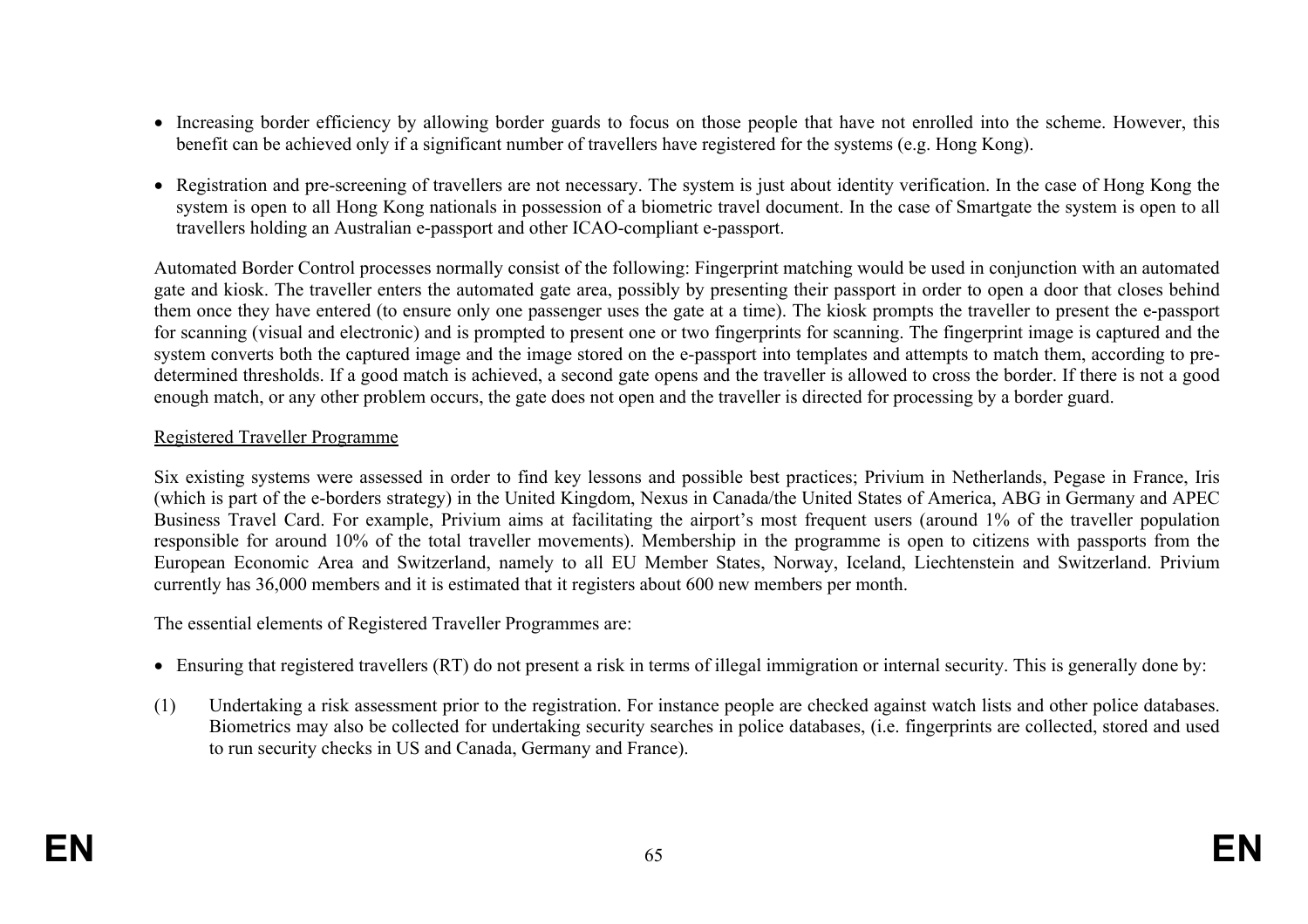- Increasing border efficiency by allowing border guards to focus on those people that have not enrolled into the scheme. However, this benefit can be achieved only if a significant number of travellers have registered for the systems (e.g. Hong Kong).

- Registration and pre-screening of travellers are not necessary. The system is just about identity verification. In the case of Hong Kong the system is open to all Hong Kong nationals in possession of a biometric travel document. In the case of Smartgate the system is open to all travellers holding an Australian e-passport and other ICAO-compliant e-passport.

Automated Border Control processes normally consist of the following: Fingerprint matching would be used in conjunction with an automated gate and kiosk. The traveller enters the automated gate area, possibly by presenting their passport in order to open a door that closes behind them once they have entered (to ensure only one passenger uses the gate at a time). The kiosk prompts the traveller to present the e-passport for scanning (visual and electronic) and is prompted to present one or two fingerprints for scanning. The fingerprint image is captured and the system converts both the captured image and the image stored on the e-passport into templates and attempts to match them, according to pre-determined thresholds. If a good match is achieved, a second gate opens and the traveller is allowed to cross the border. If there is not a good enough match, or any other problem occurs, the gate does not open and the traveller is directed for processing by a border guard.

Registered Traveller Programme

Six existing systems were assessed in order to find key lessons and possible best practices; Privium in Netherlands, Pegase in France, Iris (which is part of the e-borders strategy) in the United Kingdom, Nexus in Canada/the United States of America, ABG in Germany and APEC Business Travel Card. For example, Privium aims at facilitating the airport's most frequent users (around 1% of the traveller population responsible for around 10% of the total traveller movements). Membership in the programme is open to citizens with passports from the European Economic Area and Switzerland, namely to all EU Member States, Norway, Iceland, Liechtenstein and Switzerland. Privium currently has 36,000 members and it is estimated that it registers about 600 new members per month.

The essential elements of Registered Traveller Programmes are:

- Ensuring that registered travellers (RT) do not present a risk in terms of illegal immigration or internal security. This is generally done by:

(1) Undertaking a risk assessment prior to the registration. For instance people are checked against watch lists and other police databases. Biometrics may also be collected for undertaking security searches in police databases, (i.e. fingerprints are collected, stored and used to run security checks in US and Canada, Germany and France).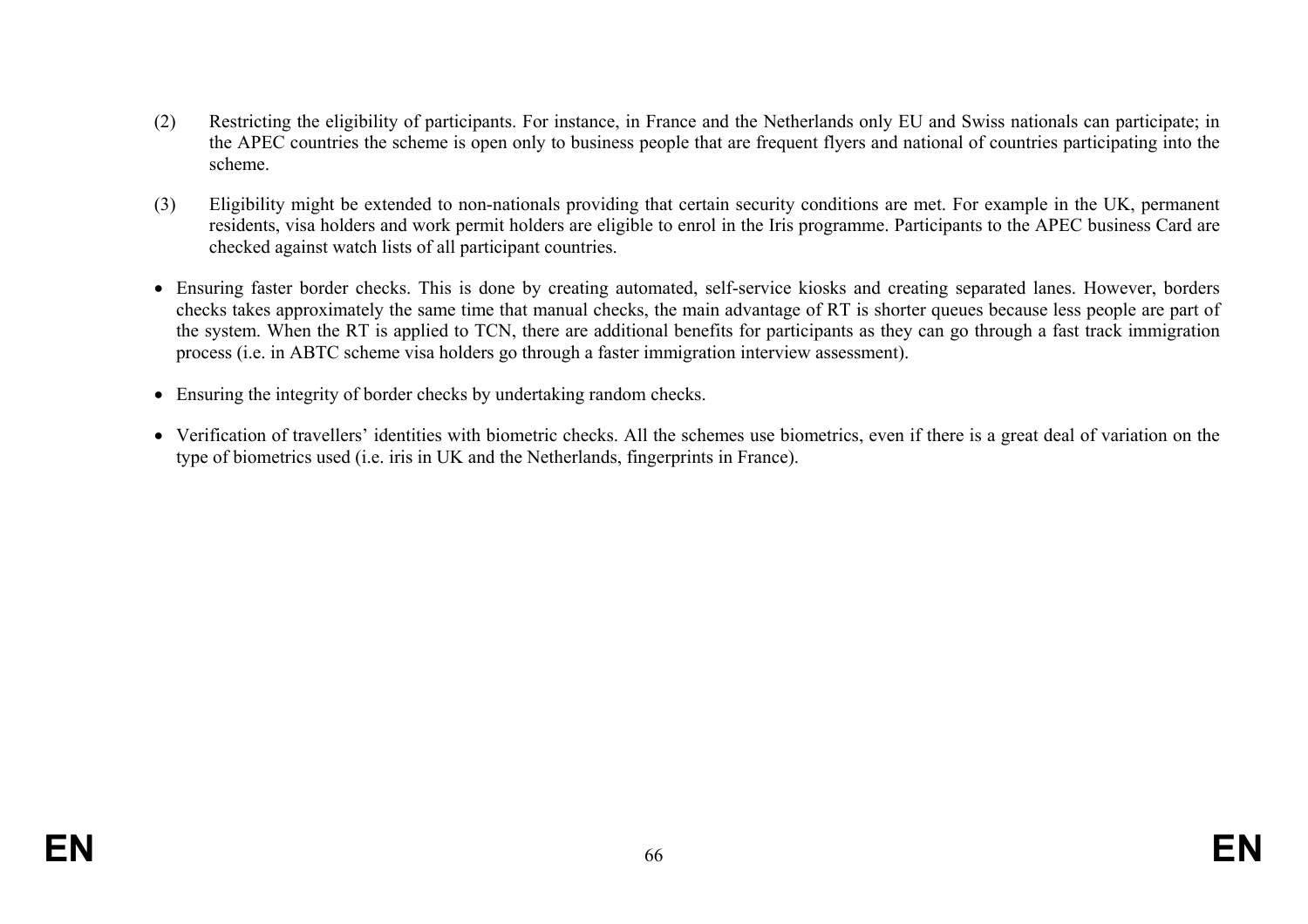(2) Restricting the eligibility of participants. For instance, in France and the Netherlands only EU and Swiss nationals can participate; in the APEC countries the scheme is open only to business people that are frequent flyers and national of countries participating into the scheme.

(3) Eligibility might be extended to non-nationals providing that certain security conditions are met. For example in the UK, permanent residents, visa holders and work permit holders are eligible to enrol in the Iris programme. Participants to the APEC business Card are checked against watch lists of all participant countries.

- Ensuring faster border checks. This is done by creating automated, self-service kiosks and creating separated lanes. However, borders checks takes approximately the same time that manual checks, the main advantage of RT is shorter queues because less people are part of the system. When the RT is applied to TCN, there are additional benefits for participants as they can go through a fast track immigration process (i.e. in ABTC scheme visa holders go through a faster immigration interview assessment).
- Ensuring the integrity of border checks by undertaking random checks.
- Verification of travellers' identities with biometric checks. All the schemes use biometrics, even if there is a great deal of variation on the type of biometrics used (i.e. iris in UK and the Netherlands, fingerprints in France).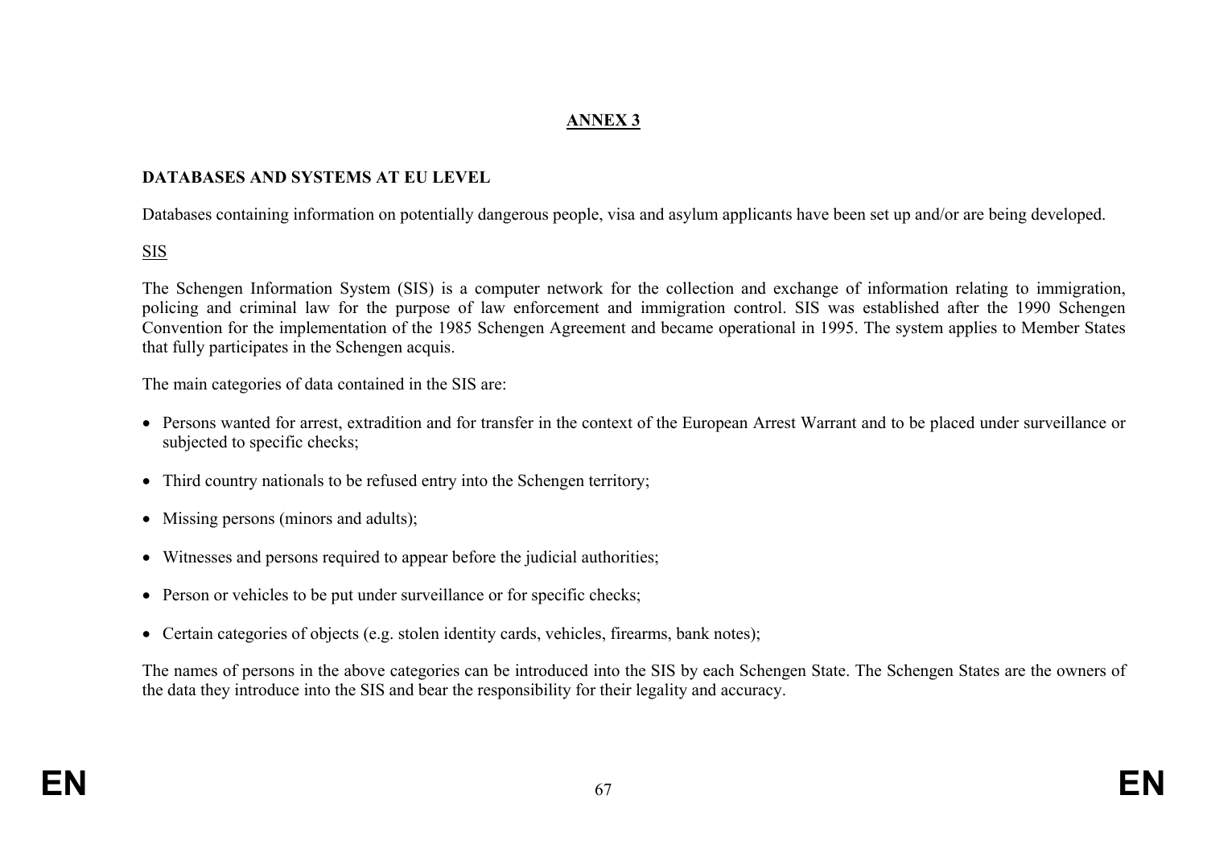# ANNEX 3

## DATABASES AND SYSTEMS AT EU LEVEL

Databases containing information on potentially dangerous people, visa and asylum applicants have been set up and/or are being developed.

### SIS

The Schengen Information System (SIS) is a computer network for the collection and exchange of information relating to immigration, policing and criminal law for the purpose of law enforcement and immigration control. SIS was established after the 1990 Schengen Convention for the implementation of the 1985 Schengen Agreement and became operational in 1995. The system applies to Member States that fully participates in the Schengen acquis.

The main categories of data contained in the SIS are:

- Persons wanted for arrest, extradition and for transfer in the context of the European Arrest Warrant and to be placed under surveillance or subjected to specific checks;
- Third country nationals to be refused entry into the Schengen territory;
- Missing persons (minors and adults);
- Witnesses and persons required to appear before the judicial authorities;
- Person or vehicles to be put under surveillance or for specific checks;
- Certain categories of objects (e.g. stolen identity cards, vehicles, firearms, bank notes);

The names of persons in the above categories can be introduced into the SIS by each Schengen State. The Schengen States are the owners of the data they introduce into the SIS and bear the responsibility for their legality and accuracy.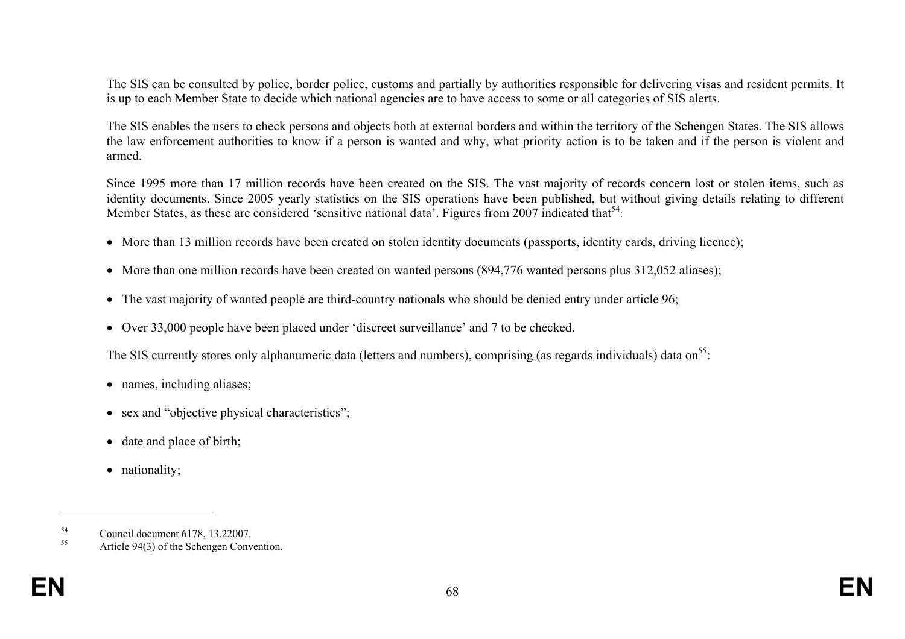The SIS can be consulted by police, border police, customs and partially by authorities responsible for delivering visas and resident permits. It is up to each Member State to decide which national agencies are to have access to some or all categories of SIS alerts.

The SIS enables the users to check persons and objects both at external borders and within the territory of the Schengen States. The SIS allows the law enforcement authorities to know if a person is wanted and why, what priority action is to be taken and if the person is violent and armed.

Since 1995 more than 17 million records have been created on the SIS. The vast majority of records concern lost or stolen items, such as identity documents. Since 2005 yearly statistics on the SIS operations have been published, but without giving details relating to different Member States, as these are considered 'sensitive national data'. Figures from 2007 indicated that[54]:

- More than 13 million records have been created on stolen identity documents (passports, identity cards, driving licence);
- More than one million records have been created on wanted persons (894,776 wanted persons plus 312,052 aliases);
- The vast majority of wanted people are third-country nationals who should be denied entry under article 96;
- Over 33,000 people have been placed under 'discreet surveillance' and 7 to be checked.

The SIS currently stores only alphanumeric data (letters and numbers), comprising (as regards individuals) data on[55]:

- names, including aliases;
- sex and "objective physical characteristics";
- date and place of birth;
- nationality;

---

[54] Council document 6178, 13.22007.

[55] Article 94(3) of the Schengen Convention.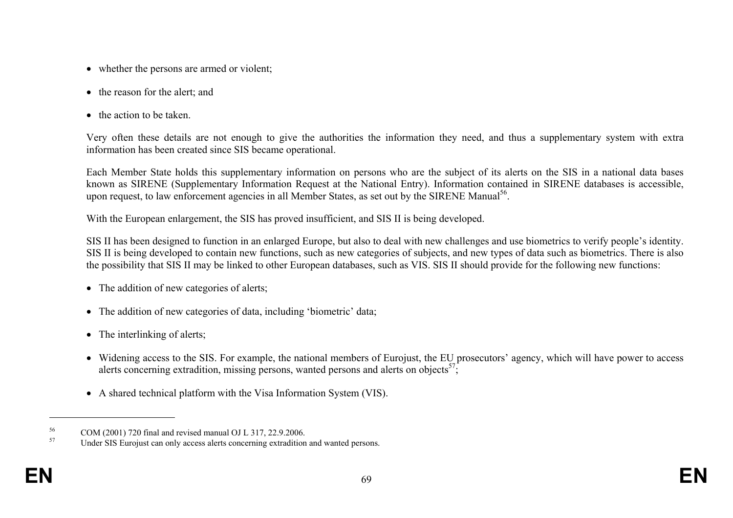- whether the persons are armed or violent;
- the reason for the alert; and
- the action to be taken.

Very often these details are not enough to give the authorities the information they need, and thus a supplementary system with extra information has been created since SIS became operational.

Each Member State holds this supplementary information on persons who are the subject of its alerts on the SIS in a national data bases known as SIRENE (Supplementary Information Request at the National Entry). Information contained in SIRENE databases is accessible, upon request, to law enforcement agencies in all Member States, as set out by the SIRENE Manual[56].

With the European enlargement, the SIS has proved insufficient, and SIS II is being developed.

SIS II has been designed to function in an enlarged Europe, but also to deal with new challenges and use biometrics to verify people's identity. SIS II is being developed to contain new functions, such as new categories of subjects, and new types of data such as biometrics. There is also the possibility that SIS II may be linked to other European databases, such as VIS. SIS II should provide for the following new functions:

- The addition of new categories of alerts;
- The addition of new categories of data, including 'biometric' data;
- The interlinking of alerts;
- Widening access to the SIS. For example, the national members of Eurojust, the EU prosecutors' agency, which will have power to access alerts concerning extradition, missing persons, wanted persons and alerts on objects[57];
- A shared technical platform with the Visa Information System (VIS).

---

[56] COM (2001) 720 final and revised manual OJ L 317, 22.9.2006.

[57] Under SIS Eurojust can only access alerts concerning extradition and wanted persons.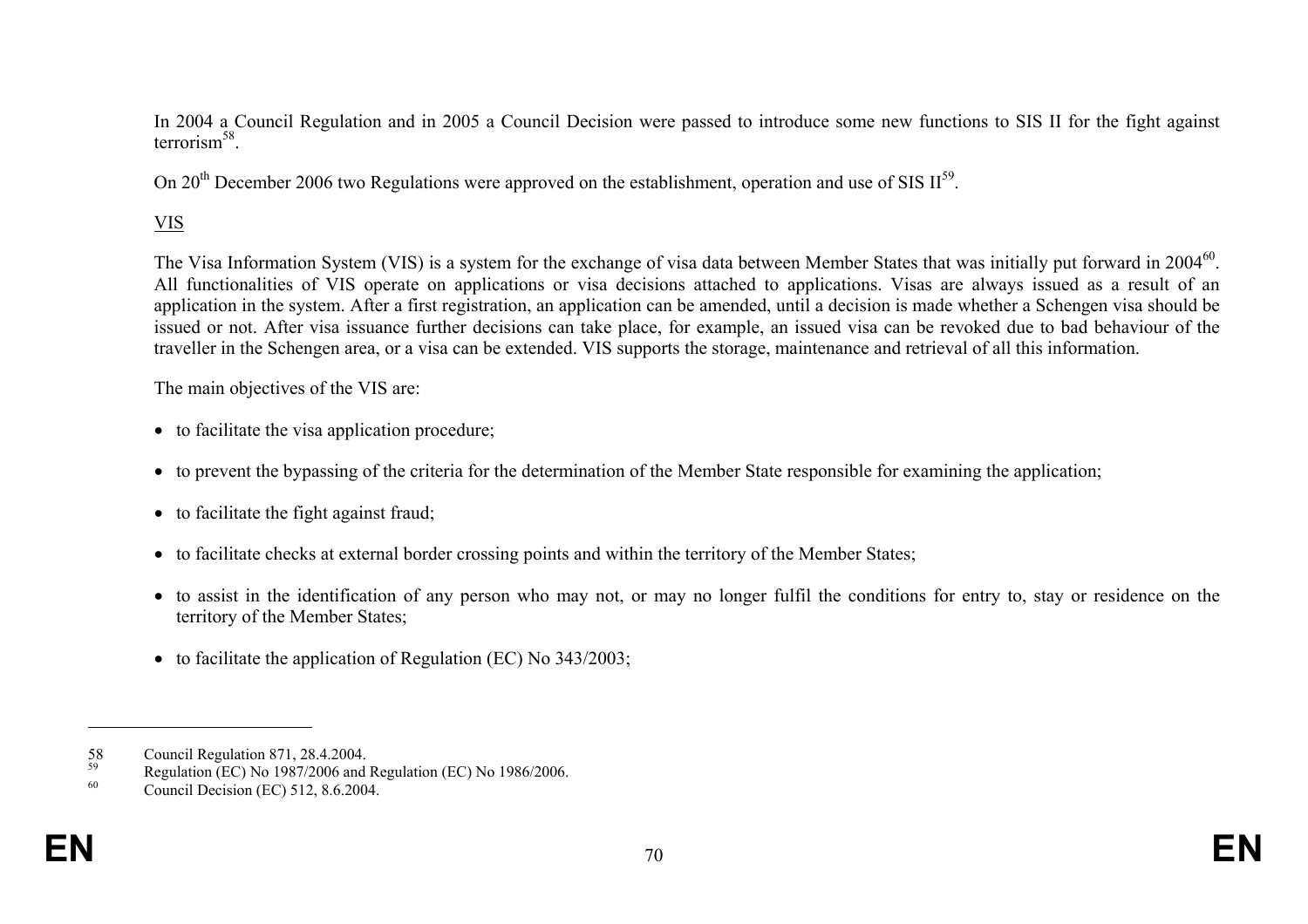In 2004 a Council Regulation and in 2005 a Council Decision were passed to introduce some new functions to SIS II for the fight against terrorism[58].

On 20th December 2006 two Regulations were approved on the establishment, operation and use of SIS II[59].

VIS

The Visa Information System (VIS) is a system for the exchange of visa data between Member States that was initially put forward in 2004[60]. All functionalities of VIS operate on applications or visa decisions attached to applications. Visas are always issued as a result of an application in the system. After a first registration, an application can be amended, until a decision is made whether a Schengen visa should be issued or not. After visa issuance further decisions can take place, for example, an issued visa can be revoked due to bad behaviour of the traveller in the Schengen area, or a visa can be extended. VIS supports the storage, maintenance and retrieval of all this information.

The main objectives of the VIS are:

- to facilitate the visa application procedure;
- to prevent the bypassing of the criteria for the determination of the Member State responsible for examining the application;
- to facilitate the fight against fraud;
- to facilitate checks at external border crossing points and within the territory of the Member States;
- to assist in the identification of any person who may not, or may no longer fulfil the conditions for entry to, stay or residence on the territory of the Member States;
- to facilitate the application of Regulation (EC) No 343/2003;

---

58 Council Regulation 871, 28.4.2004.

59 Regulation (EC) No 1987/2006 and Regulation (EC) No 1986/2006.

60 Council Decision (EC) 512, 8.6.2004.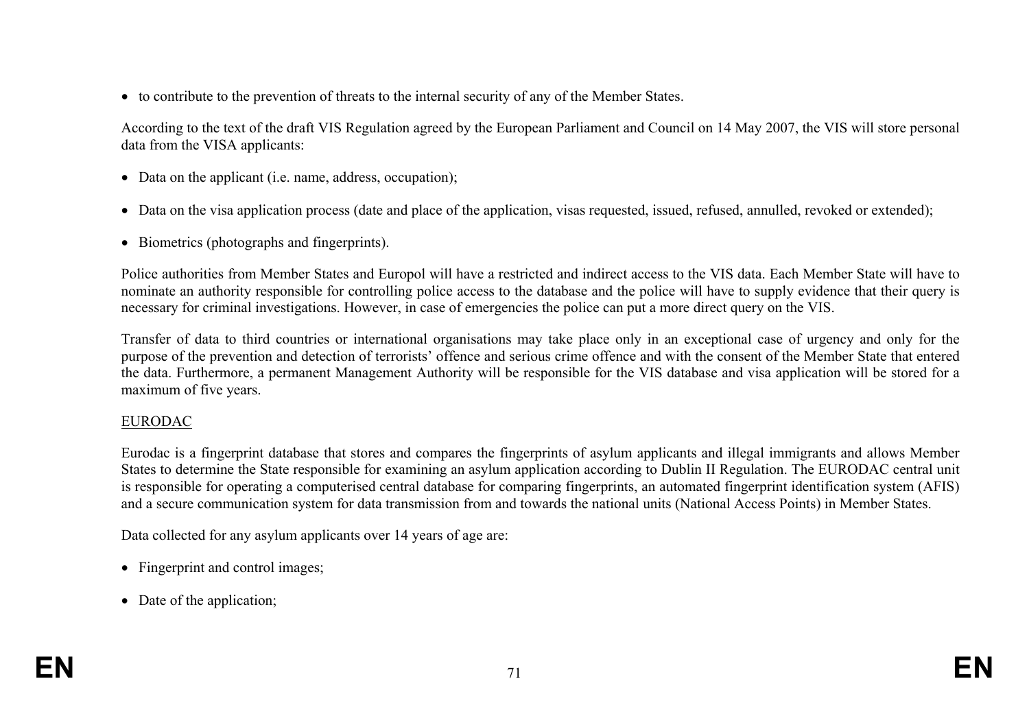- to contribute to the prevention of threats to the internal security of any of the Member States.

According to the text of the draft VIS Regulation agreed by the European Parliament and Council on 14 May 2007, the VIS will store personal data from the VISA applicants:

- Data on the applicant (i.e. name, address, occupation);
- Data on the visa application process (date and place of the application, visas requested, issued, refused, annulled, revoked or extended);
- Biometrics (photographs and fingerprints).

Police authorities from Member States and Europol will have a restricted and indirect access to the VIS data. Each Member State will have to nominate an authority responsible for controlling police access to the database and the police will have to supply evidence that their query is necessary for criminal investigations. However, in case of emergencies the police can put a more direct query on the VIS.

Transfer of data to third countries or international organisations may take place only in an exceptional case of urgency and only for the purpose of the prevention and detection of terrorists' offence and serious crime offence and with the consent of the Member State that entered the data. Furthermore, a permanent Management Authority will be responsible for the VIS database and visa application will be stored for a maximum of five years.

EURODAC

Eurodac is a fingerprint database that stores and compares the fingerprints of asylum applicants and illegal immigrants and allows Member States to determine the State responsible for examining an asylum application according to Dublin II Regulation. The EURODAC central unit is responsible for operating a computerised central database for comparing fingerprints, an automated fingerprint identification system (AFIS) and a secure communication system for data transmission from and towards the national units (National Access Points) in Member States.

Data collected for any asylum applicants over 14 years of age are:

- Fingerprint and control images;
- Date of the application;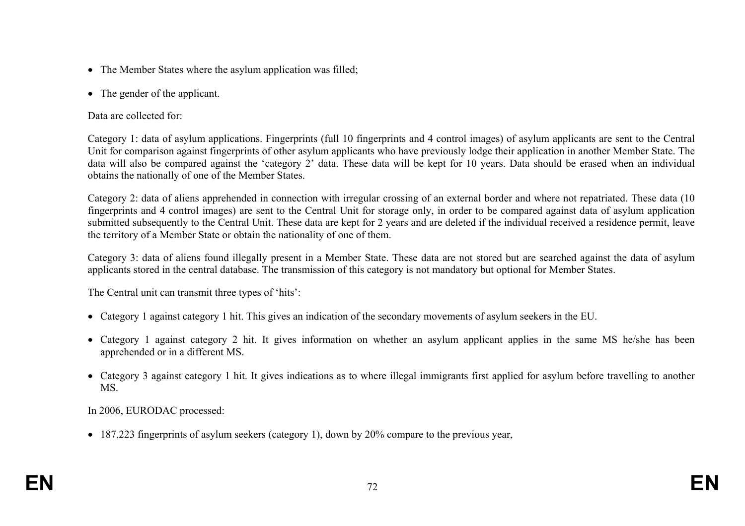- The Member States where the asylum application was filled;

- The gender of the applicant.

Data are collected for:

Category 1: data of asylum applications. Fingerprints (full 10 fingerprints and 4 control images) of asylum applicants are sent to the Central Unit for comparison against fingerprints of other asylum applicants who have previously lodge their application in another Member State. The data will also be compared against the 'category 2' data. These data will be kept for 10 years. Data should be erased when an individual obtains the nationally of one of the Member States.

Category 2: data of aliens apprehended in connection with irregular crossing of an external border and where not repatriated. These data (10 fingerprints and 4 control images) are sent to the Central Unit for storage only, in order to be compared against data of asylum application submitted subsequently to the Central Unit. These data are kept for 2 years and are deleted if the individual received a residence permit, leave the territory of a Member State or obtain the nationality of one of them.

Category 3: data of aliens found illegally present in a Member State. These data are not stored but are searched against the data of asylum applicants stored in the central database. The transmission of this category is not mandatory but optional for Member States.

The Central unit can transmit three types of 'hits':

- Category 1 against category 1 hit. This gives an indication of the secondary movements of asylum seekers in the EU.

- Category 1 against category 2 hit. It gives information on whether an asylum applicant applies in the same MS he/she has been apprehended or in a different MS.

- Category 3 against category 1 hit. It gives indications as to where illegal immigrants first applied for asylum before travelling to another MS.

In 2006, EURODAC processed:

- 187,223 fingerprints of asylum seekers (category 1), down by 20% compare to the previous year,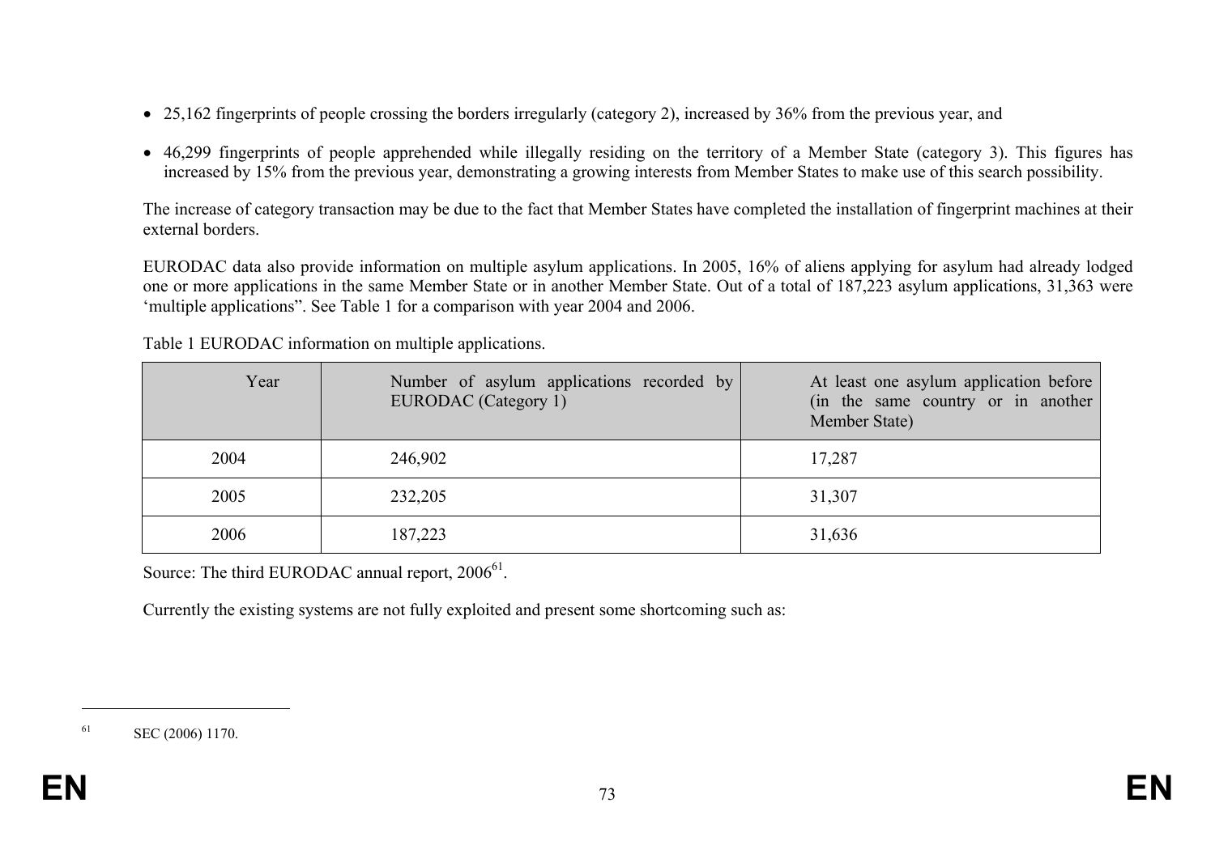- 25,162 fingerprints of people crossing the borders irregularly (category 2), increased by 36% from the previous year, and
- 46,299 fingerprints of people apprehended while illegally residing on the territory of a Member State (category 3). This figures has increased by 15% from the previous year, demonstrating a growing interests from Member States to make use of this search possibility.

The increase of category transaction may be due to the fact that Member States have completed the installation of fingerprint machines at their external borders.

EURODAC data also provide information on multiple asylum applications. In 2005, 16% of aliens applying for asylum had already lodged one or more applications in the same Member State or in another Member State. Out of a total of 187,223 asylum applications, 31,363 were ‘multiple applications”. See Table 1 for a comparison with year 2004 and 2006.

Table 1 EURODAC information on multiple applications.

| Year | Number of asylum applications recorded by EURODAC (Category 1) | At least one asylum application before (in the same country or in another Member State) |
|---|---|---|
| 2004 | 246,902 | 17,287 |
| 2005 | 232,205 | 31,307 |
| 2006 | 187,223 | 31,636 |

Source: The third EURODAC annual report, 2006[61].

Currently the existing systems are not fully exploited and present some shortcoming such as:

[61] SEC (2006) 1170.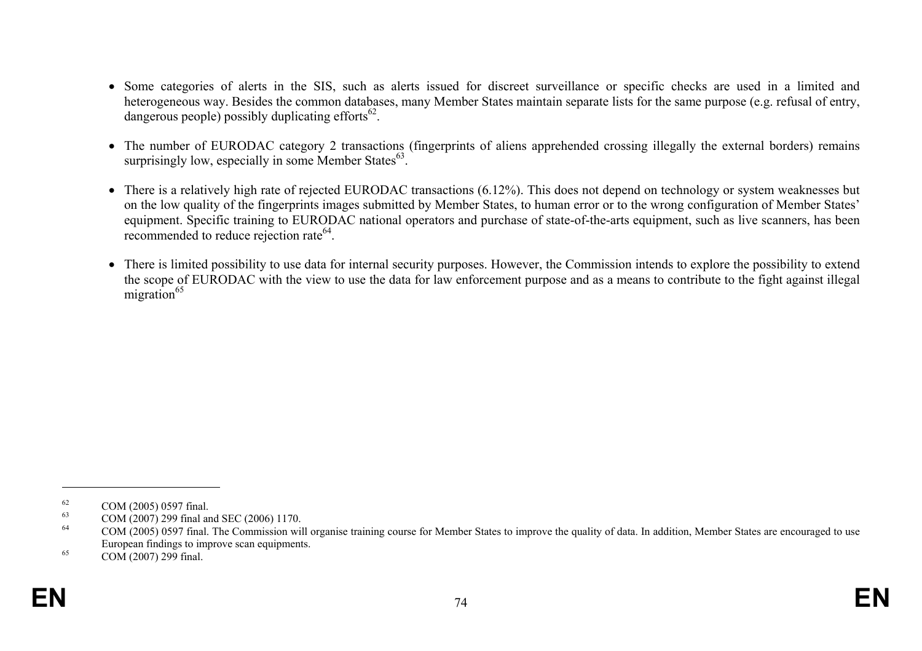- Some categories of alerts in the SIS, such as alerts issued for discreet surveillance or specific checks are used in a limited and heterogeneous way. Besides the common databases, many Member States maintain separate lists for the same purpose (e.g. refusal of entry, dangerous people) possibly duplicating efforts[62].

- The number of EURODAC category 2 transactions (fingerprints of aliens apprehended crossing illegally the external borders) remains surprisingly low, especially in some Member States[63].

- There is a relatively high rate of rejected EURODAC transactions (6.12%). This does not depend on technology or system weaknesses but on the low quality of the fingerprints images submitted by Member States, to human error or to the wrong configuration of Member States' equipment. Specific training to EURODAC national operators and purchase of state-of-the-arts equipment, such as live scanners, has been recommended to reduce rejection rate[64].

- There is limited possibility to use data for internal security purposes. However, the Commission intends to explore the possibility to extend the scope of EURODAC with the view to use the data for law enforcement purpose and as a means to contribute to the fight against illegal migration[65]

---

[62] COM (2005) 0597 final.

[63] COM (2007) 299 final and SEC (2006) 1170.

[64] COM (2005) 0597 final. The Commission will organise training course for Member States to improve the quality of data. In addition, Member States are encouraged to use European findings to improve scan equipments.

[65] COM (2007) 299 final.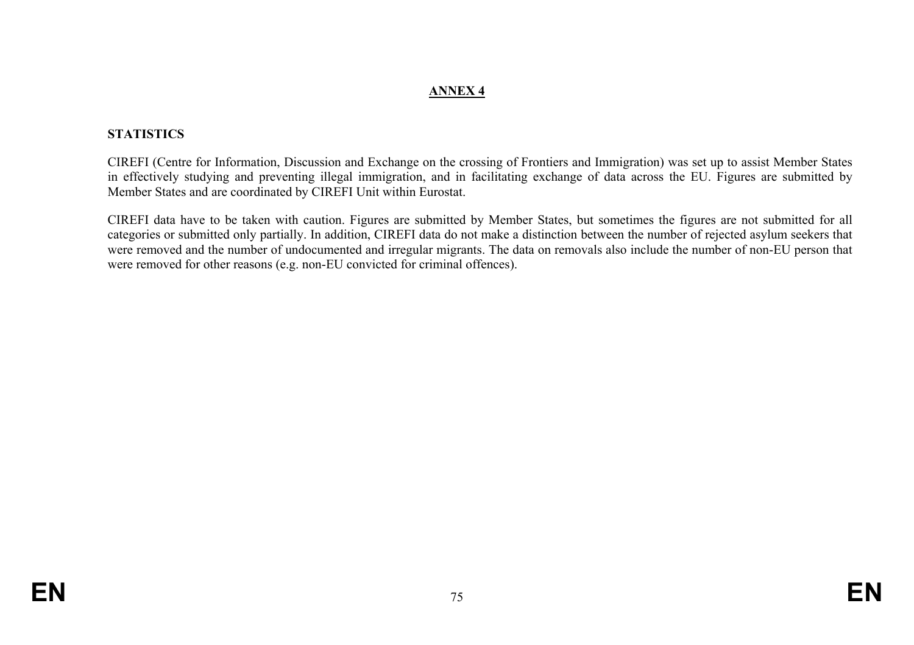# ANNEX 4

## STATISTICS

CIREFI (Centre for Information, Discussion and Exchange on the crossing of Frontiers and Immigration) was set up to assist Member States in effectively studying and preventing illegal immigration, and in facilitating exchange of data across the EU. Figures are submitted by Member States and are coordinated by CIREFI Unit within Eurostat.

CIREFI data have to be taken with caution. Figures are submitted by Member States, but sometimes the figures are not submitted for all categories or submitted only partially. In addition, CIREFI data do not make a distinction between the number of rejected asylum seekers that were removed and the number of undocumented and irregular migrants. The data on removals also include the number of non-EU person that were removed for other reasons (e.g. non-EU convicted for criminal offences).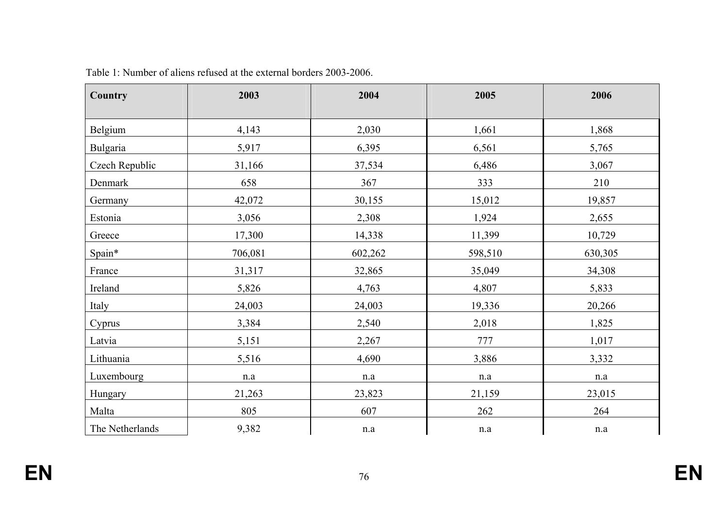Table 1: Number of aliens refused at the external borders 2003-2006.

| Country | 2003 | 2004 | 2005 | 2006 |
|---|---|---|---|---|
| Belgium | 4,143 | 2,030 | 1,661 | 1,868 |
| Bulgaria | 5,917 | 6,395 | 6,561 | 5,765 |
| Czech Republic | 31,166 | 37,534 | 6,486 | 3,067 |
| Denmark | 658 | 367 | 333 | 210 |
| Germany | 42,072 | 30,155 | 15,012 | 19,857 |
| Estonia | 3,056 | 2,308 | 1,924 | 2,655 |
| Greece | 17,300 | 14,338 | 11,399 | 10,729 |
| Spain* | 706,081 | 602,262 | 598,510 | 630,305 |
| France | 31,317 | 32,865 | 35,049 | 34,308 |
| Ireland | 5,826 | 4,763 | 4,807 | 5,833 |
| Italy | 24,003 | 24,003 | 19,336 | 20,266 |
| Cyprus | 3,384 | 2,540 | 2,018 | 1,825 |
| Latvia | 5,151 | 2,267 | 777 | 1,017 |
| Lithuania | 5,516 | 4,690 | 3,886 | 3,332 |
| Luxembourg | n.a | n.a | n.a | n.a |
| Hungary | 21,263 | 23,823 | 21,159 | 23,015 |
| Malta | 805 | 607 | 262 | 264 |
| The Netherlands | 9,382 | n.a | n.a | n.a |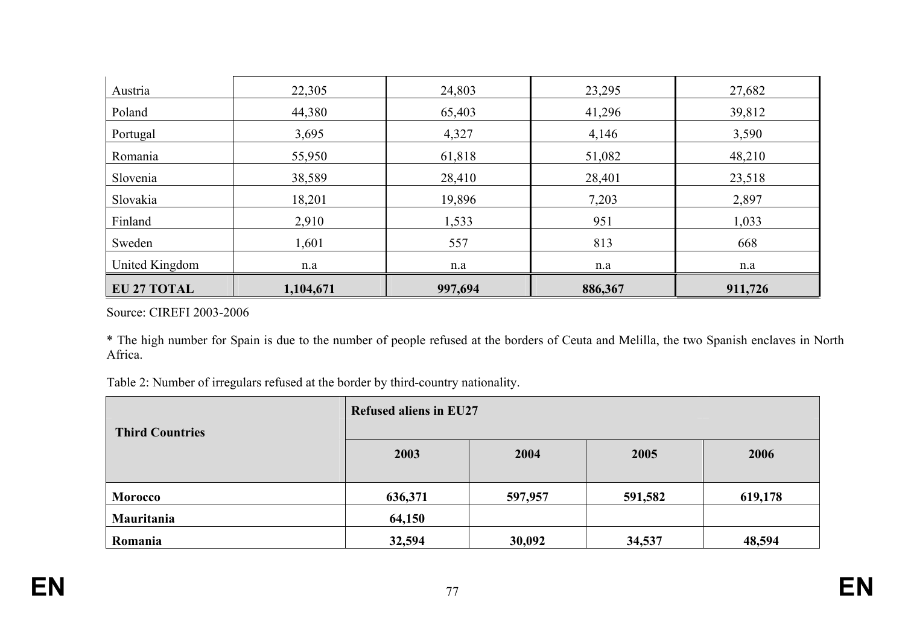| | | | | |
|---|---|---|---|---|
| Austria | 22,305 | 24,803 | 23,295 | 27,682 |
| Poland | 44,380 | 65,403 | 41,296 | 39,812 |
| Portugal | 3,695 | 4,327 | 4,146 | 3,590 |
| Romania | 55,950 | 61,818 | 51,082 | 48,210 |
| Slovenia | 38,589 | 28,410 | 28,401 | 23,518 |
| Slovakia | 18,201 | 19,896 | 7,203 | 2,897 |
| Finland | 2,910 | 1,533 | 951 | 1,033 |
| Sweden | 1,601 | 557 | 813 | 668 |
| United Kingdom | n.a | n.a | n.a | n.a |
| **EU 27 TOTAL** | **1,104,671** | **997,694** | **886,367** | **911,726** |

Source: CIREFI 2003-2006

* The high number for Spain is due to the number of people refused at the borders of Ceuta and Melilla, the two Spanish enclaves in North Africa.

Table 2: Number of irregulars refused at the border by third-country nationality.

| **Third Countries** | **Refused aliens in EU27** | | | |
|---|---|---|---|---|
| | **2003** | **2004** | **2005** | **2006** |
| **Morocco** | **636,371** | **597,957** | **591,582** | **619,178** |
| **Mauritania** | **64,150** | | | |
| **Romania** | **32,594** | **30,092** | **34,537** | **48,594** |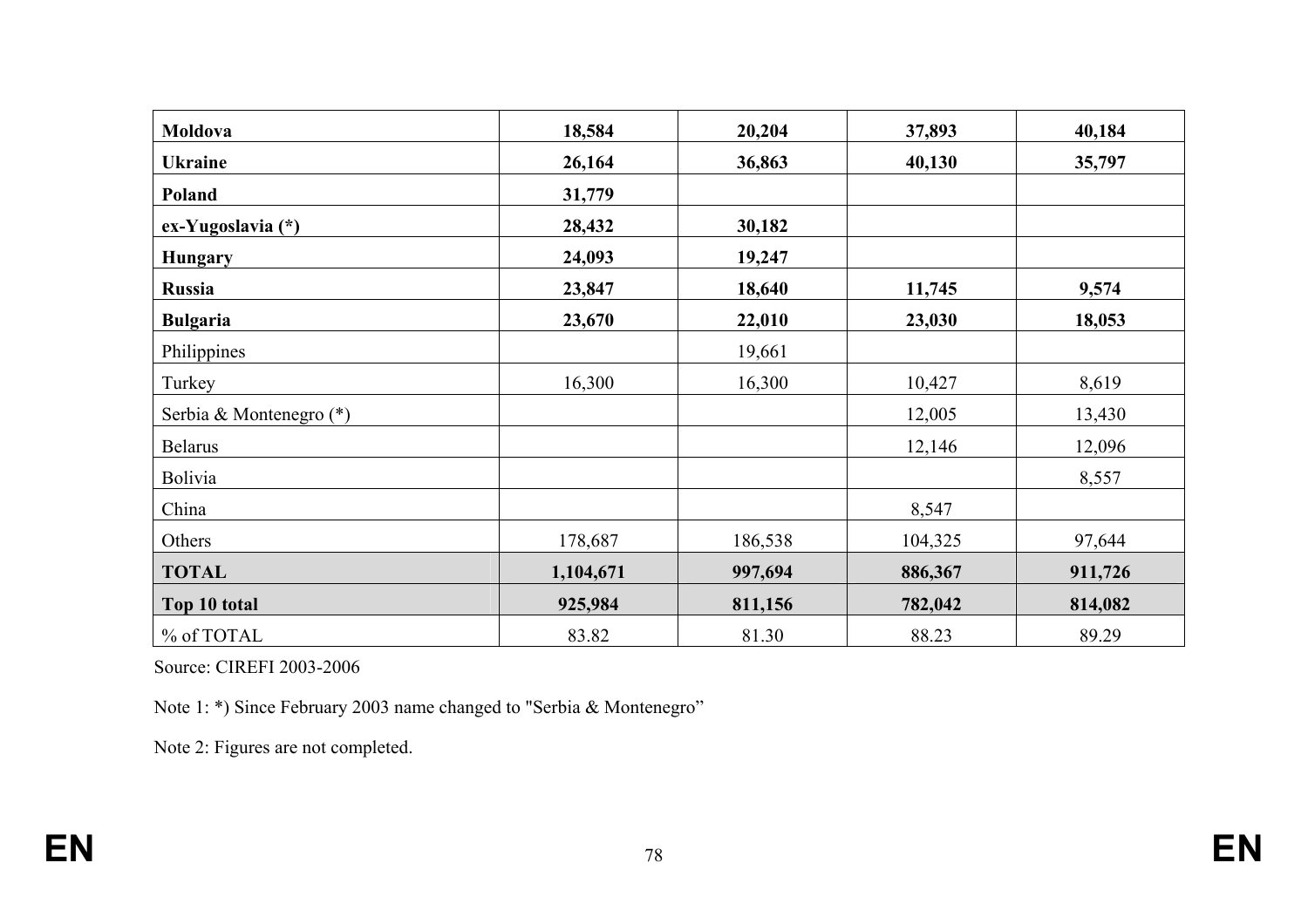| **Moldova** | **18,584** | **20,204** | **37,893** | **40,184** |
|---|---|---|---|---|
| **Ukraine** | **26,164** | **36,863** | **40,130** | **35,797** |
| **Poland** | **31,779** | | | |
| **ex-Yugoslavia (*)** | **28,432** | **30,182** | | |
| **Hungary** | **24,093** | **19,247** | | |
| **Russia** | **23,847** | **18,640** | **11,745** | **9,574** |
| **Bulgaria** | **23,670** | **22,010** | **23,030** | **18,053** |
| Philippines | | 19,661 | | |
| Turkey | 16,300 | 16,300 | 10,427 | 8,619 |
| Serbia & Montenegro (*) | | | 12,005 | 13,430 |
| Belarus | | | 12,146 | 12,096 |
| Bolivia | | | | 8,557 |
| China | | | 8,547 | |
| Others | 178,687 | 186,538 | 104,325 | 97,644 |
| **TOTAL** | **1,104,671** | **997,694** | **886,367** | **911,726** |
| **Top 10 total** | **925,984** | **811,156** | **782,042** | **814,082** |
| % of TOTAL | 83.82 | 81.30 | 88.23 | 89.29 |

Source: CIREFI 2003-2006

Note 1: *) Since February 2003 name changed to "Serbia & Montenegro"

Note 2: Figures are not completed.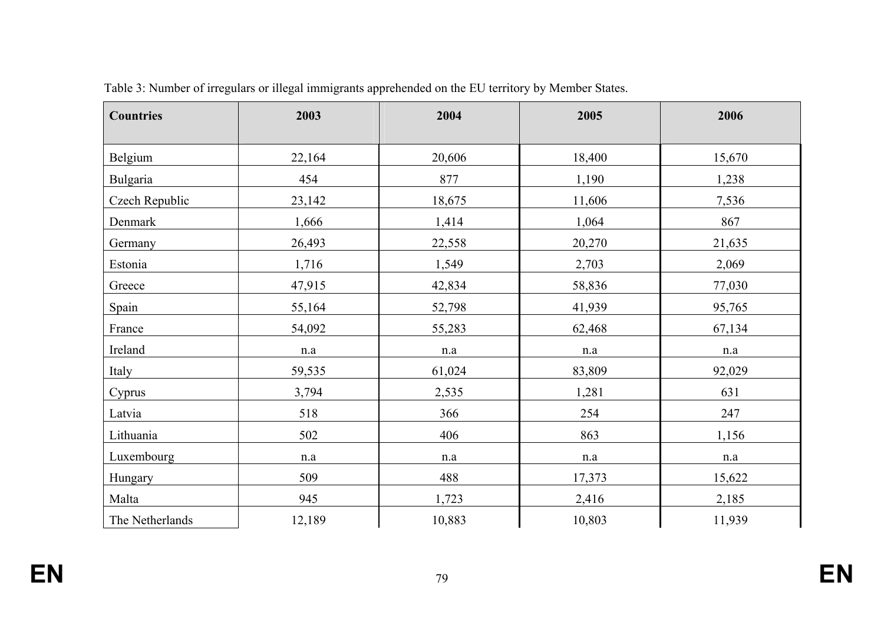Table 3: Number of irregulars or illegal immigrants apprehended on the EU territory by Member States.

| Countries | 2003 | 2004 | 2005 | 2006 |
|---|---|---|---|---|
| Belgium | 22,164 | 20,606 | 18,400 | 15,670 |
| Bulgaria | 454 | 877 | 1,190 | 1,238 |
| Czech Republic | 23,142 | 18,675 | 11,606 | 7,536 |
| Denmark | 1,666 | 1,414 | 1,064 | 867 |
| Germany | 26,493 | 22,558 | 20,270 | 21,635 |
| Estonia | 1,716 | 1,549 | 2,703 | 2,069 |
| Greece | 47,915 | 42,834 | 58,836 | 77,030 |
| Spain | 55,164 | 52,798 | 41,939 | 95,765 |
| France | 54,092 | 55,283 | 62,468 | 67,134 |
| Ireland | n.a | n.a | n.a | n.a |
| Italy | 59,535 | 61,024 | 83,809 | 92,029 |
| Cyprus | 3,794 | 2,535 | 1,281 | 631 |
| Latvia | 518 | 366 | 254 | 247 |
| Lithuania | 502 | 406 | 863 | 1,156 |
| Luxembourg | n.a | n.a | n.a | n.a |
| Hungary | 509 | 488 | 17,373 | 15,622 |
| Malta | 945 | 1,723 | 2,416 | 2,185 |
| The Netherlands | 12,189 | 10,883 | 10,803 | 11,939 |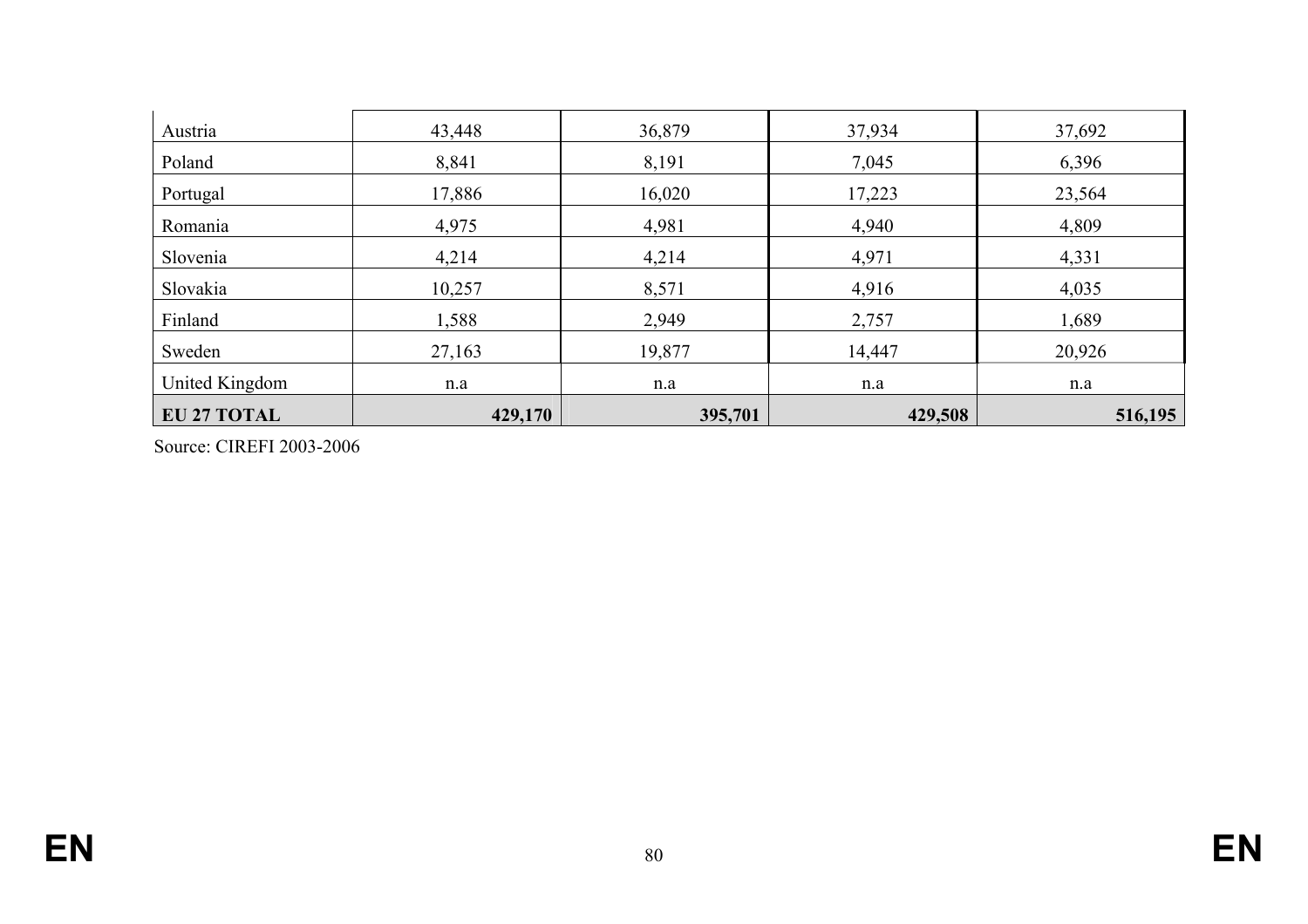| | | | | |
|---|---|---|---|---|
| Austria | 43,448 | 36,879 | 37,934 | 37,692 |
| Poland | 8,841 | 8,191 | 7,045 | 6,396 |
| Portugal | 17,886 | 16,020 | 17,223 | 23,564 |
| Romania | 4,975 | 4,981 | 4,940 | 4,809 |
| Slovenia | 4,214 | 4,214 | 4,971 | 4,331 |
| Slovakia | 10,257 | 8,571 | 4,916 | 4,035 |
| Finland | 1,588 | 2,949 | 2,757 | 1,689 |
| Sweden | 27,163 | 19,877 | 14,447 | 20,926 |
| United Kingdom | n.a | n.a | n.a | n.a |
| **EU 27 TOTAL** | **429,170** | **395,701** | **429,508** | **516,195** |

Source: CIREFI 2003-2006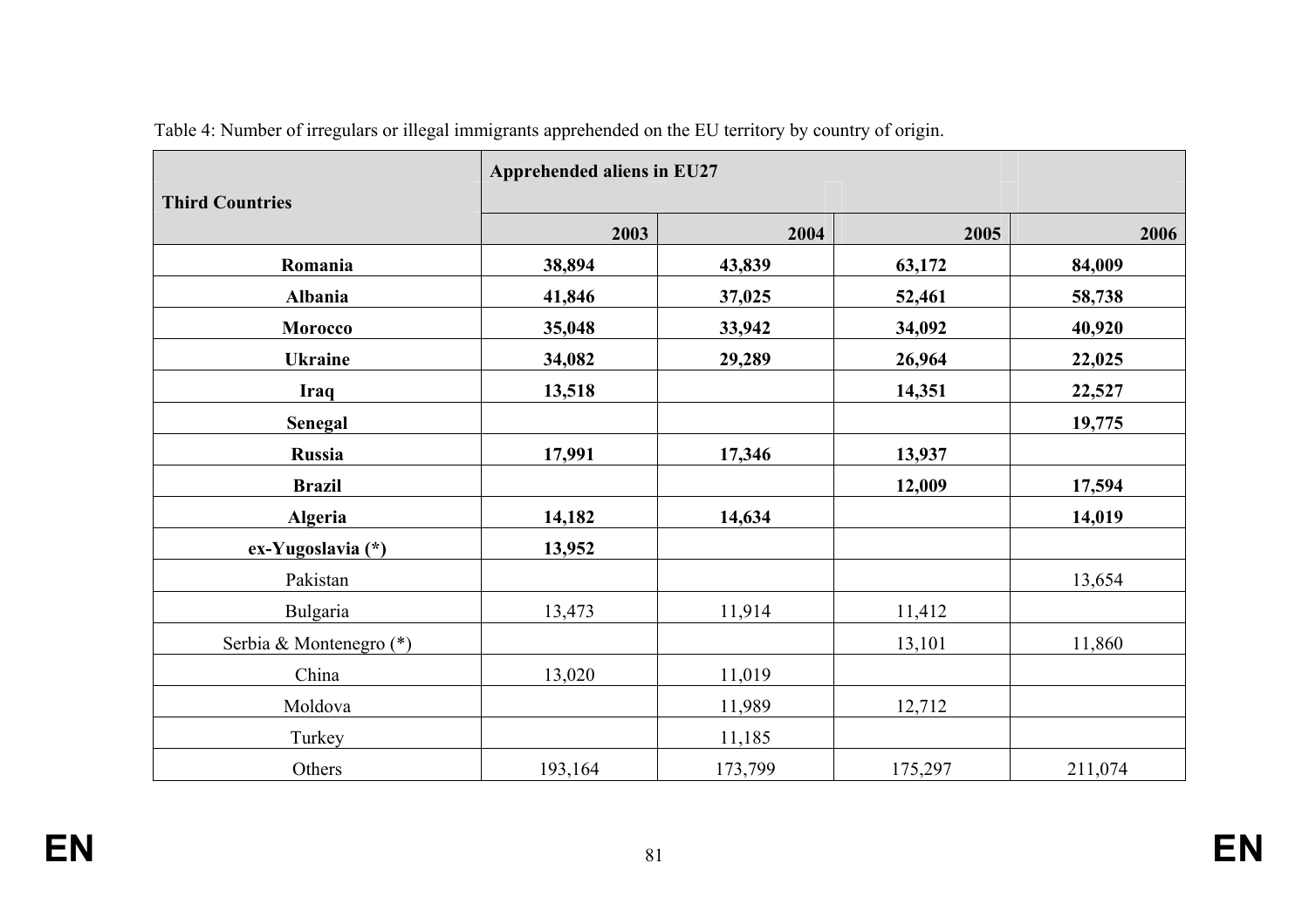Table 4: Number of irregulars or illegal immigrants apprehended on the EU territory by country of origin.

| Third Countries | Apprehended aliens in EU27 | | | |
|---|---|---|---|---|
| | 2003 | 2004 | 2005 | 2006 |
| **Romania** | **38,894** | **43,839** | **63,172** | **84,009** |
| **Albania** | **41,846** | **37,025** | **52,461** | **58,738** |
| **Morocco** | **35,048** | **33,942** | **34,092** | **40,920** |
| **Ukraine** | **34,082** | **29,289** | **26,964** | **22,025** |
| **Iraq** | **13,518** | | **14,351** | **22,527** |
| **Senegal** | | | | **19,775** |
| **Russia** | **17,991** | **17,346** | **13,937** | |
| **Brazil** | | | **12,009** | **17,594** |
| **Algeria** | **14,182** | **14,634** | | **14,019** |
| **ex-Yugoslavia (*)** | **13,952** | | | |
| Pakistan | | | | 13,654 |
| Bulgaria | 13,473 | 11,914 | 11,412 | |
| Serbia & Montenegro (*) | | | 13,101 | 11,860 |
| China | 13,020 | 11,019 | | |
| Moldova | | 11,989 | 12,712 | |
| Turkey | | 11,185 | | |
| Others | 193,164 | 173,799 | 175,297 | 211,074 |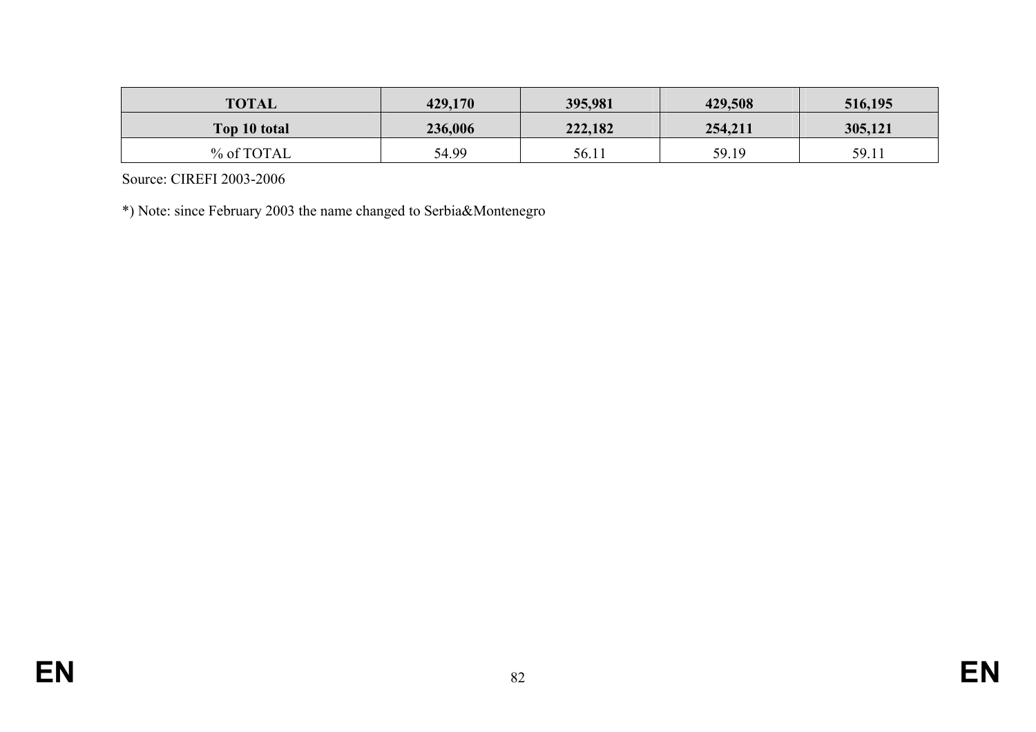| **TOTAL** | **429,170** | **395,981** | **429,508** | **516,195** |
|---|---|---|---|---|
| **Top 10 total** | **236,006** | **222,182** | **254,211** | **305,121** |
| % of TOTAL | 54.99 | 56.11 | 59.19 | 59.11 |

Source: CIREFI 2003-2006

*) Note: since February 2003 the name changed to Serbia&Montenegro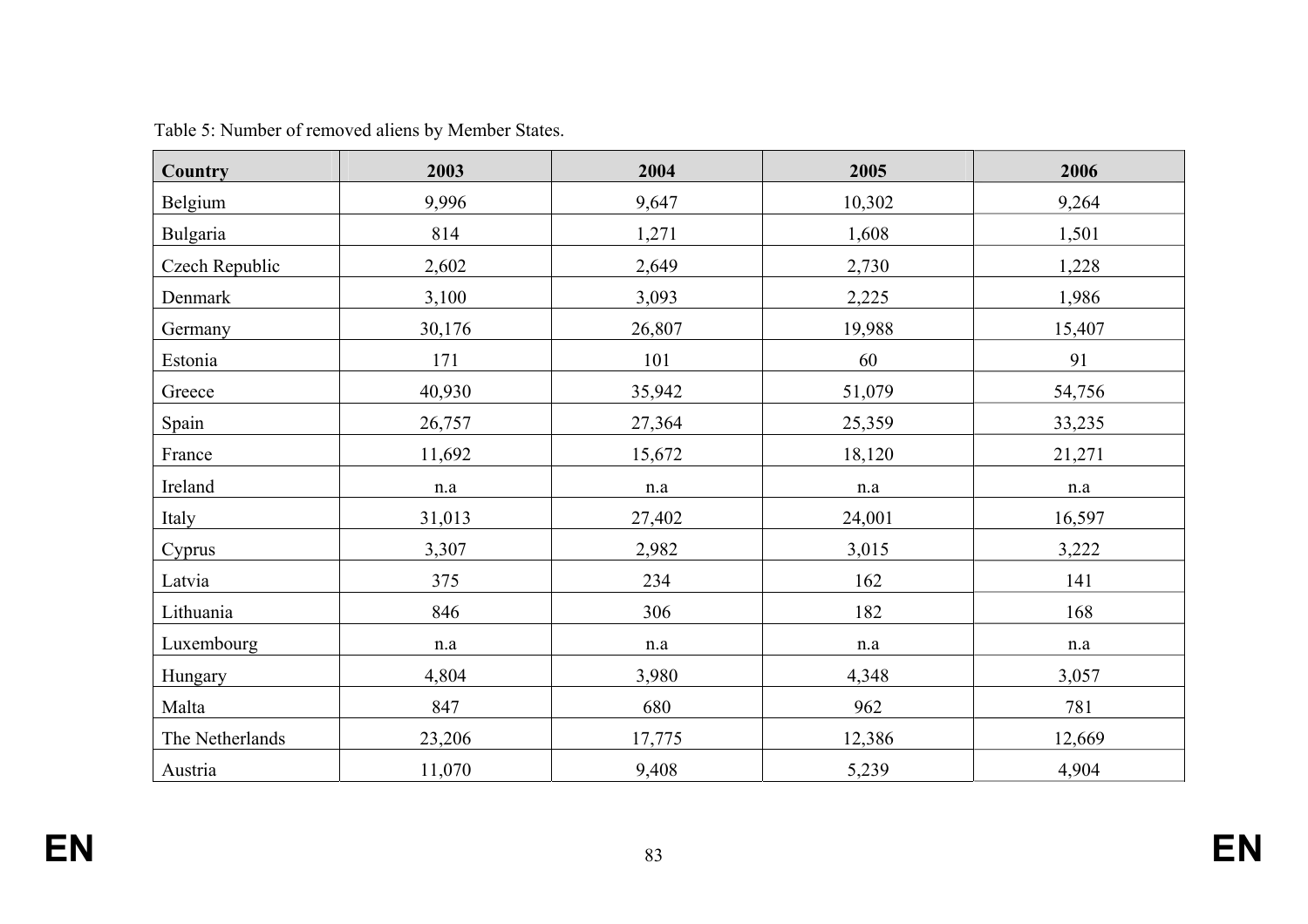Table 5: Number of removed aliens by Member States.

| Country | 2003 | 2004 | 2005 | 2006 |
|---|---|---|---|---|
| Belgium | 9,996 | 9,647 | 10,302 | 9,264 |
| Bulgaria | 814 | 1,271 | 1,608 | 1,501 |
| Czech Republic | 2,602 | 2,649 | 2,730 | 1,228 |
| Denmark | 3,100 | 3,093 | 2,225 | 1,986 |
| Germany | 30,176 | 26,807 | 19,988 | 15,407 |
| Estonia | 171 | 101 | 60 | 91 |
| Greece | 40,930 | 35,942 | 51,079 | 54,756 |
| Spain | 26,757 | 27,364 | 25,359 | 33,235 |
| France | 11,692 | 15,672 | 18,120 | 21,271 |
| Ireland | n.a | n.a | n.a | n.a |
| Italy | 31,013 | 27,402 | 24,001 | 16,597 |
| Cyprus | 3,307 | 2,982 | 3,015 | 3,222 |
| Latvia | 375 | 234 | 162 | 141 |
| Lithuania | 846 | 306 | 182 | 168 |
| Luxembourg | n.a | n.a | n.a | n.a |
| Hungary | 4,804 | 3,980 | 4,348 | 3,057 |
| Malta | 847 | 680 | 962 | 781 |
| The Netherlands | 23,206 | 17,775 | 12,386 | 12,669 |
| Austria | 11,070 | 9,408 | 5,239 | 4,904 |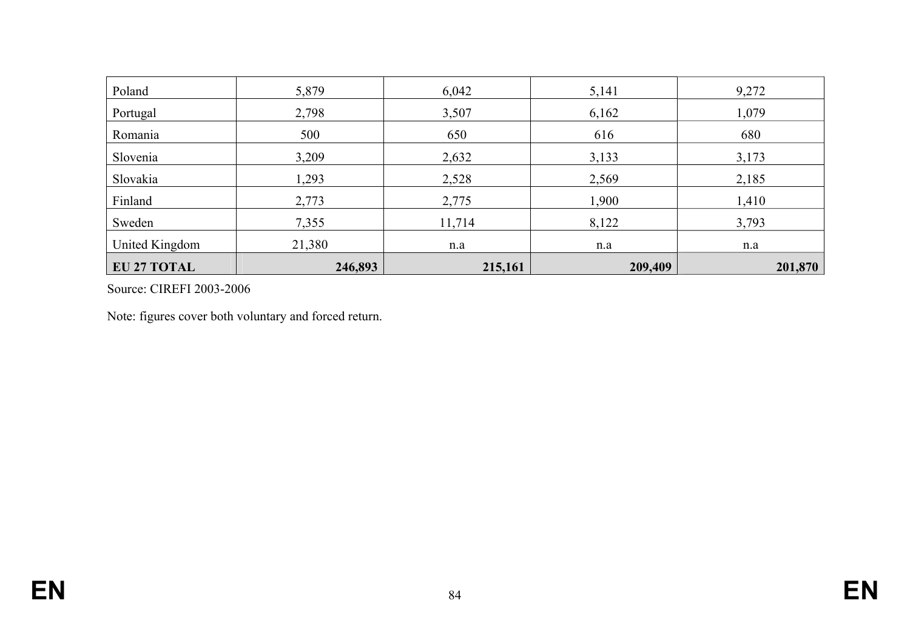| | | | | |
|---|---|---|---|---|
| Poland | 5,879 | 6,042 | 5,141 | 9,272 |
| Portugal | 2,798 | 3,507 | 6,162 | 1,079 |
| Romania | 500 | 650 | 616 | 680 |
| Slovenia | 3,209 | 2,632 | 3,133 | 3,173 |
| Slovakia | 1,293 | 2,528 | 2,569 | 2,185 |
| Finland | 2,773 | 2,775 | 1,900 | 1,410 |
| Sweden | 7,355 | 11,714 | 8,122 | 3,793 |
| United Kingdom | 21,380 | n.a | n.a | n.a |
| **EU 27 TOTAL** | **246,893** | **215,161** | **209,409** | **201,870** |

Source: CIREFI 2003-2006

Note: figures cover both voluntary and forced return.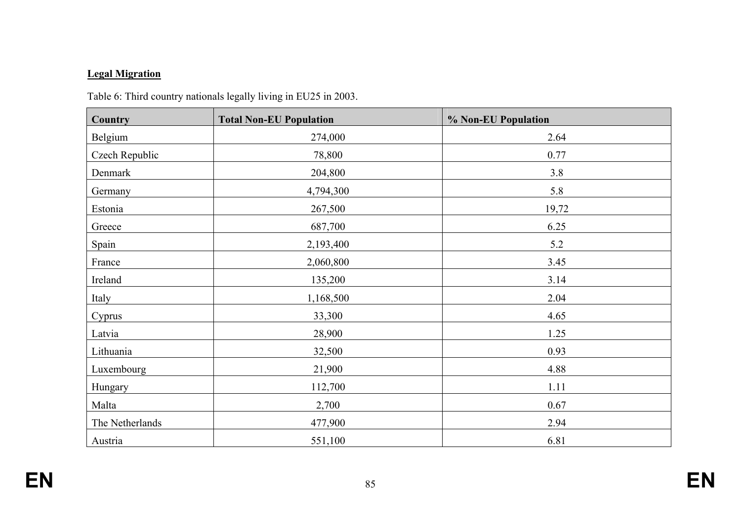**Legal Migration**

Table 6: Third country nationals legally living in EU25 in 2003.

| Country | Total Non-EU Population | % Non-EU Population |
|---|---|---|
| Belgium | 274,000 | 2.64 |
| Czech Republic | 78,800 | 0.77 |
| Denmark | 204,800 | 3.8 |
| Germany | 4,794,300 | 5.8 |
| Estonia | 267,500 | 19,72 |
| Greece | 687,700 | 6.25 |
| Spain | 2,193,400 | 5.2 |
| France | 2,060,800 | 3.45 |
| Ireland | 135,200 | 3.14 |
| Italy | 1,168,500 | 2.04 |
| Cyprus | 33,300 | 4.65 |
| Latvia | 28,900 | 1.25 |
| Lithuania | 32,500 | 0.93 |
| Luxembourg | 21,900 | 4.88 |
| Hungary | 112,700 | 1.11 |
| Malta | 2,700 | 0.67 |
| The Netherlands | 477,900 | 2.94 |
| Austria | 551,100 | 6.81 |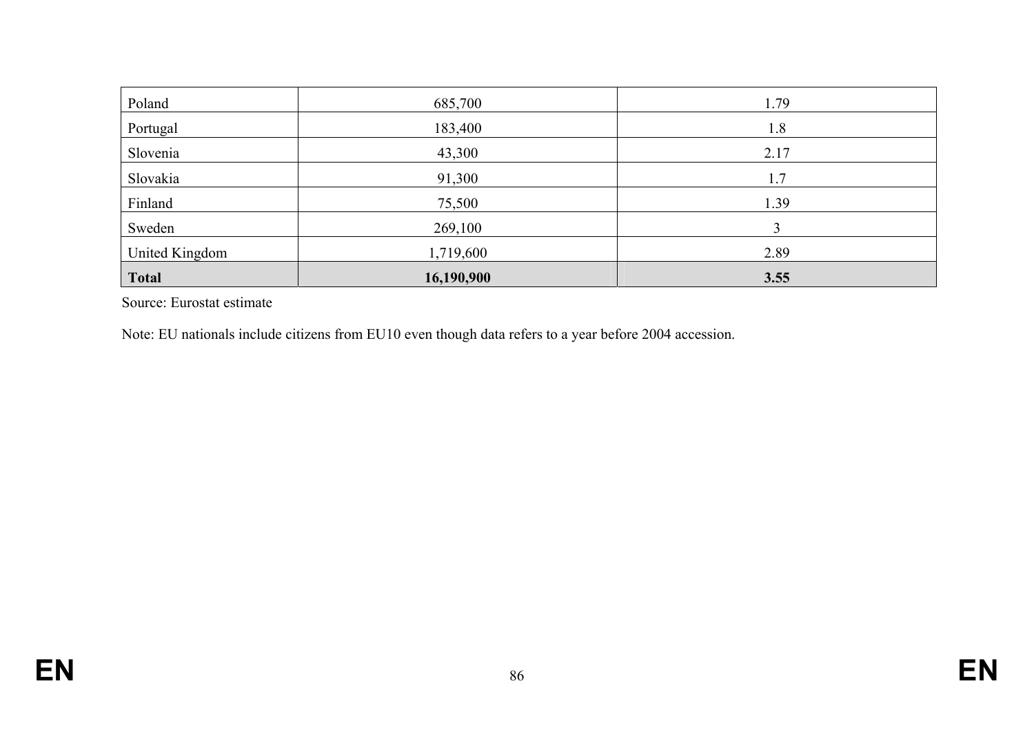| | | |
|---|---|---|
| Poland | 685,700 | 1.79 |
| Portugal | 183,400 | 1.8 |
| Slovenia | 43,300 | 2.17 |
| Slovakia | 91,300 | 1.7 |
| Finland | 75,500 | 1.39 |
| Sweden | 269,100 | 3 |
| United Kingdom | 1,719,600 | 2.89 |
| **Total** | **16,190,900** | **3.55** |

Source: Eurostat estimate

Note: EU nationals include citizens from EU10 even though data refers to a year before 2004 accession.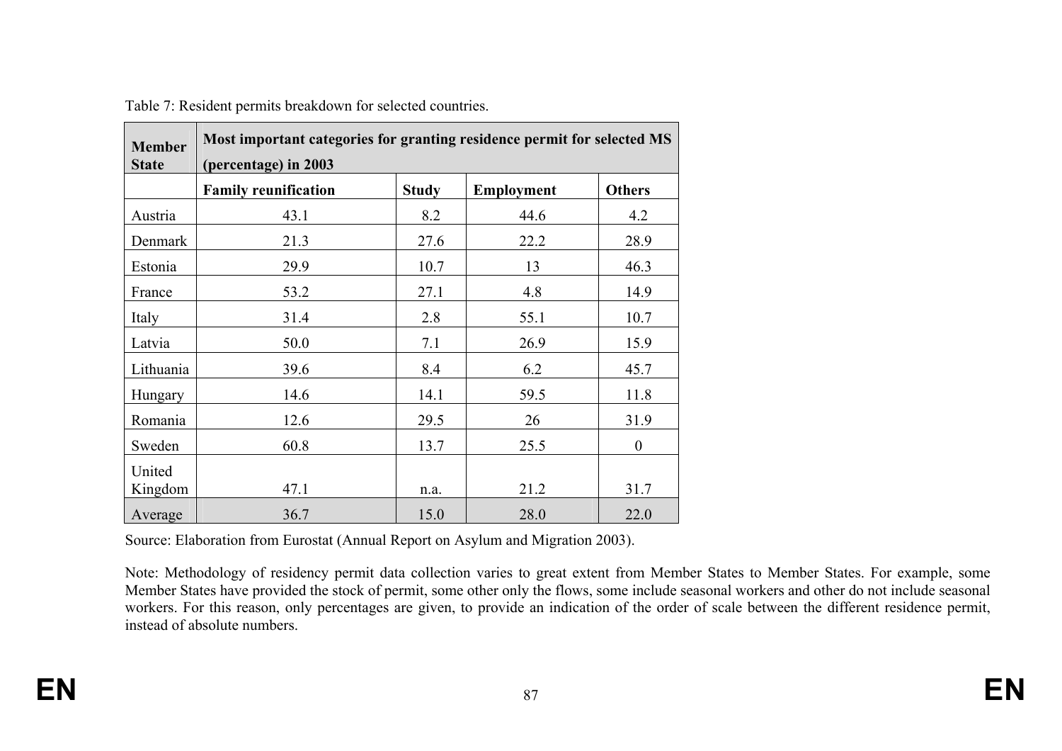Table 7: Resident permits breakdown for selected countries.

| Member State | Most important categories for granting residence permit for selected MS (percentage) in 2003 | | | |
|---|---|---|---|---|
| | **Family reunification** | **Study** | **Employment** | **Others** |
| Austria | 43.1 | 8.2 | 44.6 | 4.2 |
| Denmark | 21.3 | 27.6 | 22.2 | 28.9 |
| Estonia | 29.9 | 10.7 | 13 | 46.3 |
| France | 53.2 | 27.1 | 4.8 | 14.9 |
| Italy | 31.4 | 2.8 | 55.1 | 10.7 |
| Latvia | 50.0 | 7.1 | 26.9 | 15.9 |
| Lithuania | 39.6 | 8.4 | 6.2 | 45.7 |
| Hungary | 14.6 | 14.1 | 59.5 | 11.8 |
| Romania | 12.6 | 29.5 | 26 | 31.9 |
| Sweden | 60.8 | 13.7 | 25.5 | 0 |
| United Kingdom | 47.1 | n.a. | 21.2 | 31.7 |
| Average | 36.7 | 15.0 | 28.0 | 22.0 |

Source: Elaboration from Eurostat (Annual Report on Asylum and Migration 2003).

Note: Methodology of residency permit data collection varies to great extent from Member States to Member States. For example, some Member States have provided the stock of permit, some other only the flows, some include seasonal workers and other do not include seasonal workers. For this reason, only percentages are given, to provide an indication of the order of scale between the different residence permit, instead of absolute numbers.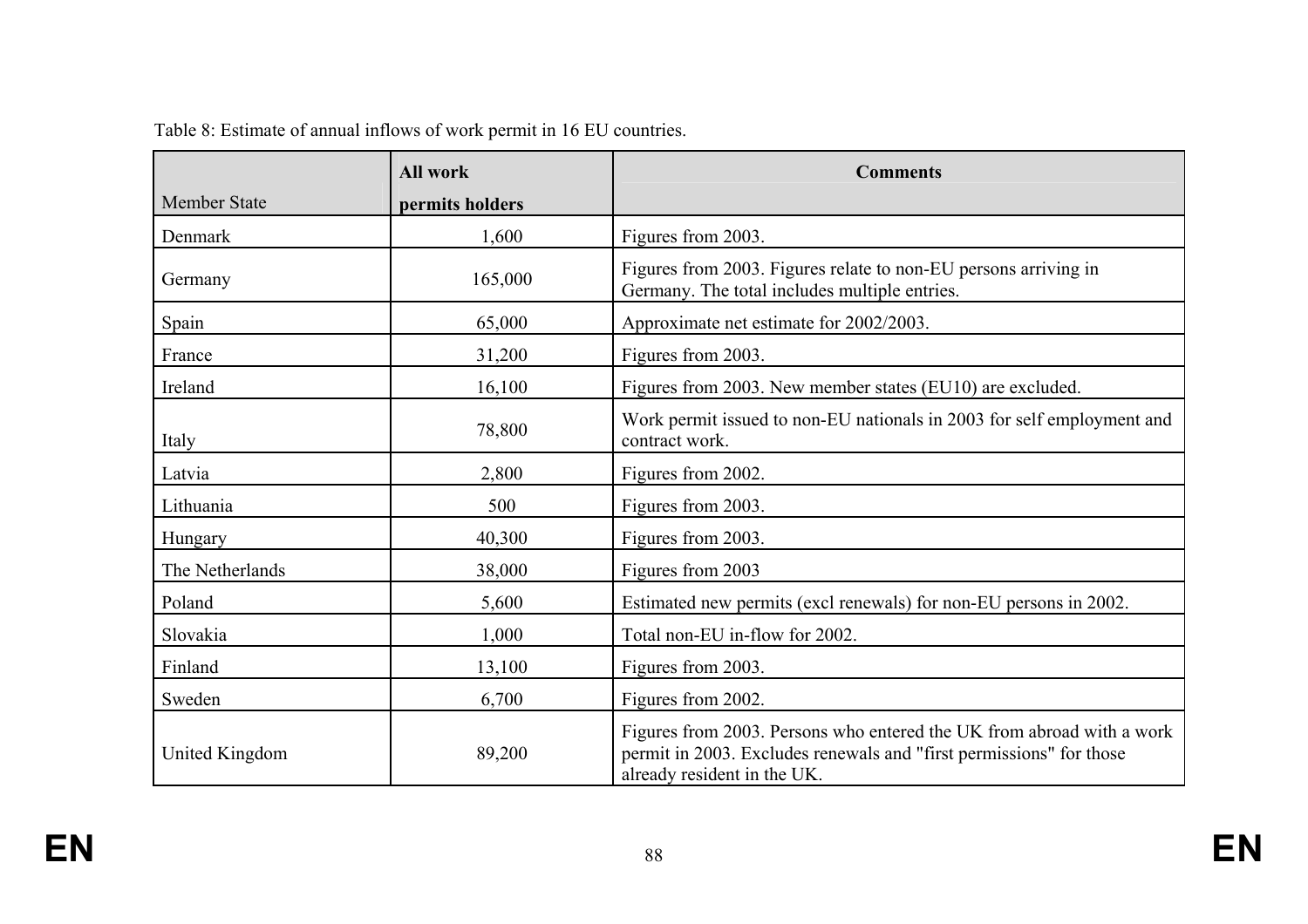Table 8: Estimate of annual inflows of work permit in 16 EU countries.

| Member State | All work permits holders | Comments |
|---|---|---|
| Denmark | 1,600 | Figures from 2003. |
| Germany | 165,000 | Figures from 2003. Figures relate to non-EU persons arriving in Germany. The total includes multiple entries. |
| Spain | 65,000 | Approximate net estimate for 2002/2003. |
| France | 31,200 | Figures from 2003. |
| Ireland | 16,100 | Figures from 2003. New member states (EU10) are excluded. |
| Italy | 78,800 | Work permit issued to non-EU nationals in 2003 for self employment and contract work. |
| Latvia | 2,800 | Figures from 2002. |
| Lithuania | 500 | Figures from 2003. |
| Hungary | 40,300 | Figures from 2003. |
| The Netherlands | 38,000 | Figures from 2003 |
| Poland | 5,600 | Estimated new permits (excl renewals) for non-EU persons in 2002. |
| Slovakia | 1,000 | Total non-EU in-flow for 2002. |
| Finland | 13,100 | Figures from 2003. |
| Sweden | 6,700 | Figures from 2002. |
| United Kingdom | 89,200 | Figures from 2003. Persons who entered the UK from abroad with a work permit in 2003. Excludes renewals and "first permissions" for those already resident in the UK. |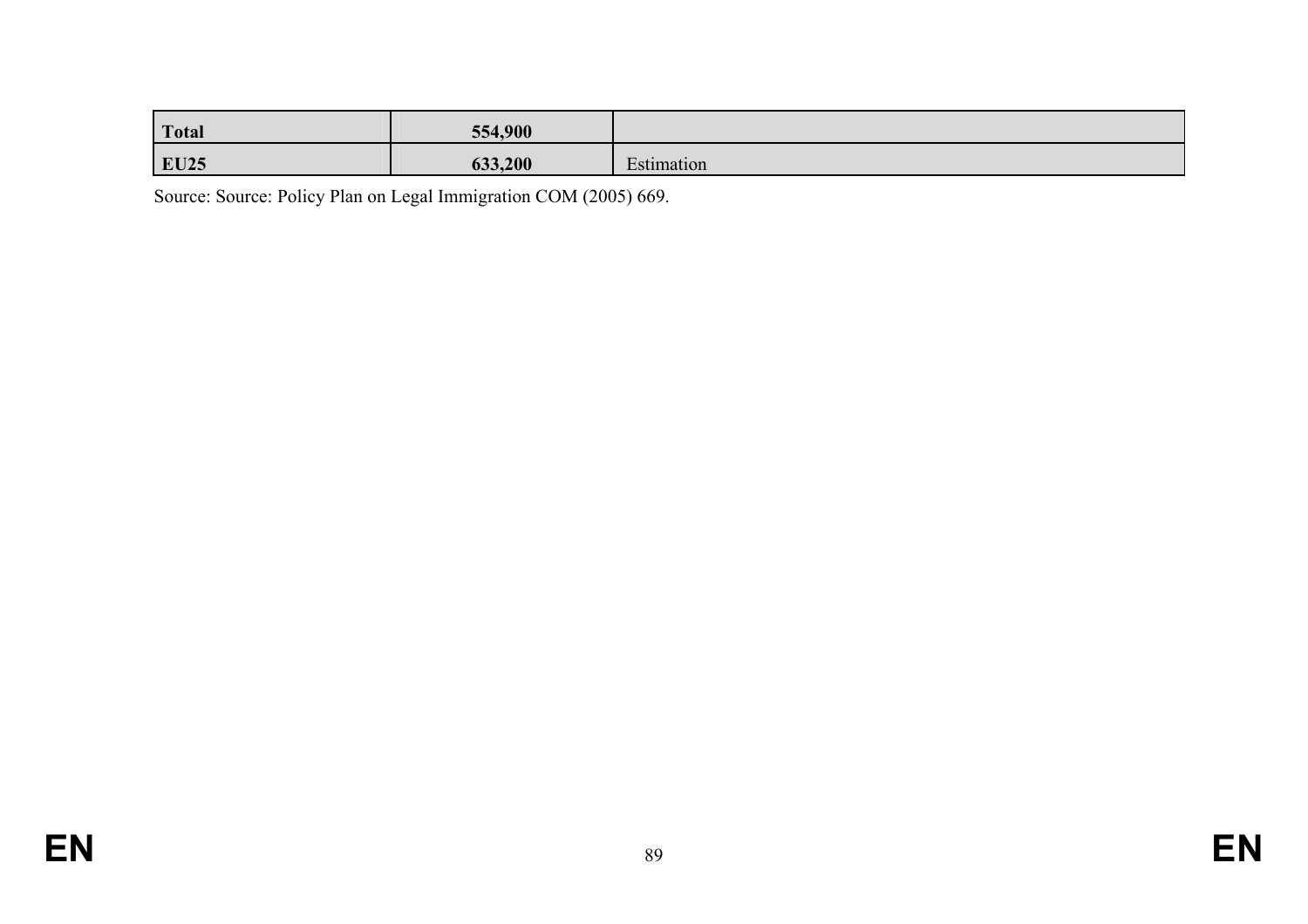| **Total** | **554,900** | |
|---|---|---|
| **EU25** | **633,200** | Estimation |

Source: Source: Policy Plan on Legal Immigration COM (2005) 669.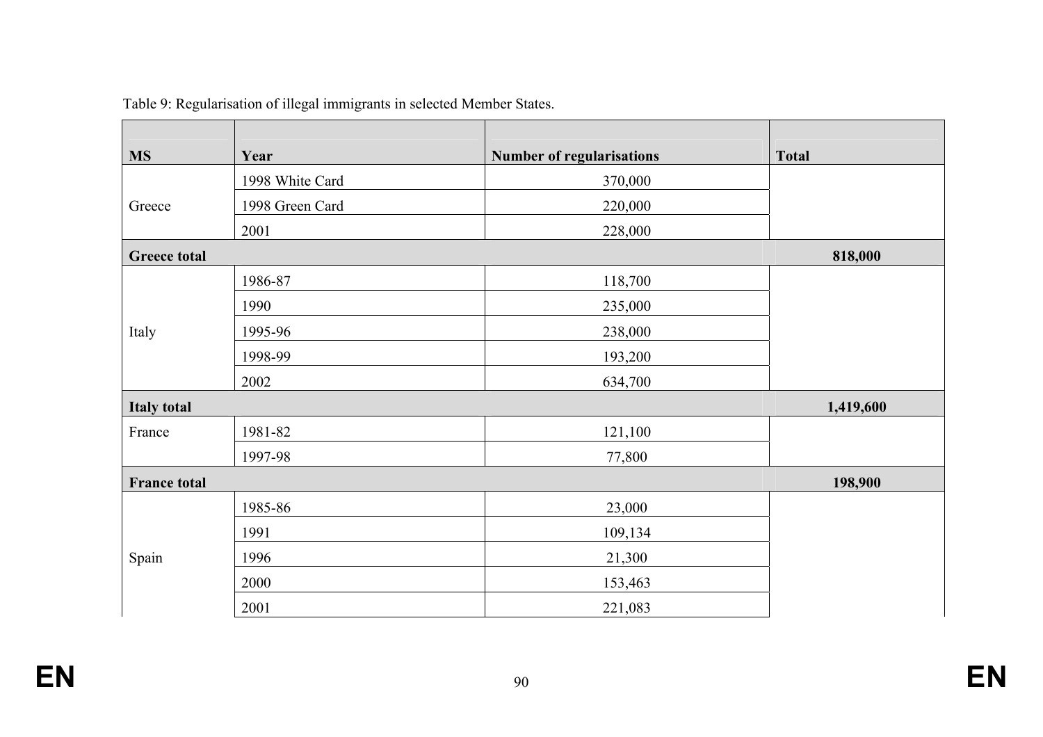Table 9: Regularisation of illegal immigrants in selected Member States.

| MS | Year | Number of regularisations | Total |
|---|---|---|---|
| Greece | 1998 White Card | 370,000 | |
| | 1998 Green Card | 220,000 | |
| | 2001 | 228,000 | |
| **Greece total** | | | **818,000** |
| Italy | 1986-87 | 118,700 | |
| | 1990 | 235,000 | |
| | 1995-96 | 238,000 | |
| | 1998-99 | 193,200 | |
| | 2002 | 634,700 | |
| **Italy total** | | | **1,419,600** |
| France | 1981-82 | 121,100 | |
| | 1997-98 | 77,800 | |
| **France total** | | | **198,900** |
| Spain | 1985-86 | 23,000 | |
| | 1991 | 109,134 | |
| | 1996 | 21,300 | |
| | 2000 | 153,463 | |
| | 2001 | 221,083 | |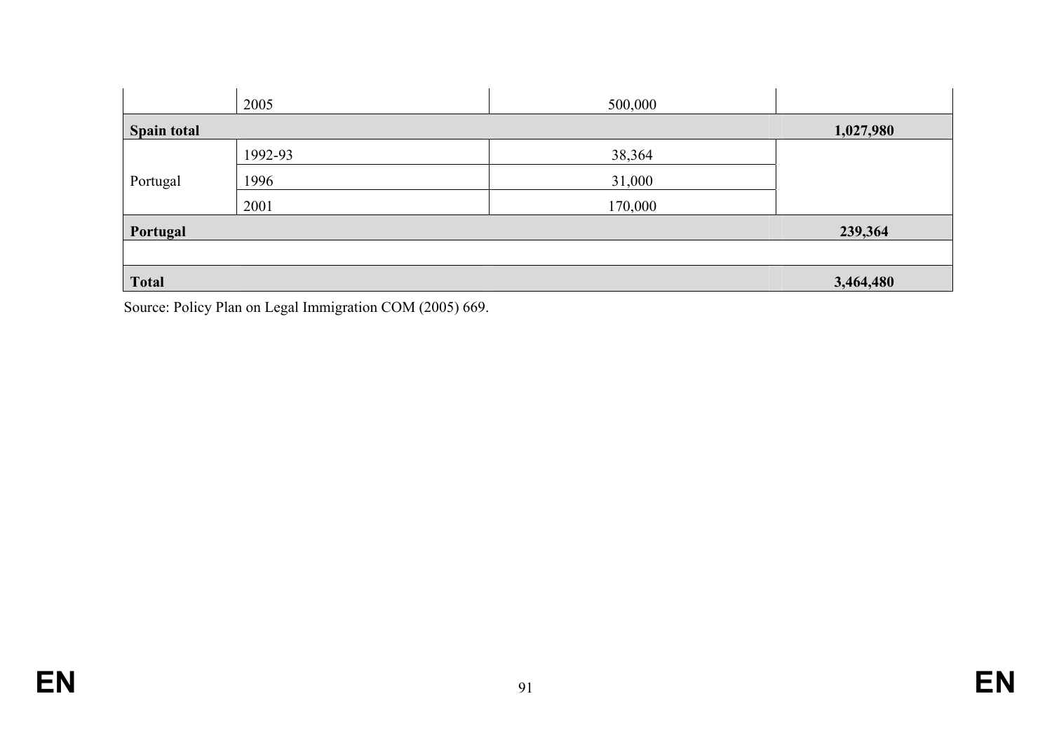| | | | |
|---|---|---|---|
| | 2005 | 500,000 | |
| **Spain total** | | | **1,027,980** |
| Portugal | 1992-93 | 38,364 | |
| | 1996 | 31,000 | |
| | 2001 | 170,000 | |
| **Portugal** | | | **239,364** |
| | | | |
| **Total** | | | **3,464,480** |

Source: Policy Plan on Legal Immigration COM (2005) 669.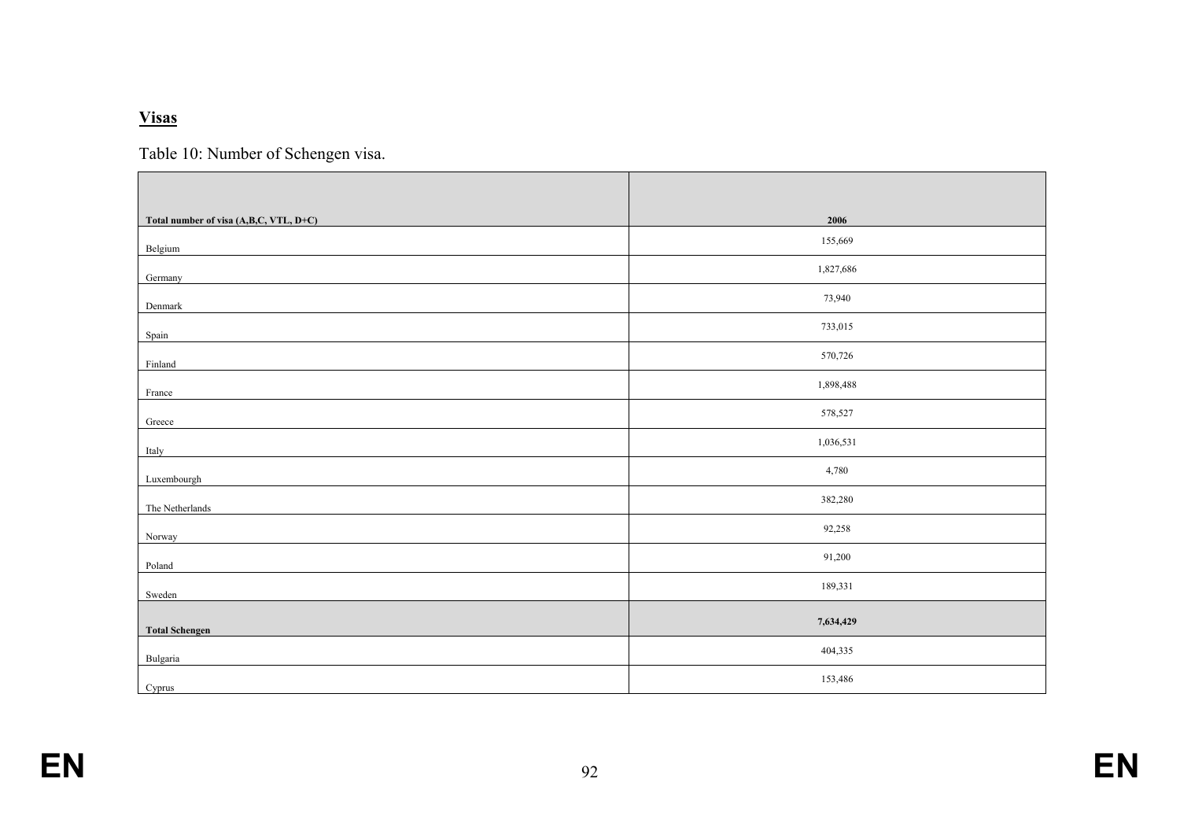**Visas**

Table 10: Number of Schengen visa.

| Total number of visa (A,B,C, VTL, D+C) | 2006 |
|---|---|
| Belgium | 155,669 |
| Germany | 1,827,686 |
| Denmark | 73,940 |
| Spain | 733,015 |
| Finland | 570,726 |
| France | 1,898,488 |
| Greece | 578,527 |
| Italy | 1,036,531 |
| Luxembourgh | 4,780 |
| The Netherlands | 382,280 |
| Norway | 92,258 |
| Poland | 91,200 |
| Sweden | 189,331 |
| **Total Schengen** | **7,634,429** |
| Bulgaria | 404,335 |
| Cyprus | 153,486 |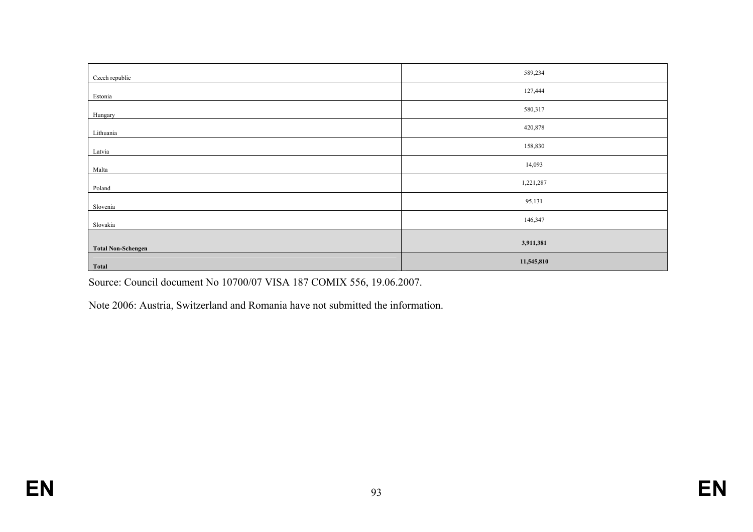| | |
|---|---|
| Czech republic | 589,234 |
| Estonia | 127,444 |
| Hungary | 580,317 |
| Lithuania | 420,878 |
| Latvia | 158,830 |
| Malta | 14,093 |
| Poland | 1,221,287 |
| Slovenia | 95,131 |
| Slovakia | 146,347 |
| **Total Non-Schengen** | **3,911,381** |
| **Total** | **11,545,810** |

Source: Council document No 10700/07 VISA 187 COMIX 556, 19.06.2007.

Note 2006: Austria, Switzerland and Romania have not submitted the information.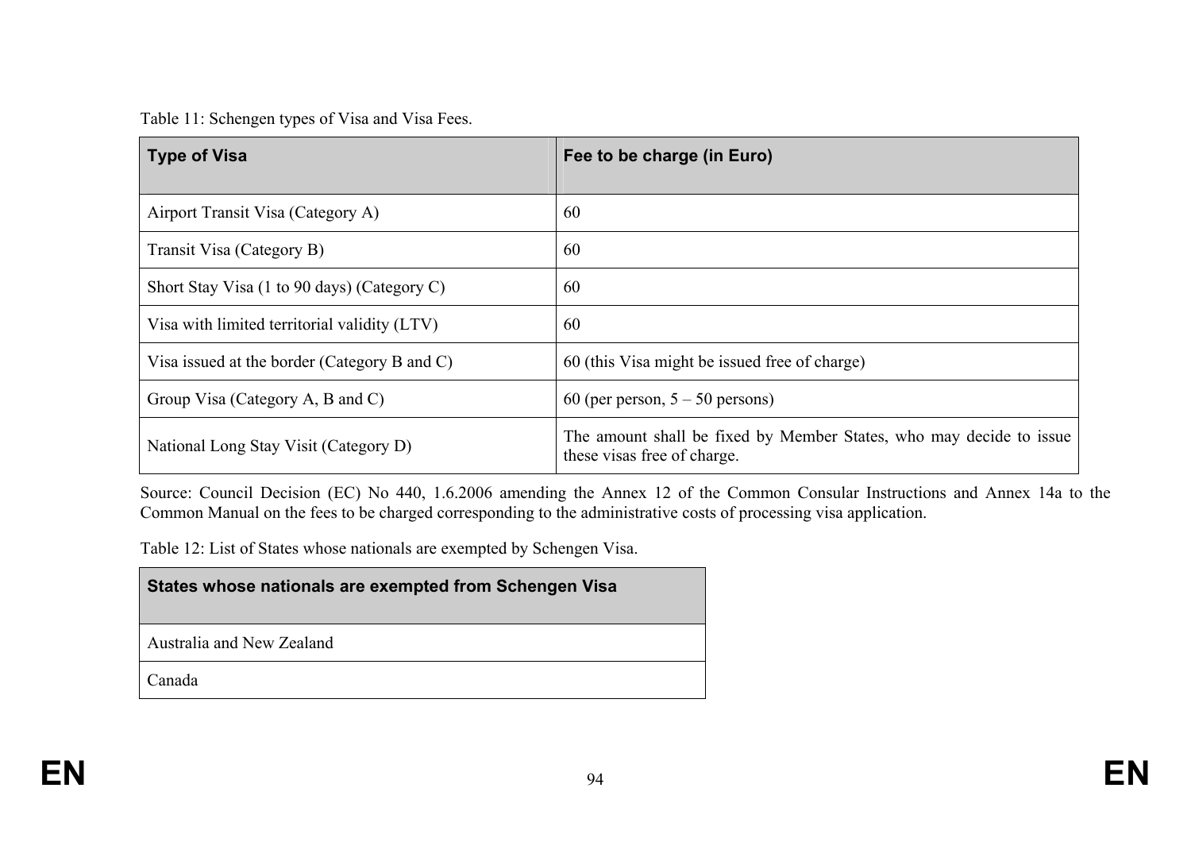Table 11: Schengen types of Visa and Visa Fees.

| Type of Visa | Fee to be charge (in Euro) |
| --- | --- |
| Airport Transit Visa (Category A) | 60 |
| Transit Visa (Category B) | 60 |
| Short Stay Visa (1 to 90 days) (Category C) | 60 |
| Visa with limited territorial validity (LTV) | 60 |
| Visa issued at the border (Category B and C) | 60 (this Visa might be issued free of charge) |
| Group Visa (Category A, B and C) | 60 (per person, 5 – 50 persons) |
| National Long Stay Visit (Category D) | The amount shall be fixed by Member States, who may decide to issue these visas free of charge. |

Source: Council Decision (EC) No 440, 1.6.2006 amending the Annex 12 of the Common Consular Instructions and Annex 14a to the Common Manual on the fees to be charged corresponding to the administrative costs of processing visa application.

Table 12: List of States whose nationals are exempted by Schengen Visa.

| States whose nationals are exempted from Schengen Visa |
| --- |
| Australia and New Zealand |
| Canada |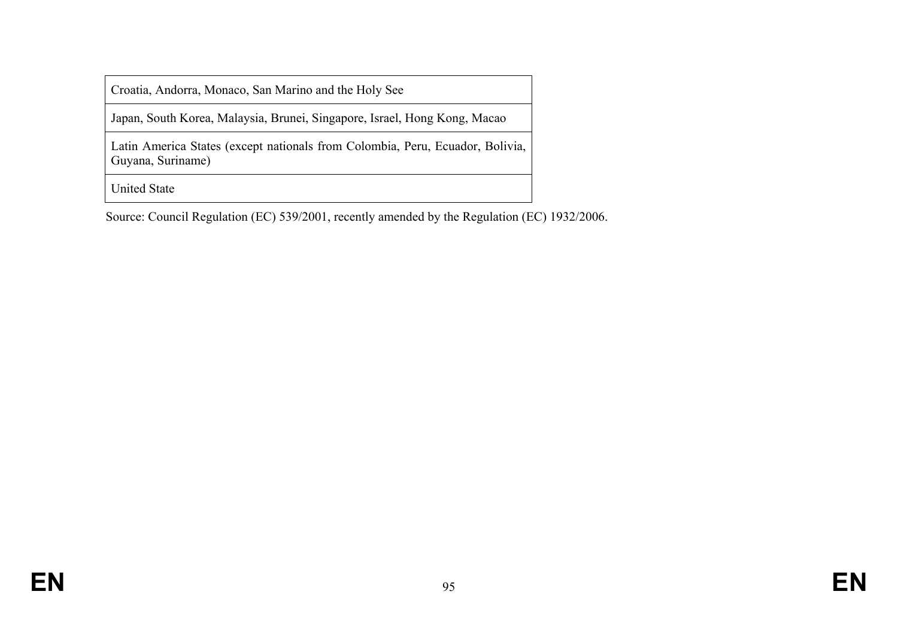| Croatia, Andorra, Monaco, San Marino and the Holy See |
| --- |
| Japan, South Korea, Malaysia, Brunei, Singapore, Israel, Hong Kong, Macao |
| Latin America States (except nationals from Colombia, Peru, Ecuador, Bolivia, Guyana, Suriname) |
| United State |

Source: Council Regulation (EC) 539/2001, recently amended by the Regulation (EC) 1932/2006.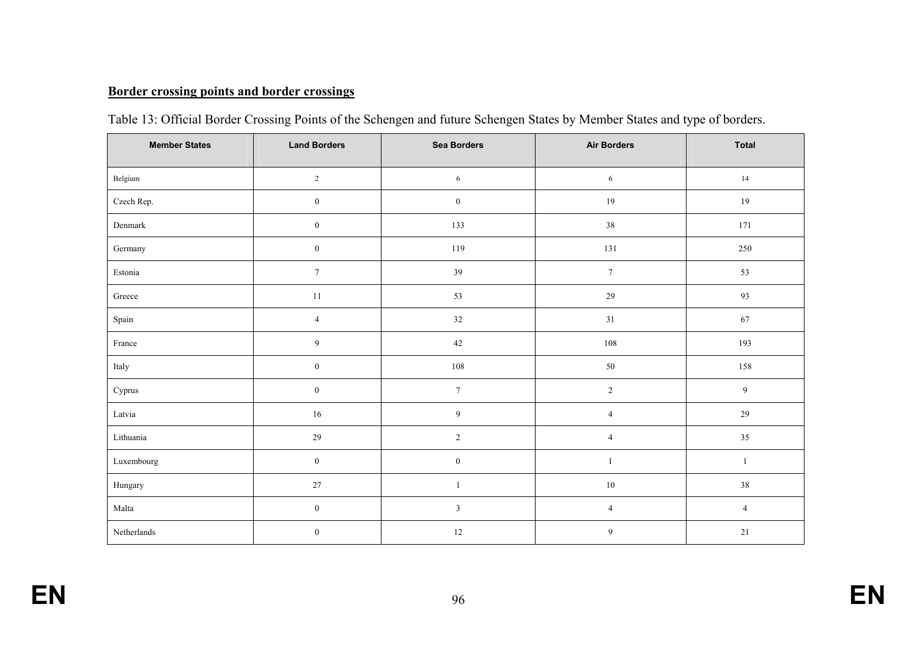**Border crossing points and border crossings**

Table 13: Official Border Crossing Points of the Schengen and future Schengen States by Member States and type of borders.

| Member States | Land Borders | Sea Borders | Air Borders | Total |
|---|---|---|---|---|
| Belgium | 2 | 6 | 6 | 14 |
| Czech Rep. | 0 | 0 | 19 | 19 |
| Denmark | 0 | 133 | 38 | 171 |
| Germany | 0 | 119 | 131 | 250 |
| Estonia | 7 | 39 | 7 | 53 |
| Greece | 11 | 53 | 29 | 93 |
| Spain | 4 | 32 | 31 | 67 |
| France | 9 | 42 | 108 | 193 |
| Italy | 0 | 108 | 50 | 158 |
| Cyprus | 0 | 7 | 2 | 9 |
| Latvia | 16 | 9 | 4 | 29 |
| Lithuania | 29 | 2 | 4 | 35 |
| Luxembourg | 0 | 0 | 1 | 1 |
| Hungary | 27 | 1 | 10 | 38 |
| Malta | 0 | 3 | 4 | 4 |
| Netherlands | 0 | 12 | 9 | 21 |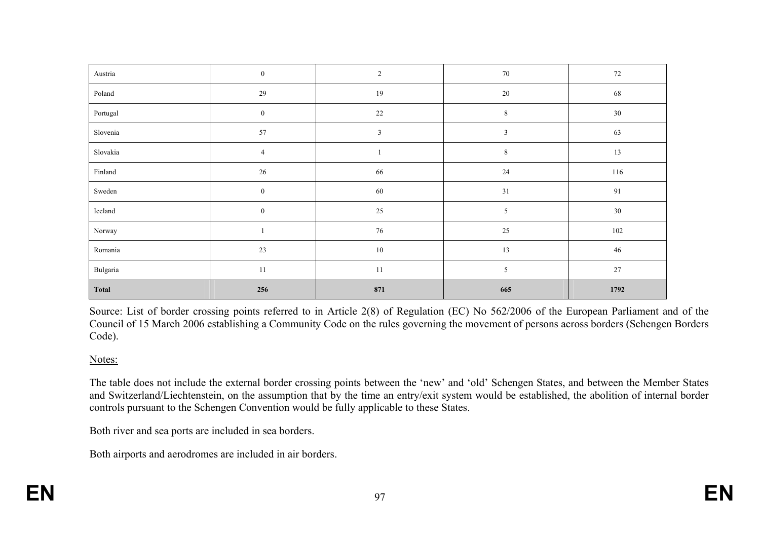| | | | | |
|---|---|---|---|---|
| Austria | 0 | 2 | 70 | 72 |
| Poland | 29 | 19 | 20 | 68 |
| Portugal | 0 | 22 | 8 | 30 |
| Slovenia | 57 | 3 | 3 | 63 |
| Slovakia | 4 | 1 | 8 | 13 |
| Finland | 26 | 66 | 24 | 116 |
| Sweden | 0 | 60 | 31 | 91 |
| Iceland | 0 | 25 | 5 | 30 |
| Norway | 1 | 76 | 25 | 102 |
| Romania | 23 | 10 | 13 | 46 |
| Bulgaria | 11 | 11 | 5 | 27 |
| **Total** | **256** | **871** | **665** | **1792** |

Source: List of border crossing points referred to in Article 2(8) of Regulation (EC) No 562/2006 of the European Parliament and of the Council of 15 March 2006 establishing a Community Code on the rules governing the movement of persons across borders (Schengen Borders Code).

Notes:

The table does not include the external border crossing points between the 'new' and 'old' Schengen States, and between the Member States and Switzerland/Liechtenstein, on the assumption that by the time an entry/exit system would be established, the abolition of internal border controls pursuant to the Schengen Convention would be fully applicable to these States.

Both river and sea ports are included in sea borders.

Both airports and aerodromes are included in air borders.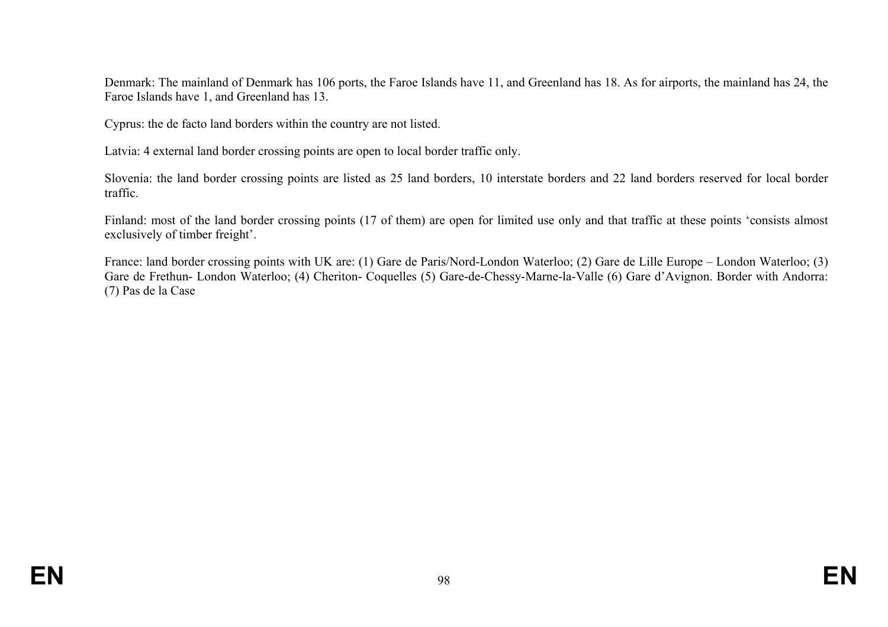Denmark: The mainland of Denmark has 106 ports, the Faroe Islands have 11, and Greenland has 18. As for airports, the mainland has 24, the Faroe Islands have 1, and Greenland has 13.

Cyprus: the de facto land borders within the country are not listed.

Latvia: 4 external land border crossing points are open to local border traffic only.

Slovenia: the land border crossing points are listed as 25 land borders, 10 interstate borders and 22 land borders reserved for local border traffic.

Finland: most of the land border crossing points (17 of them) are open for limited use only and that traffic at these points 'consists almost exclusively of timber freight'.

France: land border crossing points with UK are: (1) Gare de Paris/Nord-London Waterloo; (2) Gare de Lille Europe – London Waterloo; (3) Gare de Frethun- London Waterloo; (4) Cheriton- Coquelles (5) Gare-de-Chessy-Marne-la-Valle (6) Gare d'Avignon. Border with Andorra: (7) Pas de la Case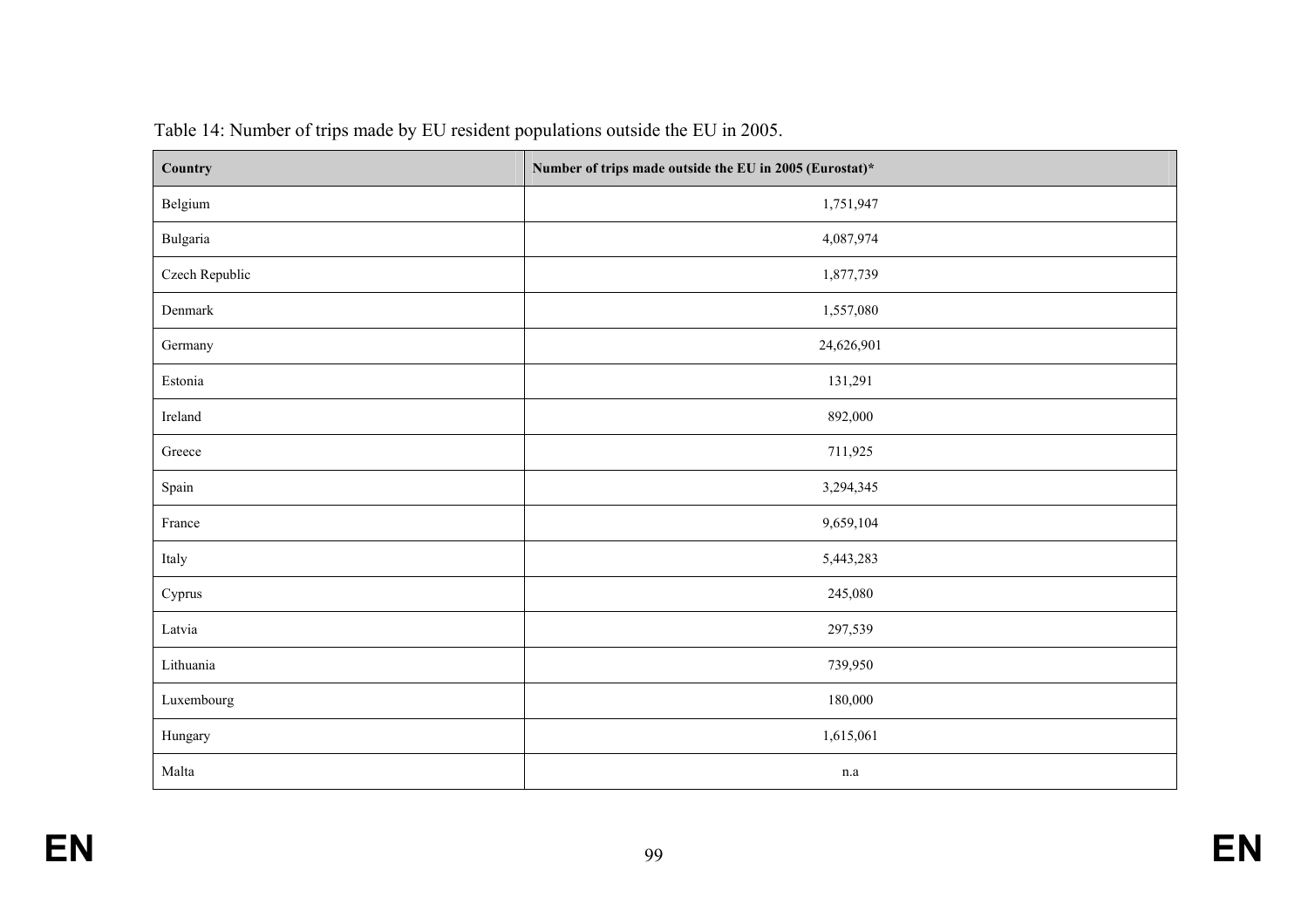Table 14: Number of trips made by EU resident populations outside the EU in 2005.

| **Country** | **Number of trips made outside the EU in 2005 (Eurostat)*** |
|---|---|
| Belgium | 1,751,947 |
| Bulgaria | 4,087,974 |
| Czech Republic | 1,877,739 |
| Denmark | 1,557,080 |
| Germany | 24,626,901 |
| Estonia | 131,291 |
| Ireland | 892,000 |
| Greece | 711,925 |
| Spain | 3,294,345 |
| France | 9,659,104 |
| Italy | 5,443,283 |
| Cyprus | 245,080 |
| Latvia | 297,539 |
| Lithuania | 739,950 |
| Luxembourg | 180,000 |
| Hungary | 1,615,061 |
| Malta | n.a |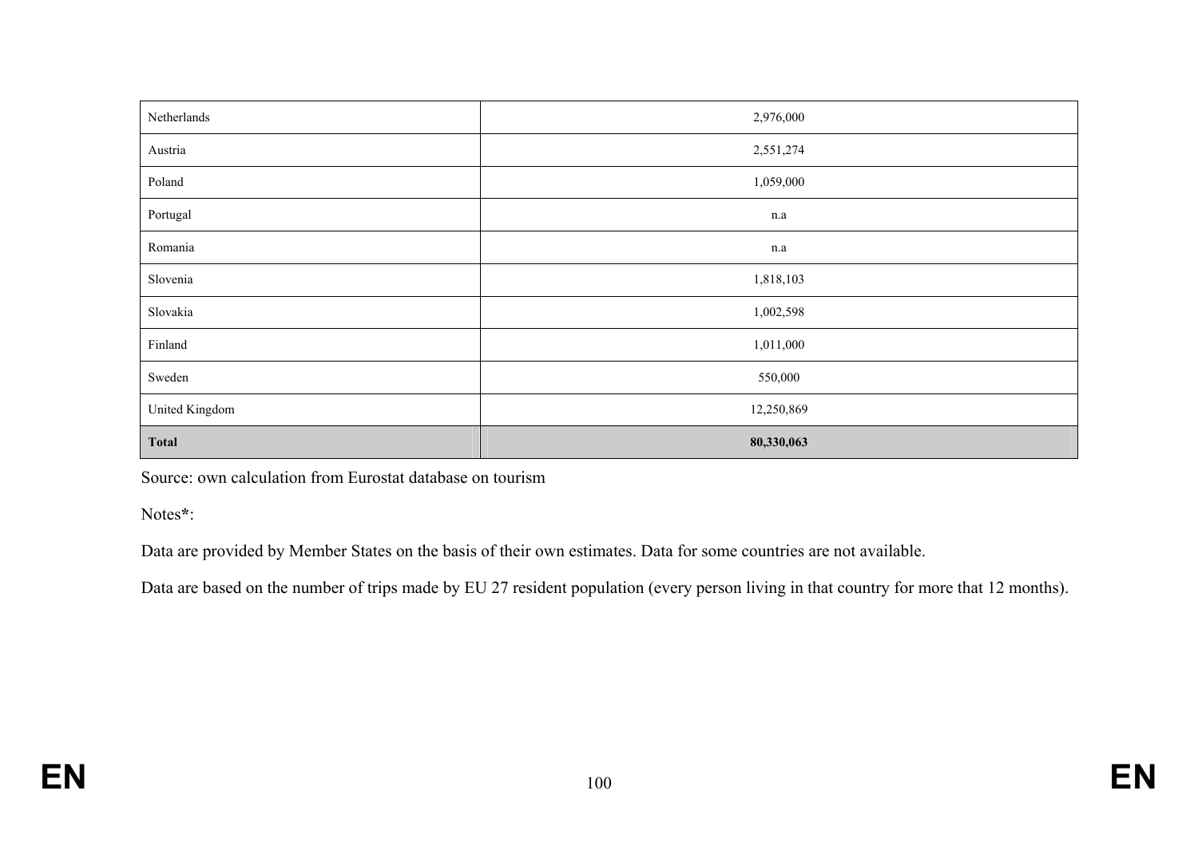| | |
|---|---|
| Netherlands | 2,976,000 |
| Austria | 2,551,274 |
| Poland | 1,059,000 |
| Portugal | n.a |
| Romania | n.a |
| Slovenia | 1,818,103 |
| Slovakia | 1,002,598 |
| Finland | 1,011,000 |
| Sweden | 550,000 |
| United Kingdom | 12,250,869 |
| **Total** | **80,330,063** |

Source: own calculation from Eurostat database on tourism

Notes*:

Data are provided by Member States on the basis of their own estimates. Data for some countries are not available.

Data are based on the number of trips made by EU 27 resident population (every person living in that country for more that 12 months).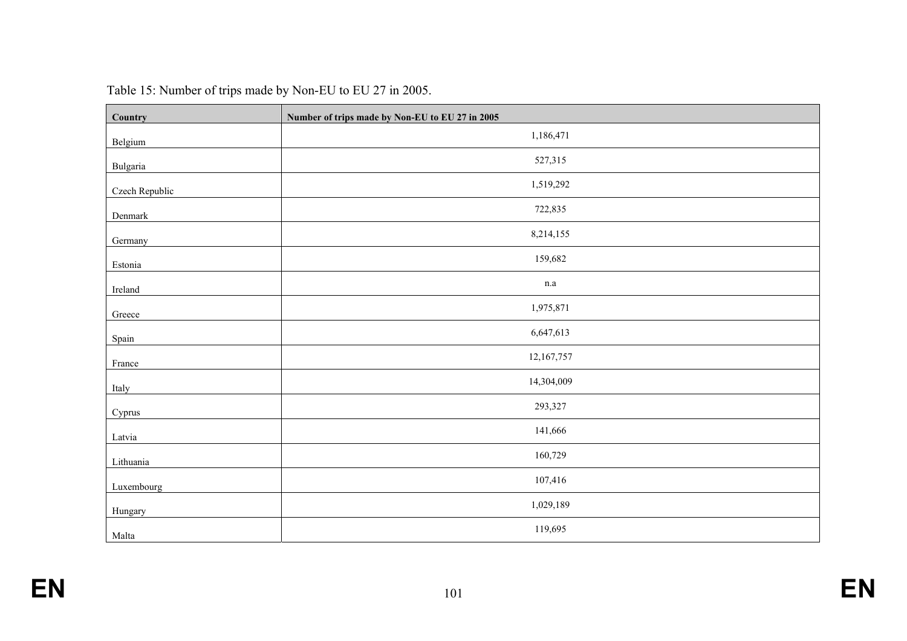Table 15: Number of trips made by Non-EU to EU 27 in 2005.

| Country | Number of trips made by Non-EU to EU 27 in 2005 |
|---|---|
| Belgium | 1,186,471 |
| Bulgaria | 527,315 |
| Czech Republic | 1,519,292 |
| Denmark | 722,835 |
| Germany | 8,214,155 |
| Estonia | 159,682 |
| Ireland | n.a |
| Greece | 1,975,871 |
| Spain | 6,647,613 |
| France | 12,167,757 |
| Italy | 14,304,009 |
| Cyprus | 293,327 |
| Latvia | 141,666 |
| Lithuania | 160,729 |
| Luxembourg | 107,416 |
| Hungary | 1,029,189 |
| Malta | 119,695 |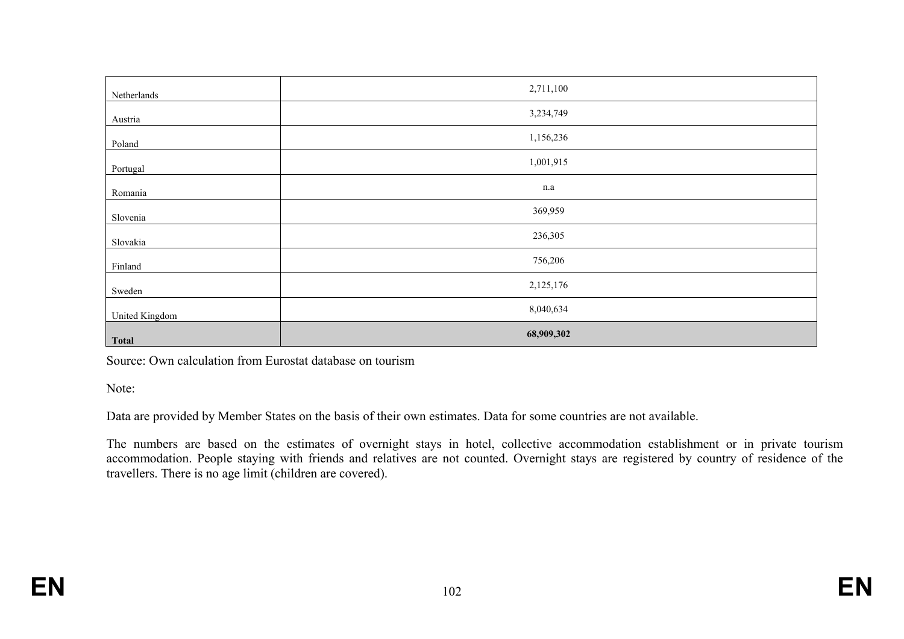| | |
|---|---|
| Netherlands | 2,711,100 |
| Austria | 3,234,749 |
| Poland | 1,156,236 |
| Portugal | 1,001,915 |
| Romania | n.a |
| Slovenia | 369,959 |
| Slovakia | 236,305 |
| Finland | 756,206 |
| Sweden | 2,125,176 |
| United Kingdom | 8,040,634 |
| **Total** | **68,909,302** |

Source: Own calculation from Eurostat database on tourism

Note:

Data are provided by Member States on the basis of their own estimates. Data for some countries are not available.

The numbers are based on the estimates of overnight stays in hotel, collective accommodation establishment or in private tourism accommodation. People staying with friends and relatives are not counted. Overnight stays are registered by country of residence of the travellers. There is no age limit (children are covered).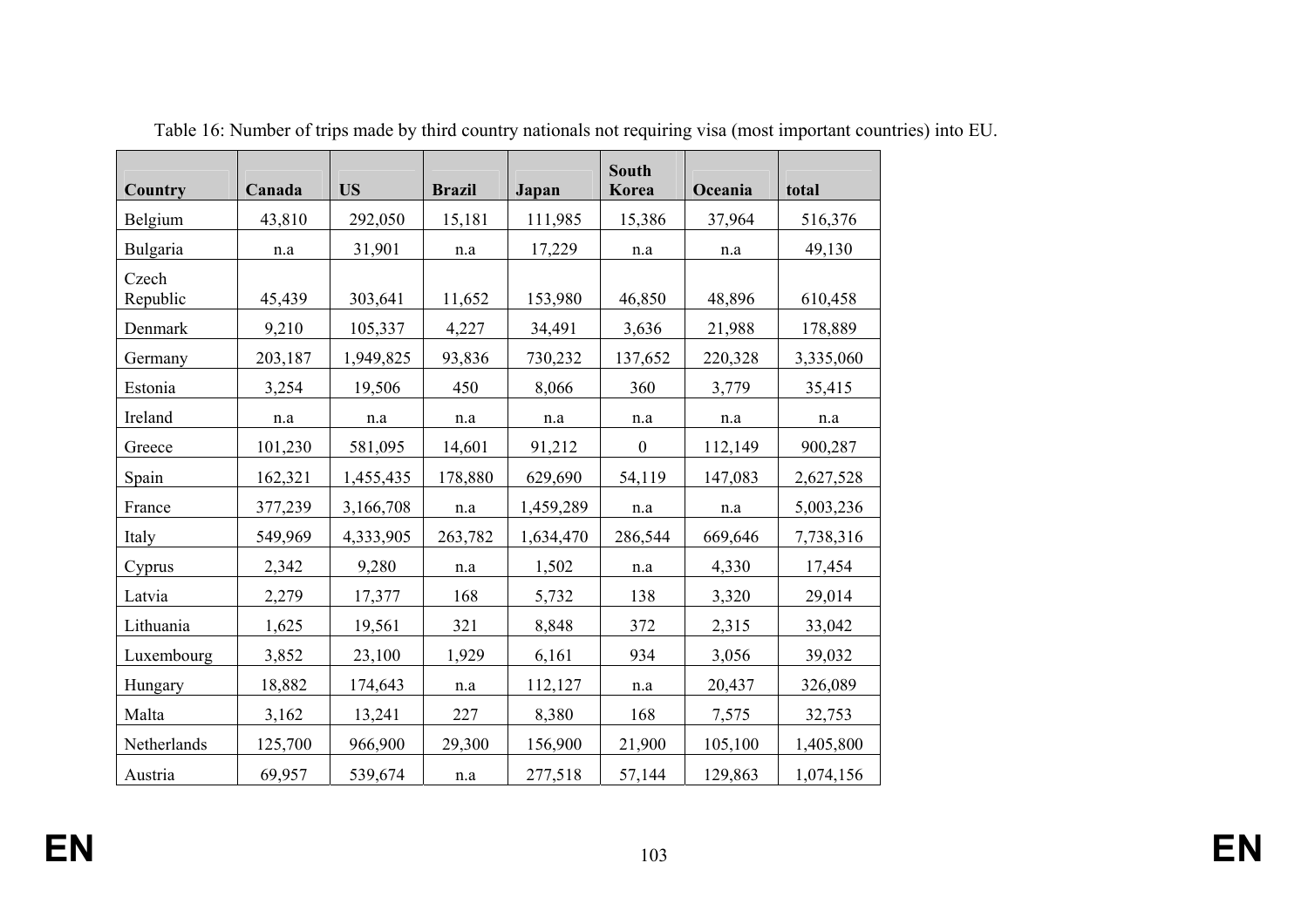Table 16: Number of trips made by third country nationals not requiring visa (most important countries) into EU.

| Country | Canada | US | Brazil | Japan | South Korea | Oceania | total |
|---|---|---|---|---|---|---|---|
| Belgium | 43,810 | 292,050 | 15,181 | 111,985 | 15,386 | 37,964 | 516,376 |
| Bulgaria | n.a | 31,901 | n.a | 17,229 | n.a | n.a | 49,130 |
| Czech Republic | 45,439 | 303,641 | 11,652 | 153,980 | 46,850 | 48,896 | 610,458 |
| Denmark | 9,210 | 105,337 | 4,227 | 34,491 | 3,636 | 21,988 | 178,889 |
| Germany | 203,187 | 1,949,825 | 93,836 | 730,232 | 137,652 | 220,328 | 3,335,060 |
| Estonia | 3,254 | 19,506 | 450 | 8,066 | 360 | 3,779 | 35,415 |
| Ireland | n.a | n.a | n.a | n.a | n.a | n.a | n.a |
| Greece | 101,230 | 581,095 | 14,601 | 91,212 | 0 | 112,149 | 900,287 |
| Spain | 162,321 | 1,455,435 | 178,880 | 629,690 | 54,119 | 147,083 | 2,627,528 |
| France | 377,239 | 3,166,708 | n.a | 1,459,289 | n.a | n.a | 5,003,236 |
| Italy | 549,969 | 4,333,905 | 263,782 | 1,634,470 | 286,544 | 669,646 | 7,738,316 |
| Cyprus | 2,342 | 9,280 | n.a | 1,502 | n.a | 4,330 | 17,454 |
| Latvia | 2,279 | 17,377 | 168 | 5,732 | 138 | 3,320 | 29,014 |
| Lithuania | 1,625 | 19,561 | 321 | 8,848 | 372 | 2,315 | 33,042 |
| Luxembourg | 3,852 | 23,100 | 1,929 | 6,161 | 934 | 3,056 | 39,032 |
| Hungary | 18,882 | 174,643 | n.a | 112,127 | n.a | 20,437 | 326,089 |
| Malta | 3,162 | 13,241 | 227 | 8,380 | 168 | 7,575 | 32,753 |
| Netherlands | 125,700 | 966,900 | 29,300 | 156,900 | 21,900 | 105,100 | 1,405,800 |
| Austria | 69,957 | 539,674 | n.a | 277,518 | 57,144 | 129,863 | 1,074,156 |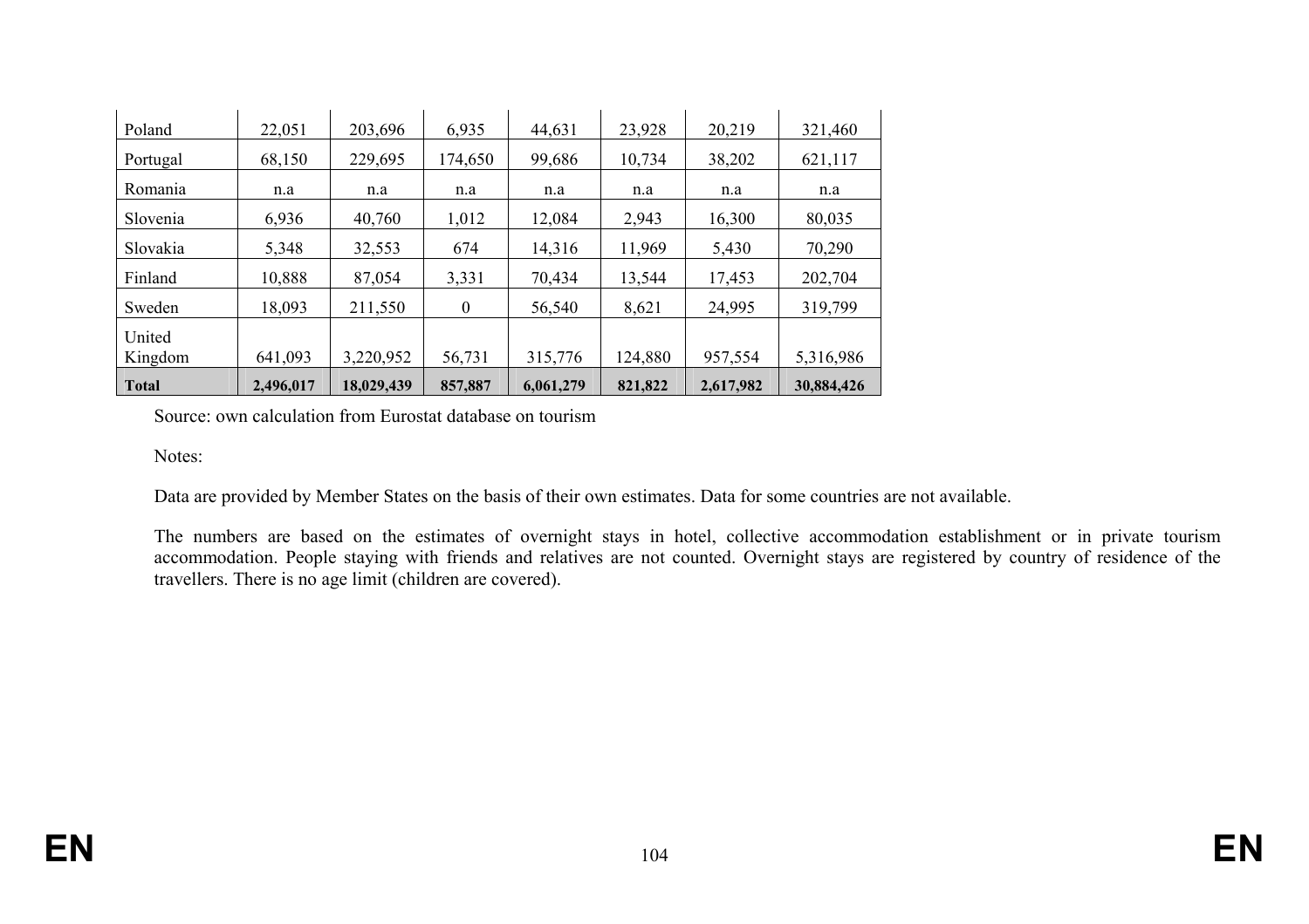| | | | | | | | |
|---|---|---|---|---|---|---|---|
| Poland | 22,051 | 203,696 | 6,935 | 44,631 | 23,928 | 20,219 | 321,460 |
| Portugal | 68,150 | 229,695 | 174,650 | 99,686 | 10,734 | 38,202 | 621,117 |
| Romania | n.a | n.a | n.a | n.a | n.a | n.a | n.a |
| Slovenia | 6,936 | 40,760 | 1,012 | 12,084 | 2,943 | 16,300 | 80,035 |
| Slovakia | 5,348 | 32,553 | 674 | 14,316 | 11,969 | 5,430 | 70,290 |
| Finland | 10,888 | 87,054 | 3,331 | 70,434 | 13,544 | 17,453 | 202,704 |
| Sweden | 18,093 | 211,550 | 0 | 56,540 | 8,621 | 24,995 | 319,799 |
| United Kingdom | 641,093 | 3,220,952 | 56,731 | 315,776 | 124,880 | 957,554 | 5,316,986 |
| **Total** | **2,496,017** | **18,029,439** | **857,887** | **6,061,279** | **821,822** | **2,617,982** | **30,884,426** |

Source: own calculation from Eurostat database on tourism

Notes:

Data are provided by Member States on the basis of their own estimates. Data for some countries are not available.

The numbers are based on the estimates of overnight stays in hotel, collective accommodation establishment or in private tourism accommodation. People staying with friends and relatives are not counted. Overnight stays are registered by country of residence of the travellers. There is no age limit (children are covered).